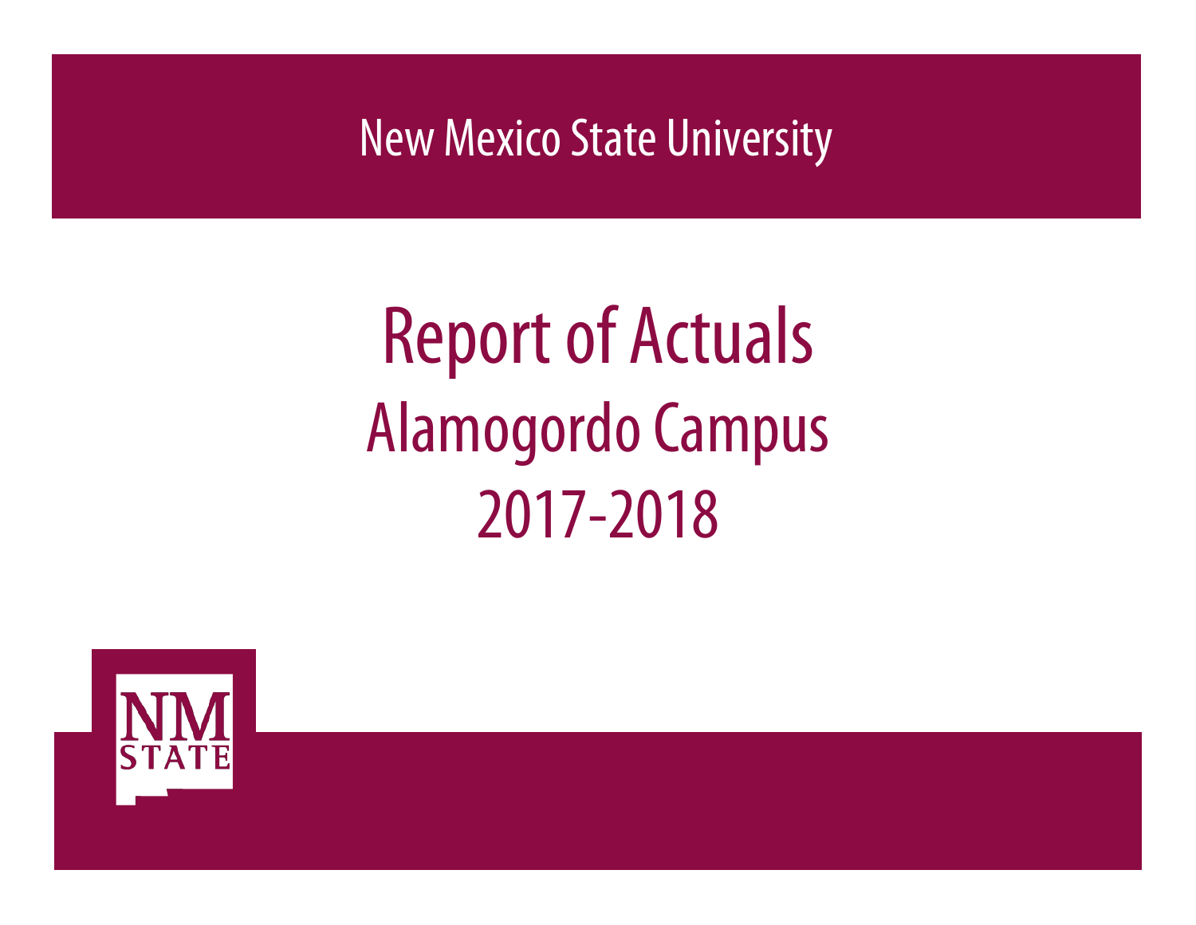New Mexico State University

# Report of Actuals

## Alamogordo Campus

## 2017-2018

NM STATE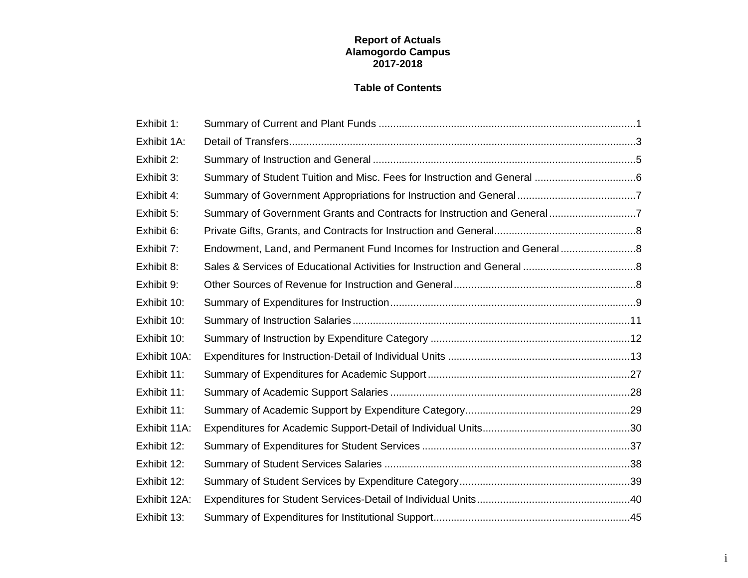# Report of Actuals
## Alamogordo Campus
## 2017-2018

### Table of Contents

| | | |
|---|---|---|
| Exhibit 1: | Summary of Current and Plant Funds | 1 |
| Exhibit 1A: | Detail of Transfers | 3 |
| Exhibit 2: | Summary of Instruction and General | 5 |
| Exhibit 3: | Summary of Student Tuition and Misc. Fees for Instruction and General | 6 |
| Exhibit 4: | Summary of Government Appropriations for Instruction and General | 7 |
| Exhibit 5: | Summary of Government Grants and Contracts for Instruction and General | 7 |
| Exhibit 6: | Private Gifts, Grants, and Contracts for Instruction and General | 8 |
| Exhibit 7: | Endowment, Land, and Permanent Fund Incomes for Instruction and General | 8 |
| Exhibit 8: | Sales & Services of Educational Activities for Instruction and General | 8 |
| Exhibit 9: | Other Sources of Revenue for Instruction and General | 8 |
| Exhibit 10: | Summary of Expenditures for Instruction | 9 |
| Exhibit 10: | Summary of Instruction Salaries | 11 |
| Exhibit 10: | Summary of Instruction by Expenditure Category | 12 |
| Exhibit 10A: | Expenditures for Instruction-Detail of Individual Units | 13 |
| Exhibit 11: | Summary of Expenditures for Academic Support | 27 |
| Exhibit 11: | Summary of Academic Support Salaries | 28 |
| Exhibit 11: | Summary of Academic Support by Expenditure Category | 29 |
| Exhibit 11A: | Expenditures for Academic Support-Detail of Individual Units | 30 |
| Exhibit 12: | Summary of Expenditures for Student Services | 37 |
| Exhibit 12: | Summary of Student Services Salaries | 38 |
| Exhibit 12: | Summary of Student Services by Expenditure Category | 39 |
| Exhibit 12A: | Expenditures for Student Services-Detail of Individual Units | 40 |
| Exhibit 13: | Summary of Expenditures for Institutional Support | 45 |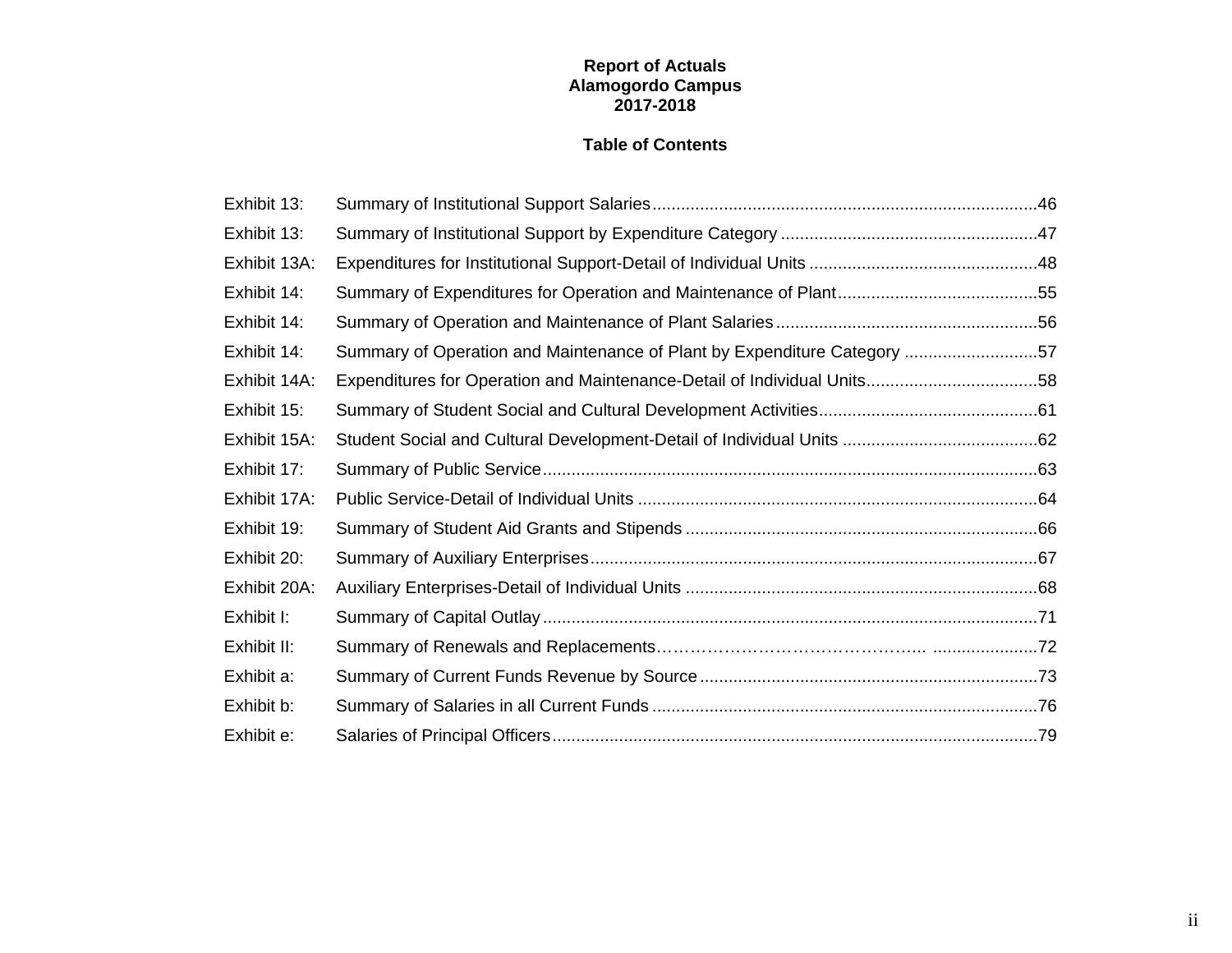**Report of Actuals**
**Alamogordo Campus**
**2017-2018**

**Table of Contents**

| | | |
|---|---|---|
| Exhibit 13: | Summary of Institutional Support Salaries | 46 |
| Exhibit 13: | Summary of Institutional Support by Expenditure Category | 47 |
| Exhibit 13A: | Expenditures for Institutional Support-Detail of Individual Units | 48 |
| Exhibit 14: | Summary of Expenditures for Operation and Maintenance of Plant | 55 |
| Exhibit 14: | Summary of Operation and Maintenance of Plant Salaries | 56 |
| Exhibit 14: | Summary of Operation and Maintenance of Plant by Expenditure Category | 57 |
| Exhibit 14A: | Expenditures for Operation and Maintenance-Detail of Individual Units | 58 |
| Exhibit 15: | Summary of Student Social and Cultural Development Activities | 61 |
| Exhibit 15A: | Student Social and Cultural Development-Detail of Individual Units | 62 |
| Exhibit 17: | Summary of Public Service | 63 |
| Exhibit 17A: | Public Service-Detail of Individual Units | 64 |
| Exhibit 19: | Summary of Student Aid Grants and Stipends | 66 |
| Exhibit 20: | Summary of Auxiliary Enterprises | 67 |
| Exhibit 20A: | Auxiliary Enterprises-Detail of Individual Units | 68 |
| Exhibit I: | Summary of Capital Outlay | 71 |
| Exhibit II: | Summary of Renewals and Replacements | 72 |
| Exhibit a: | Summary of Current Funds Revenue by Source | 73 |
| Exhibit b: | Summary of Salaries in all Current Funds | 76 |
| Exhibit e: | Salaries of Principal Officers | 79 |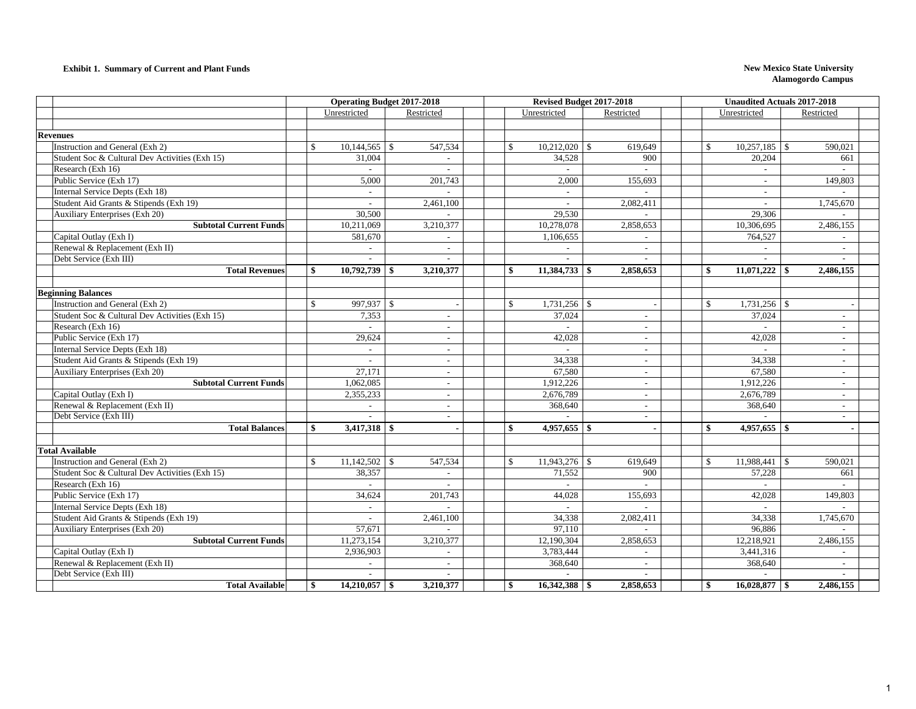**Exhibit 1. Summary of Current and Plant Funds**

**New Mexico State University**
**Alamogordo Campus**

| | Operating Budget 2017-2018 | | Revised Budget 2017-2018 | | Unaudited Actuals 2017-2018 | |
|---|---|---|---|---|---|---|
| | Unrestricted | Restricted | Unrestricted | Restricted | Unrestricted | Restricted |
| **Revenues** | | | | | | |
| Instruction and General (Exh 2) | $ 10,144,565 | $ 547,534 | $ 10,212,020 | $ 619,649 | $ 10,257,185 | $ 590,021 |
| Student Soc & Cultural Dev Activities (Exh 15) | 31,004 | - | 34,528 | 900 | 20,204 | 661 |
| Research (Exh 16) | - | - | - | - | - | - |
| Public Service (Exh 17) | 5,000 | 201,743 | 2,000 | 155,693 | - | 149,803 |
| Internal Service Depts (Exh 18) | - | - | - | - | - | - |
| Student Aid Grants & Stipends (Exh 19) | - | 2,461,100 | - | 2,082,411 | - | 1,745,670 |
| Auxiliary Enterprises (Exh 20) | 30,500 | - | 29,530 | - | 29,306 | - |
| **Subtotal Current Funds** | 10,211,069 | 3,210,377 | 10,278,078 | 2,858,653 | 10,306,695 | 2,486,155 |
| Capital Outlay (Exh I) | 581,670 | - | 1,106,655 | - | 764,527 | - |
| Renewal & Replacement (Exh II) | - | - | - | - | - | - |
| Debt Service (Exh III) | - | - | - | - | - | - |
| **Total Revenues** | **$ 10,792,739** | **$ 3,210,377** | **$ 11,384,733** | **$ 2,858,653** | **$ 11,071,222** | **$ 2,486,155** |
| **Beginning Balances** | | | | | | |
| Instruction and General (Exh 2) | $ 997,937 | $ - | $ 1,731,256 | $ - | $ 1,731,256 | $ - |
| Student Soc & Cultural Dev Activities (Exh 15) | 7,353 | - | 37,024 | - | 37,024 | - |
| Research (Exh 16) | - | - | - | - | - | - |
| Public Service (Exh 17) | 29,624 | - | 42,028 | - | 42,028 | - |
| Internal Service Depts (Exh 18) | - | - | - | - | - | - |
| Student Aid Grants & Stipends (Exh 19) | - | - | 34,338 | - | 34,338 | - |
| Auxiliary Enterprises (Exh 20) | 27,171 | - | 67,580 | - | 67,580 | - |
| **Subtotal Current Funds** | 1,062,085 | - | 1,912,226 | - | 1,912,226 | - |
| Capital Outlay (Exh I) | 2,355,233 | - | 2,676,789 | - | 2,676,789 | - |
| Renewal & Replacement (Exh II) | - | - | 368,640 | - | 368,640 | - |
| Debt Service (Exh III) | - | - | - | - | - | - |
| **Total Balances** | **$ 3,417,318** | **$ -** | **$ 4,957,655** | **$ -** | **$ 4,957,655** | **$ -** |
| **Total Available** | | | | | | |
| Instruction and General (Exh 2) | $ 11,142,502 | $ 547,534 | $ 11,943,276 | $ 619,649 | $ 11,988,441 | $ 590,021 |
| Student Soc & Cultural Dev Activities (Exh 15) | 38,357 | - | 71,552 | 900 | 57,228 | 661 |
| Research (Exh 16) | - | - | - | - | - | - |
| Public Service (Exh 17) | 34,624 | 201,743 | 44,028 | 155,693 | 42,028 | 149,803 |
| Internal Service Depts (Exh 18) | - | - | - | - | - | - |
| Student Aid Grants & Stipends (Exh 19) | - | 2,461,100 | 34,338 | 2,082,411 | 34,338 | 1,745,670 |
| Auxiliary Enterprises (Exh 20) | 57,671 | - | 97,110 | - | 96,886 | - |
| **Subtotal Current Funds** | 11,273,154 | 3,210,377 | 12,190,304 | 2,858,653 | 12,218,921 | 2,486,155 |
| Capital Outlay (Exh I) | 2,936,903 | - | 3,783,444 | - | 3,441,316 | - |
| Renewal & Replacement (Exh II) | - | - | 368,640 | - | 368,640 | - |
| Debt Service (Exh III) | - | - | - | - | - | - |
| **Total Available** | **$ 14,210,057** | **$ 3,210,377** | **$ 16,342,388** | **$ 2,858,653** | **$ 16,028,877** | **$ 2,486,155** |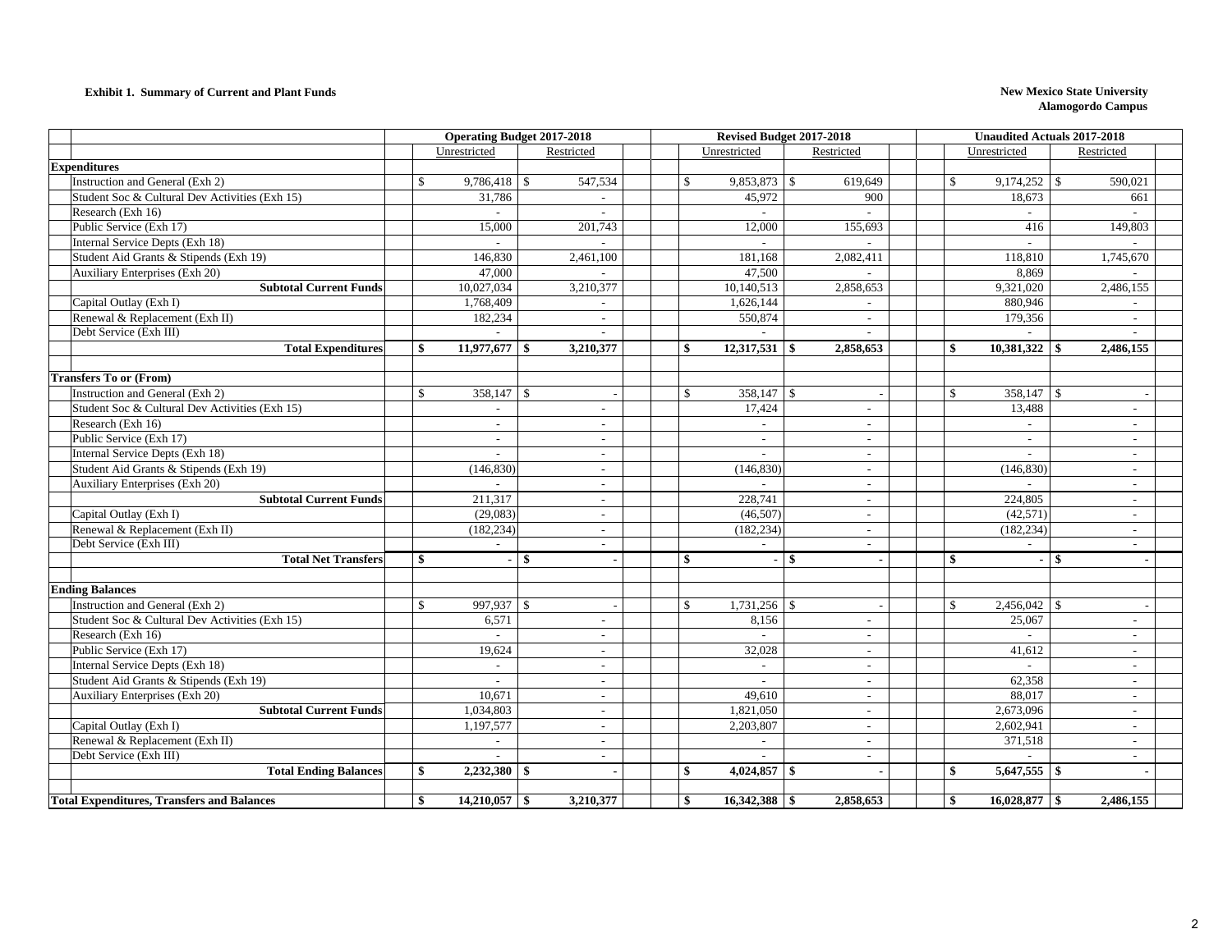**Exhibit 1. Summary of Current and Plant Funds**

**New Mexico State University**
**Alamogordo Campus**

| | Operating Budget 2017-2018 | | Revised Budget 2017-2018 | | Unaudited Actuals 2017-2018 | |
|---|---|---|---|---|---|---|
| | Unrestricted | Restricted | Unrestricted | Restricted | Unrestricted | Restricted |
| **Expenditures** | | | | | | |
| Instruction and General (Exh 2) | $ 9,786,418 | $ 547,534 | $ 9,853,873 | $ 619,649 | $ 9,174,252 | $ 590,021 |
| Student Soc & Cultural Dev Activities (Exh 15) | 31,786 | - | 45,972 | 900 | 18,673 | 661 |
| Research (Exh 16) | - | - | - | - | - | - |
| Public Service (Exh 17) | 15,000 | 201,743 | 12,000 | 155,693 | 416 | 149,803 |
| Internal Service Depts (Exh 18) | - | - | - | - | - | - |
| Student Aid Grants & Stipends (Exh 19) | 146,830 | 2,461,100 | 181,168 | 2,082,411 | 118,810 | 1,745,670 |
| Auxiliary Enterprises (Exh 20) | 47,000 | - | 47,500 | - | 8,869 | - |
| **Subtotal Current Funds** | 10,027,034 | 3,210,377 | 10,140,513 | 2,858,653 | 9,321,020 | 2,486,155 |
| Capital Outlay (Exh I) | 1,768,409 | - | 1,626,144 | - | 880,946 | - |
| Renewal & Replacement (Exh II) | 182,234 | - | 550,874 | - | 179,356 | - |
| Debt Service (Exh III) | - | - | - | - | - | - |
| **Total Expenditures** | **$ 11,977,677** | **$ 3,210,377** | **$ 12,317,531** | **$ 2,858,653** | **$ 10,381,322** | **$ 2,486,155** |
| | | | | | | |
| **Transfers To or (From)** | | | | | | |
| Instruction and General (Exh 2) | $ 358,147 | $ - | $ 358,147 | $ - | $ 358,147 | $ - |
| Student Soc & Cultural Dev Activities (Exh 15) | - | - | 17,424 | - | 13,488 | - |
| Research (Exh 16) | - | - | - | - | - | - |
| Public Service (Exh 17) | - | - | - | - | - | - |
| Internal Service Depts (Exh 18) | - | - | - | - | - | - |
| Student Aid Grants & Stipends (Exh 19) | (146,830) | - | (146,830) | - | (146,830) | - |
| Auxiliary Enterprises (Exh 20) | - | - | - | - | - | - |
| **Subtotal Current Funds** | 211,317 | - | 228,741 | - | 224,805 | - |
| Capital Outlay (Exh I) | (29,083) | - | (46,507) | - | (42,571) | - |
| Renewal & Replacement (Exh II) | (182,234) | - | (182,234) | - | (182,234) | - |
| Debt Service (Exh III) | - | - | - | - | - | - |
| **Total Net Transfers** | **$ -** | **$ -** | **$ -** | **$ -** | **$ -** | **$ -** |
| | | | | | | |
| **Ending Balances** | | | | | | |
| Instruction and General (Exh 2) | $ 997,937 | $ - | $ 1,731,256 | $ - | $ 2,456,042 | $ - |
| Student Soc & Cultural Dev Activities (Exh 15) | 6,571 | - | 8,156 | - | 25,067 | - |
| Research (Exh 16) | - | - | - | - | - | - |
| Public Service (Exh 17) | 19,624 | - | 32,028 | - | 41,612 | - |
| Internal Service Depts (Exh 18) | - | - | - | - | - | - |
| Student Aid Grants & Stipends (Exh 19) | - | - | - | - | 62,358 | - |
| Auxiliary Enterprises (Exh 20) | 10,671 | - | 49,610 | - | 88,017 | - |
| **Subtotal Current Funds** | 1,034,803 | - | 1,821,050 | - | 2,673,096 | - |
| Capital Outlay (Exh I) | 1,197,577 | - | 2,203,807 | - | 2,602,941 | - |
| Renewal & Replacement (Exh II) | - | - | - | - | 371,518 | - |
| Debt Service (Exh III) | - | - | - | - | - | - |
| **Total Ending Balances** | **$ 2,232,380** | **$ -** | **$ 4,024,857** | **$ -** | **$ 5,647,555** | **$ -** |
| | | | | | | |
| **Total Expenditures, Transfers and Balances** | **$ 14,210,057** | **$ 3,210,377** | **$ 16,342,388** | **$ 2,858,653** | **$ 16,028,877** | **$ 2,486,155** |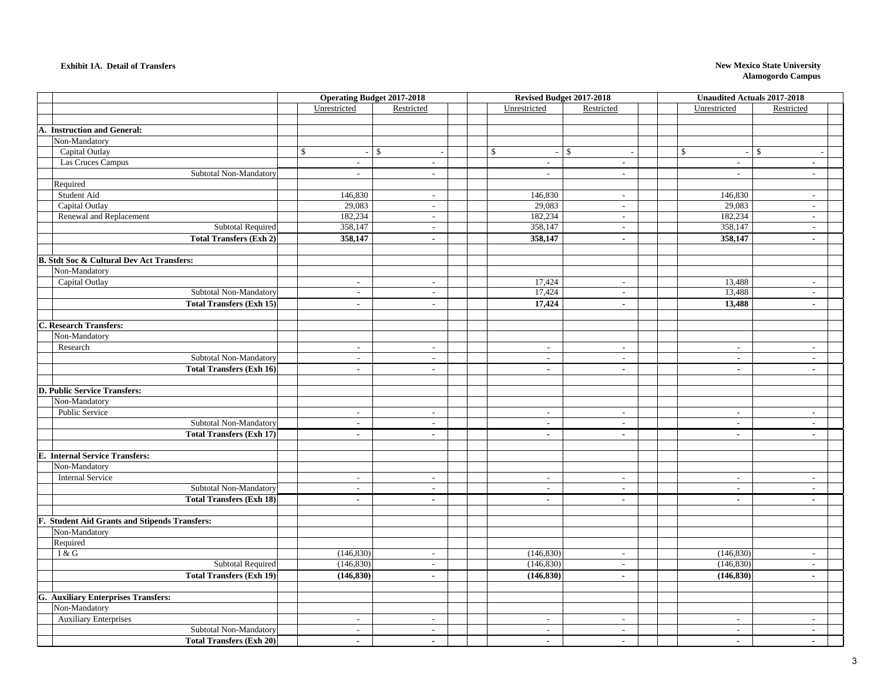**Exhibit 1A. Detail of Transfers**

**New Mexico State University**
**Alamogordo Campus**

| | Operating Budget 2017-2018 | | Revised Budget 2017-2018 | | Unaudited Actuals 2017-2018 | |
|---|---|---|---|---|---|---|
| | Unrestricted | Restricted | Unrestricted | Restricted | Unrestricted | Restricted |
| **A. Instruction and General:** | | | | | | |
| Non-Mandatory | | | | | | |
| Capital Outlay | $ - | $ - | $ - | $ - | $ - | $ - |
| Las Cruces Campus | - | - | - | - | - | - |
| Subtotal Non-Mandatory | - | - | - | - | - | - |
| Required | | | | | | |
| Student Aid | 146,830 | - | 146,830 | - | 146,830 | - |
| Capital Outlay | 29,083 | - | 29,083 | - | 29,083 | - |
| Renewal and Replacement | 182,234 | - | 182,234 | - | 182,234 | - |
| Subtotal Required | 358,147 | - | 358,147 | - | 358,147 | - |
| **Total Transfers (Exh 2)** | **358,147** | **-** | **358,147** | **-** | **358,147** | **-** |
| **B. Stdt Soc & Cultural Dev Act Transfers:** | | | | | | |
| Non-Mandatory | | | | | | |
| Capital Outlay | - | - | 17,424 | - | 13,488 | - |
| Subtotal Non-Mandatory | - | - | 17,424 | - | 13,488 | - |
| **Total Transfers (Exh 15)** | **-** | **-** | **17,424** | **-** | **13,488** | **-** |
| **C. Research Transfers:** | | | | | | |
| Non-Mandatory | | | | | | |
| Research | - | - | - | - | - | - |
| Subtotal Non-Mandatory | - | - | - | - | - | - |
| **Total Transfers (Exh 16)** | **-** | **-** | **-** | **-** | **-** | **-** |
| **D. Public Service Transfers:** | | | | | | |
| Non-Mandatory | | | | | | |
| Public Service | - | - | - | - | - | - |
| Subtotal Non-Mandatory | - | - | - | - | - | - |
| **Total Transfers (Exh 17)** | **-** | **-** | **-** | **-** | **-** | **-** |
| **E. Internal Service Transfers:** | | | | | | |
| Non-Mandatory | | | | | | |
| Internal Service | - | - | - | - | - | - |
| Subtotal Non-Mandatory | - | - | - | - | - | - |
| **Total Transfers (Exh 18)** | **-** | **-** | **-** | **-** | **-** | **-** |
| **F. Student Aid Grants and Stipends Transfers:** | | | | | | |
| Non-Mandatory | | | | | | |
| Required | | | | | | |
| I & G | (146,830) | - | (146,830) | - | (146,830) | - |
| Subtotal Required | (146,830) | - | (146,830) | - | (146,830) | - |
| **Total Transfers (Exh 19)** | **(146,830)** | **-** | **(146,830)** | **-** | **(146,830)** | **-** |
| **G. Auxiliary Enterprises Transfers:** | | | | | | |
| Non-Mandatory | | | | | | |
| Auxiliary Enterprises | - | - | - | - | - | - |
| Subtotal Non-Mandatory | - | - | - | - | - | - |
| **Total Transfers (Exh 20)** | **-** | **-** | **-** | **-** | **-** | **-** |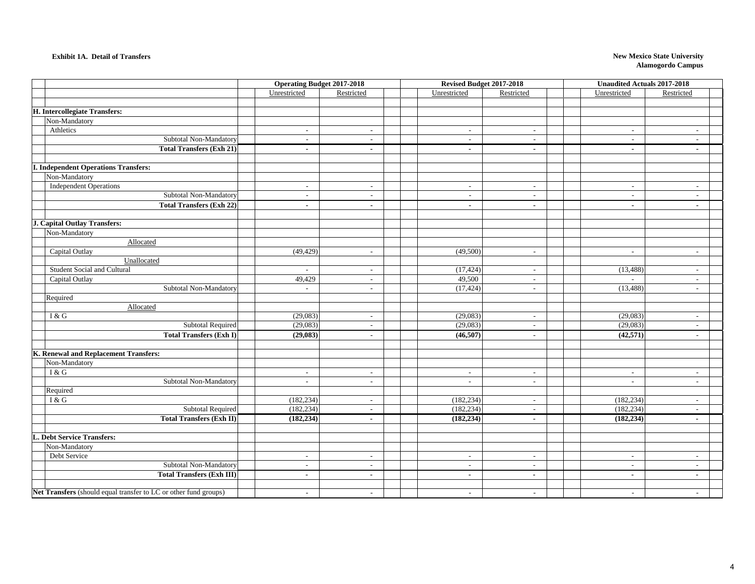**Exhibit 1A. Detail of Transfers**

**New Mexico State University**
**Alamogordo Campus**

| | Operating Budget 2017-2018 | | Revised Budget 2017-2018 | | Unaudited Actuals 2017-2018 | |
|---|---|---|---|---|---|---|
| | Unrestricted | Restricted | Unrestricted | Restricted | Unrestricted | Restricted |
| **H. Intercollegiate Transfers:** | | | | | | |
| Non-Mandatory | | | | | | |
| Athletics | - | - | - | - | - | - |
| Subtotal Non-Mandatory | - | - | - | - | - | - |
| **Total Transfers (Exh 21)** | **-** | **-** | **-** | **-** | **-** | **-** |
| **I. Independent Operations Transfers:** | | | | | | |
| Non-Mandatory | | | | | | |
| Independent Operations | - | - | - | - | - | - |
| Subtotal Non-Mandatory | - | - | - | - | - | - |
| **Total Transfers (Exh 22)** | **-** | **-** | **-** | **-** | **-** | **-** |
| **J. Capital Outlay Transfers:** | | | | | | |
| Non-Mandatory | | | | | | |
| Allocated | | | | | | |
| Capital Outlay | (49,429) | - | (49,500) | - | - | - |
| Unallocated | | | | | | |
| Student Social and Cultural | - | - | (17,424) | - | (13,488) | - |
| Capital Outlay | 49,429 | - | 49,500 | - | - | - |
| Subtotal Non-Mandatory | - | - | (17,424) | - | (13,488) | - |
| Required | | | | | | |
| Allocated | | | | | | |
| I & G | (29,083) | - | (29,083) | - | (29,083) | - |
| Subtotal Required | (29,083) | - | (29,083) | - | (29,083) | - |
| **Total Transfers (Exh I)** | **(29,083)** | **-** | **(46,507)** | **-** | **(42,571)** | **-** |
| **K. Renewal and Replacement Transfers:** | | | | | | |
| Non-Mandatory | | | | | | |
| I & G | - | - | - | - | - | - |
| Subtotal Non-Mandatory | - | - | - | - | - | - |
| Required | | | | | | |
| I & G | (182,234) | - | (182,234) | - | (182,234) | - |
| Subtotal Required | (182,234) | - | (182,234) | - | (182,234) | - |
| **Total Transfers (Exh II)** | **(182,234)** | **-** | **(182,234)** | **-** | **(182,234)** | **-** |
| **L. Debt Service Transfers:** | | | | | | |
| Non-Mandatory | | | | | | |
| Debt Service | - | - | - | - | - | - |
| Subtotal Non-Mandatory | - | - | - | - | - | - |
| **Total Transfers (Exh III)** | **-** | **-** | **-** | **-** | **-** | **-** |
| **Net Transfers** (should equal transfer to LC or other fund groups) | - | - | - | - | - | - |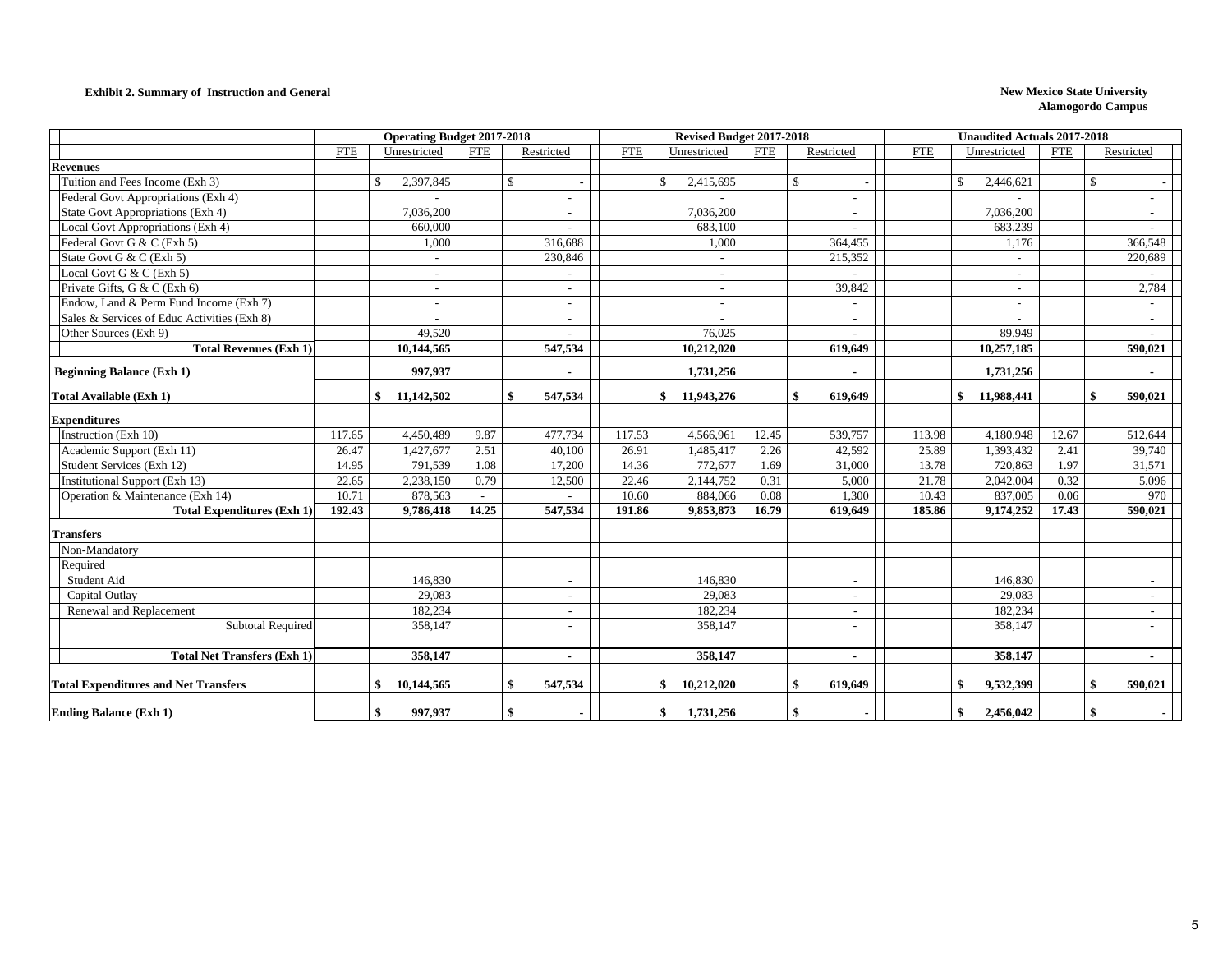**Exhibit 2. Summary of Instruction and General**

**New Mexico State University**
**Alamogordo Campus**

| | Operating Budget 2017-2018 | | | | Revised Budget 2017-2018 | | | | Unaudited Actuals 2017-2018 | | | |
|---|---|---|---|---|---|---|---|---|---|---|---|---|
| | FTE | Unrestricted | FTE | Restricted | FTE | Unrestricted | FTE | Restricted | FTE | Unrestricted | FTE | Restricted |
| **Revenues** | | | | | | | | | | | | |
| Tuition and Fees Income (Exh 3) | | $ 2,397,845 | | $ - | | $ 2,415,695 | | $ - | | $ 2,446,621 | | $ - |
| Federal Govt Appropriations (Exh 4) | | - | | - | | - | | - | | - | | - |
| State Govt Appropriations (Exh 4) | | 7,036,200 | | - | | 7,036,200 | | - | | 7,036,200 | | - |
| Local Govt Appropriations (Exh 4) | | 660,000 | | - | | 683,100 | | - | | 683,239 | | - |
| Federal Govt G & C (Exh 5) | | 1,000 | | 316,688 | | 1,000 | | 364,455 | | 1,176 | | 366,548 |
| State Govt G & C (Exh 5) | | - | | 230,846 | | - | | 215,352 | | - | | 220,689 |
| Local Govt G & C (Exh 5) | | - | | - | | - | | - | | - | | - |
| Private Gifts, G & C (Exh 6) | | - | | - | | - | | 39,842 | | - | | 2,784 |
| Endow, Land & Perm Fund Income (Exh 7) | | - | | - | | - | | - | | - | | - |
| Sales & Services of Educ Activities (Exh 8) | | - | | - | | - | | - | | - | | - |
| Other Sources (Exh 9) | | 49,520 | | - | | 76,025 | | - | | 89,949 | | - |
| **Total Revenues (Exh 1)** | | **10,144,565** | | **547,534** | | **10,212,020** | | **619,649** | | **10,257,185** | | **590,021** |
| **Beginning Balance (Exh 1)** | | **997,937** | | **-** | | **1,731,256** | | **-** | | **1,731,256** | | **-** |
| **Total Available (Exh 1)** | | **$ 11,142,502** | | **$ 547,534** | | **$ 11,943,276** | | **$ 619,649** | | **$ 11,988,441** | | **$ 590,021** |
| **Expenditures** | | | | | | | | | | | | |
| Instruction (Exh 10) | 117.65 | 4,450,489 | 9.87 | 477,734 | 117.53 | 4,566,961 | 12.45 | 539,757 | 113.98 | 4,180,948 | 12.67 | 512,644 |
| Academic Support (Exh 11) | 26.47 | 1,427,677 | 2.51 | 40,100 | 26.91 | 1,485,417 | 2.26 | 42,592 | 25.89 | 1,393,432 | 2.41 | 39,740 |
| Student Services (Exh 12) | 14.95 | 791,539 | 1.08 | 17,200 | 14.36 | 772,677 | 1.69 | 31,000 | 13.78 | 720,863 | 1.97 | 31,571 |
| Institutional Support (Exh 13) | 22.65 | 2,238,150 | 0.79 | 12,500 | 22.46 | 2,144,752 | 0.31 | 5,000 | 21.78 | 2,042,004 | 0.32 | 5,096 |
| Operation & Maintenance (Exh 14) | 10.71 | 878,563 | - | - | 10.60 | 884,066 | 0.08 | 1,300 | 10.43 | 837,005 | 0.06 | 970 |
| **Total Expenditures (Exh 1)** | **192.43** | **9,786,418** | **14.25** | **547,534** | **191.86** | **9,853,873** | **16.79** | **619,649** | **185.86** | **9,174,252** | **17.43** | **590,021** |
| **Transfers** | | | | | | | | | | | | |
| Non-Mandatory | | | | | | | | | | | | |
| Required | | | | | | | | | | | | |
| Student Aid | | 146,830 | | - | | 146,830 | | - | | 146,830 | | - |
| Capital Outlay | | 29,083 | | - | | 29,083 | | - | | 29,083 | | - |
| Renewal and Replacement | | 182,234 | | - | | 182,234 | | - | | 182,234 | | - |
| Subtotal Required | | 358,147 | | - | | 358,147 | | - | | 358,147 | | - |
| **Total Net Transfers (Exh 1)** | | **358,147** | | **-** | | **358,147** | | **-** | | **358,147** | | **-** |
| **Total Expenditures and Net Transfers** | | **$ 10,144,565** | | **$ 547,534** | | **$ 10,212,020** | | **$ 619,649** | | **$ 9,532,399** | | **$ 590,021** |
| **Ending Balance (Exh 1)** | | **$ 997,937** | | **$ -** | | **$ 1,731,256** | | **$ -** | | **$ 2,456,042** | | **$ -** |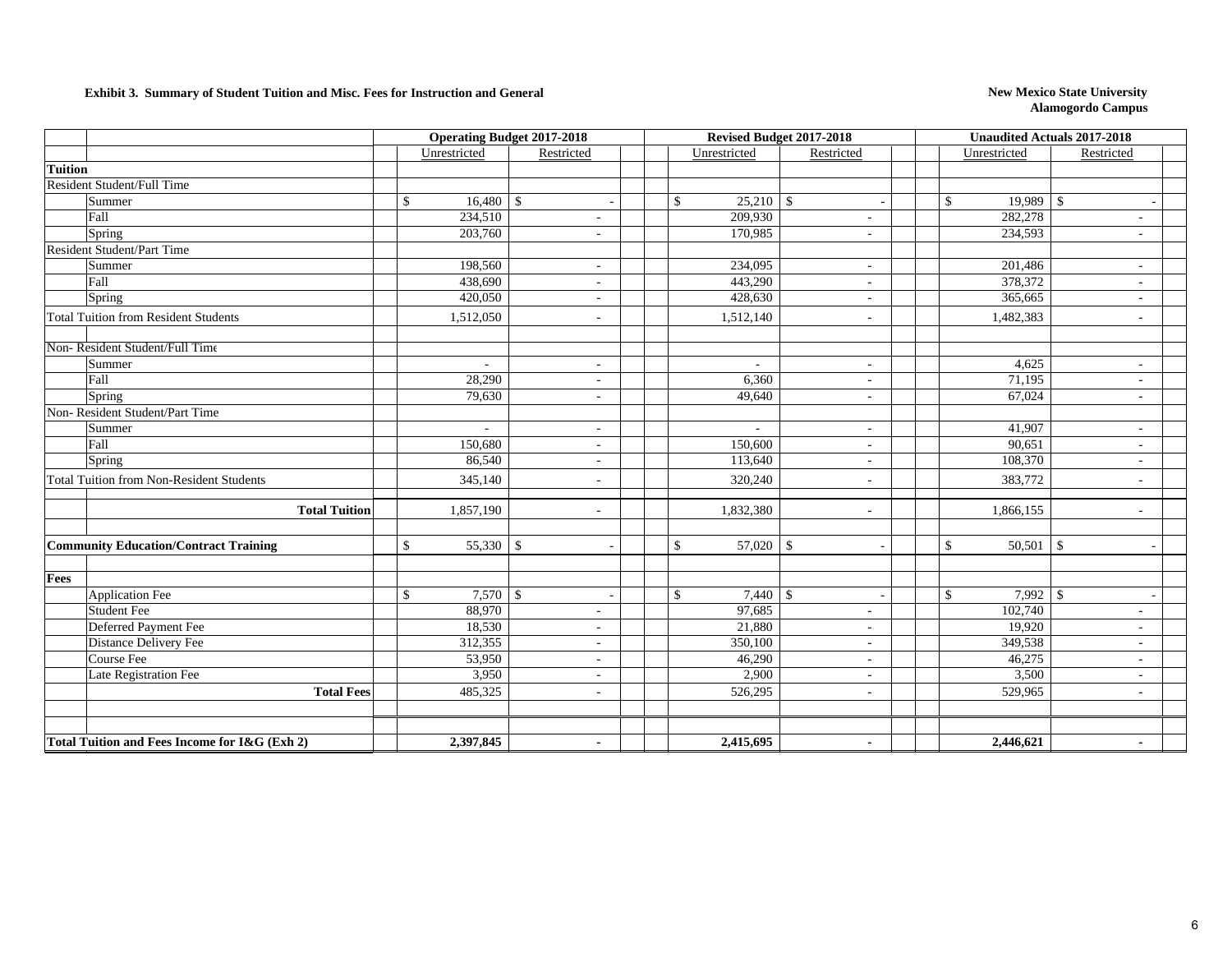**Exhibit 3. Summary of Student Tuition and Misc. Fees for Instruction and General**

**New Mexico State University**
**Alamogordo Campus**

| | | Operating Budget 2017-2018 | | Revised Budget 2017-2018 | | Unaudited Actuals 2017-2018 | |
|---|---|---|---|---|---|---|---|
| | | Unrestricted | Restricted | Unrestricted | Restricted | Unrestricted | Restricted |
| **Tuition** | | | | | | | |
| Resident Student/Full Time | | | | | | | |
| | Summer | $ 16,480 | $ - | $ 25,210 | $ - | $ 19,989 | $ - |
| | Fall | 234,510 | - | 209,930 | - | 282,278 | - |
| | Spring | 203,760 | - | 170,985 | - | 234,593 | - |
| Resident Student/Part Time | | | | | | | |
| | Summer | 198,560 | - | 234,095 | - | 201,486 | - |
| | Fall | 438,690 | - | 443,290 | - | 378,372 | - |
| | Spring | 420,050 | - | 428,630 | - | 365,665 | - |
| Total Tuition from Resident Students | | 1,512,050 | - | 1,512,140 | - | 1,482,383 | - |
| Non- Resident Student/Full Time | | | | | | | |
| | Summer | - | - | - | - | 4,625 | - |
| | Fall | 28,290 | - | 6,360 | - | 71,195 | - |
| | Spring | 79,630 | - | 49,640 | - | 67,024 | - |
| Non- Resident Student/Part Time | | | | | | | |
| | Summer | - | - | - | - | 41,907 | - |
| | Fall | 150,680 | - | 150,600 | - | 90,651 | - |
| | Spring | 86,540 | - | 113,640 | - | 108,370 | - |
| Total Tuition from Non-Resident Students | | 345,140 | - | 320,240 | - | 383,772 | - |
| | **Total Tuition** | 1,857,190 | - | 1,832,380 | - | 1,866,155 | - |
| **Community Education/Contract Training** | | $ 55,330 | $ - | $ 57,020 | $ - | $ 50,501 | $ - |
| **Fees** | | | | | | | |
| | Application Fee | $ 7,570 | $ - | $ 7,440 | $ - | $ 7,992 | $ - |
| | Student Fee | 88,970 | - | 97,685 | - | 102,740 | - |
| | Deferred Payment Fee | 18,530 | - | 21,880 | - | 19,920 | - |
| | Distance Delivery Fee | 312,355 | - | 350,100 | - | 349,538 | - |
| | Course Fee | 53,950 | - | 46,290 | - | 46,275 | - |
| | Late Registration Fee | 3,950 | - | 2,900 | - | 3,500 | - |
| | **Total Fees** | 485,325 | - | 526,295 | - | 529,965 | - |
| **Total Tuition and Fees Income for I&G (Exh 2)** | | **2,397,845** | **-** | **2,415,695** | **-** | **2,446,621** | **-** |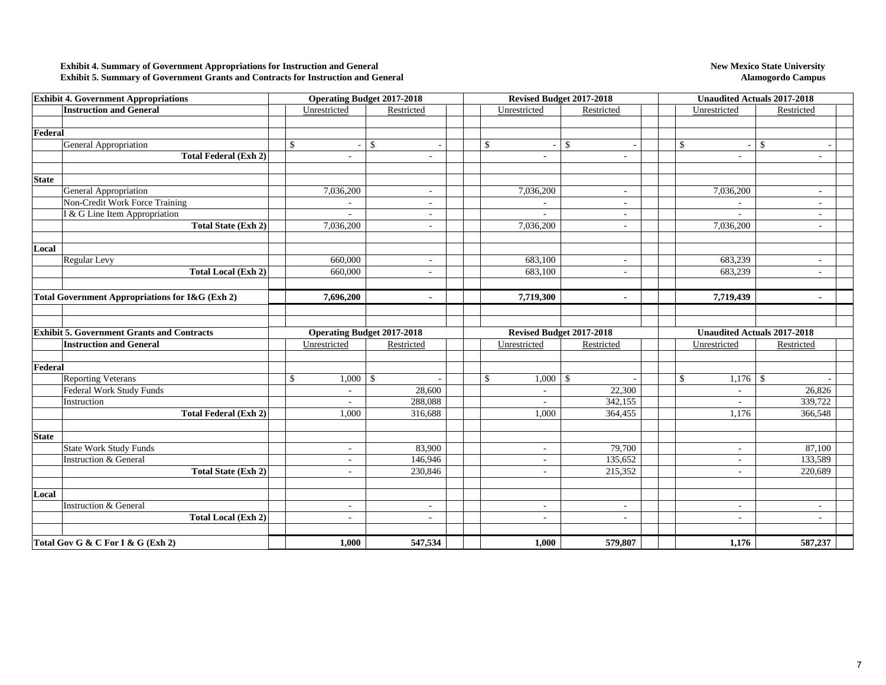**Exhibit 4. Summary of Government Appropriations for Instruction and General**
**Exhibit 5. Summary of Government Grants and Contracts for Instruction and General**

**New Mexico State University**
**Alamogordo Campus**

| **Exhibit 4. Government Appropriations** | **Operating Budget 2017-2018** | | **Revised Budget 2017-2018** | | **Unaudited Actuals 2017-2018** | |
|---|---|---|---|---|---|---|
| **Instruction and General** | Unrestricted | Restricted | Unrestricted | Restricted | Unrestricted | Restricted |
| **Federal** | | | | | | |
| General Appropriation | $ - | $ - | $ - | $ - | $ - | $ - |
| **Total Federal (Exh 2)** | - | - | - | - | - | - |
| **State** | | | | | | |
| General Appropriation | 7,036,200 | - | 7,036,200 | - | 7,036,200 | - |
| Non-Credit Work Force Training | - | - | - | - | - | - |
| I & G Line Item Appropriation | - | - | - | - | - | - |
| **Total State (Exh 2)** | 7,036,200 | - | 7,036,200 | - | 7,036,200 | - |
| **Local** | | | | | | |
| Regular Levy | 660,000 | - | 683,100 | - | 683,239 | - |
| **Total Local (Exh 2)** | 660,000 | - | 683,100 | - | 683,239 | - |
| **Total Government Appropriations for I&G (Exh 2)** | **7,696,200** | **-** | **7,719,300** | **-** | **7,719,439** | **-** |

| **Exhibit 5. Government Grants and Contracts** | **Operating Budget 2017-2018** | | **Revised Budget 2017-2018** | | **Unaudited Actuals 2017-2018** | |
|---|---|---|---|---|---|---|
| **Instruction and General** | Unrestricted | Restricted | Unrestricted | Restricted | Unrestricted | Restricted |
| **Federal** | | | | | | |
| Reporting Veterans | $ 1,000 | $ - | $ 1,000 | $ - | $ 1,176 | $ - |
| Federal Work Study Funds | - | 28,600 | - | 22,300 | - | 26,826 |
| Instruction | - | 288,088 | - | 342,155 | - | 339,722 |
| **Total Federal (Exh 2)** | 1,000 | 316,688 | 1,000 | 364,455 | 1,176 | 366,548 |
| **State** | | | | | | |
| State Work Study Funds | - | 83,900 | - | 79,700 | - | 87,100 |
| Instruction & General | - | 146,946 | - | 135,652 | - | 133,589 |
| **Total State (Exh 2)** | - | 230,846 | - | 215,352 | - | 220,689 |
| **Local** | | | | | | |
| Instruction & General | - | - | - | - | - | - |
| **Total Local (Exh 2)** | - | - | - | - | - | - |
| **Total Gov G & C For I & G (Exh 2)** | **1,000** | **547,534** | **1,000** | **579,807** | **1,176** | **587,237** |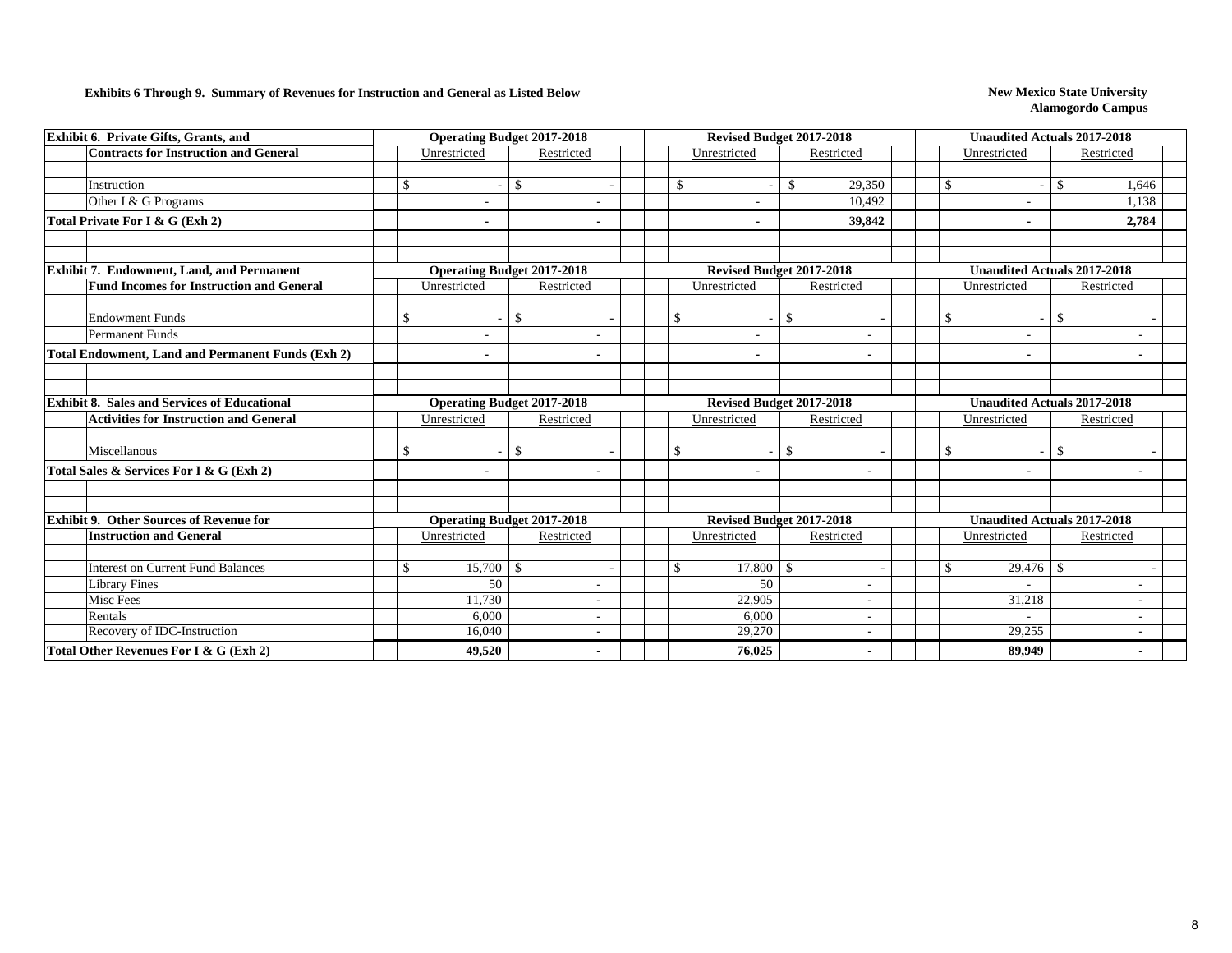**Exhibits 6 Through 9. Summary of Revenues for Instruction and General as Listed Below**

**New Mexico State University**
**Alamogordo Campus**

| Exhibit 6. Private Gifts, Grants, and Contracts for Instruction and General | Operating Budget 2017-2018 | | Revised Budget 2017-2018 | | Unaudited Actuals 2017-2018 | |
|---|---|---|---|---|---|---|
| | Unrestricted | Restricted | Unrestricted | Restricted | Unrestricted | Restricted |
| Instruction | $ - | $ - | $ - | $ 29,350 | $ - | $ 1,646 |
| Other I & G Programs | - | - | - | 10,492 | - | 1,138 |
| **Total Private For I & G (Exh 2)** | **-** | **-** | **-** | **39,842** | **-** | **2,784** |

| Exhibit 7. Endowment, Land, and Permanent Fund Incomes for Instruction and General | Operating Budget 2017-2018 | | Revised Budget 2017-2018 | | Unaudited Actuals 2017-2018 | |
|---|---|---|---|---|---|---|
| | Unrestricted | Restricted | Unrestricted | Restricted | Unrestricted | Restricted |
| Endowment Funds | $ - | $ - | $ - | $ - | $ - | $ - |
| Permanent Funds | - | - | - | - | - | - |
| **Total Endowment, Land and Permanent Funds (Exh 2)** | **-** | **-** | **-** | **-** | **-** | **-** |

| Exhibit 8. Sales and Services of Educational Activities for Instruction and General | Operating Budget 2017-2018 | | Revised Budget 2017-2018 | | Unaudited Actuals 2017-2018 | |
|---|---|---|---|---|---|---|
| | Unrestricted | Restricted | Unrestricted | Restricted | Unrestricted | Restricted |
| Miscellanous | $ - | $ - | $ - | $ - | $ - | $ - |
| **Total Sales & Services For I & G (Exh 2)** | **-** | **-** | **-** | **-** | **-** | **-** |

| Exhibit 9. Other Sources of Revenue for Instruction and General | Operating Budget 2017-2018 | | Revised Budget 2017-2018 | | Unaudited Actuals 2017-2018 | |
|---|---|---|---|---|---|---|
| | Unrestricted | Restricted | Unrestricted | Restricted | Unrestricted | Restricted |
| Interest on Current Fund Balances | $ 15,700 | $ - | $ 17,800 | $ - | $ 29,476 | $ - |
| Library Fines | 50 | - | 50 | - | - | - |
| Misc Fees | 11,730 | - | 22,905 | - | 31,218 | - |
| Rentals | 6,000 | - | 6,000 | - | - | - |
| Recovery of IDC-Instruction | 16,040 | - | 29,270 | - | 29,255 | - |
| **Total Other Revenues For I & G (Exh 2)** | **49,520** | **-** | **76,025** | **-** | **89,949** | **-** |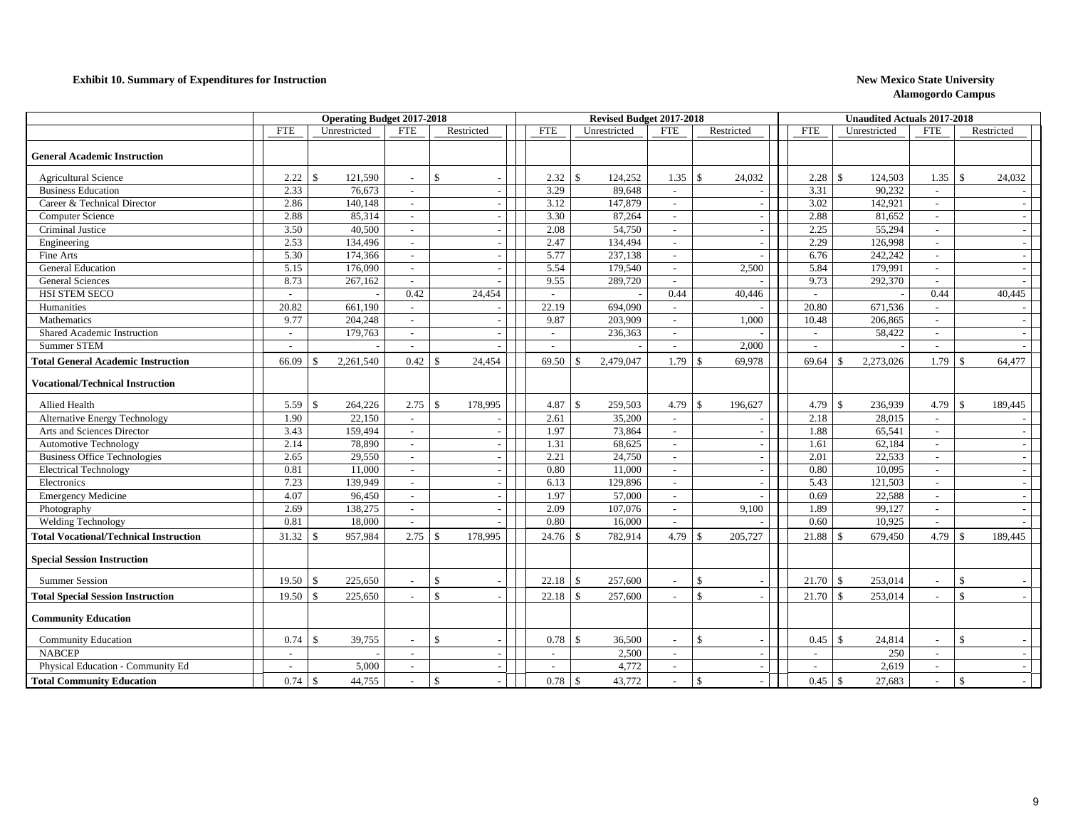**Exhibit 10. Summary of Expenditures for Instruction**

**New Mexico State University**
**Alamogordo Campus**

| | Operating Budget 2017-2018 | | | | Revised Budget 2017-2018 | | | | Unaudited Actuals 2017-2018 | | | |
|---|---|---|---|---|---|---|---|---|---|---|---|---|
| | FTE | Unrestricted | FTE | Restricted | FTE | Unrestricted | FTE | Restricted | FTE | Unrestricted | FTE | Restricted |
| **General Academic Instruction** | | | | | | | | | | | | |
| Agricultural Science | 2.22 | $ 121,590 | - | $ - | 2.32 | $ 124,252 | 1.35 | $ 24,032 | 2.28 | $ 124,503 | 1.35 | $ 24,032 |
| Business Education | 2.33 | 76,673 | - | - | 3.29 | 89,648 | - | - | 3.31 | 90,232 | - | - |
| Career & Technical Director | 2.86 | 140,148 | - | - | 3.12 | 147,879 | - | - | 3.02 | 142,921 | - | - |
| Computer Science | 2.88 | 85,314 | - | - | 3.30 | 87,264 | - | - | 2.88 | 81,652 | - | - |
| Criminal Justice | 3.50 | 40,500 | - | - | 2.08 | 54,750 | - | - | 2.25 | 55,294 | - | - |
| Engineering | 2.53 | 134,496 | - | - | 2.47 | 134,494 | - | - | 2.29 | 126,998 | - | - |
| Fine Arts | 5.30 | 174,366 | - | - | 5.77 | 237,138 | - | - | 6.76 | 242,242 | - | - |
| General Education | 5.15 | 176,090 | - | - | 5.54 | 179,540 | - | 2,500 | 5.84 | 179,991 | - | - |
| General Sciences | 8.73 | 267,162 | - | - | 9.55 | 289,720 | - | - | 9.73 | 292,370 | - | - |
| HSI STEM SECO | - | - | 0.42 | 24,454 | - | - | 0.44 | 40,446 | - | - | 0.44 | 40,445 |
| Humanities | 20.82 | 661,190 | - | - | 22.19 | 694,090 | - | - | 20.80 | 671,536 | - | - |
| Mathematics | 9.77 | 204,248 | - | - | 9.87 | 203,909 | - | 1,000 | 10.48 | 206,865 | - | - |
| Shared Academic Instruction | - | 179,763 | - | - | - | 236,363 | - | - | - | 58,422 | - | - |
| Summer STEM | - | - | - | - | - | - | - | 2,000 | - | - | - | - |
| **Total General Academic Instruction** | 66.09 | $ 2,261,540 | 0.42 | $ 24,454 | 69.50 | $ 2,479,047 | 1.79 | $ 69,978 | 69.64 | $ 2,273,026 | 1.79 | $ 64,477 |
| **Vocational/Technical Instruction** | | | | | | | | | | | | |
| Allied Health | 5.59 | $ 264,226 | 2.75 | $ 178,995 | 4.87 | $ 259,503 | 4.79 | $ 196,627 | 4.79 | $ 236,939 | 4.79 | $ 189,445 |
| Alternative Energy Technology | 1.90 | 22,150 | - | - | 2.61 | 35,200 | - | - | 2.18 | 28,015 | - | - |
| Arts and Sciences Director | 3.43 | 159,494 | - | - | 1.97 | 73,864 | - | - | 1.88 | 65,541 | - | - |
| Automotive Technology | 2.14 | 78,890 | - | - | 1.31 | 68,625 | - | - | 1.61 | 62,184 | - | - |
| Business Office Technologies | 2.65 | 29,550 | - | - | 2.21 | 24,750 | - | - | 2.01 | 22,533 | - | - |
| Electrical Technology | 0.81 | 11,000 | - | - | 0.80 | 11,000 | - | - | 0.80 | 10,095 | - | - |
| Electronics | 7.23 | 139,949 | - | - | 6.13 | 129,896 | - | - | 5.43 | 121,503 | - | - |
| Emergency Medicine | 4.07 | 96,450 | - | - | 1.97 | 57,000 | - | - | 0.69 | 22,588 | - | - |
| Photography | 2.69 | 138,275 | - | - | 2.09 | 107,076 | - | 9,100 | 1.89 | 99,127 | - | - |
| Welding Technology | 0.81 | 18,000 | - | - | 0.80 | 16,000 | - | - | 0.60 | 10,925 | - | - |
| **Total Vocational/Technical Instruction** | 31.32 | $ 957,984 | 2.75 | $ 178,995 | 24.76 | $ 782,914 | 4.79 | $ 205,727 | 21.88 | $ 679,450 | 4.79 | $ 189,445 |
| **Special Session Instruction** | | | | | | | | | | | | |
| Summer Session | 19.50 | $ 225,650 | - | $ - | 22.18 | $ 257,600 | - | $ - | 21.70 | $ 253,014 | - | $ - |
| **Total Special Session Instruction** | 19.50 | $ 225,650 | - | $ - | 22.18 | $ 257,600 | - | $ - | 21.70 | $ 253,014 | - | $ - |
| **Community Education** | | | | | | | | | | | | |
| Community Education | 0.74 | $ 39,755 | - | $ - | 0.78 | $ 36,500 | - | $ - | 0.45 | $ 24,814 | - | $ - |
| NABCEP | - | - | - | - | - | 2,500 | - | - | - | 250 | - | - |
| Physical Education - Community Ed | - | 5,000 | - | - | - | 4,772 | - | - | - | 2,619 | - | - |
| **Total Community Education** | 0.74 | $ 44,755 | - | $ - | 0.78 | $ 43,772 | - | $ - | 0.45 | $ 27,683 | - | $ - |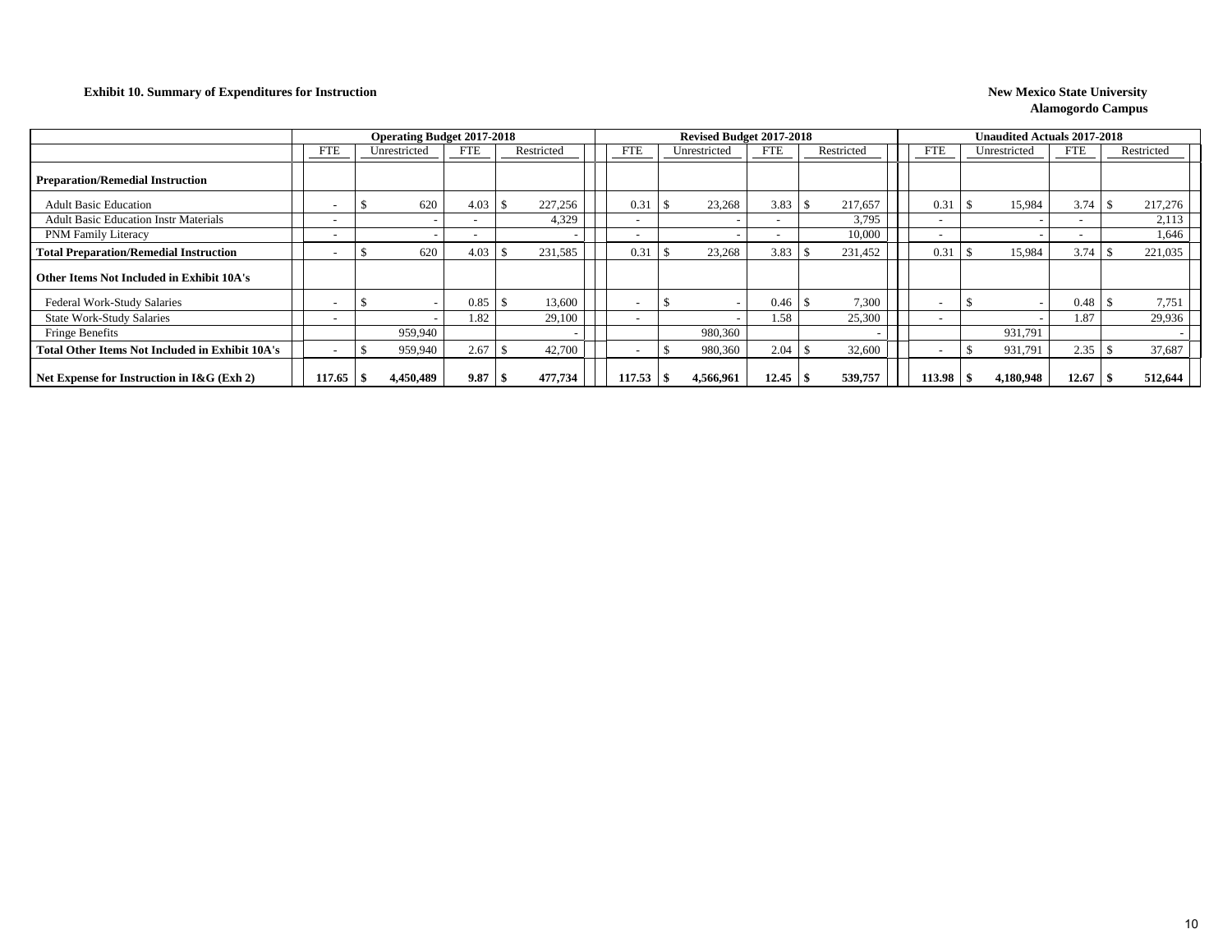**Exhibit 10. Summary of Expenditures for Instruction**

**New Mexico State University**
**Alamogordo Campus**

| | Operating Budget 2017-2018 | | | | Revised Budget 2017-2018 | | | | Unaudited Actuals 2017-2018 | | | |
|---|---|---|---|---|---|---|---|---|---|---|---|---|
| | FTE | Unrestricted | FTE | Restricted | FTE | Unrestricted | FTE | Restricted | FTE | Unrestricted | FTE | Restricted |
| **Preparation/Remedial Instruction** | | | | | | | | | | | | |
| Adult Basic Education | - | $ 620 | 4.03 | $ 227,256 | 0.31 | $ 23,268 | 3.83 | $ 217,657 | 0.31 | $ 15,984 | 3.74 | $ 217,276 |
| Adult Basic Education Instr Materials | - | - | - | 4,329 | - | - | - | 3,795 | - | - | - | 2,113 |
| PNM Family Literacy | - | - | - | - | - | - | - | 10,000 | - | - | - | 1,646 |
| **Total Preparation/Remedial Instruction** | - | $ 620 | 4.03 | $ 231,585 | 0.31 | $ 23,268 | 3.83 | $ 231,452 | 0.31 | $ 15,984 | 3.74 | $ 221,035 |
| **Other Items Not Included in Exhibit 10A's** | | | | | | | | | | | | |
| Federal Work-Study Salaries | - | $ - | 0.85 | $ 13,600 | - | $ - | 0.46 | $ 7,300 | - | $ - | 0.48 | $ 7,751 |
| State Work-Study Salaries | - | - | 1.82 | 29,100 | - | - | 1.58 | 25,300 | - | - | 1.87 | 29,936 |
| Fringe Benefits | | 959,940 | | - | | 980,360 | | - | | 931,791 | | - |
| **Total Other Items Not Included in Exhibit 10A's** | - | $ 959,940 | 2.67 | $ 42,700 | - | $ 980,360 | 2.04 | $ 32,600 | - | $ 931,791 | 2.35 | $ 37,687 |
| **Net Expense for Instruction in I&G (Exh 2)** | **117.65** | **$ 4,450,489** | **9.87** | **$ 477,734** | **117.53** | **$ 4,566,961** | **12.45** | **$ 539,757** | **113.98** | **$ 4,180,948** | **12.67** | **$ 512,644** |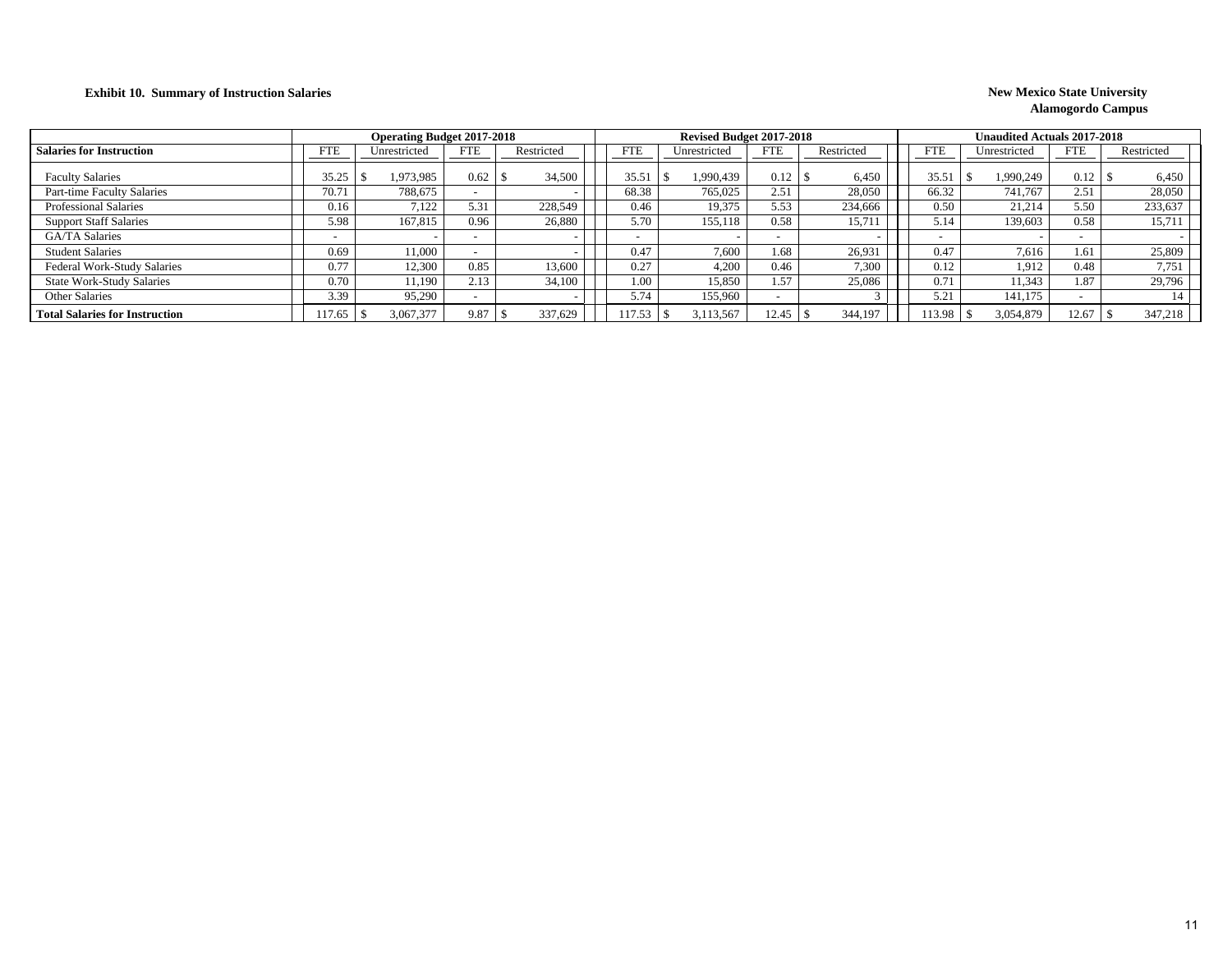**Exhibit 10. Summary of Instruction Salaries**

**New Mexico State University**
**Alamogordo Campus**

| Salaries for Instruction | Operating Budget 2017-2018 | | | | Revised Budget 2017-2018 | | | | Unaudited Actuals 2017-2018 | | | |
|---|---|---|---|---|---|---|---|---|---|---|---|---|
| | FTE | Unrestricted | FTE | Restricted | FTE | Unrestricted | FTE | Restricted | FTE | Unrestricted | FTE | Restricted |
| Faculty Salaries | 35.25 | $ 1,973,985 | 0.62 | $ 34,500 | 35.51 | $ 1,990,439 | 0.12 | $ 6,450 | 35.51 | $ 1,990,249 | 0.12 | $ 6,450 |
| Part-time Faculty Salaries | 70.71 | 788,675 | - | - | 68.38 | 765,025 | 2.51 | 28,050 | 66.32 | 741,767 | 2.51 | 28,050 |
| Professional Salaries | 0.16 | 7,122 | 5.31 | 228,549 | 0.46 | 19,375 | 5.53 | 234,666 | 0.50 | 21,214 | 5.50 | 233,637 |
| Support Staff Salaries | 5.98 | 167,815 | 0.96 | 26,880 | 5.70 | 155,118 | 0.58 | 15,711 | 5.14 | 139,603 | 0.58 | 15,711 |
| GA/TA Salaries | - | - | - | - | - | - | - | - | - | - | - | - |
| Student Salaries | 0.69 | 11,000 | - | - | 0.47 | 7,600 | 1.68 | 26,931 | 0.47 | 7,616 | 1.61 | 25,809 |
| Federal Work-Study Salaries | 0.77 | 12,300 | 0.85 | 13,600 | 0.27 | 4,200 | 0.46 | 7,300 | 0.12 | 1,912 | 0.48 | 7,751 |
| State Work-Study Salaries | 0.70 | 11,190 | 2.13 | 34,100 | 1.00 | 15,850 | 1.57 | 25,086 | 0.71 | 11,343 | 1.87 | 29,796 |
| Other Salaries | 3.39 | 95,290 | - | - | 5.74 | 155,960 | - | 3 | 5.21 | 141,175 | - | 14 |
| **Total Salaries for Instruction** | 117.65 | $ 3,067,377 | 9.87 | $ 337,629 | 117.53 | $ 3,113,567 | 12.45 | $ 344,197 | 113.98 | $ 3,054,879 | 12.67 | $ 347,218 |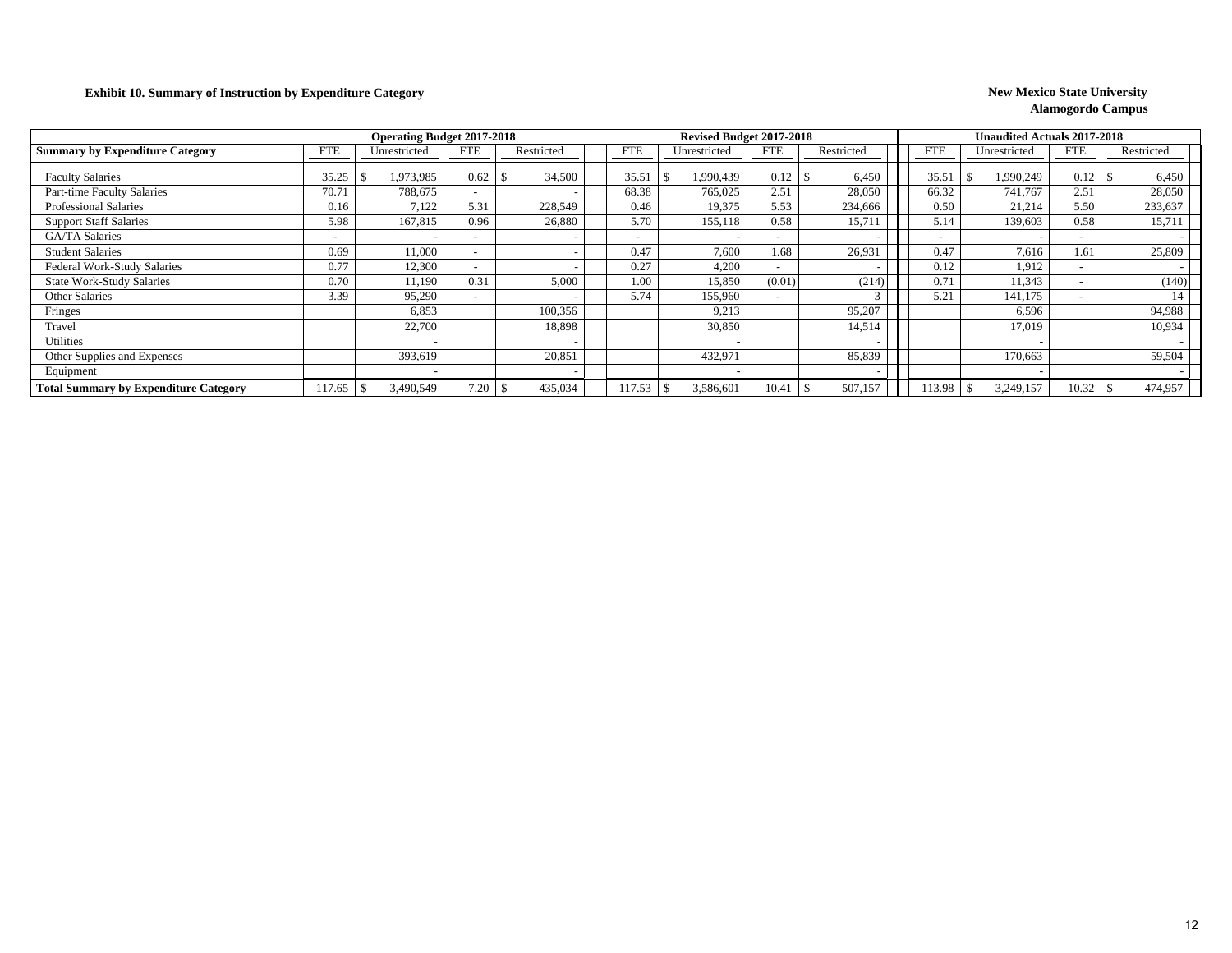**Exhibit 10. Summary of Instruction by Expenditure Category**

**New Mexico State University**
**Alamogordo Campus**

| Summary by Expenditure Category | Operating Budget 2017-2018 | | | | Revised Budget 2017-2018 | | | | Unaudited Actuals 2017-2018 | | | |
|---|---|---|---|---|---|---|---|---|---|---|---|---|
| | FTE | Unrestricted | FTE | Restricted | FTE | Unrestricted | FTE | Restricted | FTE | Unrestricted | FTE | Restricted |
| Faculty Salaries | 35.25 | $ 1,973,985 | 0.62 | $ 34,500 | 35.51 | $ 1,990,439 | 0.12 | $ 6,450 | 35.51 | $ 1,990,249 | 0.12 | $ 6,450 |
| Part-time Faculty Salaries | 70.71 | 788,675 | - | - | 68.38 | 765,025 | 2.51 | 28,050 | 66.32 | 741,767 | 2.51 | 28,050 |
| Professional Salaries | 0.16 | 7,122 | 5.31 | 228,549 | 0.46 | 19,375 | 5.53 | 234,666 | 0.50 | 21,214 | 5.50 | 233,637 |
| Support Staff Salaries | 5.98 | 167,815 | 0.96 | 26,880 | 5.70 | 155,118 | 0.58 | 15,711 | 5.14 | 139,603 | 0.58 | 15,711 |
| GA/TA Salaries | - | - | - | - | - | - | - | - | - | - | - | - |
| Student Salaries | 0.69 | 11,000 | - | - | 0.47 | 7,600 | 1.68 | 26,931 | 0.47 | 7,616 | 1.61 | 25,809 |
| Federal Work-Study Salaries | 0.77 | 12,300 | - | - | 0.27 | 4,200 | - | - | 0.12 | 1,912 | - | - |
| State Work-Study Salaries | 0.70 | 11,190 | 0.31 | 5,000 | 1.00 | 15,850 | (0.01) | (214) | 0.71 | 11,343 | - | (140) |
| Other Salaries | 3.39 | 95,290 | - | - | 5.74 | 155,960 | - | 3 | 5.21 | 141,175 | - | 14 |
| Fringes | | 6,853 | | 100,356 | | 9,213 | | 95,207 | | 6,596 | | 94,988 |
| Travel | | 22,700 | | 18,898 | | 30,850 | | 14,514 | | 17,019 | | 10,934 |
| Utilities | | - | | - | | - | | - | | - | | - |
| Other Supplies and Expenses | | 393,619 | | 20,851 | | 432,971 | | 85,839 | | 170,663 | | 59,504 |
| Equipment | | - | | - | | - | | - | | - | | - |
| **Total Summary by Expenditure Category** | 117.65 | $ 3,490,549 | 7.20 | $ 435,034 | 117.53 | $ 3,586,601 | 10.41 | $ 507,157 | 113.98 | $ 3,249,157 | 10.32 | $ 474,957 |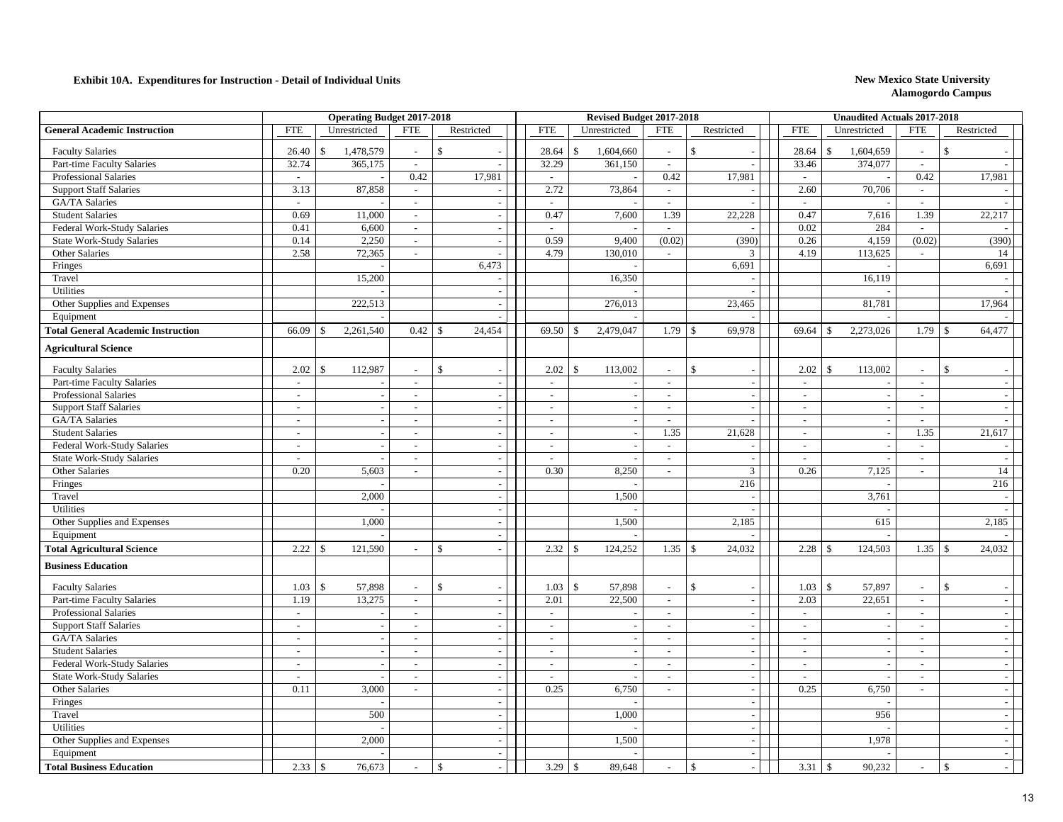**Exhibit 10A. Expenditures for Instruction - Detail of Individual Units**

**New Mexico State University**
**Alamogordo Campus**

| | Operating Budget 2017-2018 | | | | Revised Budget 2017-2018 | | | | Unaudited Actuals 2017-2018 | | | |
|---|---|---|---|---|---|---|---|---|---|---|---|---|
| **General Academic Instruction** | FTE | Unrestricted | FTE | Restricted | FTE | Unrestricted | FTE | Restricted | FTE | Unrestricted | FTE | Restricted |
| Faculty Salaries | 26.40 | $ 1,478,579 | - | $ - | 28.64 | $ 1,604,660 | - | $ - | 28.64 | $ 1,604,659 | - | $ - |
| Part-time Faculty Salaries | 32.74 | 365,175 | - | - | 32.29 | 361,150 | - | - | 33.46 | 374,077 | - | - |
| Professional Salaries | - | - | 0.42 | 17,981 | - | - | 0.42 | 17,981 | - | - | 0.42 | 17,981 |
| Support Staff Salaries | 3.13 | 87,858 | - | - | 2.72 | 73,864 | - | - | 2.60 | 70,706 | - | - |
| GA/TA Salaries | - | - | - | - | - | - | - | - | - | - | - | - |
| Student Salaries | 0.69 | 11,000 | - | - | 0.47 | 7,600 | 1.39 | 22,228 | 0.47 | 7,616 | 1.39 | 22,217 |
| Federal Work-Study Salaries | 0.41 | 6,600 | - | - | - | - | - | - | 0.02 | 284 | - | - |
| State Work-Study Salaries | 0.14 | 2,250 | - | - | 0.59 | 9,400 | (0.02) | (390) | 0.26 | 4,159 | (0.02) | (390) |
| Other Salaries | 2.58 | 72,365 | - | - | 4.79 | 130,010 | - | 3 | 4.19 | 113,625 | - | 14 |
| Fringes | | - | | 6,473 | | - | | 6,691 | | - | | 6,691 |
| Travel | | 15,200 | | - | | 16,350 | | - | | 16,119 | | - |
| Utilities | | - | | - | | - | | - | | - | | - |
| Other Supplies and Expenses | | 222,513 | | - | | 276,013 | | 23,465 | | 81,781 | | 17,964 |
| Equipment | | - | | - | | - | | - | | - | | - |
| **Total General Academic Instruction** | 66.09 | $ 2,261,540 | 0.42 | $ 24,454 | 69.50 | $ 2,479,047 | 1.79 | $ 69,978 | 69.64 | $ 2,273,026 | 1.79 | $ 64,477 |
| **Agricultural Science** | | | | | | | | | | | | |
| Faculty Salaries | 2.02 | $ 112,987 | - | $ - | 2.02 | $ 113,002 | - | $ - | 2.02 | $ 113,002 | - | $ - |
| Part-time Faculty Salaries | - | - | - | - | - | - | - | - | - | - | - | - |
| Professional Salaries | - | - | - | - | - | - | - | - | - | - | - | - |
| Support Staff Salaries | - | - | - | - | - | - | - | - | - | - | - | - |
| GA/TA Salaries | - | - | - | - | - | - | - | - | - | - | - | - |
| Student Salaries | - | - | - | - | - | - | 1.35 | 21,628 | - | - | 1.35 | 21,617 |
| Federal Work-Study Salaries | - | - | - | - | - | - | - | - | - | - | - | - |
| State Work-Study Salaries | - | - | - | - | - | - | - | - | - | - | - | - |
| Other Salaries | 0.20 | 5,603 | - | - | 0.30 | 8,250 | - | 3 | 0.26 | 7,125 | - | 14 |
| Fringes | | - | | - | | - | | 216 | | - | | 216 |
| Travel | | 2,000 | | - | | 1,500 | | - | | 3,761 | | - |
| Utilities | | - | | - | | - | | - | | - | | - |
| Other Supplies and Expenses | | 1,000 | | - | | 1,500 | | 2,185 | | 615 | | 2,185 |
| Equipment | | - | | - | | - | | - | | - | | - |
| **Total Agricultural Science** | 2.22 | $ 121,590 | - | $ - | 2.32 | $ 124,252 | 1.35 | $ 24,032 | 2.28 | $ 124,503 | 1.35 | $ 24,032 |
| **Business Education** | | | | | | | | | | | | |
| Faculty Salaries | 1.03 | $ 57,898 | - | $ - | 1.03 | $ 57,898 | - | $ - | 1.03 | $ 57,897 | - | $ - |
| Part-time Faculty Salaries | 1.19 | 13,275 | - | - | 2.01 | 22,500 | - | - | 2.03 | 22,651 | - | - |
| Professional Salaries | - | - | - | - | - | - | - | - | - | - | - | - |
| Support Staff Salaries | - | - | - | - | - | - | - | - | - | - | - | - |
| GA/TA Salaries | - | - | - | - | - | - | - | - | - | - | - | - |
| Student Salaries | - | - | - | - | - | - | - | - | - | - | - | - |
| Federal Work-Study Salaries | - | - | - | - | - | - | - | - | - | - | - | - |
| State Work-Study Salaries | - | - | - | - | - | - | - | - | - | - | - | - |
| Other Salaries | 0.11 | 3,000 | - | - | 0.25 | 6,750 | - | - | 0.25 | 6,750 | - | - |
| Fringes | | - | | - | | - | | - | | - | | - |
| Travel | | 500 | | - | | 1,000 | | - | | 956 | | - |
| Utilities | | - | | - | | - | | - | | - | | - |
| Other Supplies and Expenses | | 2,000 | | - | | 1,500 | | - | | 1,978 | | - |
| Equipment | | - | | - | | - | | - | | - | | - |
| **Total Business Education** | 2.33 | $ 76,673 | - | $ - | 3.29 | $ 89,648 | - | $ - | 3.31 | $ 90,232 | - | $ - |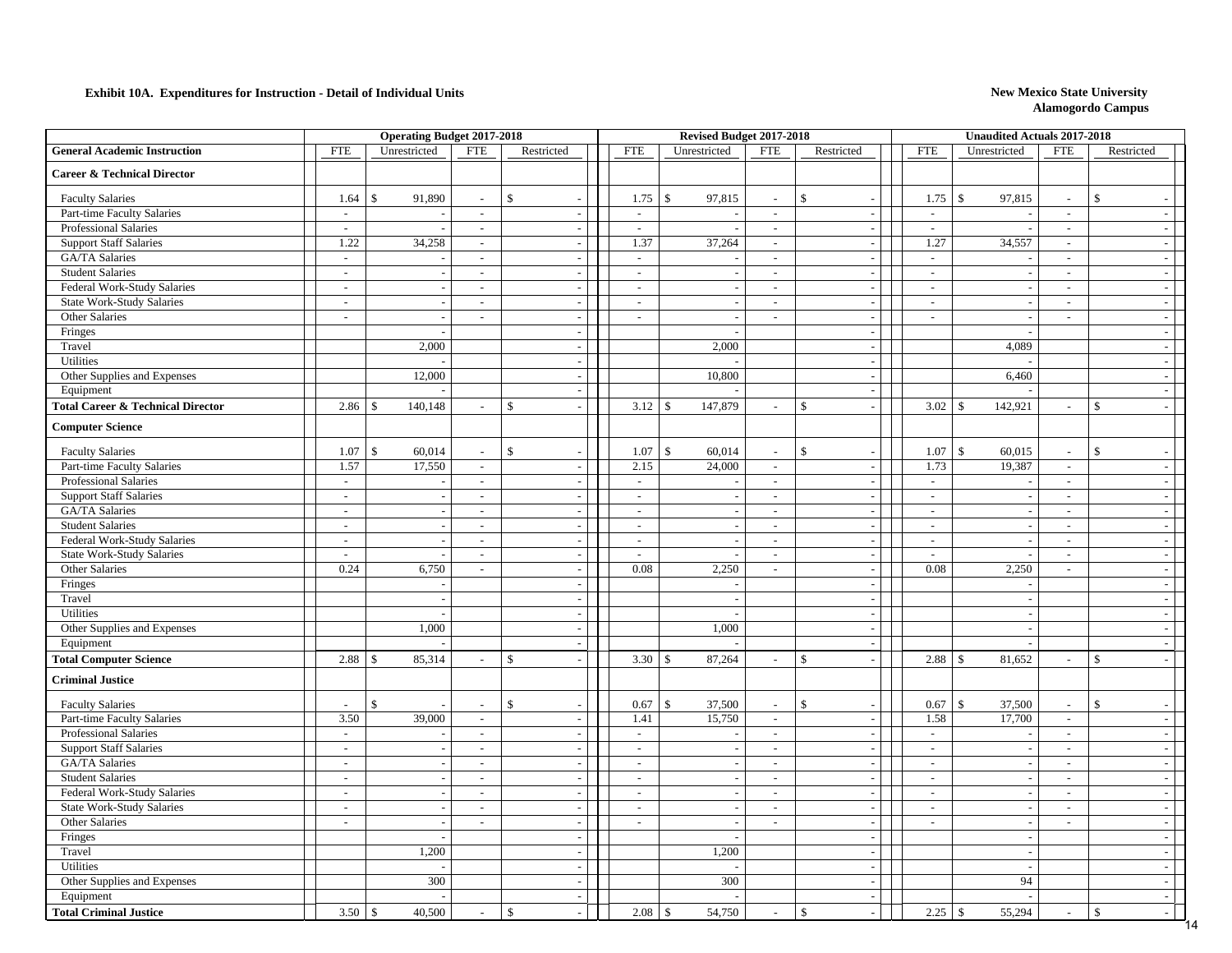**Exhibit 10A. Expenditures for Instruction - Detail of Individual Units**

**New Mexico State University**
**Alamogordo Campus**

| General Academic Instruction | Operating Budget 2017-2018 | | | | Revised Budget 2017-2018 | | | | Unaudited Actuals 2017-2018 | | | |
|---|---|---|---|---|---|---|---|---|---|---|---|---|
| | FTE | Unrestricted | FTE | Restricted | FTE | Unrestricted | FTE | Restricted | FTE | Unrestricted | FTE | Restricted |
| **Career & Technical Director** | | | | | | | | | | | | |
| Faculty Salaries | 1.64 | $ 91,890 | - | $ - | 1.75 | $ 97,815 | - | $ - | 1.75 | $ 97,815 | - | $ - |
| Part-time Faculty Salaries | - | - | - | - | - | - | - | - | - | - | - | - |
| Professional Salaries | - | - | - | - | - | - | - | - | - | - | - | - |
| Support Staff Salaries | 1.22 | 34,258 | - | - | 1.37 | 37,264 | - | - | 1.27 | 34,557 | - | - |
| GA/TA Salaries | - | - | - | - | - | - | - | - | - | - | - | - |
| Student Salaries | - | - | - | - | - | - | - | - | - | - | - | - |
| Federal Work-Study Salaries | - | - | - | - | - | - | - | - | - | - | - | - |
| State Work-Study Salaries | - | - | - | - | - | - | - | - | - | - | - | - |
| Other Salaries | - | - | - | - | - | - | - | - | - | - | - | - |
| Fringes | | - | | - | | - | | - | | - | | - |
| Travel | | 2,000 | | - | | 2,000 | | - | | 4,089 | | - |
| Utilities | | - | | - | | - | | - | | - | | - |
| Other Supplies and Expenses | | 12,000 | | - | | 10,800 | | - | | 6,460 | | - |
| Equipment | | - | | - | | - | | - | | - | | - |
| **Total Career & Technical Director** | 2.86 | $ 140,148 | - | $ - | 3.12 | $ 147,879 | - | $ - | 3.02 | $ 142,921 | - | $ - |
| **Computer Science** | | | | | | | | | | | | |
| Faculty Salaries | 1.07 | $ 60,014 | - | $ - | 1.07 | $ 60,014 | - | $ - | 1.07 | $ 60,015 | - | $ - |
| Part-time Faculty Salaries | 1.57 | 17,550 | - | - | 2.15 | 24,000 | - | - | 1.73 | 19,387 | - | - |
| Professional Salaries | - | - | - | - | - | - | - | - | - | - | - | - |
| Support Staff Salaries | - | - | - | - | - | - | - | - | - | - | - | - |
| GA/TA Salaries | - | - | - | - | - | - | - | - | - | - | - | - |
| Student Salaries | - | - | - | - | - | - | - | - | - | - | - | - |
| Federal Work-Study Salaries | - | - | - | - | - | - | - | - | - | - | - | - |
| State Work-Study Salaries | - | - | - | - | - | - | - | - | - | - | - | - |
| Other Salaries | 0.24 | 6,750 | - | - | 0.08 | 2,250 | - | - | 0.08 | 2,250 | - | - |
| Fringes | | - | | - | | - | | - | | - | | - |
| Travel | | - | | - | | - | | - | | - | | - |
| Utilities | | - | | - | | - | | - | | - | | - |
| Other Supplies and Expenses | | 1,000 | | - | | 1,000 | | - | | - | | - |
| Equipment | | - | | - | | - | | - | | - | | - |
| **Total Computer Science** | 2.88 | $ 85,314 | - | $ - | 3.30 | $ 87,264 | - | $ - | 2.88 | $ 81,652 | - | $ - |
| **Criminal Justice** | | | | | | | | | | | | |
| Faculty Salaries | - | $ - | - | $ - | 0.67 | $ 37,500 | - | $ - | 0.67 | $ 37,500 | - | $ - |
| Part-time Faculty Salaries | 3.50 | 39,000 | - | - | 1.41 | 15,750 | - | - | 1.58 | 17,700 | - | - |
| Professional Salaries | - | - | - | - | - | - | - | - | - | - | - | - |
| Support Staff Salaries | - | - | - | - | - | - | - | - | - | - | - | - |
| GA/TA Salaries | - | - | - | - | - | - | - | - | - | - | - | - |
| Student Salaries | - | - | - | - | - | - | - | - | - | - | - | - |
| Federal Work-Study Salaries | - | - | - | - | - | - | - | - | - | - | - | - |
| State Work-Study Salaries | - | - | - | - | - | - | - | - | - | - | - | - |
| Other Salaries | - | - | - | - | - | - | - | - | - | - | - | - |
| Fringes | | - | | - | | - | | - | | - | | - |
| Travel | | 1,200 | | - | | 1,200 | | - | | - | | - |
| Utilities | | - | | - | | - | | - | | - | | - |
| Other Supplies and Expenses | | 300 | | - | | 300 | | - | | 94 | | - |
| Equipment | | - | | - | | - | | - | | - | | - |
| **Total Criminal Justice** | 3.50 | $ 40,500 | - | $ - | 2.08 | $ 54,750 | - | $ - | 2.25 | $ 55,294 | - | $ - |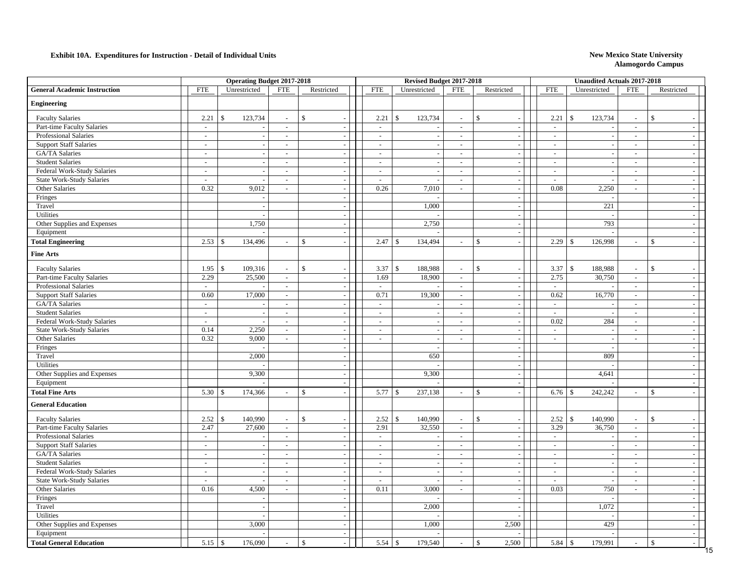**Exhibit 10A. Expenditures for Instruction - Detail of Individual Units**

**New Mexico State University**
**Alamogordo Campus**

| | Operating Budget 2017-2018 | | | | Revised Budget 2017-2018 | | | | Unaudited Actuals 2017-2018 | | | |
|---|---|---|---|---|---|---|---|---|---|---|---|---|
| **General Academic Instruction** | FTE | Unrestricted | FTE | Restricted | FTE | Unrestricted | FTE | Restricted | FTE | Unrestricted | FTE | Restricted |
| **Engineering** | | | | | | | | | | | | |
| Faculty Salaries | 2.21 | $ 123,734 | - | $ - | 2.21 | $ 123,734 | - | $ - | 2.21 | $ 123,734 | - | $ - |
| Part-time Faculty Salaries | - | - | - | - | - | - | - | - | - | - | - | - |
| Professional Salaries | - | - | - | - | - | - | - | - | - | - | - | - |
| Support Staff Salaries | - | - | - | - | - | - | - | - | - | - | - | - |
| GA/TA Salaries | - | - | - | - | - | - | - | - | - | - | - | - |
| Student Salaries | - | - | - | - | - | - | - | - | - | - | - | - |
| Federal Work-Study Salaries | - | - | - | - | - | - | - | - | - | - | - | - |
| State Work-Study Salaries | - | - | - | - | - | - | - | - | - | - | - | - |
| Other Salaries | 0.32 | 9,012 | - | - | 0.26 | 7,010 | - | - | 0.08 | 2,250 | - | - |
| Fringes | | - | | - | | - | | - | | - | | - |
| Travel | | - | | - | | 1,000 | | - | | 221 | | - |
| Utilities | | - | | - | | - | | - | | - | | - |
| Other Supplies and Expenses | | 1,750 | | - | | 2,750 | | - | | 793 | | - |
| Equipment | | - | | - | | - | | - | | - | | - |
| **Total Engineering** | 2.53 | $ 134,496 | - | $ - | 2.47 | $ 134,494 | - | $ - | 2.29 | $ 126,998 | - | $ - |
| **Fine Arts** | | | | | | | | | | | | |
| Faculty Salaries | 1.95 | $ 109,316 | - | $ - | 3.37 | $ 188,988 | - | $ - | 3.37 | $ 188,988 | - | $ - |
| Part-time Faculty Salaries | 2.29 | 25,500 | - | - | 1.69 | 18,900 | - | - | 2.75 | 30,750 | - | - |
| Professional Salaries | - | - | - | - | - | - | - | - | - | - | - | - |
| Support Staff Salaries | 0.60 | 17,000 | - | - | 0.71 | 19,300 | - | - | 0.62 | 16,770 | - | - |
| GA/TA Salaries | - | - | - | - | - | - | - | - | - | - | - | - |
| Student Salaries | - | - | - | - | - | - | - | - | - | - | - | - |
| Federal Work-Study Salaries | - | - | - | - | - | - | - | - | 0.02 | 284 | - | - |
| State Work-Study Salaries | 0.14 | 2,250 | - | - | - | - | - | - | - | - | - | - |
| Other Salaries | 0.32 | 9,000 | - | - | - | - | - | - | - | - | - | - |
| Fringes | | - | | - | | - | | - | | - | | - |
| Travel | | 2,000 | | - | | 650 | | - | | 809 | | - |
| Utilities | | - | | - | | - | | - | | - | | - |
| Other Supplies and Expenses | | 9,300 | | - | | 9,300 | | - | | 4,641 | | - |
| Equipment | | - | | - | | - | | - | | - | | - |
| **Total Fine Arts** | 5.30 | $ 174,366 | - | $ - | 5.77 | $ 237,138 | - | $ - | 6.76 | $ 242,242 | - | $ - |
| **General Education** | | | | | | | | | | | | |
| Faculty Salaries | 2.52 | $ 140,990 | - | $ - | 2.52 | $ 140,990 | - | $ - | 2.52 | $ 140,990 | - | $ - |
| Part-time Faculty Salaries | 2.47 | 27,600 | - | - | 2.91 | 32,550 | - | - | 3.29 | 36,750 | - | - |
| Professional Salaries | - | - | - | - | - | - | - | - | - | - | - | - |
| Support Staff Salaries | - | - | - | - | - | - | - | - | - | - | - | - |
| GA/TA Salaries | - | - | - | - | - | - | - | - | - | - | - | - |
| Student Salaries | - | - | - | - | - | - | - | - | - | - | - | - |
| Federal Work-Study Salaries | - | - | - | - | - | - | - | - | - | - | - | - |
| State Work-Study Salaries | - | - | - | - | - | - | - | - | - | - | - | - |
| Other Salaries | 0.16 | 4,500 | - | - | 0.11 | 3,000 | - | - | 0.03 | 750 | - | - |
| Fringes | | - | | - | | - | | - | | - | | - |
| Travel | | - | | - | | 2,000 | | - | | 1,072 | | - |
| Utilities | | - | | - | | - | | - | | - | | - |
| Other Supplies and Expenses | | 3,000 | | - | | 1,000 | | 2,500 | | 429 | | - |
| Equipment | | - | | - | | - | | - | | - | | - |
| **Total General Education** | 5.15 | $ 176,090 | - | $ - | 5.54 | $ 179,540 | - | $ 2,500 | 5.84 | $ 179,991 | - | $ - |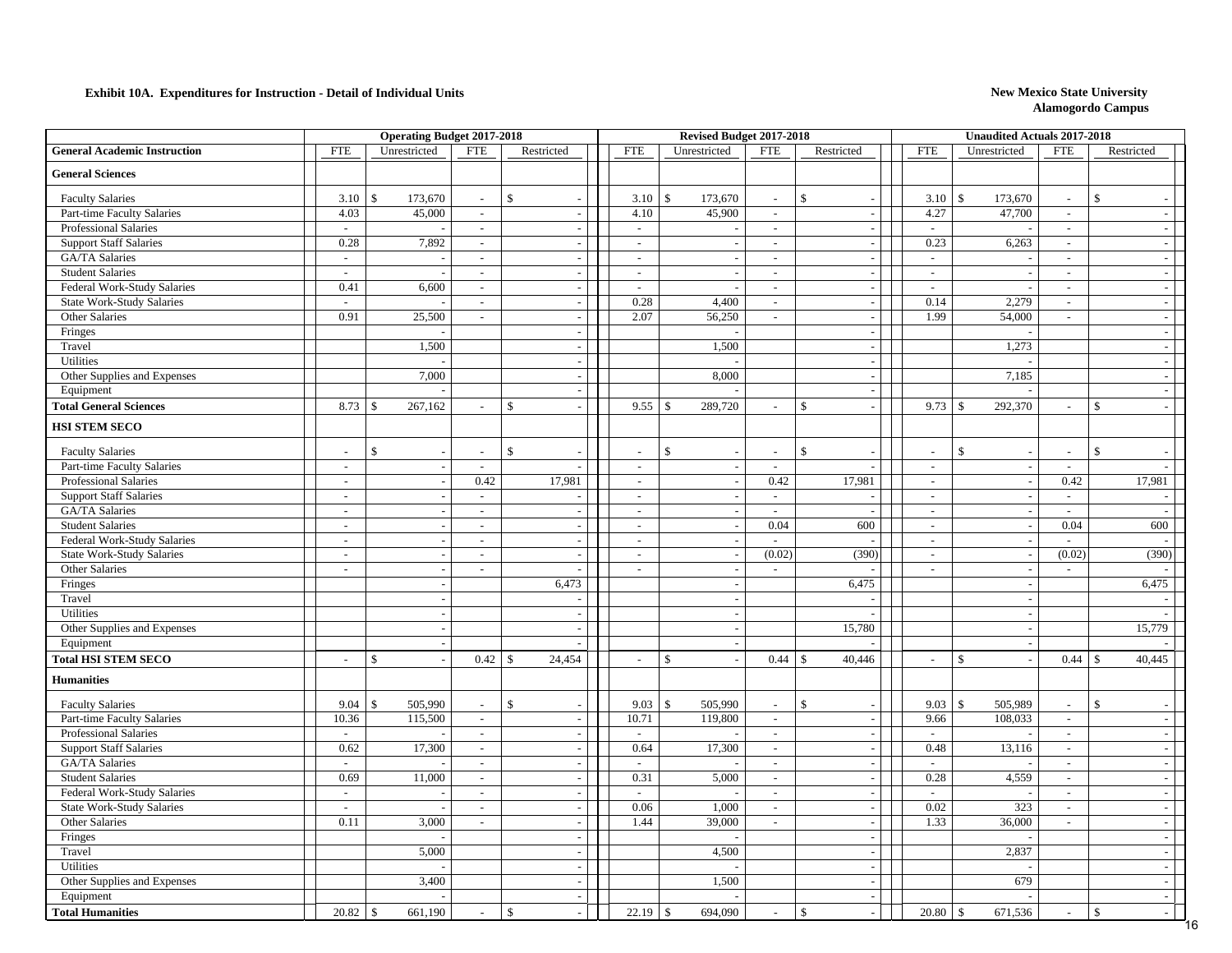**Exhibit 10A. Expenditures for Instruction - Detail of Individual Units**

**New Mexico State University**
**Alamogordo Campus**

| General Academic Instruction | Operating Budget 2017-2018 | | | | Revised Budget 2017-2018 | | | | Unaudited Actuals 2017-2018 | | | |
|---|---|---|---|---|---|---|---|---|---|---|---|---|
| | FTE | Unrestricted | FTE | Restricted | FTE | Unrestricted | FTE | Restricted | FTE | Unrestricted | FTE | Restricted |
| **General Sciences** | | | | | | | | | | | | |
| Faculty Salaries | 3.10 | $ 173,670 | - | $ - | 3.10 | $ 173,670 | - | $ - | 3.10 | $ 173,670 | - | $ - |
| Part-time Faculty Salaries | 4.03 | 45,000 | - | - | 4.10 | 45,900 | - | - | 4.27 | 47,700 | - | - |
| Professional Salaries | - | - | - | - | - | - | - | - | - | - | - | - |
| Support Staff Salaries | 0.28 | 7,892 | - | - | - | - | - | - | 0.23 | 6,263 | - | - |
| GA/TA Salaries | - | - | - | - | - | - | - | - | - | - | - | - |
| Student Salaries | - | - | - | - | - | - | - | - | - | - | - | - |
| Federal Work-Study Salaries | 0.41 | 6,600 | - | - | - | - | - | - | - | - | - | - |
| State Work-Study Salaries | - | - | - | - | 0.28 | 4,400 | - | - | 0.14 | 2,279 | - | - |
| Other Salaries | 0.91 | 25,500 | - | - | 2.07 | 56,250 | - | - | 1.99 | 54,000 | - | - |
| Fringes | | - | | - | | - | | - | | - | | - |
| Travel | | 1,500 | | - | | 1,500 | | - | | 1,273 | | - |
| Utilities | | - | | - | | - | | - | | - | | - |
| Other Supplies and Expenses | | 7,000 | | - | | 8,000 | | - | | 7,185 | | - |
| Equipment | | - | | - | | - | | - | | - | | - |
| **Total General Sciences** | 8.73 | $ 267,162 | - | $ - | 9.55 | $ 289,720 | - | $ - | 9.73 | $ 292,370 | - | $ - |
| **HSI STEM SECO** | | | | | | | | | | | | |
| Faculty Salaries | - | $ - | - | $ - | - | $ - | - | $ - | - | $ - | - | $ - |
| Part-time Faculty Salaries | - | - | - | - | - | - | - | - | - | - | - | - |
| Professional Salaries | - | - | 0.42 | 17,981 | - | - | 0.42 | 17,981 | - | - | 0.42 | 17,981 |
| Support Staff Salaries | - | - | - | - | - | - | - | - | - | - | - | - |
| GA/TA Salaries | - | - | - | - | - | - | - | - | - | - | - | - |
| Student Salaries | - | - | - | - | - | - | 0.04 | 600 | - | - | 0.04 | 600 |
| Federal Work-Study Salaries | - | - | - | - | - | - | - | - | - | - | - | - |
| State Work-Study Salaries | - | - | - | - | - | - | (0.02) | (390) | - | - | (0.02) | (390) |
| Other Salaries | - | - | - | - | - | - | - | - | - | - | - | - |
| Fringes | | - | | 6,473 | | - | | 6,475 | | - | | 6,475 |
| Travel | | - | | - | | - | | - | | - | | - |
| Utilities | | - | | - | | - | | - | | - | | - |
| Other Supplies and Expenses | | - | | - | | - | | 15,780 | | - | | 15,779 |
| Equipment | | - | | - | | - | | - | | - | | - |
| **Total HSI STEM SECO** | - | $ - | 0.42 | $ 24,454 | - | $ - | 0.44 | $ 40,446 | - | $ - | 0.44 | $ 40,445 |
| **Humanities** | | | | | | | | | | | | |
| Faculty Salaries | 9.04 | $ 505,990 | - | $ - | 9.03 | $ 505,990 | - | $ - | 9.03 | $ 505,989 | - | $ - |
| Part-time Faculty Salaries | 10.36 | 115,500 | - | - | 10.71 | 119,800 | - | - | 9.66 | 108,033 | - | - |
| Professional Salaries | - | - | - | - | - | - | - | - | - | - | - | - |
| Support Staff Salaries | 0.62 | 17,300 | - | - | 0.64 | 17,300 | - | - | 0.48 | 13,116 | - | - |
| GA/TA Salaries | - | - | - | - | - | - | - | - | - | - | - | - |
| Student Salaries | 0.69 | 11,000 | - | - | 0.31 | 5,000 | - | - | 0.28 | 4,559 | - | - |
| Federal Work-Study Salaries | - | - | - | - | - | - | - | - | - | - | - | - |
| State Work-Study Salaries | - | - | - | - | 0.06 | 1,000 | - | - | 0.02 | 323 | - | - |
| Other Salaries | 0.11 | 3,000 | - | - | 1.44 | 39,000 | - | - | 1.33 | 36,000 | - | - |
| Fringes | | - | | - | | - | | - | | - | | - |
| Travel | | 5,000 | | - | | 4,500 | | - | | 2,837 | | - |
| Utilities | | - | | - | | - | | - | | - | | - |
| Other Supplies and Expenses | | 3,400 | | - | | 1,500 | | - | | 679 | | - |
| Equipment | | - | | - | | - | | - | | - | | - |
| **Total Humanities** | 20.82 | $ 661,190 | - | $ - | 22.19 | $ 694,090 | - | $ - | 20.80 | $ 671,536 | - | $ - |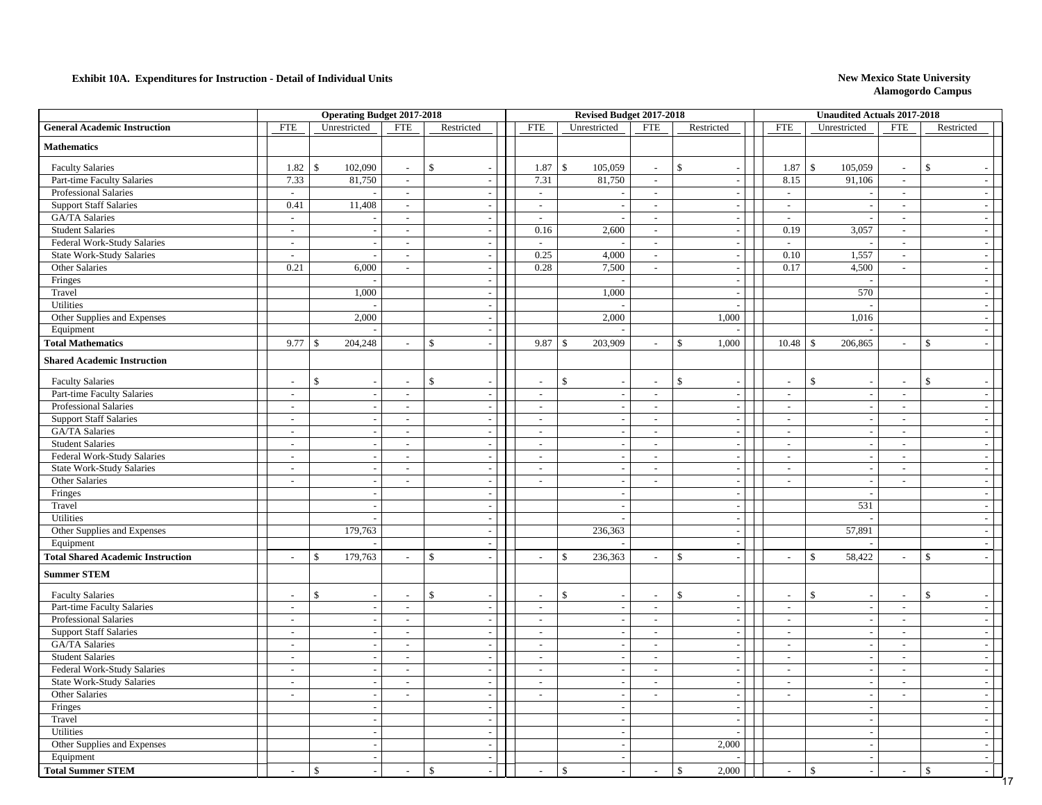**Exhibit 10A. Expenditures for Instruction - Detail of Individual Units**

**New Mexico State University**
**Alamogordo Campus**

| | Operating Budget 2017-2018 | | | | Revised Budget 2017-2018 | | | | Unaudited Actuals 2017-2018 | | | |
|---|---|---|---|---|---|---|---|---|---|---|---|---|
| **General Academic Instruction** | FTE | Unrestricted | FTE | Restricted | FTE | Unrestricted | FTE | Restricted | FTE | Unrestricted | FTE | Restricted |
| **Mathematics** | | | | | | | | | | | | |
| Faculty Salaries | 1.82 | $ 102,090 | - | $ - | 1.87 | $ 105,059 | - | $ - | 1.87 | $ 105,059 | - | $ - |
| Part-time Faculty Salaries | 7.33 | 81,750 | - | - | 7.31 | 81,750 | - | - | 8.15 | 91,106 | - | - |
| Professional Salaries | - | - | - | - | - | - | - | - | - | - | - | - |
| Support Staff Salaries | 0.41 | 11,408 | - | - | - | - | - | - | - | - | - | - |
| GA/TA Salaries | - | - | - | - | - | - | - | - | - | - | - | - |
| Student Salaries | - | - | - | - | 0.16 | 2,600 | - | - | 0.19 | 3,057 | - | - |
| Federal Work-Study Salaries | - | - | - | - | - | - | - | - | - | - | - | - |
| State Work-Study Salaries | - | - | - | - | 0.25 | 4,000 | - | - | 0.10 | 1,557 | - | - |
| Other Salaries | 0.21 | 6,000 | - | - | 0.28 | 7,500 | - | - | 0.17 | 4,500 | - | - |
| Fringes | | - | | - | | - | | - | | - | | - |
| Travel | | 1,000 | | - | | 1,000 | | - | | 570 | | - |
| Utilities | | - | | - | | - | | - | | - | | - |
| Other Supplies and Expenses | | 2,000 | | - | | 2,000 | | 1,000 | | 1,016 | | - |
| Equipment | | - | | - | | - | | - | | - | | - |
| **Total Mathematics** | 9.77 | $ 204,248 | - | $ - | 9.87 | $ 203,909 | - | $ 1,000 | 10.48 | $ 206,865 | - | $ - |
| **Shared Academic Instruction** | | | | | | | | | | | | |
| Faculty Salaries | - | $ - | - | $ - | - | $ - | - | $ - | - | $ - | - | $ - |
| Part-time Faculty Salaries | - | - | - | - | - | - | - | - | - | - | - | - |
| Professional Salaries | - | - | - | - | - | - | - | - | - | - | - | - |
| Support Staff Salaries | - | - | - | - | - | - | - | - | - | - | - | - |
| GA/TA Salaries | - | - | - | - | - | - | - | - | - | - | - | - |
| Student Salaries | - | - | - | - | - | - | - | - | - | - | - | - |
| Federal Work-Study Salaries | - | - | - | - | - | - | - | - | - | - | - | - |
| State Work-Study Salaries | - | - | - | - | - | - | - | - | - | - | - | - |
| Other Salaries | - | - | - | - | - | - | - | - | - | - | - | - |
| Fringes | | - | | - | | - | | - | | - | | - |
| Travel | | - | | - | | - | | - | | 531 | | - |
| Utilities | | - | | - | | - | | - | | - | | - |
| Other Supplies and Expenses | | 179,763 | | - | | 236,363 | | - | | 57,891 | | - |
| Equipment | | - | | - | | - | | - | | - | | - |
| **Total Shared Academic Instruction** | - | $ 179,763 | - | $ - | - | $ 236,363 | - | $ - | - | $ 58,422 | - | $ - |
| **Summer STEM** | | | | | | | | | | | | |
| Faculty Salaries | - | $ - | - | $ - | - | $ - | - | $ - | - | $ - | - | $ - |
| Part-time Faculty Salaries | - | - | - | - | - | - | - | - | - | - | - | - |
| Professional Salaries | - | - | - | - | - | - | - | - | - | - | - | - |
| Support Staff Salaries | - | - | - | - | - | - | - | - | - | - | - | - |
| GA/TA Salaries | - | - | - | - | - | - | - | - | - | - | - | - |
| Student Salaries | - | - | - | - | - | - | - | - | - | - | - | - |
| Federal Work-Study Salaries | - | - | - | - | - | - | - | - | - | - | - | - |
| State Work-Study Salaries | - | - | - | - | - | - | - | - | - | - | - | - |
| Other Salaries | - | - | - | - | - | - | - | - | - | - | - | - |
| Fringes | | - | | - | | - | | - | | - | | - |
| Travel | | - | | - | | - | | - | | - | | - |
| Utilities | | - | | - | | - | | - | | - | | - |
| Other Supplies and Expenses | | - | | - | | - | | 2,000 | | - | | - |
| Equipment | | - | | - | | - | | - | | - | | - |
| **Total Summer STEM** | - | $ - | - | $ - | - | $ - | - | $ 2,000 | - | $ - | - | $ - |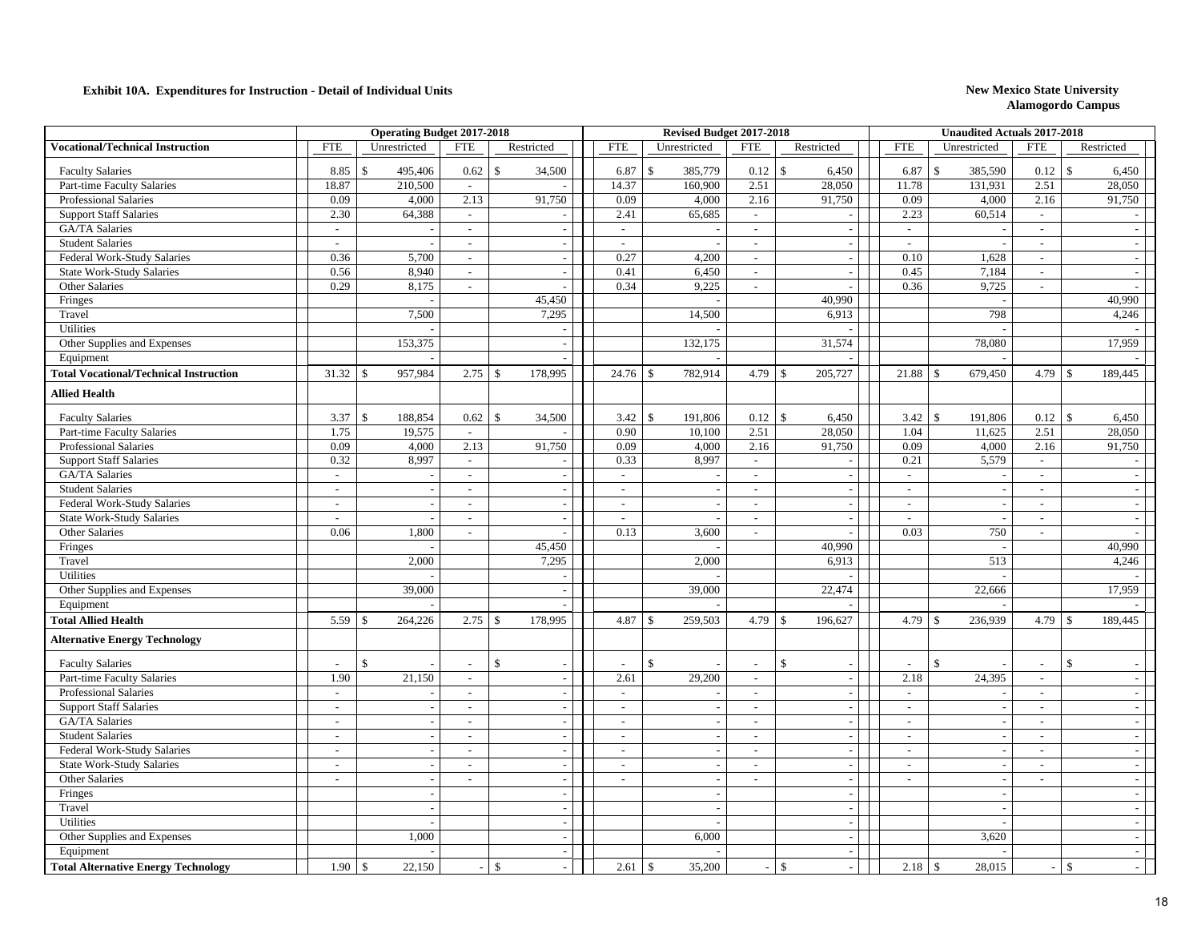**Exhibit 10A. Expenditures for Instruction - Detail of Individual Units**

**New Mexico State University**
**Alamogordo Campus**

| | Operating Budget 2017-2018 | | | | Revised Budget 2017-2018 | | | | Unaudited Actuals 2017-2018 | | | |
|---|---|---|---|---|---|---|---|---|---|---|---|---|
| **Vocational/Technical Instruction** | FTE | Unrestricted | FTE | Restricted | FTE | Unrestricted | FTE | Restricted | FTE | Unrestricted | FTE | Restricted |
| Faculty Salaries | 8.85 | $ 495,406 | 0.62 | $ 34,500 | 6.87 | $ 385,779 | 0.12 | $ 6,450 | 6.87 | $ 385,590 | 0.12 | $ 6,450 |
| Part-time Faculty Salaries | 18.87 | 210,500 | - | - | 14.37 | 160,900 | 2.51 | 28,050 | 11.78 | 131,931 | 2.51 | 28,050 |
| Professional Salaries | 0.09 | 4,000 | 2.13 | 91,750 | 0.09 | 4,000 | 2.16 | 91,750 | 0.09 | 4,000 | 2.16 | 91,750 |
| Support Staff Salaries | 2.30 | 64,388 | - | - | 2.41 | 65,685 | - | - | 2.23 | 60,514 | - | - |
| GA/TA Salaries | - | - | - | - | - | - | - | - | - | - | - | - |
| Student Salaries | - | - | - | - | - | - | - | - | - | - | - | - |
| Federal Work-Study Salaries | 0.36 | 5,700 | - | - | 0.27 | 4,200 | - | - | 0.10 | 1,628 | - | - |
| State Work-Study Salaries | 0.56 | 8,940 | - | - | 0.41 | 6,450 | - | - | 0.45 | 7,184 | - | - |
| Other Salaries | 0.29 | 8,175 | - | - | 0.34 | 9,225 | - | - | 0.36 | 9,725 | - | - |
| Fringes | | - | | 45,450 | | - | | 40,990 | | - | | 40,990 |
| Travel | | 7,500 | | 7,295 | | 14,500 | | 6,913 | | 798 | | 4,246 |
| Utilities | | - | | - | | - | | - | | - | | - |
| Other Supplies and Expenses | | 153,375 | | - | | 132,175 | | 31,574 | | 78,080 | | 17,959 |
| Equipment | | - | | - | | - | | - | | - | | - |
| **Total Vocational/Technical Instruction** | 31.32 | $ 957,984 | 2.75 | $ 178,995 | 24.76 | $ 782,914 | 4.79 | $ 205,727 | 21.88 | $ 679,450 | 4.79 | $ 189,445 |
| **Allied Health** | | | | | | | | | | | | |
| Faculty Salaries | 3.37 | $ 188,854 | 0.62 | $ 34,500 | 3.42 | $ 191,806 | 0.12 | $ 6,450 | 3.42 | $ 191,806 | 0.12 | $ 6,450 |
| Part-time Faculty Salaries | 1.75 | 19,575 | - | - | 0.90 | 10,100 | 2.51 | 28,050 | 1.04 | 11,625 | 2.51 | 28,050 |
| Professional Salaries | 0.09 | 4,000 | 2.13 | 91,750 | 0.09 | 4,000 | 2.16 | 91,750 | 0.09 | 4,000 | 2.16 | 91,750 |
| Support Staff Salaries | 0.32 | 8,997 | - | - | 0.33 | 8,997 | - | - | 0.21 | 5,579 | - | - |
| GA/TA Salaries | - | - | - | - | - | - | - | - | - | - | - | - |
| Student Salaries | - | - | - | - | - | - | - | - | - | - | - | - |
| Federal Work-Study Salaries | - | - | - | - | - | - | - | - | - | - | - | - |
| State Work-Study Salaries | - | - | - | - | - | - | - | - | - | - | - | - |
| Other Salaries | 0.06 | 1,800 | - | - | 0.13 | 3,600 | - | - | 0.03 | 750 | - | - |
| Fringes | | - | | 45,450 | | - | | 40,990 | | - | | 40,990 |
| Travel | | 2,000 | | 7,295 | | 2,000 | | 6,913 | | 513 | | 4,246 |
| Utilities | | - | | - | | - | | - | | - | | - |
| Other Supplies and Expenses | | 39,000 | | - | | 39,000 | | 22,474 | | 22,666 | | 17,959 |
| Equipment | | - | | - | | - | | - | | - | | - |
| **Total Allied Health** | 5.59 | $ 264,226 | 2.75 | $ 178,995 | 4.87 | $ 259,503 | 4.79 | $ 196,627 | 4.79 | $ 236,939 | 4.79 | $ 189,445 |
| **Alternative Energy Technology** | | | | | | | | | | | | |
| Faculty Salaries | - | $ - | - | $ - | - | $ - | - | $ - | - | $ - | - | $ - |
| Part-time Faculty Salaries | 1.90 | 21,150 | - | - | 2.61 | 29,200 | - | - | 2.18 | 24,395 | - | - |
| Professional Salaries | - | - | - | - | - | - | - | - | - | - | - | - |
| Support Staff Salaries | - | - | - | - | - | - | - | - | - | - | - | - |
| GA/TA Salaries | - | - | - | - | - | - | - | - | - | - | - | - |
| Student Salaries | - | - | - | - | - | - | - | - | - | - | - | - |
| Federal Work-Study Salaries | - | - | - | - | - | - | - | - | - | - | - | - |
| State Work-Study Salaries | - | - | - | - | - | - | - | - | - | - | - | - |
| Other Salaries | - | - | - | - | - | - | - | - | - | - | - | - |
| Fringes | | - | | - | | - | | - | | - | | - |
| Travel | | - | | - | | - | | - | | - | | - |
| Utilities | | - | | - | | - | | - | | - | | - |
| Other Supplies and Expenses | | 1,000 | | - | | 6,000 | | - | | 3,620 | | - |
| Equipment | | - | | - | | - | | - | | - | | - |
| **Total Alternative Energy Technology** | 1.90 | $ 22,150 | - | $ - | 2.61 | $ 35,200 | - | $ - | 2.18 | $ 28,015 | - | $ - |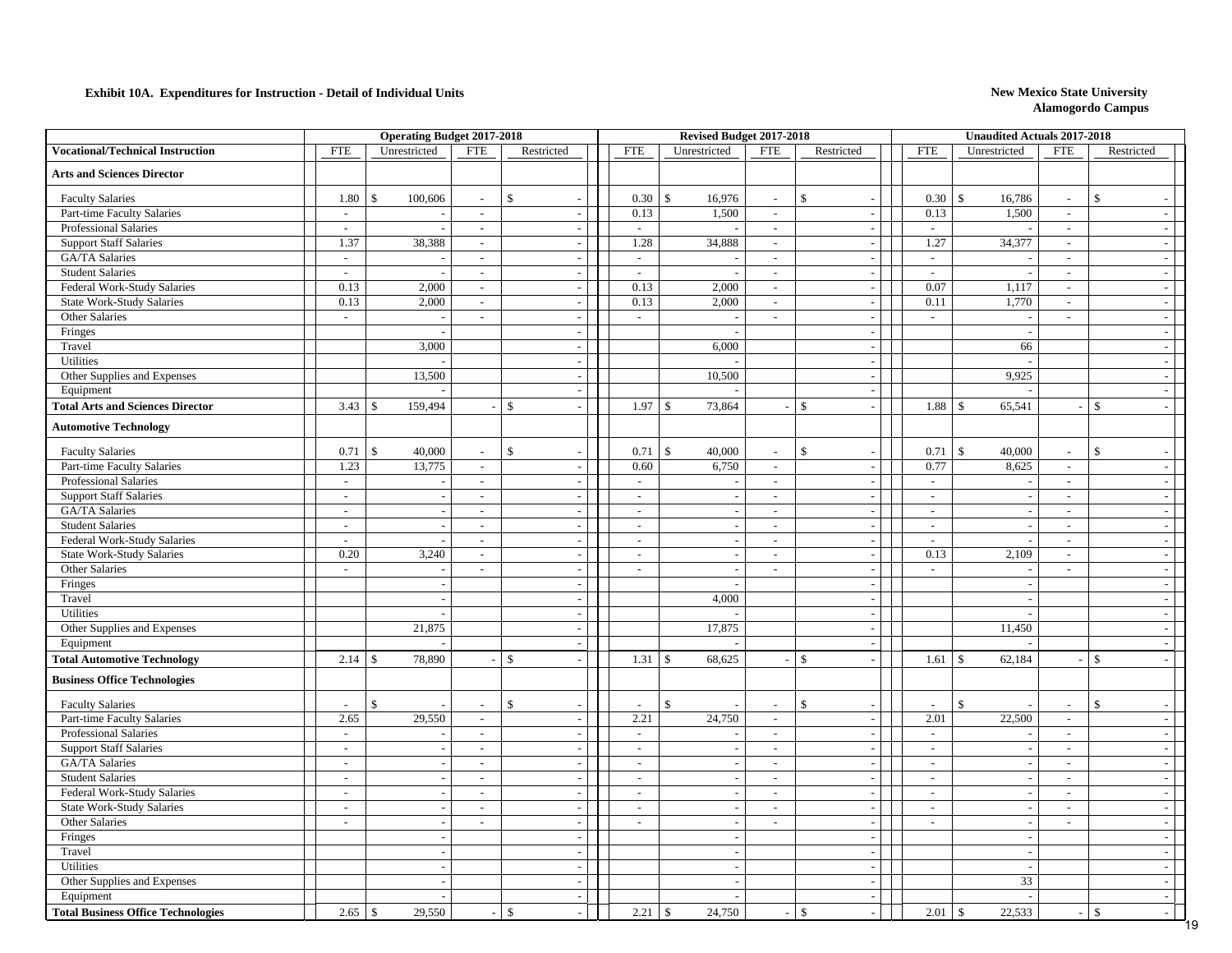**Exhibit 10A. Expenditures for Instruction - Detail of Individual Units**

**New Mexico State University**
**Alamogordo Campus**

| | Operating Budget 2017-2018 | | | | Revised Budget 2017-2018 | | | | Unaudited Actuals 2017-2018 | | | |
|---|---|---|---|---|---|---|---|---|---|---|---|---|
| **Vocational/Technical Instruction** | FTE | Unrestricted | FTE | Restricted | FTE | Unrestricted | FTE | Restricted | FTE | Unrestricted | FTE | Restricted |
| **Arts and Sciences Director** | | | | | | | | | | | | |
| Faculty Salaries | 1.80 | $ 100,606 | - | $ - | 0.30 | $ 16,976 | - | $ - | 0.30 | $ 16,786 | - | $ - |
| Part-time Faculty Salaries | - | - | - | - | 0.13 | 1,500 | - | - | 0.13 | 1,500 | - | - |
| Professional Salaries | - | - | - | - | - | - | - | - | - | - | - | - |
| Support Staff Salaries | 1.37 | 38,388 | - | - | 1.28 | 34,888 | - | - | 1.27 | 34,377 | - | - |
| GA/TA Salaries | - | - | - | - | - | - | - | - | - | - | - | - |
| Student Salaries | - | - | - | - | - | - | - | - | - | - | - | - |
| Federal Work-Study Salaries | 0.13 | 2,000 | - | - | 0.13 | 2,000 | - | - | 0.07 | 1,117 | - | - |
| State Work-Study Salaries | 0.13 | 2,000 | - | - | 0.13 | 2,000 | - | - | 0.11 | 1,770 | - | - |
| Other Salaries | - | - | - | - | - | - | - | - | - | - | - | - |
| Fringes | | - | | - | | - | | - | | - | | - |
| Travel | | 3,000 | | - | | 6,000 | | - | | 66 | | - |
| Utilities | | - | | - | | - | | - | | - | | - |
| Other Supplies and Expenses | | 13,500 | | - | | 10,500 | | - | | 9,925 | | - |
| Equipment | | - | | - | | - | | - | | - | | - |
| **Total Arts and Sciences Director** | 3.43 | $ 159,494 | - | $ - | 1.97 | $ 73,864 | - | $ - | 1.88 | $ 65,541 | - | $ - |
| **Automotive Technology** | | | | | | | | | | | | |
| Faculty Salaries | 0.71 | $ 40,000 | - | $ - | 0.71 | $ 40,000 | - | $ - | 0.71 | $ 40,000 | - | $ - |
| Part-time Faculty Salaries | 1.23 | 13,775 | - | - | 0.60 | 6,750 | - | - | 0.77 | 8,625 | - | - |
| Professional Salaries | - | - | - | - | - | - | - | - | - | - | - | - |
| Support Staff Salaries | - | - | - | - | - | - | - | - | - | - | - | - |
| GA/TA Salaries | - | - | - | - | - | - | - | - | - | - | - | - |
| Student Salaries | - | - | - | - | - | - | - | - | - | - | - | - |
| Federal Work-Study Salaries | - | - | - | - | - | - | - | - | - | - | - | - |
| State Work-Study Salaries | 0.20 | 3,240 | - | - | - | - | - | - | 0.13 | 2,109 | - | - |
| Other Salaries | - | - | - | - | - | - | - | - | - | - | - | - |
| Fringes | | - | | - | | - | | - | | - | | - |
| Travel | | - | | - | | 4,000 | | - | | - | | - |
| Utilities | | - | | - | | - | | - | | - | | - |
| Other Supplies and Expenses | | 21,875 | | - | | 17,875 | | - | | 11,450 | | - |
| Equipment | | - | | - | | - | | - | | - | | - |
| **Total Automotive Technology** | 2.14 | $ 78,890 | - | $ - | 1.31 | $ 68,625 | - | $ - | 1.61 | $ 62,184 | - | $ - |
| **Business Office Technologies** | | | | | | | | | | | | |
| Faculty Salaries | - | $ - | - | $ - | - | $ - | - | $ - | - | $ - | - | $ - |
| Part-time Faculty Salaries | 2.65 | 29,550 | - | - | 2.21 | 24,750 | - | - | 2.01 | 22,500 | - | - |
| Professional Salaries | - | - | - | - | - | - | - | - | - | - | - | - |
| Support Staff Salaries | - | - | - | - | - | - | - | - | - | - | - | - |
| GA/TA Salaries | - | - | - | - | - | - | - | - | - | - | - | - |
| Student Salaries | - | - | - | - | - | - | - | - | - | - | - | - |
| Federal Work-Study Salaries | - | - | - | - | - | - | - | - | - | - | - | - |
| State Work-Study Salaries | - | - | - | - | - | - | - | - | - | - | - | - |
| Other Salaries | - | - | - | - | - | - | - | - | - | - | - | - |
| Fringes | | - | | - | | - | | - | | - | | - |
| Travel | | - | | - | | - | | - | | - | | - |
| Utilities | | - | | - | | - | | - | | - | | - |
| Other Supplies and Expenses | | - | | - | | - | | - | | 33 | | - |
| Equipment | | - | | - | | - | | - | | - | | - |
| **Total Business Office Technologies** | 2.65 | $ 29,550 | - | $ - | 2.21 | $ 24,750 | - | $ - | 2.01 | $ 22,533 | - | $ - |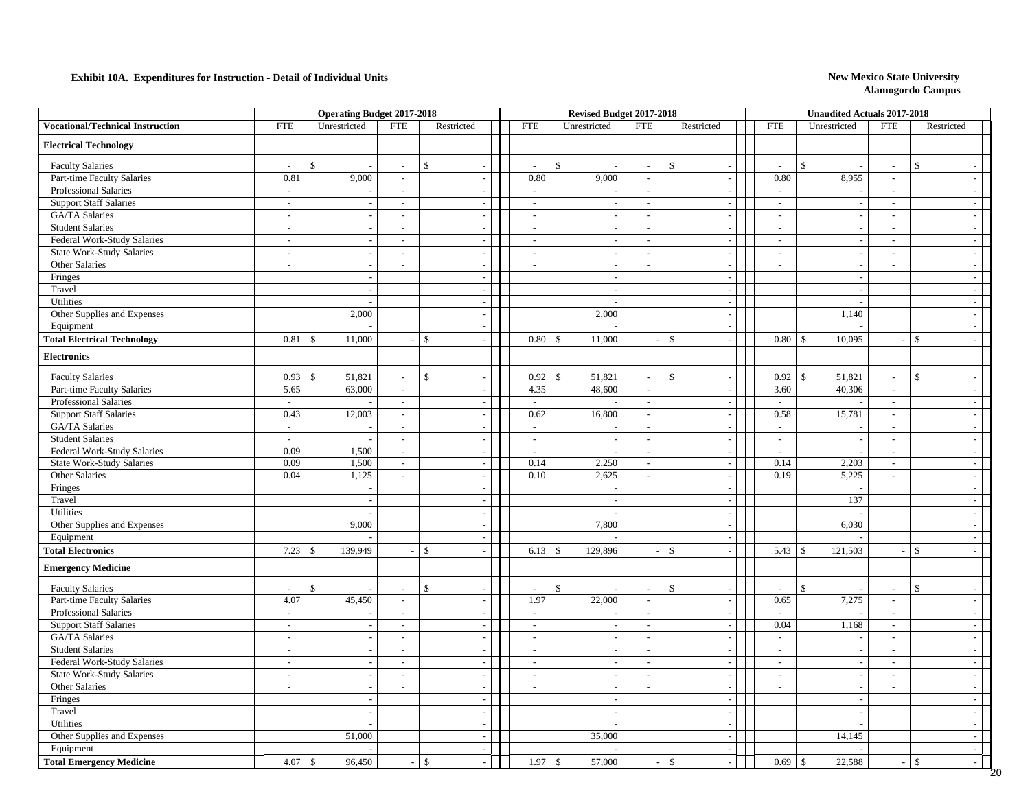**Exhibit 10A. Expenditures for Instruction - Detail of Individual Units**

**New Mexico State University**
**Alamogordo Campus**

| | Operating Budget 2017-2018 | | | | Revised Budget 2017-2018 | | | | Unaudited Actuals 2017-2018 | | | |
|---|---|---|---|---|---|---|---|---|---|---|---|---|
| **Vocational/Technical Instruction** | FTE | Unrestricted | FTE | Restricted | FTE | Unrestricted | FTE | Restricted | FTE | Unrestricted | FTE | Restricted |
| **Electrical Technology** | | | | | | | | | | | | |
| Faculty Salaries | - | $ - | - | $ - | - | $ - | - | $ - | - | $ - | - | $ - |
| Part-time Faculty Salaries | 0.81 | 9,000 | - | - | 0.80 | 9,000 | - | - | 0.80 | 8,955 | - | - |
| Professional Salaries | - | - | - | - | - | - | - | - | - | - | - | - |
| Support Staff Salaries | - | - | - | - | - | - | - | - | - | - | - | - |
| GA/TA Salaries | - | - | - | - | - | - | - | - | - | - | - | - |
| Student Salaries | - | - | - | - | - | - | - | - | - | - | - | - |
| Federal Work-Study Salaries | - | - | - | - | - | - | - | - | - | - | - | - |
| State Work-Study Salaries | - | - | - | - | - | - | - | - | - | - | - | - |
| Other Salaries | - | - | - | - | - | - | - | - | - | - | - | - |
| Fringes | | - | | - | | - | | - | | - | | - |
| Travel | | - | | - | | - | | - | | - | | - |
| Utilities | | - | | - | | - | | - | | - | | - |
| Other Supplies and Expenses | | 2,000 | | - | | 2,000 | | - | | 1,140 | | - |
| Equipment | | - | | - | | - | | - | | - | | - |
| **Total Electrical Technology** | 0.81 | $ 11,000 | - | $ - | 0.80 | $ 11,000 | - | $ - | 0.80 | $ 10,095 | - | $ - |
| **Electronics** | | | | | | | | | | | | |
| Faculty Salaries | 0.93 | $ 51,821 | - | $ - | 0.92 | $ 51,821 | - | $ - | 0.92 | $ 51,821 | - | $ - |
| Part-time Faculty Salaries | 5.65 | 63,000 | - | - | 4.35 | 48,600 | - | - | 3.60 | 40,306 | - | - |
| Professional Salaries | - | - | - | - | - | - | - | - | - | - | - | - |
| Support Staff Salaries | 0.43 | 12,003 | - | - | 0.62 | 16,800 | - | - | 0.58 | 15,781 | - | - |
| GA/TA Salaries | - | - | - | - | - | - | - | - | - | - | - | - |
| Student Salaries | - | - | - | - | - | - | - | - | - | - | - | - |
| Federal Work-Study Salaries | 0.09 | 1,500 | - | - | - | - | - | - | - | - | - | - |
| State Work-Study Salaries | 0.09 | 1,500 | - | - | 0.14 | 2,250 | - | - | 0.14 | 2,203 | - | - |
| Other Salaries | 0.04 | 1,125 | - | - | 0.10 | 2,625 | - | - | 0.19 | 5,225 | - | - |
| Fringes | | - | | - | | - | | - | | - | | - |
| Travel | | - | | - | | - | | - | | 137 | | - |
| Utilities | | - | | - | | - | | - | | - | | - |
| Other Supplies and Expenses | | 9,000 | | - | | 7,800 | | - | | 6,030 | | - |
| Equipment | | - | | - | | - | | - | | - | | - |
| **Total Electronics** | 7.23 | $ 139,949 | - | $ - | 6.13 | $ 129,896 | - | $ - | 5.43 | $ 121,503 | - | $ - |
| **Emergency Medicine** | | | | | | | | | | | | |
| Faculty Salaries | - | $ - | - | $ - | - | $ - | - | $ - | - | $ - | - | $ - |
| Part-time Faculty Salaries | 4.07 | 45,450 | - | - | 1.97 | 22,000 | - | - | 0.65 | 7,275 | - | - |
| Professional Salaries | - | - | - | - | - | - | - | - | - | - | - | - |
| Support Staff Salaries | - | - | - | - | - | - | - | - | 0.04 | 1,168 | - | - |
| GA/TA Salaries | - | - | - | - | - | - | - | - | - | - | - | - |
| Student Salaries | - | - | - | - | - | - | - | - | - | - | - | - |
| Federal Work-Study Salaries | - | - | - | - | - | - | - | - | - | - | - | - |
| State Work-Study Salaries | - | - | - | - | - | - | - | - | - | - | - | - |
| Other Salaries | - | - | - | - | - | - | - | - | - | - | - | - |
| Fringes | | - | | - | | - | | - | | - | | - |
| Travel | | - | | - | | - | | - | | - | | - |
| Utilities | | - | | - | | - | | - | | - | | - |
| Other Supplies and Expenses | | 51,000 | | - | | 35,000 | | - | | 14,145 | | - |
| Equipment | | - | | - | | - | | - | | - | | - |
| **Total Emergency Medicine** | 4.07 | $ 96,450 | - | $ - | 1.97 | $ 57,000 | - | $ - | 0.69 | $ 22,588 | - | $ - |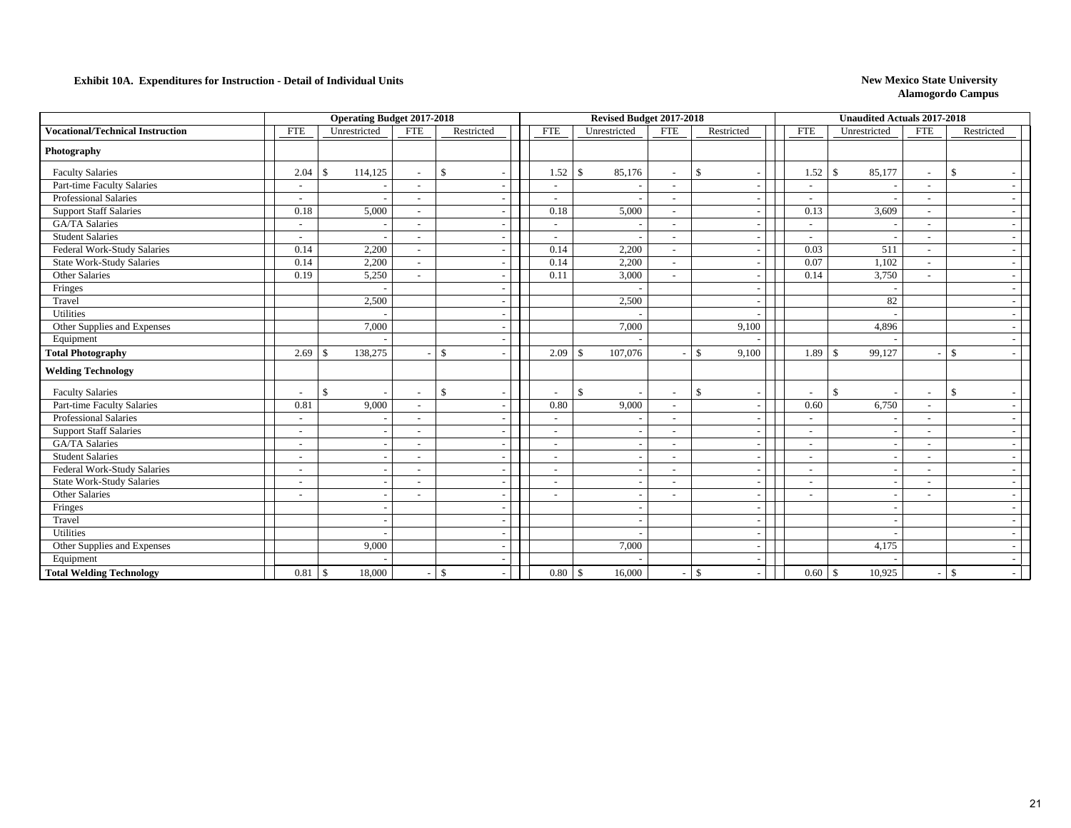**Exhibit 10A. Expenditures for Instruction - Detail of Individual Units**

**New Mexico State University**
**Alamogordo Campus**

| | Operating Budget 2017-2018 | | | | Revised Budget 2017-2018 | | | | Unaudited Actuals 2017-2018 | | | |
|---|---|---|---|---|---|---|---|---|---|---|---|---|
| **Vocational/Technical Instruction** | FTE | Unrestricted | FTE | Restricted | FTE | Unrestricted | FTE | Restricted | FTE | Unrestricted | FTE | Restricted |
| **Photography** | | | | | | | | | | | | |
| Faculty Salaries | 2.04 | $ 114,125 | - | $ - | 1.52 | $ 85,176 | - | $ - | 1.52 | $ 85,177 | - | $ - |
| Part-time Faculty Salaries | - | - | - | - | - | - | - | - | - | - | - | - |
| Professional Salaries | - | - | - | - | - | - | - | - | - | - | - | - |
| Support Staff Salaries | 0.18 | 5,000 | - | - | 0.18 | 5,000 | - | - | 0.13 | 3,609 | - | - |
| GA/TA Salaries | - | - | - | - | - | - | - | - | - | - | - | - |
| Student Salaries | - | - | - | - | - | - | - | - | - | - | - | - |
| Federal Work-Study Salaries | 0.14 | 2,200 | - | - | 0.14 | 2,200 | - | - | 0.03 | 511 | - | - |
| State Work-Study Salaries | 0.14 | 2,200 | - | - | 0.14 | 2,200 | - | - | 0.07 | 1,102 | - | - |
| Other Salaries | 0.19 | 5,250 | - | - | 0.11 | 3,000 | - | - | 0.14 | 3,750 | - | - |
| Fringes | | - | | - | | - | | - | | - | | - |
| Travel | | 2,500 | | - | | 2,500 | | - | | 82 | | - |
| Utilities | | - | | - | | - | | - | | - | | - |
| Other Supplies and Expenses | | 7,000 | | - | | 7,000 | | 9,100 | | 4,896 | | - |
| Equipment | | - | | - | | - | | - | | - | | - |
| **Total Photography** | 2.69 | $ 138,275 | - | $ - | 2.09 | $ 107,076 | - | $ 9,100 | 1.89 | $ 99,127 | - | $ - |
| **Welding Technology** | | | | | | | | | | | | |
| Faculty Salaries | - | $ - | - | $ - | - | $ - | - | $ - | - | $ - | - | $ - |
| Part-time Faculty Salaries | 0.81 | 9,000 | - | - | 0.80 | 9,000 | - | - | 0.60 | 6,750 | - | - |
| Professional Salaries | - | - | - | - | - | - | - | - | - | - | - | - |
| Support Staff Salaries | - | - | - | - | - | - | - | - | - | - | - | - |
| GA/TA Salaries | - | - | - | - | - | - | - | - | - | - | - | - |
| Student Salaries | - | - | - | - | - | - | - | - | - | - | - | - |
| Federal Work-Study Salaries | - | - | - | - | - | - | - | - | - | - | - | - |
| State Work-Study Salaries | - | - | - | - | - | - | - | - | - | - | - | - |
| Other Salaries | - | - | - | - | - | - | - | - | - | - | - | - |
| Fringes | | - | | - | | - | | - | | - | | - |
| Travel | | - | | - | | - | | - | | - | | - |
| Utilities | | - | | - | | - | | - | | - | | - |
| Other Supplies and Expenses | | 9,000 | | - | | 7,000 | | - | | 4,175 | | - |
| Equipment | | - | | - | | - | | - | | - | | - |
| **Total Welding Technology** | 0.81 | $ 18,000 | - | $ - | 0.80 | $ 16,000 | - | $ - | 0.60 | $ 10,925 | - | $ - |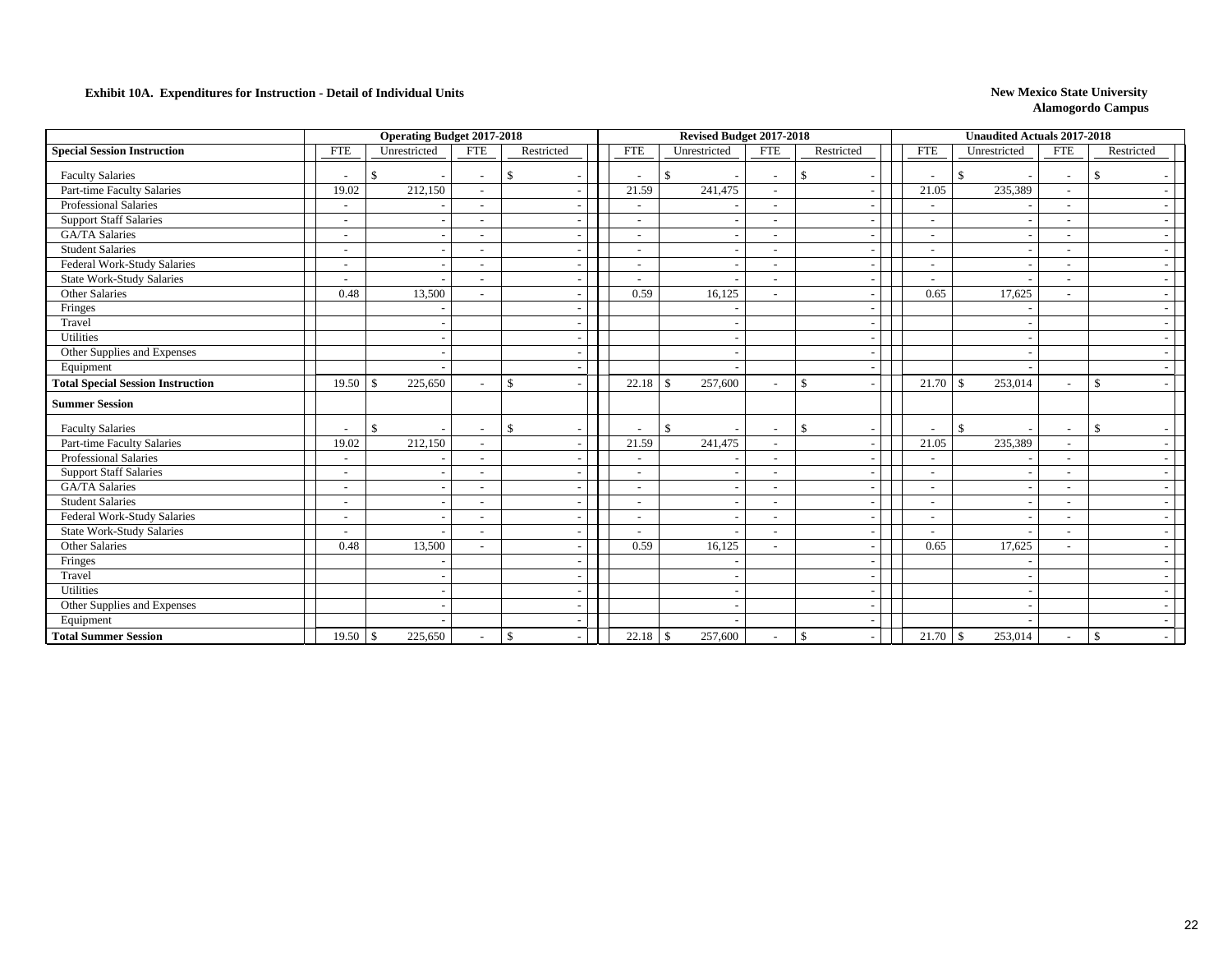**Exhibit 10A. Expenditures for Instruction - Detail of Individual Units**

**New Mexico State University**
**Alamogordo Campus**

| | Operating Budget 2017-2018 | | | | Revised Budget 2017-2018 | | | | Unaudited Actuals 2017-2018 | | | |
|---|---|---|---|---|---|---|---|---|---|---|---|---|
| **Special Session Instruction** | FTE | Unrestricted | FTE | Restricted | FTE | Unrestricted | FTE | Restricted | FTE | Unrestricted | FTE | Restricted |
| Faculty Salaries | - | $ - | - | $ - | - | $ - | - | $ - | - | $ - | - | $ - |
| Part-time Faculty Salaries | 19.02 | 212,150 | - | - | 21.59 | 241,475 | - | - | 21.05 | 235,389 | - | - |
| Professional Salaries | - | - | - | - | - | - | - | - | - | - | - | - |
| Support Staff Salaries | - | - | - | - | - | - | - | - | - | - | - | - |
| GA/TA Salaries | - | - | - | - | - | - | - | - | - | - | - | - |
| Student Salaries | - | - | - | - | - | - | - | - | - | - | - | - |
| Federal Work-Study Salaries | - | - | - | - | - | - | - | - | - | - | - | - |
| State Work-Study Salaries | - | - | - | - | - | - | - | - | - | - | - | - |
| Other Salaries | 0.48 | 13,500 | - | - | 0.59 | 16,125 | - | - | 0.65 | 17,625 | - | - |
| Fringes | | - | | - | | - | | - | | - | | - |
| Travel | | - | | - | | - | | - | | - | | - |
| Utilities | | - | | - | | - | | - | | - | | - |
| Other Supplies and Expenses | | - | | - | | - | | - | | - | | - |
| Equipment | | - | | - | | - | | - | | - | | - |
| **Total Special Session Instruction** | 19.50 | $ 225,650 | - | $ - | 22.18 | $ 257,600 | - | $ - | 21.70 | $ 253,014 | - | $ - |
| **Summer Session** | | | | | | | | | | | | |
| Faculty Salaries | - | $ - | - | $ - | - | $ - | - | $ - | - | $ - | - | $ - |
| Part-time Faculty Salaries | 19.02 | 212,150 | - | - | 21.59 | 241,475 | - | - | 21.05 | 235,389 | - | - |
| Professional Salaries | - | - | - | - | - | - | - | - | - | - | - | - |
| Support Staff Salaries | - | - | - | - | - | - | - | - | - | - | - | - |
| GA/TA Salaries | - | - | - | - | - | - | - | - | - | - | - | - |
| Student Salaries | - | - | - | - | - | - | - | - | - | - | - | - |
| Federal Work-Study Salaries | - | - | - | - | - | - | - | - | - | - | - | - |
| State Work-Study Salaries | - | - | - | - | - | - | - | - | - | - | - | - |
| Other Salaries | 0.48 | 13,500 | - | - | 0.59 | 16,125 | - | - | 0.65 | 17,625 | - | - |
| Fringes | | - | | - | | - | | - | | - | | - |
| Travel | | - | | - | | - | | - | | - | | - |
| Utilities | | - | | - | | - | | - | | - | | - |
| Other Supplies and Expenses | | - | | - | | - | | - | | - | | - |
| Equipment | | - | | - | | - | | - | | - | | - |
| **Total Summer Session** | 19.50 | $ 225,650 | - | $ - | 22.18 | $ 257,600 | - | $ - | 21.70 | $ 253,014 | - | $ - |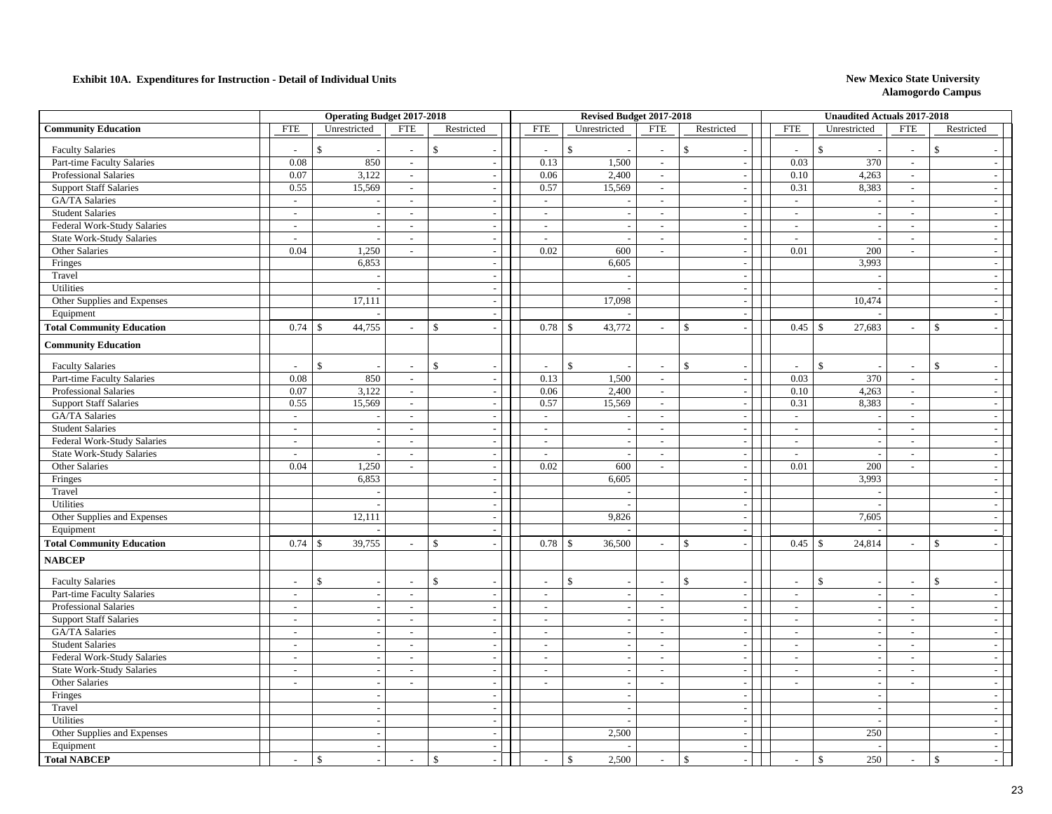**Exhibit 10A. Expenditures for Instruction - Detail of Individual Units**

**New Mexico State University**
**Alamogordo Campus**

| | Operating Budget 2017-2018 | | | | Revised Budget 2017-2018 | | | | Unaudited Actuals 2017-2018 | | | |
|---|---|---|---|---|---|---|---|---|---|---|---|---|
| **Community Education** | FTE | Unrestricted | FTE | Restricted | FTE | Unrestricted | FTE | Restricted | FTE | Unrestricted | FTE | Restricted |
| Faculty Salaries | - | $ - | - | $ - | - | $ - | - | $ - | - | $ - | - | $ - |
| Part-time Faculty Salaries | 0.08 | 850 | - | - | 0.13 | 1,500 | - | - | 0.03 | 370 | - | - |
| Professional Salaries | 0.07 | 3,122 | - | - | 0.06 | 2,400 | - | - | 0.10 | 4,263 | - | - |
| Support Staff Salaries | 0.55 | 15,569 | - | - | 0.57 | 15,569 | - | - | 0.31 | 8,383 | - | - |
| GA/TA Salaries | - | - | - | - | - | - | - | - | - | - | - | - |
| Student Salaries | - | - | - | - | - | - | - | - | - | - | - | - |
| Federal Work-Study Salaries | - | - | - | - | - | - | - | - | - | - | - | - |
| State Work-Study Salaries | - | - | - | - | - | - | - | - | - | - | - | - |
| Other Salaries | 0.04 | 1,250 | - | - | 0.02 | 600 | - | - | 0.01 | 200 | - | - |
| Fringes | | 6,853 | | - | | 6,605 | | - | | 3,993 | | - |
| Travel | | - | | - | | - | | - | | - | | - |
| Utilities | | - | | - | | - | | - | | - | | - |
| Other Supplies and Expenses | | 17,111 | | - | | 17,098 | | - | | 10,474 | | - |
| Equipment | | - | | - | | - | | - | | - | | - |
| **Total Community Education** | 0.74 | $ 44,755 | - | $ - | 0.78 | $ 43,772 | - | $ - | 0.45 | $ 27,683 | - | $ - |
| **Community Education** | | | | | | | | | | | | |
| Faculty Salaries | - | $ - | - | $ - | - | $ - | - | $ - | - | $ - | - | $ - |
| Part-time Faculty Salaries | 0.08 | 850 | - | - | 0.13 | 1,500 | - | - | 0.03 | 370 | - | - |
| Professional Salaries | 0.07 | 3,122 | - | - | 0.06 | 2,400 | - | - | 0.10 | 4,263 | - | - |
| Support Staff Salaries | 0.55 | 15,569 | - | - | 0.57 | 15,569 | - | - | 0.31 | 8,383 | - | - |
| GA/TA Salaries | - | - | - | - | - | - | - | - | - | - | - | - |
| Student Salaries | - | - | - | - | - | - | - | - | - | - | - | - |
| Federal Work-Study Salaries | - | - | - | - | - | - | - | - | - | - | - | - |
| State Work-Study Salaries | - | - | - | - | - | - | - | - | - | - | - | - |
| Other Salaries | 0.04 | 1,250 | - | - | 0.02 | 600 | - | - | 0.01 | 200 | - | - |
| Fringes | | 6,853 | | - | | 6,605 | | - | | 3,993 | | - |
| Travel | | - | | - | | - | | - | | - | | - |
| Utilities | | - | | - | | - | | - | | - | | - |
| Other Supplies and Expenses | | 12,111 | | - | | 9,826 | | - | | 7,605 | | - |
| Equipment | | - | | - | | - | | - | | - | | - |
| **Total Community Education** | 0.74 | $ 39,755 | - | $ - | 0.78 | $ 36,500 | - | $ - | 0.45 | $ 24,814 | - | $ - |
| **NABCEP** | | | | | | | | | | | | |
| Faculty Salaries | - | $ - | - | $ - | - | $ - | - | $ - | - | $ - | - | $ - |
| Part-time Faculty Salaries | - | - | - | - | - | - | - | - | - | - | - | - |
| Professional Salaries | - | - | - | - | - | - | - | - | - | - | - | - |
| Support Staff Salaries | - | - | - | - | - | - | - | - | - | - | - | - |
| GA/TA Salaries | - | - | - | - | - | - | - | - | - | - | - | - |
| Student Salaries | - | - | - | - | - | - | - | - | - | - | - | - |
| Federal Work-Study Salaries | - | - | - | - | - | - | - | - | - | - | - | - |
| State Work-Study Salaries | - | - | - | - | - | - | - | - | - | - | - | - |
| Other Salaries | - | - | - | - | - | - | - | - | - | - | - | - |
| Fringes | | - | | - | | - | | - | | - | | - |
| Travel | | - | | - | | - | | - | | - | | - |
| Utilities | | - | | - | | - | | - | | - | | - |
| Other Supplies and Expenses | | - | | - | | 2,500 | | - | | 250 | | - |
| Equipment | | - | | - | | - | | - | | - | | - |
| **Total NABCEP** | - | $ - | - | $ - | - | $ 2,500 | - | $ - | - | $ 250 | - | $ - |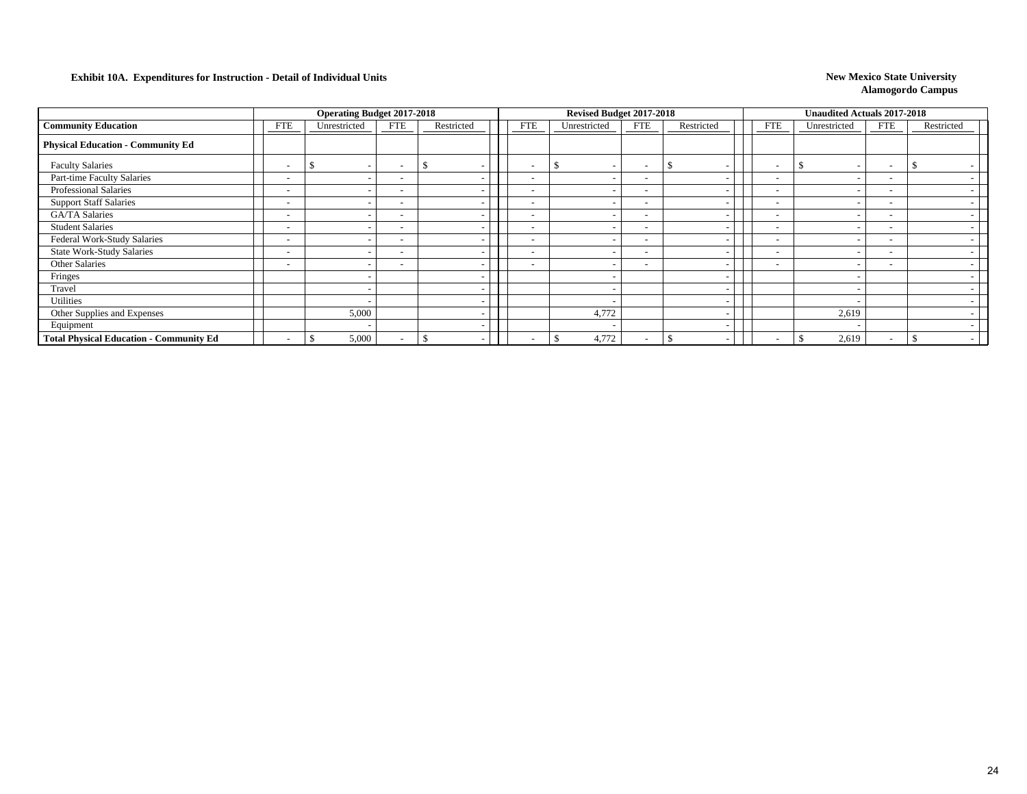**Exhibit 10A. Expenditures for Instruction - Detail of Individual Units**

**New Mexico State University**
**Alamogordo Campus**

| | Operating Budget 2017-2018 | | | | Revised Budget 2017-2018 | | | | Unaudited Actuals 2017-2018 | | | |
|---|---|---|---|---|---|---|---|---|---|---|---|---|
| **Community Education** | FTE | Unrestricted | FTE | Restricted | FTE | Unrestricted | FTE | Restricted | FTE | Unrestricted | FTE | Restricted |
| **Physical Education - Community Ed** | | | | | | | | | | | | |
| Faculty Salaries | - | $ - | - | $ - | - | $ - | - | $ - | - | $ - | - | $ - |
| Part-time Faculty Salaries | - | - | - | - | - | - | - | - | - | - | - | - |
| Professional Salaries | - | - | - | - | - | - | - | - | - | - | - | - |
| Support Staff Salaries | - | - | - | - | - | - | - | - | - | - | - | - |
| GA/TA Salaries | - | - | - | - | - | - | - | - | - | - | - | - |
| Student Salaries | - | - | - | - | - | - | - | - | - | - | - | - |
| Federal Work-Study Salaries | - | - | - | - | - | - | - | - | - | - | - | - |
| State Work-Study Salaries | - | - | - | - | - | - | - | - | - | - | - | - |
| Other Salaries | - | - | - | - | - | - | - | - | - | - | - | - |
| Fringes | | - | | - | | - | | - | | - | | - |
| Travel | | - | | - | | - | | - | | - | | - |
| Utilities | | - | | - | | - | | - | | - | | - |
| Other Supplies and Expenses | | 5,000 | | - | | 4,772 | | - | | 2,619 | | - |
| Equipment | | - | | - | | - | | - | | - | | - |
| **Total Physical Education - Community Ed** | - | $ 5,000 | - | $ - | - | $ 4,772 | - | $ - | - | $ 2,619 | - | $ - |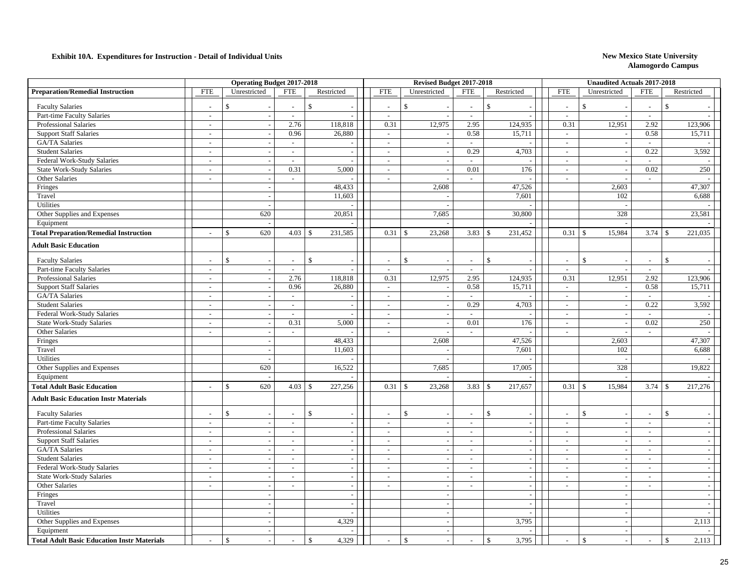**Exhibit 10A. Expenditures for Instruction - Detail of Individual Units**

**New Mexico State University**
**Alamogordo Campus**

| | Operating Budget 2017-2018 | | | | Revised Budget 2017-2018 | | | | Unaudited Actuals 2017-2018 | | | |
|---|---|---|---|---|---|---|---|---|---|---|---|---|
| **Preparation/Remedial Instruction** | FTE | Unrestricted | FTE | Restricted | FTE | Unrestricted | FTE | Restricted | FTE | Unrestricted | FTE | Restricted |
| Faculty Salaries | - | $ - | - | $ - | - | $ - | - | $ - | - | $ - | - | $ - |
| Part-time Faculty Salaries | - | - | - | - | - | - | - | - | - | - | - | - |
| Professional Salaries | - | - | 2.76 | 118,818 | 0.31 | 12,975 | 2.95 | 124,935 | 0.31 | 12,951 | 2.92 | 123,906 |
| Support Staff Salaries | - | - | 0.96 | 26,880 | - | - | 0.58 | 15,711 | - | - | 0.58 | 15,711 |
| GA/TA Salaries | - | - | - | - | - | - | - | - | - | - | - | - |
| Student Salaries | - | - | - | - | - | - | 0.29 | 4,703 | - | - | 0.22 | 3,592 |
| Federal Work-Study Salaries | - | - | - | - | - | - | - | - | - | - | - | - |
| State Work-Study Salaries | - | - | 0.31 | 5,000 | - | - | 0.01 | 176 | - | - | 0.02 | 250 |
| Other Salaries | - | - | - | - | - | - | - | - | - | - | - | - |
| Fringes | | - | | 48,433 | | 2,608 | | 47,526 | | 2,603 | | 47,307 |
| Travel | | - | | 11,603 | | - | | 7,601 | | 102 | | 6,688 |
| Utilities | | - | | - | | - | | - | | - | | - |
| Other Supplies and Expenses | | 620 | | 20,851 | | 7,685 | | 30,800 | | 328 | | 23,581 |
| Equipment | | - | | - | | - | | - | | - | | - |
| **Total Preparation/Remedial Instruction** | - | $ 620 | 4.03 | $ 231,585 | 0.31 | $ 23,268 | 3.83 | $ 231,452 | 0.31 | $ 15,984 | 3.74 | $ 221,035 |
| **Adult Basic Education** | | | | | | | | | | | | |
| Faculty Salaries | - | $ - | - | $ - | - | $ - | - | $ - | - | $ - | - | $ - |
| Part-time Faculty Salaries | - | - | - | - | - | - | - | - | - | - | - | - |
| Professional Salaries | - | - | 2.76 | 118,818 | 0.31 | 12,975 | 2.95 | 124,935 | 0.31 | 12,951 | 2.92 | 123,906 |
| Support Staff Salaries | - | - | 0.96 | 26,880 | - | - | 0.58 | 15,711 | - | - | 0.58 | 15,711 |
| GA/TA Salaries | - | - | - | - | - | - | - | - | - | - | - | - |
| Student Salaries | - | - | - | - | - | - | 0.29 | 4,703 | - | - | 0.22 | 3,592 |
| Federal Work-Study Salaries | - | - | - | - | - | - | - | - | - | - | - | - |
| State Work-Study Salaries | - | - | 0.31 | 5,000 | - | - | 0.01 | 176 | - | - | 0.02 | 250 |
| Other Salaries | - | - | - | - | - | - | - | - | - | - | - | - |
| Fringes | | - | | 48,433 | | 2,608 | | 47,526 | | 2,603 | | 47,307 |
| Travel | | - | | 11,603 | | - | | 7,601 | | 102 | | 6,688 |
| Utilities | | - | | - | | - | | - | | - | | - |
| Other Supplies and Expenses | | 620 | | 16,522 | | 7,685 | | 17,005 | | 328 | | 19,822 |
| Equipment | | - | | - | | - | | - | | - | | - |
| **Total Adult Basic Education** | - | $ 620 | 4.03 | $ 227,256 | 0.31 | $ 23,268 | 3.83 | $ 217,657 | 0.31 | $ 15,984 | 3.74 | $ 217,276 |
| **Adult Basic Education Instr Materials** | | | | | | | | | | | | |
| Faculty Salaries | - | $ - | - | $ - | - | $ - | - | $ - | - | $ - | - | $ - |
| Part-time Faculty Salaries | - | - | - | - | - | - | - | - | - | - | - | - |
| Professional Salaries | - | - | - | - | - | - | - | - | - | - | - | - |
| Support Staff Salaries | - | - | - | - | - | - | - | - | - | - | - | - |
| GA/TA Salaries | - | - | - | - | - | - | - | - | - | - | - | - |
| Student Salaries | - | - | - | - | - | - | - | - | - | - | - | - |
| Federal Work-Study Salaries | - | - | - | - | - | - | - | - | - | - | - | - |
| State Work-Study Salaries | - | - | - | - | - | - | - | - | - | - | - | - |
| Other Salaries | - | - | - | - | - | - | - | - | - | - | - | - |
| Fringes | | - | | - | | - | | - | | - | | - |
| Travel | | - | | - | | - | | - | | - | | - |
| Utilities | | - | | - | | - | | - | | - | | - |
| Other Supplies and Expenses | | - | | 4,329 | | - | | 3,795 | | - | | 2,113 |
| Equipment | | - | | - | | - | | - | | - | | - |
| **Total Adult Basic Education Instr Materials** | - | $ - | - | $ 4,329 | - | $ - | - | $ 3,795 | - | $ - | - | $ 2,113 |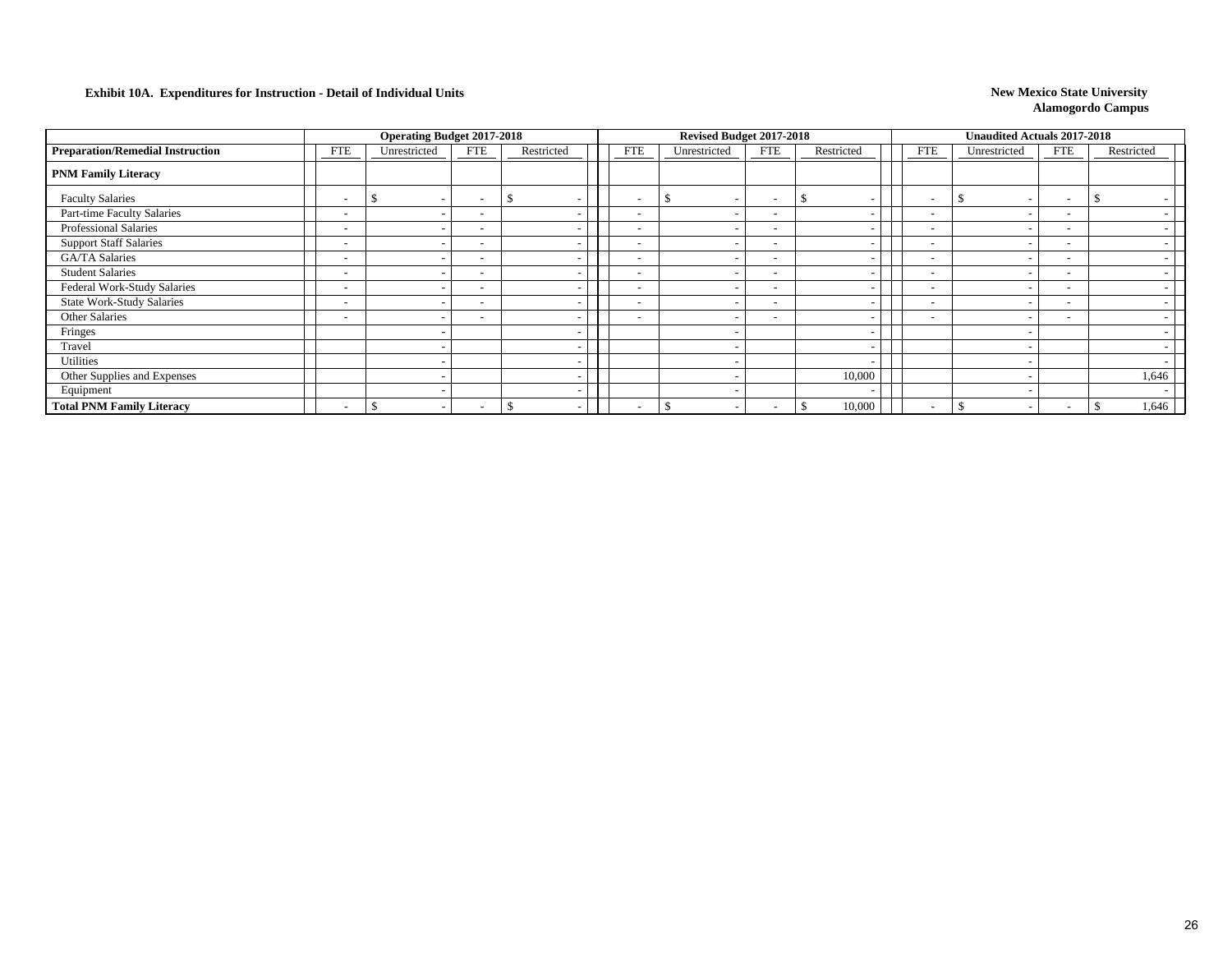**Exhibit 10A. Expenditures for Instruction - Detail of Individual Units**

**New Mexico State University**
**Alamogordo Campus**

| | Operating Budget 2017-2018 | | | | Revised Budget 2017-2018 | | | | Unaudited Actuals 2017-2018 | | | |
|---|---|---|---|---|---|---|---|---|---|---|---|---|
| **Preparation/Remedial Instruction** | FTE | Unrestricted | FTE | Restricted | FTE | Unrestricted | FTE | Restricted | FTE | Unrestricted | FTE | Restricted |
| **PNM Family Literacy** | | | | | | | | | | | | |
| Faculty Salaries | - | $ - | - | $ - | - | $ - | - | $ - | - | $ - | - | $ - |
| Part-time Faculty Salaries | - | - | - | - | - | - | - | - | - | - | - | - |
| Professional Salaries | - | - | - | - | - | - | - | - | - | - | - | - |
| Support Staff Salaries | - | - | - | - | - | - | - | - | - | - | - | - |
| GA/TA Salaries | - | - | - | - | - | - | - | - | - | - | - | - |
| Student Salaries | - | - | - | - | - | - | - | - | - | - | - | - |
| Federal Work-Study Salaries | - | - | - | - | - | - | - | - | - | - | - | - |
| State Work-Study Salaries | - | - | - | - | - | - | - | - | - | - | - | - |
| Other Salaries | - | - | - | - | - | - | - | - | - | - | - | - |
| Fringes | | - | | - | | - | | - | | - | | - |
| Travel | | - | | - | | - | | - | | - | | - |
| Utilities | | - | | - | | - | | - | | - | | - |
| Other Supplies and Expenses | | - | | - | | - | | 10,000 | | - | | 1,646 |
| Equipment | | - | | - | | - | | - | | - | | - |
| **Total PNM Family Literacy** | - | $ - | - | $ - | - | $ - | - | $ 10,000 | - | $ - | - | $ 1,646 |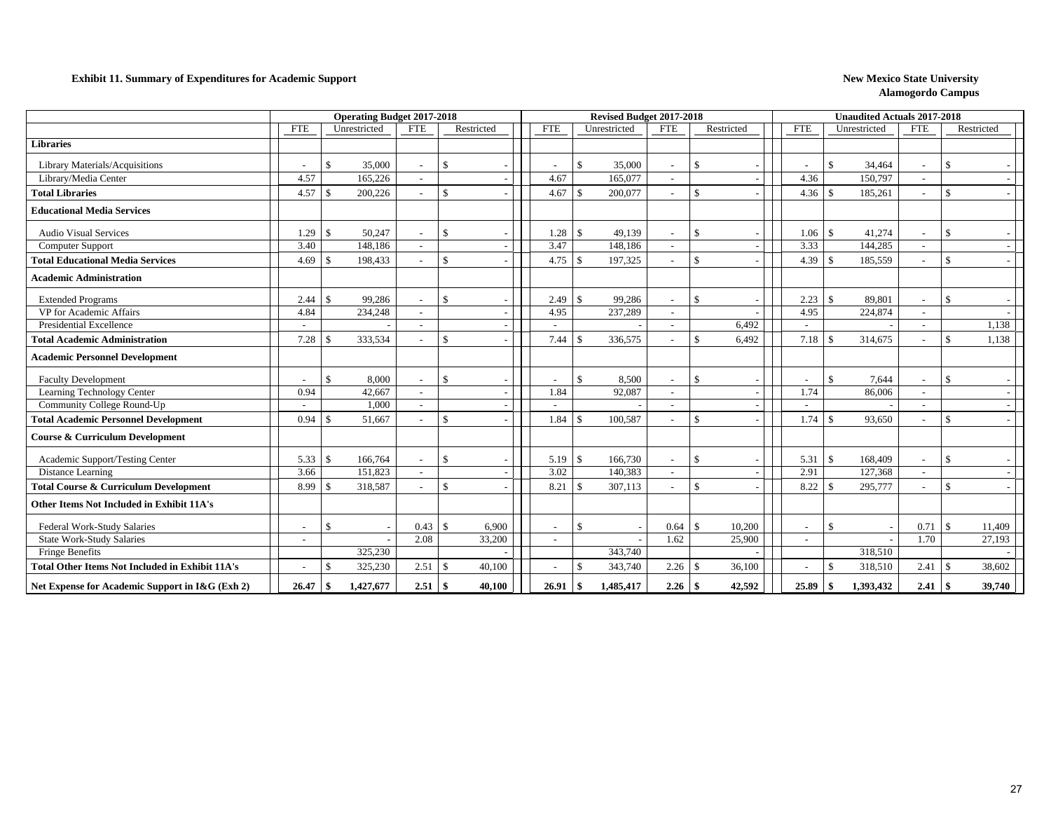**Exhibit 11. Summary of Expenditures for Academic Support**

**New Mexico State University**
**Alamogordo Campus**

| | Operating Budget 2017-2018 | | | | Revised Budget 2017-2018 | | | | Unaudited Actuals 2017-2018 | | | |
|---|---|---|---|---|---|---|---|---|---|---|---|---|
| | FTE | Unrestricted | FTE | Restricted | FTE | Unrestricted | FTE | Restricted | FTE | Unrestricted | FTE | Restricted |
| **Libraries** | | | | | | | | | | | | |
| Library Materials/Acquisitions | - | $ 35,000 | - | $ - | - | $ 35,000 | - | $ - | - | $ 34,464 | - | $ - |
| Library/Media Center | 4.57 | 165,226 | - | - | 4.67 | 165,077 | - | - | 4.36 | 150,797 | - | - |
| **Total Libraries** | 4.57 | $ 200,226 | - | $ - | 4.67 | $ 200,077 | - | $ - | 4.36 | $ 185,261 | - | $ - |
| **Educational Media Services** | | | | | | | | | | | | |
| Audio Visual Services | 1.29 | $ 50,247 | - | $ - | 1.28 | $ 49,139 | - | $ - | 1.06 | $ 41,274 | - | $ - |
| Computer Support | 3.40 | 148,186 | - | - | 3.47 | 148,186 | - | - | 3.33 | 144,285 | - | - |
| **Total Educational Media Services** | 4.69 | $ 198,433 | - | $ - | 4.75 | $ 197,325 | - | $ - | 4.39 | $ 185,559 | - | $ - |
| **Academic Administration** | | | | | | | | | | | | |
| Extended Programs | 2.44 | $ 99,286 | - | $ - | 2.49 | $ 99,286 | - | $ - | 2.23 | $ 89,801 | - | $ - |
| VP for Academic Affairs | 4.84 | 234,248 | - | - | 4.95 | 237,289 | - | - | 4.95 | 224,874 | - | - |
| Presidential Excellence | - | - | - | - | - | - | - | 6,492 | - | - | - | 1,138 |
| **Total Academic Administration** | 7.28 | $ 333,534 | - | $ - | 7.44 | $ 336,575 | - | $ 6,492 | 7.18 | $ 314,675 | - | $ 1,138 |
| **Academic Personnel Development** | | | | | | | | | | | | |
| Faculty Development | - | $ 8,000 | - | $ - | - | $ 8,500 | - | $ - | - | $ 7,644 | - | $ - |
| Learning Technology Center | 0.94 | 42,667 | - | - | 1.84 | 92,087 | - | - | 1.74 | 86,006 | - | - |
| Community College Round-Up | - | 1,000 | - | - | - | - | - | - | - | - | - | - |
| **Total Academic Personnel Development** | 0.94 | $ 51,667 | - | $ - | 1.84 | $ 100,587 | - | $ - | 1.74 | $ 93,650 | - | $ - |
| **Course & Curriculum Development** | | | | | | | | | | | | |
| Academic Support/Testing Center | 5.33 | $ 166,764 | - | $ - | 5.19 | $ 166,730 | - | $ - | 5.31 | $ 168,409 | - | $ - |
| Distance Learning | 3.66 | 151,823 | - | - | 3.02 | 140,383 | - | - | 2.91 | 127,368 | - | - |
| **Total Course & Curriculum Development** | 8.99 | $ 318,587 | - | $ - | 8.21 | $ 307,113 | - | $ - | 8.22 | $ 295,777 | - | $ - |
| **Other Items Not Included in Exhibit 11A's** | | | | | | | | | | | | |
| Federal Work-Study Salaries | - | $ - | 0.43 | $ 6,900 | - | $ - | 0.64 | $ 10,200 | - | $ - | 0.71 | $ 11,409 |
| State Work-Study Salaries | - | - | 2.08 | 33,200 | - | - | 1.62 | 25,900 | - | - | 1.70 | 27,193 |
| Fringe Benefits | | 325,230 | | - | | 343,740 | | - | | 318,510 | | - |
| **Total Other Items Not Included in Exhibit 11A's** | - | $ 325,230 | 2.51 | $ 40,100 | - | $ 343,740 | 2.26 | $ 36,100 | - | $ 318,510 | 2.41 | $ 38,602 |
| **Net Expense for Academic Support in I&G (Exh 2)** | **26.47** | **$ 1,427,677** | **2.51** | **$ 40,100** | **26.91** | **$ 1,485,417** | **2.26** | **$ 42,592** | **25.89** | **$ 1,393,432** | **2.41** | **$ 39,740** |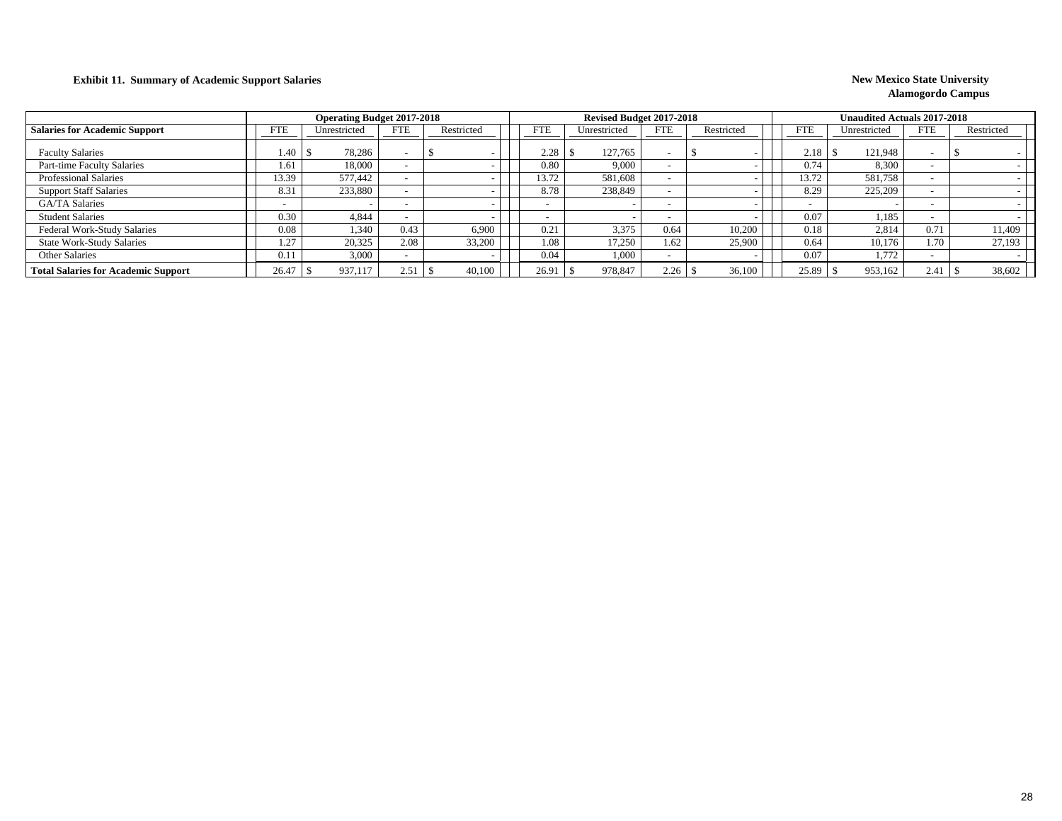**Exhibit 11. Summary of Academic Support Salaries**

**New Mexico State University**
**Alamogordo Campus**

| Salaries for Academic Support | Operating Budget 2017-2018 | | | | Revised Budget 2017-2018 | | | | Unaudited Actuals 2017-2018 | | | |
|---|---|---|---|---|---|---|---|---|---|---|---|---|
| | FTE | Unrestricted | FTE | Restricted | FTE | Unrestricted | FTE | Restricted | FTE | Unrestricted | FTE | Restricted |
| Faculty Salaries | 1.40 | $ 78,286 | - | $ - | 2.28 | $ 127,765 | - | $ - | 2.18 | $ 121,948 | - | $ - |
| Part-time Faculty Salaries | 1.61 | 18,000 | - | - | 0.80 | 9,000 | - | - | 0.74 | 8,300 | - | - |
| Professional Salaries | 13.39 | 577,442 | - | - | 13.72 | 581,608 | - | - | 13.72 | 581,758 | - | - |
| Support Staff Salaries | 8.31 | 233,880 | - | - | 8.78 | 238,849 | - | - | 8.29 | 225,209 | - | - |
| GA/TA Salaries | - | - | - | - | - | - | - | - | - | - | - | - |
| Student Salaries | 0.30 | 4,844 | - | - | - | - | - | - | 0.07 | 1,185 | - | - |
| Federal Work-Study Salaries | 0.08 | 1,340 | 0.43 | 6,900 | 0.21 | 3,375 | 0.64 | 10,200 | 0.18 | 2,814 | 0.71 | 11,409 |
| State Work-Study Salaries | 1.27 | 20,325 | 2.08 | 33,200 | 1.08 | 17,250 | 1.62 | 25,900 | 0.64 | 10,176 | 1.70 | 27,193 |
| Other Salaries | 0.11 | 3,000 | - | - | 0.04 | 1,000 | - | - | 0.07 | 1,772 | - | - |
| **Total Salaries for Academic Support** | 26.47 | $ 937,117 | 2.51 | $ 40,100 | 26.91 | $ 978,847 | 2.26 | $ 36,100 | 25.89 | $ 953,162 | 2.41 | $ 38,602 |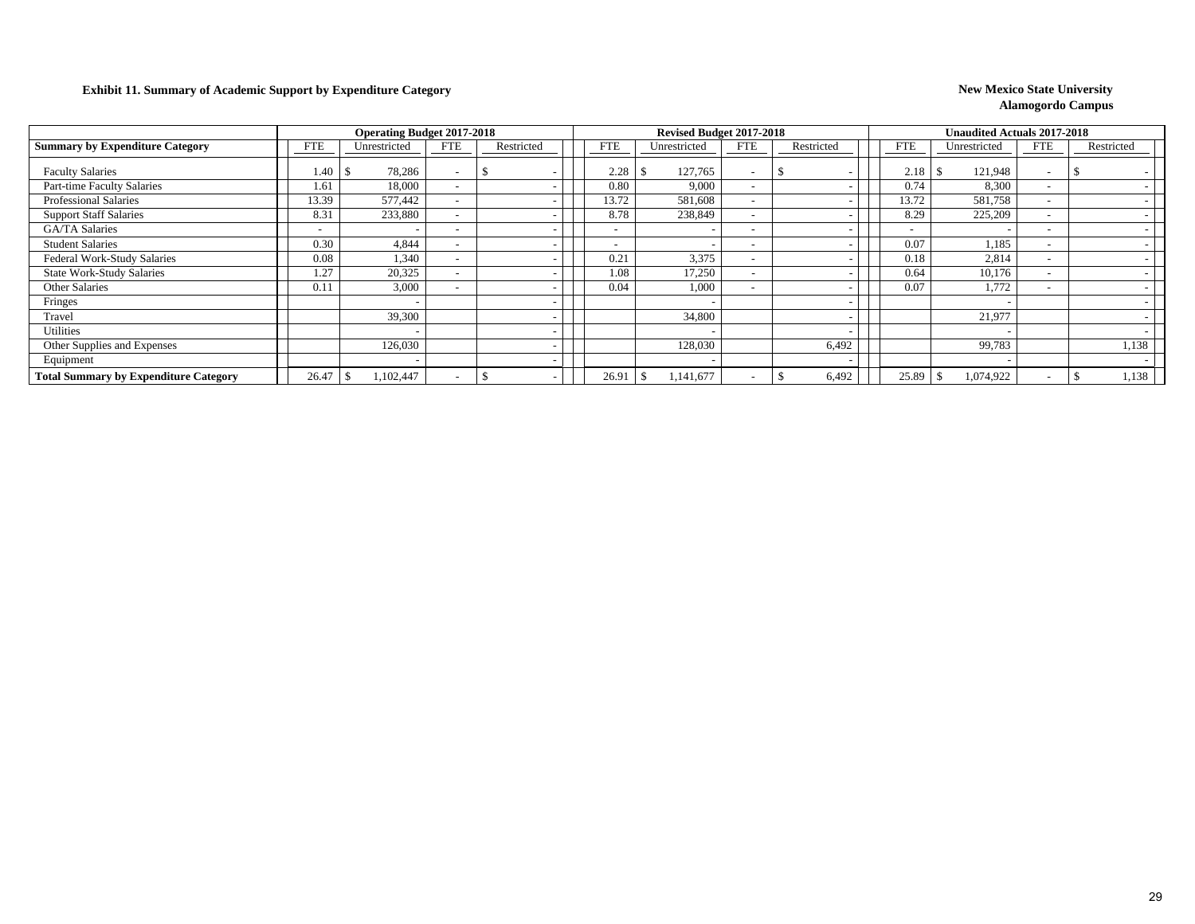**Exhibit 11. Summary of Academic Support by Expenditure Category**

**New Mexico State University**
**Alamogordo Campus**

| Summary by Expenditure Category | Operating Budget 2017-2018 | | | | Revised Budget 2017-2018 | | | | Unaudited Actuals 2017-2018 | | | |
|---|---|---|---|---|---|---|---|---|---|---|---|---|
| | FTE | Unrestricted | FTE | Restricted | FTE | Unrestricted | FTE | Restricted | FTE | Unrestricted | FTE | Restricted |
| Faculty Salaries | 1.40 | $ 78,286 | - | $ - | 2.28 | $ 127,765 | - | $ - | 2.18 | $ 121,948 | - | $ - |
| Part-time Faculty Salaries | 1.61 | 18,000 | - | - | 0.80 | 9,000 | - | - | 0.74 | 8,300 | - | - |
| Professional Salaries | 13.39 | 577,442 | - | - | 13.72 | 581,608 | - | - | 13.72 | 581,758 | - | - |
| Support Staff Salaries | 8.31 | 233,880 | - | - | 8.78 | 238,849 | - | - | 8.29 | 225,209 | - | - |
| GA/TA Salaries | - | - | - | - | - | - | - | - | - | - | - | - |
| Student Salaries | 0.30 | 4,844 | - | - | - | - | - | - | 0.07 | 1,185 | - | - |
| Federal Work-Study Salaries | 0.08 | 1,340 | - | - | 0.21 | 3,375 | - | - | 0.18 | 2,814 | - | - |
| State Work-Study Salaries | 1.27 | 20,325 | - | - | 1.08 | 17,250 | - | - | 0.64 | 10,176 | - | - |
| Other Salaries | 0.11 | 3,000 | - | - | 0.04 | 1,000 | - | - | 0.07 | 1,772 | - | - |
| Fringes | | - | | - | | - | | - | | - | | - |
| Travel | | 39,300 | | - | | 34,800 | | - | | 21,977 | | - |
| Utilities | | - | | - | | - | | - | | - | | - |
| Other Supplies and Expenses | | 126,030 | | - | | 128,030 | | 6,492 | | 99,783 | | 1,138 |
| Equipment | | - | | - | | - | | - | | - | | - |
| **Total Summary by Expenditure Category** | 26.47 | $ 1,102,447 | - | $ - | 26.91 | $ 1,141,677 | - | $ 6,492 | 25.89 | $ 1,074,922 | - | $ 1,138 |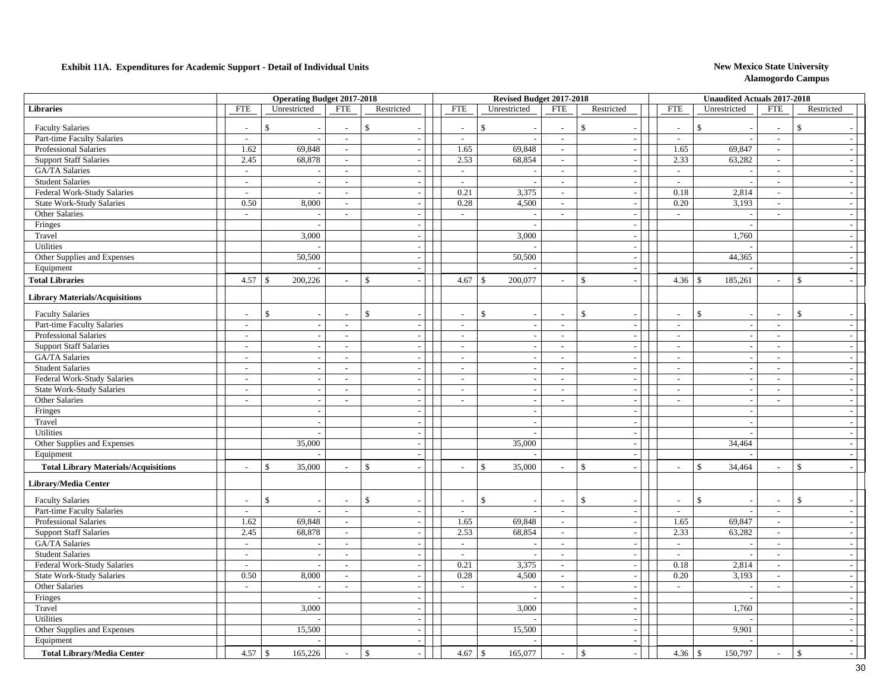**Exhibit 11A. Expenditures for Academic Support - Detail of Individual Units**

**New Mexico State University**
**Alamogordo Campus**

| | Operating Budget 2017-2018 | | | | Revised Budget 2017-2018 | | | | Unaudited Actuals 2017-2018 | | | |
|---|---|---|---|---|---|---|---|---|---|---|---|---|
| **Libraries** | FTE | Unrestricted | FTE | Restricted | FTE | Unrestricted | FTE | Restricted | FTE | Unrestricted | FTE | Restricted |
| Faculty Salaries | - | $ - | - | $ - | - | $ - | - | $ - | - | $ - | - | $ - |
| Part-time Faculty Salaries | - | - | - | - | - | - | - | - | - | - | - | - |
| Professional Salaries | 1.62 | 69,848 | - | - | 1.65 | 69,848 | - | - | 1.65 | 69,847 | - | - |
| Support Staff Salaries | 2.45 | 68,878 | - | - | 2.53 | 68,854 | - | - | 2.33 | 63,282 | - | - |
| GA/TA Salaries | - | - | - | - | - | - | - | - | - | - | - | - |
| Student Salaries | - | - | - | - | - | - | - | - | - | - | - | - |
| Federal Work-Study Salaries | - | - | - | - | 0.21 | 3,375 | - | - | 0.18 | 2,814 | - | - |
| State Work-Study Salaries | 0.50 | 8,000 | - | - | 0.28 | 4,500 | - | - | 0.20 | 3,193 | - | - |
| Other Salaries | - | - | - | - | - | - | - | - | - | - | - | - |
| Fringes | | - | | - | | - | | - | | - | | - |
| Travel | | 3,000 | | - | | 3,000 | | - | | 1,760 | | - |
| Utilities | | - | | - | | - | | - | | - | | - |
| Other Supplies and Expenses | | 50,500 | | - | | 50,500 | | - | | 44,365 | | - |
| Equipment | | - | | - | | - | | - | | - | | - |
| **Total Libraries** | 4.57 | $ 200,226 | - | $ - | 4.67 | $ 200,077 | - | $ - | 4.36 | $ 185,261 | - | $ - |
| **Library Materials/Acquisitions** | | | | | | | | | | | | |
| Faculty Salaries | - | $ - | - | $ - | - | $ - | - | $ - | - | $ - | - | $ - |
| Part-time Faculty Salaries | - | - | - | - | - | - | - | - | - | - | - | - |
| Professional Salaries | - | - | - | - | - | - | - | - | - | - | - | - |
| Support Staff Salaries | - | - | - | - | - | - | - | - | - | - | - | - |
| GA/TA Salaries | - | - | - | - | - | - | - | - | - | - | - | - |
| Student Salaries | - | - | - | - | - | - | - | - | - | - | - | - |
| Federal Work-Study Salaries | - | - | - | - | - | - | - | - | - | - | - | - |
| State Work-Study Salaries | - | - | - | - | - | - | - | - | - | - | - | - |
| Other Salaries | - | - | - | - | - | - | - | - | - | - | - | - |
| Fringes | | - | | - | | - | | - | | - | | - |
| Travel | | - | | - | | - | | - | | - | | - |
| Utilities | | - | | - | | - | | - | | - | | - |
| Other Supplies and Expenses | | 35,000 | | - | | 35,000 | | - | | 34,464 | | - |
| Equipment | | - | | - | | - | | - | | - | | - |
| **Total Library Materials/Acquisitions** | - | $ 35,000 | - | $ - | - | $ 35,000 | - | $ - | - | $ 34,464 | - | $ - |
| **Library/Media Center** | | | | | | | | | | | | |
| Faculty Salaries | - | $ - | - | $ - | - | $ - | - | $ - | - | $ - | - | $ - |
| Part-time Faculty Salaries | - | - | - | - | - | - | - | - | - | - | - | - |
| Professional Salaries | 1.62 | 69,848 | - | - | 1.65 | 69,848 | - | - | 1.65 | 69,847 | - | - |
| Support Staff Salaries | 2.45 | 68,878 | - | - | 2.53 | 68,854 | - | - | 2.33 | 63,282 | - | - |
| GA/TA Salaries | - | - | - | - | - | - | - | - | - | - | - | - |
| Student Salaries | - | - | - | - | - | - | - | - | - | - | - | - |
| Federal Work-Study Salaries | - | - | - | - | 0.21 | 3,375 | - | - | 0.18 | 2,814 | - | - |
| State Work-Study Salaries | 0.50 | 8,000 | - | - | 0.28 | 4,500 | - | - | 0.20 | 3,193 | - | - |
| Other Salaries | - | - | - | - | - | - | - | - | - | - | - | - |
| Fringes | | - | | - | | - | | - | | - | | - |
| Travel | | 3,000 | | - | | 3,000 | | - | | 1,760 | | - |
| Utilities | | - | | - | | - | | - | | - | | - |
| Other Supplies and Expenses | | 15,500 | | - | | 15,500 | | - | | 9,901 | | - |
| Equipment | | - | | - | | - | | - | | - | | - |
| **Total Library/Media Center** | 4.57 | $ 165,226 | - | $ - | 4.67 | $ 165,077 | - | $ - | 4.36 | $ 150,797 | - | $ - |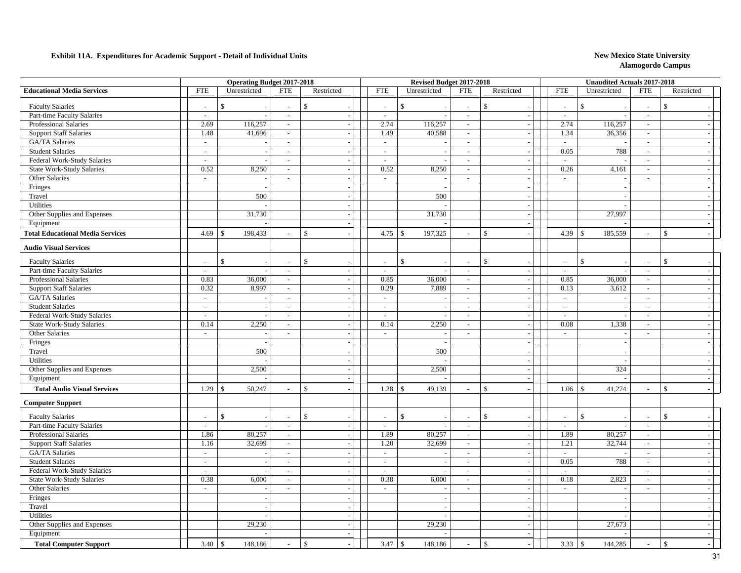**Exhibit 11A. Expenditures for Academic Support - Detail of Individual Units**

**New Mexico State University**
**Alamogordo Campus**

| | Operating Budget 2017-2018 | | | | Revised Budget 2017-2018 | | | | Unaudited Actuals 2017-2018 | | | |
|---|---|---|---|---|---|---|---|---|---|---|---|---|
| **Educational Media Services** | FTE | Unrestricted | FTE | Restricted | FTE | Unrestricted | FTE | Restricted | FTE | Unrestricted | FTE | Restricted |
| Faculty Salaries | - | $ - | - | $ - | - | $ - | - | $ - | - | $ - | - | $ - |
| Part-time Faculty Salaries | - | - | - | - | - | - | - | - | - | - | - | - |
| Professional Salaries | 2.69 | 116,257 | - | - | 2.74 | 116,257 | - | - | 2.74 | 116,257 | - | - |
| Support Staff Salaries | 1.48 | 41,696 | - | - | 1.49 | 40,588 | - | - | 1.34 | 36,356 | - | - |
| GA/TA Salaries | - | - | - | - | - | - | - | - | - | - | - | - |
| Student Salaries | - | - | - | - | - | - | - | - | 0.05 | 788 | - | - |
| Federal Work-Study Salaries | - | - | - | - | - | - | - | - | - | - | - | - |
| State Work-Study Salaries | 0.52 | 8,250 | - | - | 0.52 | 8,250 | - | - | 0.26 | 4,161 | - | - |
| Other Salaries | - | - | - | - | - | - | - | - | - | - | - | - |
| Fringes | | - | | - | | - | | - | | - | | - |
| Travel | | 500 | | - | | 500 | | - | | - | | - |
| Utilities | | - | | - | | - | | - | | - | | - |
| Other Supplies and Expenses | | 31,730 | | - | | 31,730 | | - | | 27,997 | | - |
| Equipment | | - | | - | | - | | - | | - | | - |
| **Total Educational Media Services** | 4.69 | $ 198,433 | - | $ - | 4.75 | $ 197,325 | - | $ - | 4.39 | $ 185,559 | - | $ - |
| **Audio Visual Services** | | | | | | | | | | | | |
| Faculty Salaries | - | $ - | - | $ - | - | $ - | - | $ - | - | $ - | - | $ - |
| Part-time Faculty Salaries | - | - | - | - | - | - | - | - | - | - | - | - |
| Professional Salaries | 0.83 | 36,000 | - | - | 0.85 | 36,000 | - | - | 0.85 | 36,000 | - | - |
| Support Staff Salaries | 0.32 | 8,997 | - | - | 0.29 | 7,889 | - | - | 0.13 | 3,612 | - | - |
| GA/TA Salaries | - | - | - | - | - | - | - | - | - | - | - | - |
| Student Salaries | - | - | - | - | - | - | - | - | - | - | - | - |
| Federal Work-Study Salaries | - | - | - | - | - | - | - | - | - | - | - | - |
| State Work-Study Salaries | 0.14 | 2,250 | - | - | 0.14 | 2,250 | - | - | 0.08 | 1,338 | - | - |
| Other Salaries | - | - | - | - | - | - | - | - | - | - | - | - |
| Fringes | | - | | - | | - | | - | | - | | - |
| Travel | | 500 | | - | | 500 | | - | | - | | - |
| Utilities | | - | | - | | - | | - | | - | | - |
| Other Supplies and Expenses | | 2,500 | | - | | 2,500 | | - | | 324 | | - |
| Equipment | | - | | - | | - | | - | | - | | - |
| **Total Audio Visual Services** | 1.29 | $ 50,247 | - | $ - | 1.28 | $ 49,139 | - | $ - | 1.06 | $ 41,274 | - | $ - |
| **Computer Support** | | | | | | | | | | | | |
| Faculty Salaries | - | $ - | - | $ - | - | $ - | - | $ - | - | $ - | - | $ - |
| Part-time Faculty Salaries | - | - | - | - | - | - | - | - | - | - | - | - |
| Professional Salaries | 1.86 | 80,257 | - | - | 1.89 | 80,257 | - | - | 1.89 | 80,257 | - | - |
| Support Staff Salaries | 1.16 | 32,699 | - | - | 1.20 | 32,699 | - | - | 1.21 | 32,744 | - | - |
| GA/TA Salaries | - | - | - | - | - | - | - | - | - | - | - | - |
| Student Salaries | - | - | - | - | - | - | - | - | 0.05 | 788 | - | - |
| Federal Work-Study Salaries | - | - | - | - | - | - | - | - | - | - | - | - |
| State Work-Study Salaries | 0.38 | 6,000 | - | - | 0.38 | 6,000 | - | - | 0.18 | 2,823 | - | - |
| Other Salaries | - | - | - | - | - | - | - | - | - | - | - | - |
| Fringes | | - | | - | | - | | - | | - | | - |
| Travel | | - | | - | | - | | - | | - | | - |
| Utilities | | - | | - | | - | | - | | - | | - |
| Other Supplies and Expenses | | 29,230 | | - | | 29,230 | | - | | 27,673 | | - |
| Equipment | | - | | - | | - | | - | | - | | - |
| **Total Computer Support** | 3.40 | $ 148,186 | - | $ - | 3.47 | $ 148,186 | - | $ - | 3.33 | $ 144,285 | - | $ - |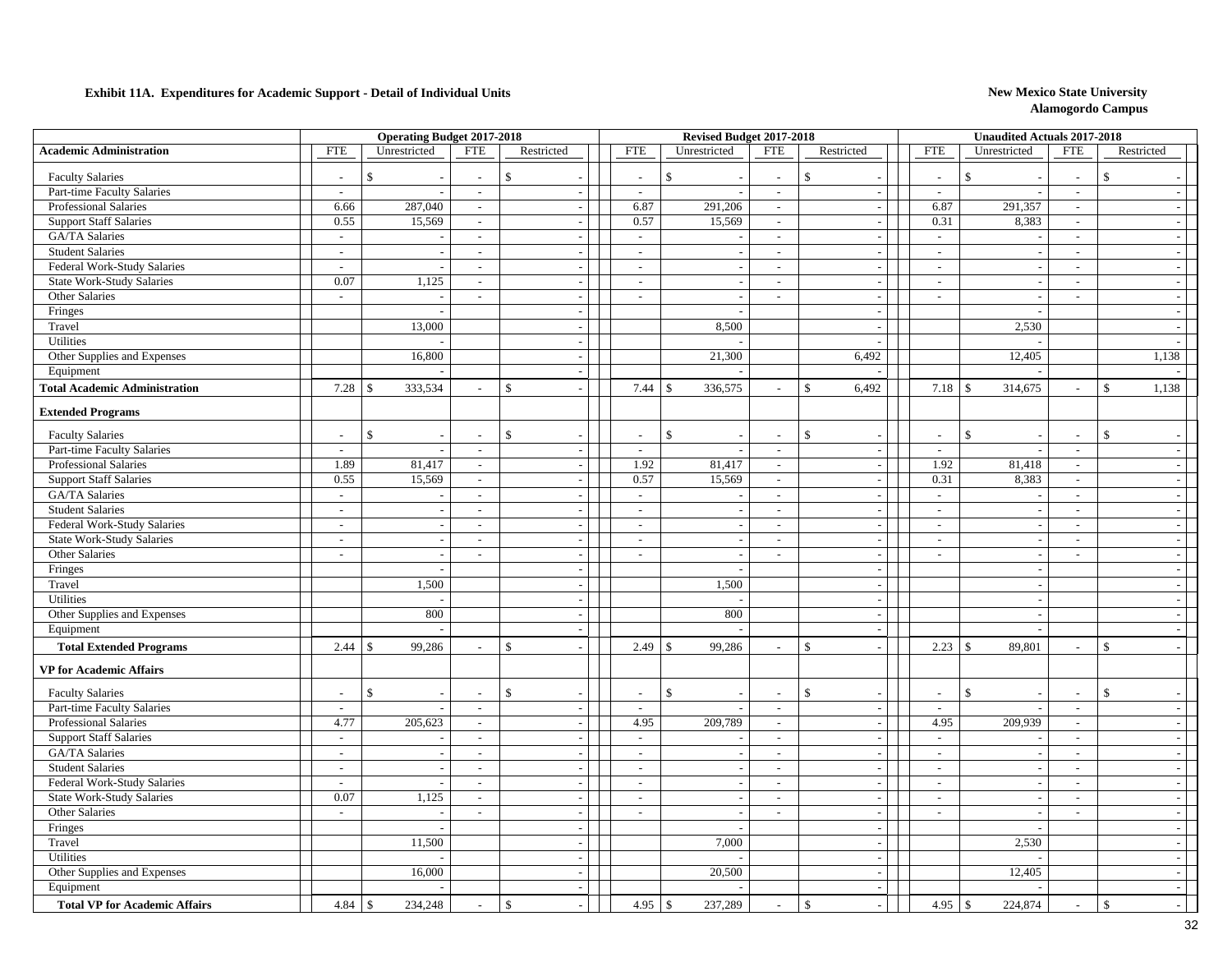**Exhibit 11A. Expenditures for Academic Support - Detail of Individual Units**

**New Mexico State University**
**Alamogordo Campus**

| | Operating Budget 2017-2018 | | | | Revised Budget 2017-2018 | | | | Unaudited Actuals 2017-2018 | | | |
|---|---|---|---|---|---|---|---|---|---|---|---|---|
| **Academic Administration** | FTE | Unrestricted | FTE | Restricted | FTE | Unrestricted | FTE | Restricted | FTE | Unrestricted | FTE | Restricted |
| Faculty Salaries | - | $ - | - | $ - | - | $ - | - | $ - | - | $ - | - | $ - |
| Part-time Faculty Salaries | - | - | - | - | - | - | - | - | - | - | - | - |
| Professional Salaries | 6.66 | 287,040 | - | - | 6.87 | 291,206 | - | - | 6.87 | 291,357 | - | - |
| Support Staff Salaries | 0.55 | 15,569 | - | - | 0.57 | 15,569 | - | - | 0.31 | 8,383 | - | - |
| GA/TA Salaries | - | - | - | - | - | - | - | - | - | - | - | - |
| Student Salaries | - | - | - | - | - | - | - | - | - | - | - | - |
| Federal Work-Study Salaries | - | - | - | - | - | - | - | - | - | - | - | - |
| State Work-Study Salaries | 0.07 | 1,125 | - | - | - | - | - | - | - | - | - | - |
| Other Salaries | - | - | - | - | - | - | - | - | - | - | - | - |
| Fringes | | - | | - | | - | | - | | - | | - |
| Travel | | 13,000 | | - | | 8,500 | | - | | 2,530 | | - |
| Utilities | | - | | - | | - | | - | | - | | - |
| Other Supplies and Expenses | | 16,800 | | - | | 21,300 | | 6,492 | | 12,405 | | 1,138 |
| Equipment | | - | | - | | - | | - | | - | | - |
| **Total Academic Administration** | 7.28 | $ 333,534 | - | $ - | 7.44 | $ 336,575 | - | $ 6,492 | 7.18 | $ 314,675 | - | $ 1,138 |
| **Extended Programs** | | | | | | | | | | | | |
| Faculty Salaries | - | $ - | - | $ - | - | $ - | - | $ - | - | $ - | - | $ - |
| Part-time Faculty Salaries | - | - | - | - | - | - | - | - | - | - | - | - |
| Professional Salaries | 1.89 | 81,417 | - | - | 1.92 | 81,417 | - | - | 1.92 | 81,418 | - | - |
| Support Staff Salaries | 0.55 | 15,569 | - | - | 0.57 | 15,569 | - | - | 0.31 | 8,383 | - | - |
| GA/TA Salaries | - | - | - | - | - | - | - | - | - | - | - | - |
| Student Salaries | - | - | - | - | - | - | - | - | - | - | - | - |
| Federal Work-Study Salaries | - | - | - | - | - | - | - | - | - | - | - | - |
| State Work-Study Salaries | - | - | - | - | - | - | - | - | - | - | - | - |
| Other Salaries | - | - | - | - | - | - | - | - | - | - | - | - |
| Fringes | | - | | - | | - | | - | | - | | - |
| Travel | | 1,500 | | - | | 1,500 | | - | | - | | - |
| Utilities | | - | | - | | - | | - | | - | | - |
| Other Supplies and Expenses | | 800 | | - | | 800 | | - | | - | | - |
| Equipment | | - | | - | | - | | - | | - | | - |
| **Total Extended Programs** | 2.44 | $ 99,286 | - | $ - | 2.49 | $ 99,286 | - | $ - | 2.23 | $ 89,801 | - | $ - |
| **VP for Academic Affairs** | | | | | | | | | | | | |
| Faculty Salaries | - | $ - | - | $ - | - | $ - | - | $ - | - | $ - | - | $ - |
| Part-time Faculty Salaries | - | - | - | - | - | - | - | - | - | - | - | - |
| Professional Salaries | 4.77 | 205,623 | - | - | 4.95 | 209,789 | - | - | 4.95 | 209,939 | - | - |
| Support Staff Salaries | - | - | - | - | - | - | - | - | - | - | - | - |
| GA/TA Salaries | - | - | - | - | - | - | - | - | - | - | - | - |
| Student Salaries | - | - | - | - | - | - | - | - | - | - | - | - |
| Federal Work-Study Salaries | - | - | - | - | - | - | - | - | - | - | - | - |
| State Work-Study Salaries | 0.07 | 1,125 | - | - | - | - | - | - | - | - | - | - |
| Other Salaries | - | - | - | - | - | - | - | - | - | - | - | - |
| Fringes | | - | | - | | - | | - | | - | | - |
| Travel | | 11,500 | | - | | 7,000 | | - | | 2,530 | | - |
| Utilities | | - | | - | | - | | - | | - | | - |
| Other Supplies and Expenses | | 16,000 | | - | | 20,500 | | - | | 12,405 | | - |
| Equipment | | - | | - | | - | | - | | - | | - |
| **Total VP for Academic Affairs** | 4.84 | $ 234,248 | - | $ - | 4.95 | $ 237,289 | - | $ - | 4.95 | $ 224,874 | - | $ - |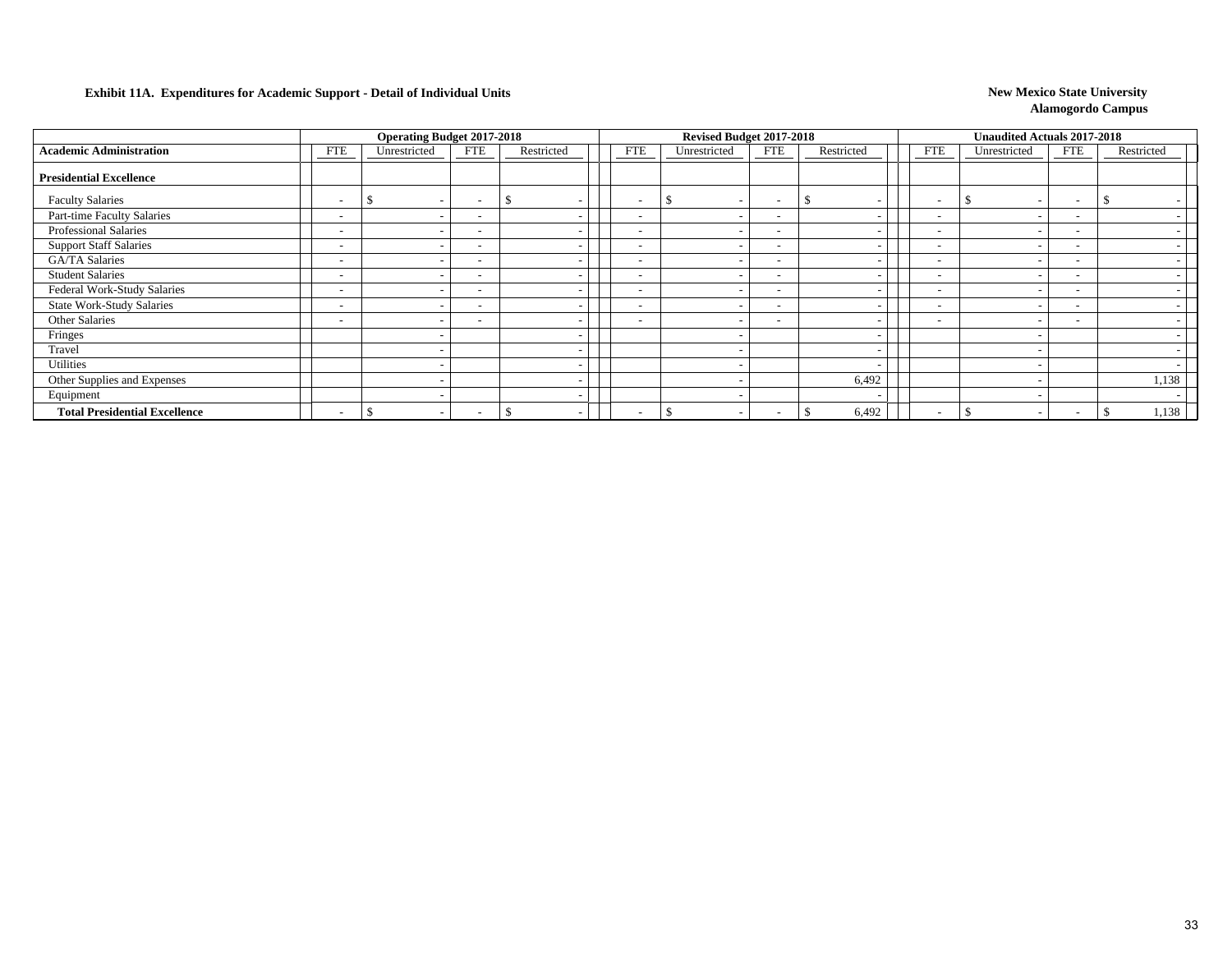**Exhibit 11A. Expenditures for Academic Support - Detail of Individual Units**

**New Mexico State University**
**Alamogordo Campus**

| | Operating Budget 2017-2018 | | | | Revised Budget 2017-2018 | | | | Unaudited Actuals 2017-2018 | | | |
|---|---|---|---|---|---|---|---|---|---|---|---|---|
| **Academic Administration** | FTE | Unrestricted | FTE | Restricted | FTE | Unrestricted | FTE | Restricted | FTE | Unrestricted | FTE | Restricted |
| **Presidential Excellence** | | | | | | | | | | | | |
| Faculty Salaries | - | $ - | - | $ - | - | $ - | - | $ - | - | $ - | - | $ - |
| Part-time Faculty Salaries | - | - | - | - | - | - | - | - | - | - | - | - |
| Professional Salaries | - | - | - | - | - | - | - | - | - | - | - | - |
| Support Staff Salaries | - | - | - | - | - | - | - | - | - | - | - | - |
| GA/TA Salaries | - | - | - | - | - | - | - | - | - | - | - | - |
| Student Salaries | - | - | - | - | - | - | - | - | - | - | - | - |
| Federal Work-Study Salaries | - | - | - | - | - | - | - | - | - | - | - | - |
| State Work-Study Salaries | - | - | - | - | - | - | - | - | - | - | - | - |
| Other Salaries | - | - | - | - | - | - | - | - | - | - | - | - |
| Fringes | | - | | - | | - | | - | | - | | - |
| Travel | | - | | - | | - | | - | | - | | - |
| Utilities | | - | | - | | - | | - | | - | | - |
| Other Supplies and Expenses | | - | | - | | - | | 6,492 | | - | | 1,138 |
| Equipment | | - | | - | | - | | - | | - | | - |
| **Total Presidential Excellence** | - | $ - | - | $ - | - | $ - | - | $ 6,492 | - | $ - | - | $ 1,138 |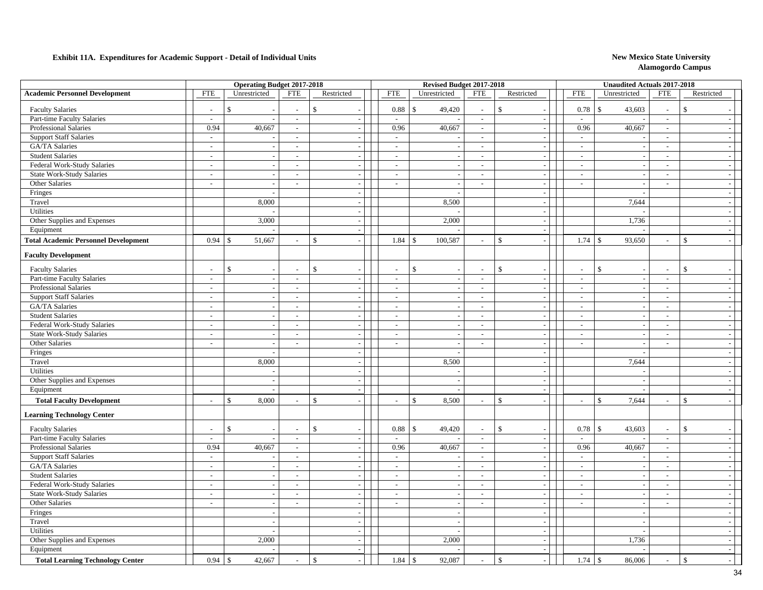**Exhibit 11A. Expenditures for Academic Support - Detail of Individual Units**

**New Mexico State University**
**Alamogordo Campus**

| | Operating Budget 2017-2018 | | | | Revised Budget 2017-2018 | | | | Unaudited Actuals 2017-2018 | | | |
|---|---|---|---|---|---|---|---|---|---|---|---|---|
| **Academic Personnel Development** | FTE | Unrestricted | FTE | Restricted | FTE | Unrestricted | FTE | Restricted | FTE | Unrestricted | FTE | Restricted |
| Faculty Salaries | - | $ - | - | $ - | 0.88 | $ 49,420 | - | $ - | 0.78 | $ 43,603 | - | $ - |
| Part-time Faculty Salaries | - | - | - | - | - | - | - | - | - | - | - | - |
| Professional Salaries | 0.94 | 40,667 | - | - | 0.96 | 40,667 | - | - | 0.96 | 40,667 | - | - |
| Support Staff Salaries | - | - | - | - | - | - | - | - | - | - | - | - |
| GA/TA Salaries | - | - | - | - | - | - | - | - | - | - | - | - |
| Student Salaries | - | - | - | - | - | - | - | - | - | - | - | - |
| Federal Work-Study Salaries | - | - | - | - | - | - | - | - | - | - | - | - |
| State Work-Study Salaries | - | - | - | - | - | - | - | - | - | - | - | - |
| Other Salaries | - | - | - | - | - | - | - | - | - | - | - | - |
| Fringes | | - | | - | | - | | - | | - | | - |
| Travel | | 8,000 | | - | | 8,500 | | - | | 7,644 | | - |
| Utilities | | - | | - | | - | | - | | - | | - |
| Other Supplies and Expenses | | 3,000 | | - | | 2,000 | | - | | 1,736 | | - |
| Equipment | | - | | - | | - | | - | | - | | - |
| **Total Academic Personnel Development** | 0.94 | $ 51,667 | - | $ - | 1.84 | $ 100,587 | - | $ - | 1.74 | $ 93,650 | - | $ - |
| **Faculty Development** | | | | | | | | | | | | |
| Faculty Salaries | - | $ - | - | $ - | - | $ - | - | $ - | - | $ - | - | $ - |
| Part-time Faculty Salaries | - | - | - | - | - | - | - | - | - | - | - | - |
| Professional Salaries | - | - | - | - | - | - | - | - | - | - | - | - |
| Support Staff Salaries | - | - | - | - | - | - | - | - | - | - | - | - |
| GA/TA Salaries | - | - | - | - | - | - | - | - | - | - | - | - |
| Student Salaries | - | - | - | - | - | - | - | - | - | - | - | - |
| Federal Work-Study Salaries | - | - | - | - | - | - | - | - | - | - | - | - |
| State Work-Study Salaries | - | - | - | - | - | - | - | - | - | - | - | - |
| Other Salaries | - | - | - | - | - | - | - | - | - | - | - | - |
| Fringes | | - | | - | | - | | - | | - | | - |
| Travel | | 8,000 | | - | | 8,500 | | - | | 7,644 | | - |
| Utilities | | - | | - | | - | | - | | - | | - |
| Other Supplies and Expenses | | - | | - | | - | | - | | - | | - |
| Equipment | | - | | - | | - | | - | | - | | - |
| **Total Faculty Development** | - | $ 8,000 | - | $ - | - | $ 8,500 | - | $ - | - | $ 7,644 | - | $ - |
| **Learning Technology Center** | | | | | | | | | | | | |
| Faculty Salaries | - | $ - | - | $ - | 0.88 | $ 49,420 | - | $ - | 0.78 | $ 43,603 | - | $ - |
| Part-time Faculty Salaries | - | - | - | - | - | - | - | - | - | - | - | - |
| Professional Salaries | 0.94 | 40,667 | - | - | 0.96 | 40,667 | - | - | 0.96 | 40,667 | - | - |
| Support Staff Salaries | - | - | - | - | - | - | - | - | - | - | - | - |
| GA/TA Salaries | - | - | - | - | - | - | - | - | - | - | - | - |
| Student Salaries | - | - | - | - | - | - | - | - | - | - | - | - |
| Federal Work-Study Salaries | - | - | - | - | - | - | - | - | - | - | - | - |
| State Work-Study Salaries | - | - | - | - | - | - | - | - | - | - | - | - |
| Other Salaries | - | - | - | - | - | - | - | - | - | - | - | - |
| Fringes | | - | | - | | - | | - | | - | | - |
| Travel | | - | | - | | - | | - | | - | | - |
| Utilities | | - | | - | | - | | - | | - | | - |
| Other Supplies and Expenses | | 2,000 | | - | | 2,000 | | - | | 1,736 | | - |
| Equipment | | - | | - | | - | | - | | - | | - |
| **Total Learning Technology Center** | 0.94 | $ 42,667 | - | $ - | 1.84 | $ 92,087 | - | $ - | 1.74 | $ 86,006 | - | $ - |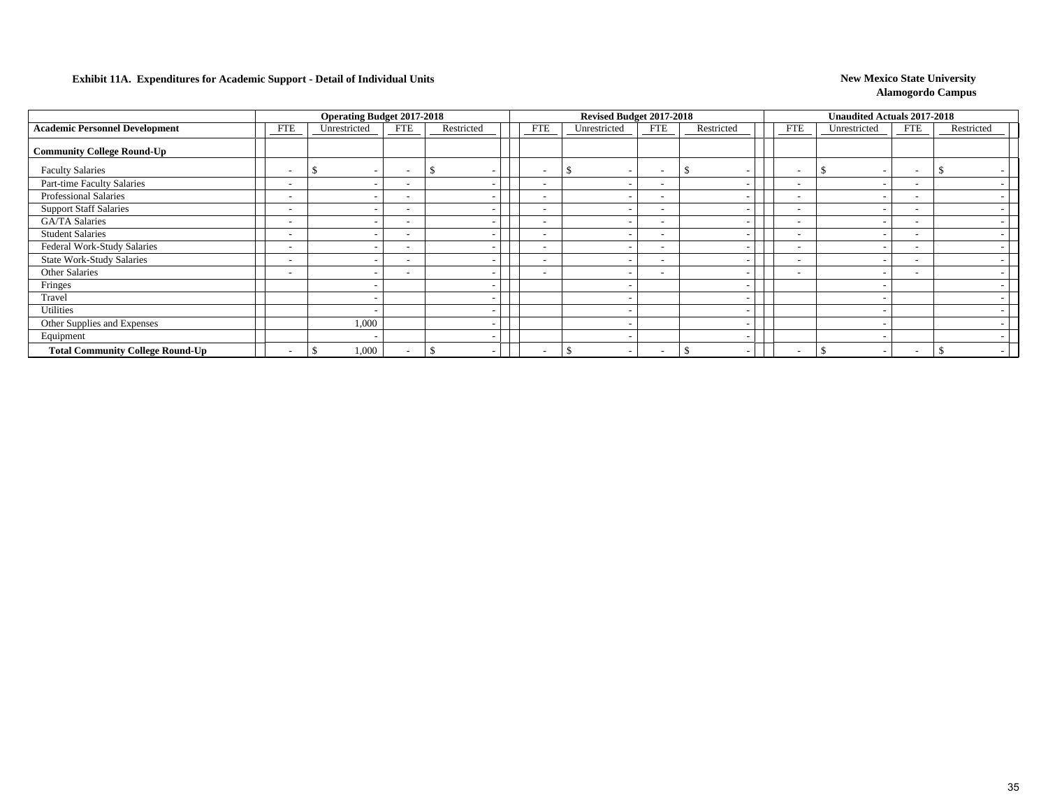**Exhibit 11A. Expenditures for Academic Support - Detail of Individual Units**

**New Mexico State University**
**Alamogordo Campus**

| | Operating Budget 2017-2018 | | | | Revised Budget 2017-2018 | | | | Unaudited Actuals 2017-2018 | | | |
|---|---|---|---|---|---|---|---|---|---|---|---|---|
| **Academic Personnel Development** | FTE | Unrestricted | FTE | Restricted | FTE | Unrestricted | FTE | Restricted | FTE | Unrestricted | FTE | Restricted |
| **Community College Round-Up** | | | | | | | | | | | | |
| Faculty Salaries | - | $ - | - | $ - | - | $ - | - | $ - | - | $ - | - | $ - |
| Part-time Faculty Salaries | - | - | - | - | - | - | - | - | - | - | - | - |
| Professional Salaries | - | - | - | - | - | - | - | - | - | - | - | - |
| Support Staff Salaries | - | - | - | - | - | - | - | - | - | - | - | - |
| GA/TA Salaries | - | - | - | - | - | - | - | - | - | - | - | - |
| Student Salaries | - | - | - | - | - | - | - | - | - | - | - | - |
| Federal Work-Study Salaries | - | - | - | - | - | - | - | - | - | - | - | - |
| State Work-Study Salaries | - | - | - | - | - | - | - | - | - | - | - | - |
| Other Salaries | - | - | - | - | - | - | - | - | - | - | - | - |
| Fringes | | - | | - | | - | | - | | - | | - |
| Travel | | - | | - | | - | | - | | - | | - |
| Utilities | | - | | - | | - | | - | | - | | - |
| Other Supplies and Expenses | | 1,000 | | - | | - | | - | | - | | - |
| Equipment | | - | | - | | - | | - | | - | | - |
| **Total Community College Round-Up** | - | $ 1,000 | - | $ - | - | $ - | - | $ - | - | $ - | - | $ - |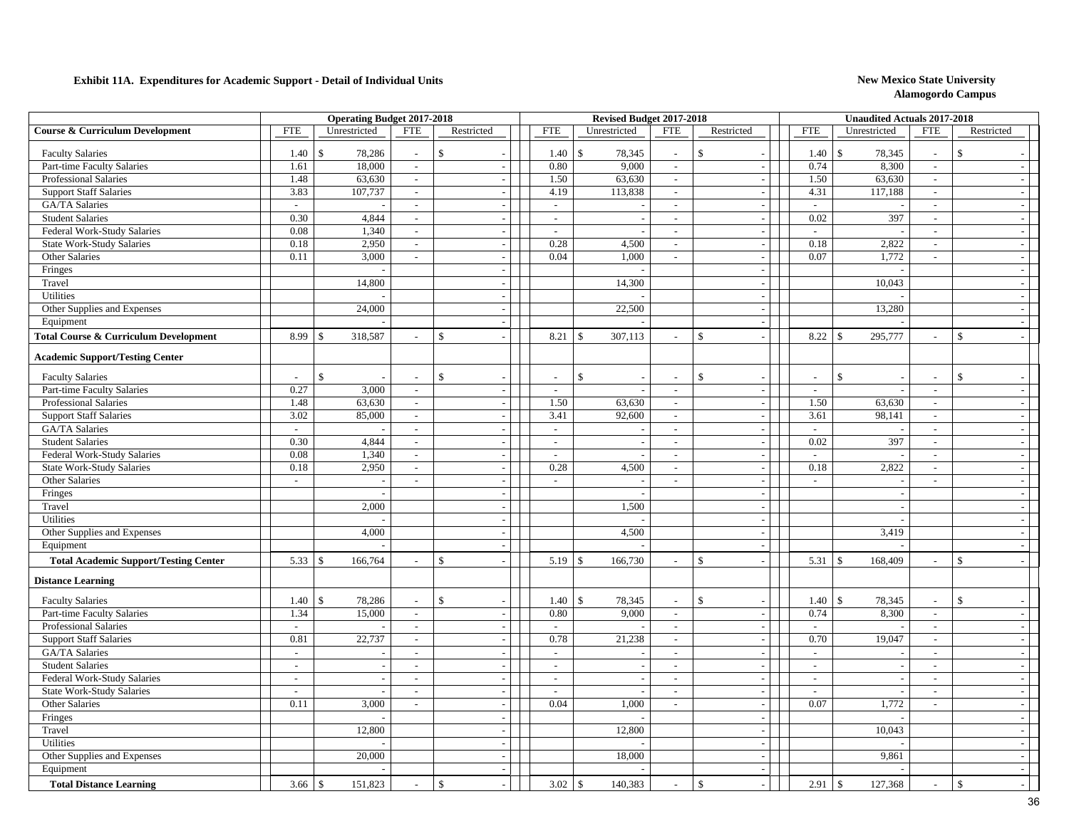**Exhibit 11A. Expenditures for Academic Support - Detail of Individual Units**

**New Mexico State University**
**Alamogordo Campus**

| | Operating Budget 2017-2018 | | | | Revised Budget 2017-2018 | | | | Unaudited Actuals 2017-2018 | | | |
|---|---|---|---|---|---|---|---|---|---|---|---|---|
| **Course & Curriculum Development** | FTE | Unrestricted | FTE | Restricted | FTE | Unrestricted | FTE | Restricted | FTE | Unrestricted | FTE | Restricted |
| Faculty Salaries | 1.40 | $ 78,286 | - | $ - | 1.40 | $ 78,345 | - | $ - | 1.40 | $ 78,345 | - | $ - |
| Part-time Faculty Salaries | 1.61 | 18,000 | - | - | 0.80 | 9,000 | - | - | 0.74 | 8,300 | - | - |
| Professional Salaries | 1.48 | 63,630 | - | - | 1.50 | 63,630 | - | - | 1.50 | 63,630 | - | - |
| Support Staff Salaries | 3.83 | 107,737 | - | - | 4.19 | 113,838 | - | - | 4.31 | 117,188 | - | - |
| GA/TA Salaries | - | - | - | - | - | - | - | - | - | - | - | - |
| Student Salaries | 0.30 | 4,844 | - | - | - | - | - | - | 0.02 | 397 | - | - |
| Federal Work-Study Salaries | 0.08 | 1,340 | - | - | - | - | - | - | - | - | - | - |
| State Work-Study Salaries | 0.18 | 2,950 | - | - | 0.28 | 4,500 | - | - | 0.18 | 2,822 | - | - |
| Other Salaries | 0.11 | 3,000 | - | - | 0.04 | 1,000 | - | - | 0.07 | 1,772 | - | - |
| Fringes | | - | | - | | - | | - | | - | | - |
| Travel | | 14,800 | | - | | 14,300 | | - | | 10,043 | | - |
| Utilities | | - | | - | | - | | - | | - | | - |
| Other Supplies and Expenses | | 24,000 | | - | | 22,500 | | - | | 13,280 | | - |
| Equipment | | - | | - | | - | | - | | - | | - |
| **Total Course & Curriculum Development** | 8.99 | $ 318,587 | - | $ - | 8.21 | $ 307,113 | - | $ - | 8.22 | $ 295,777 | - | $ - |
| **Academic Support/Testing Center** | | | | | | | | | | | | |
| Faculty Salaries | - | $ - | - | $ - | - | $ - | - | $ - | - | $ - | - | $ - |
| Part-time Faculty Salaries | 0.27 | 3,000 | - | - | - | - | - | - | - | - | - | - |
| Professional Salaries | 1.48 | 63,630 | - | - | 1.50 | 63,630 | - | - | 1.50 | 63,630 | - | - |
| Support Staff Salaries | 3.02 | 85,000 | - | - | 3.41 | 92,600 | - | - | 3.61 | 98,141 | - | - |
| GA/TA Salaries | - | - | - | - | - | - | - | - | - | - | - | - |
| Student Salaries | 0.30 | 4,844 | - | - | - | - | - | - | 0.02 | 397 | - | - |
| Federal Work-Study Salaries | 0.08 | 1,340 | - | - | - | - | - | - | - | - | - | - |
| State Work-Study Salaries | 0.18 | 2,950 | - | - | 0.28 | 4,500 | - | - | 0.18 | 2,822 | - | - |
| Other Salaries | - | - | - | - | - | - | - | - | - | - | - | - |
| Fringes | | - | | - | | - | | - | | - | | - |
| Travel | | 2,000 | | - | | 1,500 | | - | | - | | - |
| Utilities | | - | | - | | - | | - | | - | | - |
| Other Supplies and Expenses | | 4,000 | | - | | 4,500 | | - | | 3,419 | | - |
| Equipment | | - | | - | | - | | - | | - | | - |
| **Total Academic Support/Testing Center** | 5.33 | $ 166,764 | - | $ - | 5.19 | $ 166,730 | - | $ - | 5.31 | $ 168,409 | - | $ - |
| **Distance Learning** | | | | | | | | | | | | |
| Faculty Salaries | 1.40 | $ 78,286 | - | $ - | 1.40 | $ 78,345 | - | $ - | 1.40 | $ 78,345 | - | $ - |
| Part-time Faculty Salaries | 1.34 | 15,000 | - | - | 0.80 | 9,000 | - | - | 0.74 | 8,300 | - | - |
| Professional Salaries | - | - | - | - | - | - | - | - | - | - | - | - |
| Support Staff Salaries | 0.81 | 22,737 | - | - | 0.78 | 21,238 | - | - | 0.70 | 19,047 | - | - |
| GA/TA Salaries | - | - | - | - | - | - | - | - | - | - | - | - |
| Student Salaries | - | - | - | - | - | - | - | - | - | - | - | - |
| Federal Work-Study Salaries | - | - | - | - | - | - | - | - | - | - | - | - |
| State Work-Study Salaries | - | - | - | - | - | - | - | - | - | - | - | - |
| Other Salaries | 0.11 | 3,000 | - | - | 0.04 | 1,000 | - | - | 0.07 | 1,772 | - | - |
| Fringes | | - | | - | | - | | - | | - | | - |
| Travel | | 12,800 | | - | | 12,800 | | - | | 10,043 | | - |
| Utilities | | - | | - | | - | | - | | - | | - |
| Other Supplies and Expenses | | 20,000 | | - | | 18,000 | | - | | 9,861 | | - |
| Equipment | | - | | - | | - | | - | | - | | - |
| **Total Distance Learning** | 3.66 | $ 151,823 | - | $ - | 3.02 | $ 140,383 | - | $ - | 2.91 | $ 127,368 | - | $ - |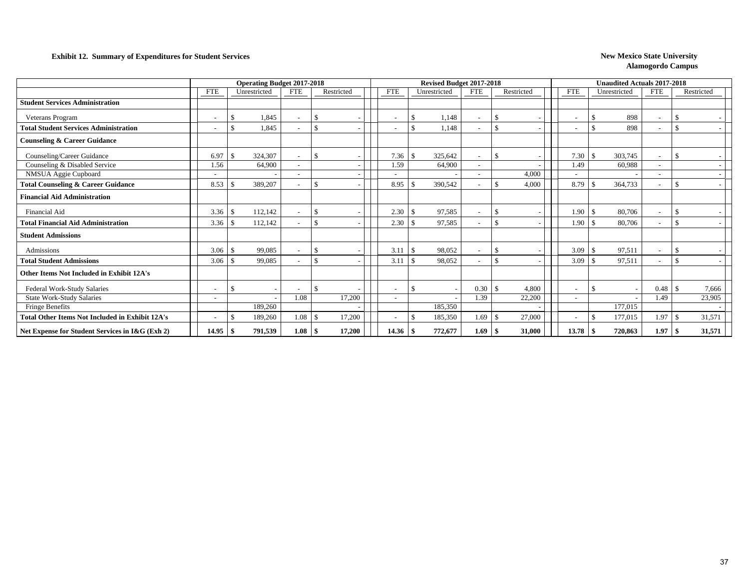**Exhibit 12. Summary of Expenditures for Student Services**

**New Mexico State University**
**Alamogordo Campus**

| | Operating Budget 2017-2018 | | | | Revised Budget 2017-2018 | | | | Unaudited Actuals 2017-2018 | | | |
|---|---|---|---|---|---|---|---|---|---|---|---|---|
| | FTE | Unrestricted | FTE | Restricted | FTE | Unrestricted | FTE | Restricted | FTE | Unrestricted | FTE | Restricted |
| **Student Services Administration** | | | | | | | | | | | | |
| Veterans Program | - | $ 1,845 | - | $ - | - | $ 1,148 | - | $ - | - | $ 898 | - | $ - |
| **Total Student Services Administration** | - | $ 1,845 | - | $ - | - | $ 1,148 | - | $ - | - | $ 898 | - | $ - |
| **Counseling & Career Guidance** | | | | | | | | | | | | |
| Counseling/Career Guidance | 6.97 | $ 324,307 | - | $ - | 7.36 | $ 325,642 | - | $ - | 7.30 | $ 303,745 | - | $ - |
| Counseling & Disabled Service | 1.56 | 64,900 | - | - | 1.59 | 64,900 | - | - | 1.49 | 60,988 | - | - |
| NMSUA Aggie Cupboard | - | - | - | - | - | - | - | 4,000 | - | - | - | - |
| **Total Counseling & Career Guidance** | 8.53 | $ 389,207 | - | $ - | 8.95 | $ 390,542 | - | $ 4,000 | 8.79 | $ 364,733 | - | $ - |
| **Financial Aid Administration** | | | | | | | | | | | | |
| Financial Aid | 3.36 | $ 112,142 | - | $ - | 2.30 | $ 97,585 | - | $ - | 1.90 | $ 80,706 | - | $ - |
| **Total Financial Aid Administration** | 3.36 | $ 112,142 | - | $ - | 2.30 | $ 97,585 | - | $ - | 1.90 | $ 80,706 | - | $ - |
| **Student Admissions** | | | | | | | | | | | | |
| Admissions | 3.06 | $ 99,085 | - | $ - | 3.11 | $ 98,052 | - | $ - | 3.09 | $ 97,511 | - | $ - |
| **Total Student Admissions** | 3.06 | $ 99,085 | - | $ - | 3.11 | $ 98,052 | - | $ - | 3.09 | $ 97,511 | - | $ - |
| **Other Items Not Included in Exhibit 12A's** | | | | | | | | | | | | |
| Federal Work-Study Salaries | - | $ - | - | $ - | - | $ - | 0.30 | $ 4,800 | - | $ - | 0.48 | $ 7,666 |
| State Work-Study Salaries | - | - | 1.08 | 17,200 | - | - | 1.39 | 22,200 | - | - | 1.49 | 23,905 |
| Fringe Benefits | | 189,260 | | - | | 185,350 | | - | | 177,015 | | - |
| **Total Other Items Not Included in Exhibit 12A's** | - | $ 189,260 | 1.08 | $ 17,200 | - | $ 185,350 | 1.69 | $ 27,000 | - | $ 177,015 | 1.97 | $ 31,571 |
| **Net Expense for Student Services in I&G (Exh 2)** | **14.95** | **$ 791,539** | **1.08** | **$ 17,200** | **14.36** | **$ 772,677** | **1.69** | **$ 31,000** | **13.78** | **$ 720,863** | **1.97** | **$ 31,571** |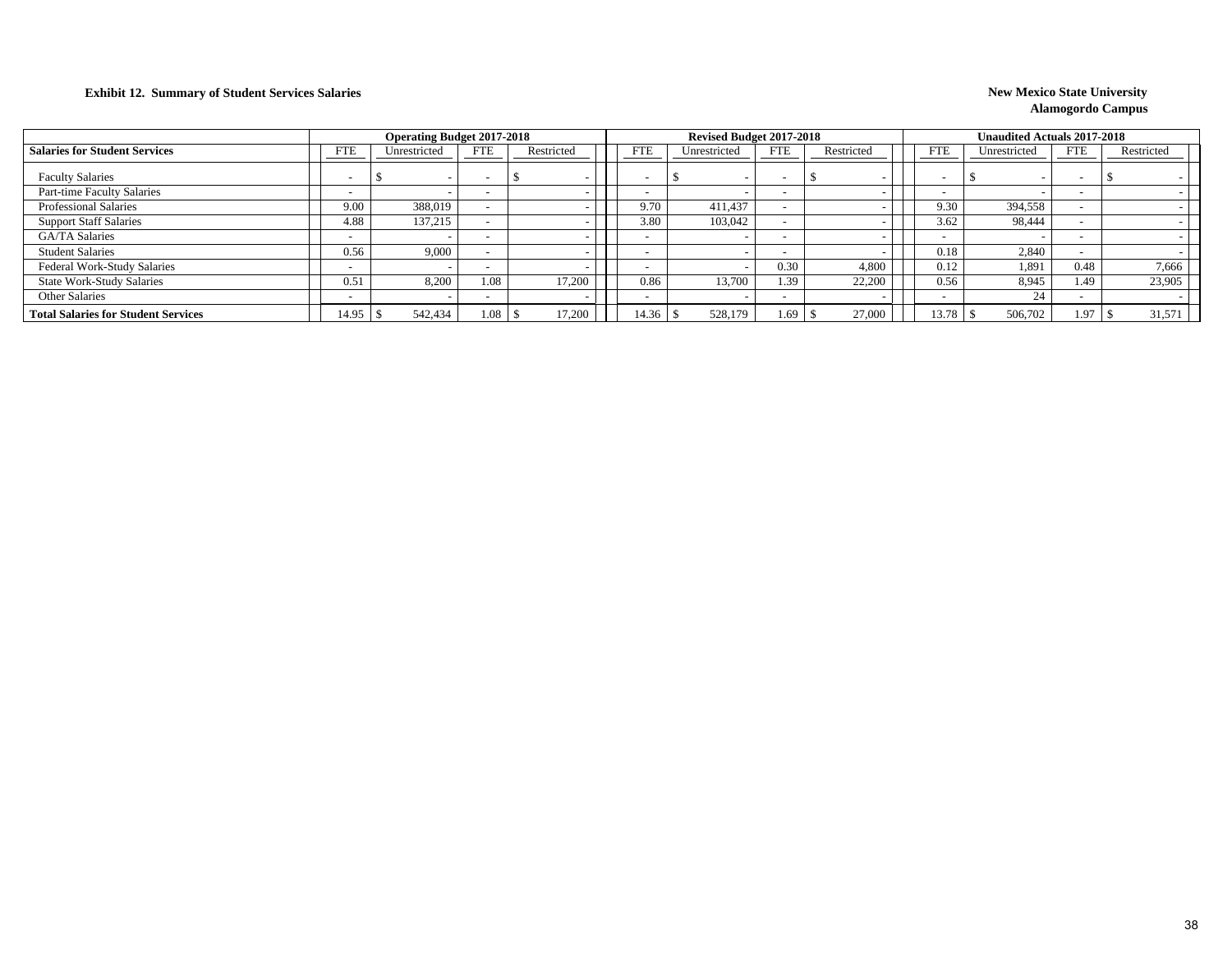**Exhibit 12. Summary of Student Services Salaries**

**New Mexico State University**
**Alamogordo Campus**

| Salaries for Student Services | Operating Budget 2017-2018 | | | | Revised Budget 2017-2018 | | | | Unaudited Actuals 2017-2018 | | | |
|---|---|---|---|---|---|---|---|---|---|---|---|---|
| | FTE | Unrestricted | FTE | Restricted | FTE | Unrestricted | FTE | Restricted | FTE | Unrestricted | FTE | Restricted |
| Faculty Salaries | - | $ - | - | $ - | - | $ - | - | $ - | - | $ - | - | $ - |
| Part-time Faculty Salaries | - | - | - | - | - | - | - | - | - | - | - | - |
| Professional Salaries | 9.00 | 388,019 | - | - | 9.70 | 411,437 | - | - | 9.30 | 394,558 | - | - |
| Support Staff Salaries | 4.88 | 137,215 | - | - | 3.80 | 103,042 | - | - | 3.62 | 98,444 | - | - |
| GA/TA Salaries | - | - | - | - | - | - | - | - | - | - | - | - |
| Student Salaries | 0.56 | 9,000 | - | - | - | - | - | - | 0.18 | 2,840 | - | - |
| Federal Work-Study Salaries | - | - | - | - | - | - | 0.30 | 4,800 | 0.12 | 1,891 | 0.48 | 7,666 |
| State Work-Study Salaries | 0.51 | 8,200 | 1.08 | 17,200 | 0.86 | 13,700 | 1.39 | 22,200 | 0.56 | 8,945 | 1.49 | 23,905 |
| Other Salaries | - | - | - | - | - | - | - | - | - | 24 | - | - |
| **Total Salaries for Student Services** | 14.95 | $ 542,434 | 1.08 | $ 17,200 | 14.36 | $ 528,179 | 1.69 | $ 27,000 | 13.78 | $ 506,702 | 1.97 | $ 31,571 |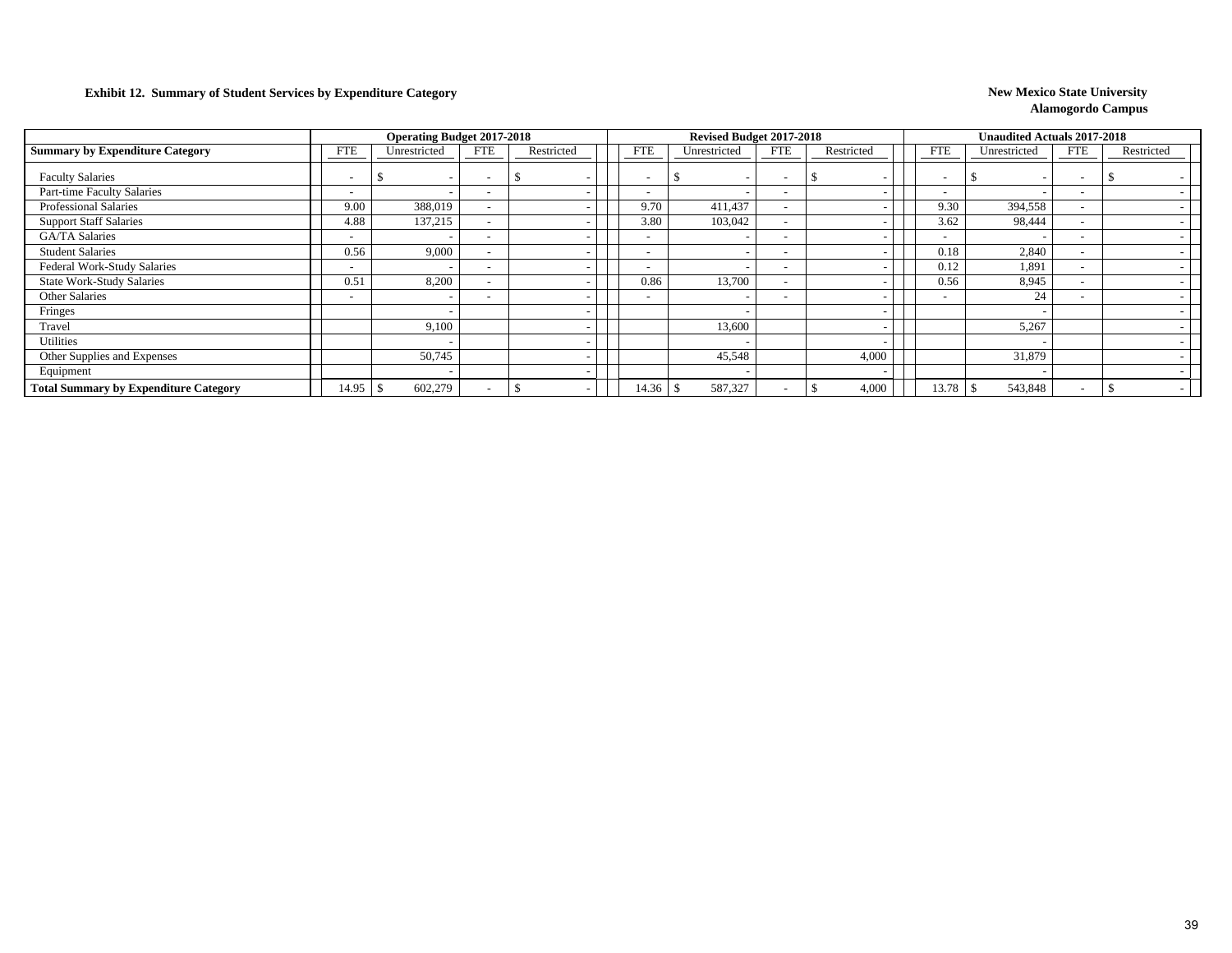**Exhibit 12. Summary of Student Services by Expenditure Category**

**New Mexico State University**
**Alamogordo Campus**

| | Operating Budget 2017-2018 | | | | Revised Budget 2017-2018 | | | | Unaudited Actuals 2017-2018 | | | |
|---|---|---|---|---|---|---|---|---|---|---|---|---|
| **Summary by Expenditure Category** | FTE | Unrestricted | FTE | Restricted | FTE | Unrestricted | FTE | Restricted | FTE | Unrestricted | FTE | Restricted |
| Faculty Salaries | - | $ - | - | $ - | - | $ - | - | $ - | - | $ - | - | $ - |
| Part-time Faculty Salaries | - | - | - | - | - | - | - | - | - | - | - | - |
| Professional Salaries | 9.00 | 388,019 | - | - | 9.70 | 411,437 | - | - | 9.30 | 394,558 | - | - |
| Support Staff Salaries | 4.88 | 137,215 | - | - | 3.80 | 103,042 | - | - | 3.62 | 98,444 | - | - |
| GA/TA Salaries | - | - | - | - | - | - | - | - | - | - | - | - |
| Student Salaries | 0.56 | 9,000 | - | - | - | - | - | - | 0.18 | 2,840 | - | - |
| Federal Work-Study Salaries | - | - | - | - | - | - | - | - | 0.12 | 1,891 | - | - |
| State Work-Study Salaries | 0.51 | 8,200 | - | - | 0.86 | 13,700 | - | - | 0.56 | 8,945 | - | - |
| Other Salaries | - | - | - | - | - | - | - | - | - | 24 | - | - |
| Fringes | | - | | - | | - | | - | | - | | - |
| Travel | | 9,100 | | - | | 13,600 | | - | | 5,267 | | - |
| Utilities | | - | | - | | - | | - | | - | | - |
| Other Supplies and Expenses | | 50,745 | | - | | 45,548 | | 4,000 | | 31,879 | | - |
| Equipment | | - | | - | | - | | - | | - | | - |
| **Total Summary by Expenditure Category** | 14.95 | $ 602,279 | - | $ - | 14.36 | $ 587,327 | - | $ 4,000 | 13.78 | $ 543,848 | - | $ - |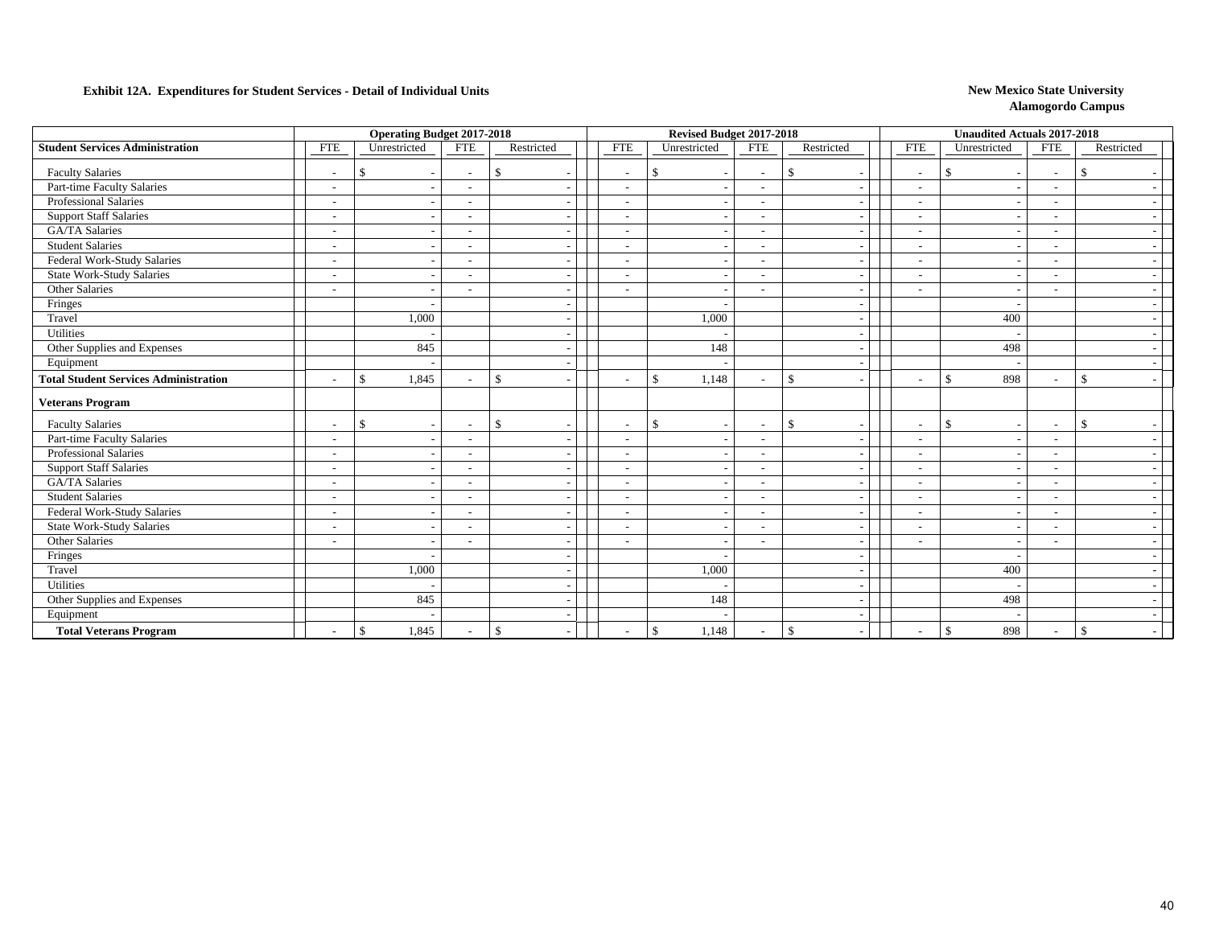**Exhibit 12A. Expenditures for Student Services - Detail of Individual Units**

**New Mexico State University**
**Alamogordo Campus**

| | Operating Budget 2017-2018 | | | | Revised Budget 2017-2018 | | | | Unaudited Actuals 2017-2018 | | | |
|---|---|---|---|---|---|---|---|---|---|---|---|---|
| **Student Services Administration** | FTE | Unrestricted | FTE | Restricted | FTE | Unrestricted | FTE | Restricted | FTE | Unrestricted | FTE | Restricted |
| Faculty Salaries | - | $ - | - | $ - | - | $ - | - | $ - | - | $ - | - | $ - |
| Part-time Faculty Salaries | - | - | - | - | - | - | - | - | - | - | - | - |
| Professional Salaries | - | - | - | - | - | - | - | - | - | - | - | - |
| Support Staff Salaries | - | - | - | - | - | - | - | - | - | - | - | - |
| GA/TA Salaries | - | - | - | - | - | - | - | - | - | - | - | - |
| Student Salaries | - | - | - | - | - | - | - | - | - | - | - | - |
| Federal Work-Study Salaries | - | - | - | - | - | - | - | - | - | - | - | - |
| State Work-Study Salaries | - | - | - | - | - | - | - | - | - | - | - | - |
| Other Salaries | - | - | - | - | - | - | - | - | - | - | - | - |
| Fringes | | - | | - | | - | | - | | - | | - |
| Travel | | 1,000 | | - | | 1,000 | | - | | 400 | | - |
| Utilities | | - | | - | | - | | - | | - | | - |
| Other Supplies and Expenses | | 845 | | - | | 148 | | - | | 498 | | - |
| Equipment | | - | | - | | - | | - | | - | | - |
| **Total Student Services Administration** | - | $ 1,845 | - | $ - | - | $ 1,148 | - | $ - | - | $ 898 | - | $ - |
| **Veterans Program** | | | | | | | | | | | | |
| Faculty Salaries | - | $ - | - | $ - | - | $ - | - | $ - | - | $ - | - | $ - |
| Part-time Faculty Salaries | - | - | - | - | - | - | - | - | - | - | - | - |
| Professional Salaries | - | - | - | - | - | - | - | - | - | - | - | - |
| Support Staff Salaries | - | - | - | - | - | - | - | - | - | - | - | - |
| GA/TA Salaries | - | - | - | - | - | - | - | - | - | - | - | - |
| Student Salaries | - | - | - | - | - | - | - | - | - | - | - | - |
| Federal Work-Study Salaries | - | - | - | - | - | - | - | - | - | - | - | - |
| State Work-Study Salaries | - | - | - | - | - | - | - | - | - | - | - | - |
| Other Salaries | - | - | - | - | - | - | - | - | - | - | - | - |
| Fringes | | - | | - | | - | | - | | - | | - |
| Travel | | 1,000 | | - | | 1,000 | | - | | 400 | | - |
| Utilities | | - | | - | | - | | - | | - | | - |
| Other Supplies and Expenses | | 845 | | - | | 148 | | - | | 498 | | - |
| Equipment | | - | | - | | - | | - | | - | | - |
| **Total Veterans Program** | - | $ 1,845 | - | $ - | - | $ 1,148 | - | $ - | - | $ 898 | - | $ - |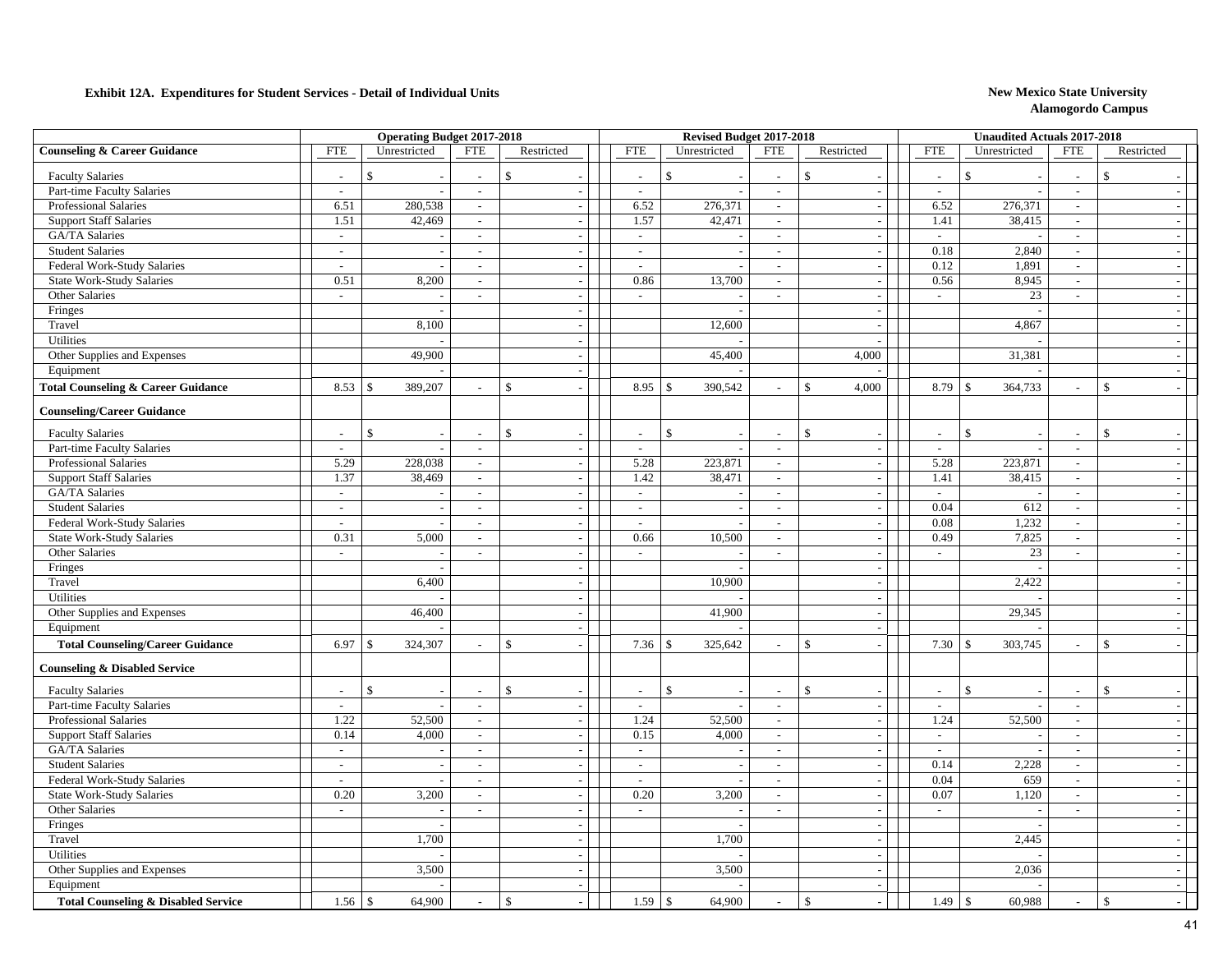**Exhibit 12A. Expenditures for Student Services - Detail of Individual Units**

**New Mexico State University**
**Alamogordo Campus**

| | Operating Budget 2017-2018 | | | | Revised Budget 2017-2018 | | | | Unaudited Actuals 2017-2018 | | | |
|---|---|---|---|---|---|---|---|---|---|---|---|---|
| **Counseling & Career Guidance** | FTE | Unrestricted | FTE | Restricted | FTE | Unrestricted | FTE | Restricted | FTE | Unrestricted | FTE | Restricted |
| Faculty Salaries | - | $ - | - | $ - | - | $ - | - | $ - | - | $ - | - | $ - |
| Part-time Faculty Salaries | - | - | - | - | - | - | - | - | - | - | - | - |
| Professional Salaries | 6.51 | 280,538 | - | - | 6.52 | 276,371 | - | - | 6.52 | 276,371 | - | - |
| Support Staff Salaries | 1.51 | 42,469 | - | - | 1.57 | 42,471 | - | - | 1.41 | 38,415 | - | - |
| GA/TA Salaries | - | - | - | - | - | - | - | - | - | - | - | - |
| Student Salaries | - | - | - | - | - | - | - | - | 0.18 | 2,840 | - | - |
| Federal Work-Study Salaries | - | - | - | - | - | - | - | - | 0.12 | 1,891 | - | - |
| State Work-Study Salaries | 0.51 | 8,200 | - | - | 0.86 | 13,700 | - | - | 0.56 | 8,945 | - | - |
| Other Salaries | - | - | - | - | - | - | - | - | - | 23 | - | - |
| Fringes | | - | | - | | - | | - | | - | | - |
| Travel | | 8,100 | | - | | 12,600 | | - | | 4,867 | | - |
| Utilities | | - | | - | | - | | - | | - | | - |
| Other Supplies and Expenses | | 49,900 | | - | | 45,400 | | 4,000 | | 31,381 | | - |
| Equipment | | - | | - | | - | | - | | - | | - |
| **Total Counseling & Career Guidance** | 8.53 | $ 389,207 | - | $ - | 8.95 | $ 390,542 | - | $ 4,000 | 8.79 | $ 364,733 | - | $ - |
| **Counseling/Career Guidance** | | | | | | | | | | | | |
| Faculty Salaries | - | $ - | - | $ - | - | $ - | - | $ - | - | $ - | - | $ - |
| Part-time Faculty Salaries | - | - | - | - | - | - | - | - | - | - | - | - |
| Professional Salaries | 5.29 | 228,038 | - | - | 5.28 | 223,871 | - | - | 5.28 | 223,871 | - | - |
| Support Staff Salaries | 1.37 | 38,469 | - | - | 1.42 | 38,471 | - | - | 1.41 | 38,415 | - | - |
| GA/TA Salaries | - | - | - | - | - | - | - | - | - | - | - | - |
| Student Salaries | - | - | - | - | - | - | - | - | 0.04 | 612 | - | - |
| Federal Work-Study Salaries | - | - | - | - | - | - | - | - | 0.08 | 1,232 | - | - |
| State Work-Study Salaries | 0.31 | 5,000 | - | - | 0.66 | 10,500 | - | - | 0.49 | 7,825 | - | - |
| Other Salaries | - | - | - | - | - | - | - | - | - | 23 | - | - |
| Fringes | | - | | - | | - | | - | | - | | - |
| Travel | | 6,400 | | - | | 10,900 | | - | | 2,422 | | - |
| Utilities | | - | | - | | - | | - | | - | | - |
| Other Supplies and Expenses | | 46,400 | | - | | 41,900 | | - | | 29,345 | | - |
| Equipment | | - | | - | | - | | - | | - | | - |
| **Total Counseling/Career Guidance** | 6.97 | $ 324,307 | - | $ - | 7.36 | $ 325,642 | - | $ - | 7.30 | $ 303,745 | - | $ - |
| **Counseling & Disabled Service** | | | | | | | | | | | | |
| Faculty Salaries | - | $ - | - | $ - | - | $ - | - | $ - | - | $ - | - | $ - |
| Part-time Faculty Salaries | - | - | - | - | - | - | - | - | - | - | - | - |
| Professional Salaries | 1.22 | 52,500 | - | - | 1.24 | 52,500 | - | - | 1.24 | 52,500 | - | - |
| Support Staff Salaries | 0.14 | 4,000 | - | - | 0.15 | 4,000 | - | - | - | - | - | - |
| GA/TA Salaries | - | - | - | - | - | - | - | - | - | - | - | - |
| Student Salaries | - | - | - | - | - | - | - | - | 0.14 | 2,228 | - | - |
| Federal Work-Study Salaries | - | - | - | - | - | - | - | - | 0.04 | 659 | - | - |
| State Work-Study Salaries | 0.20 | 3,200 | - | - | 0.20 | 3,200 | - | - | 0.07 | 1,120 | - | - |
| Other Salaries | - | - | - | - | - | - | - | - | - | - | - | - |
| Fringes | | - | | - | | - | | - | | - | | - |
| Travel | | 1,700 | | - | | 1,700 | | - | | 2,445 | | - |
| Utilities | | - | | - | | - | | - | | - | | - |
| Other Supplies and Expenses | | 3,500 | | - | | 3,500 | | - | | 2,036 | | - |
| Equipment | | - | | - | | - | | - | | - | | - |
| **Total Counseling & Disabled Service** | 1.56 | $ 64,900 | - | $ - | 1.59 | $ 64,900 | - | $ - | 1.49 | $ 60,988 | - | $ - |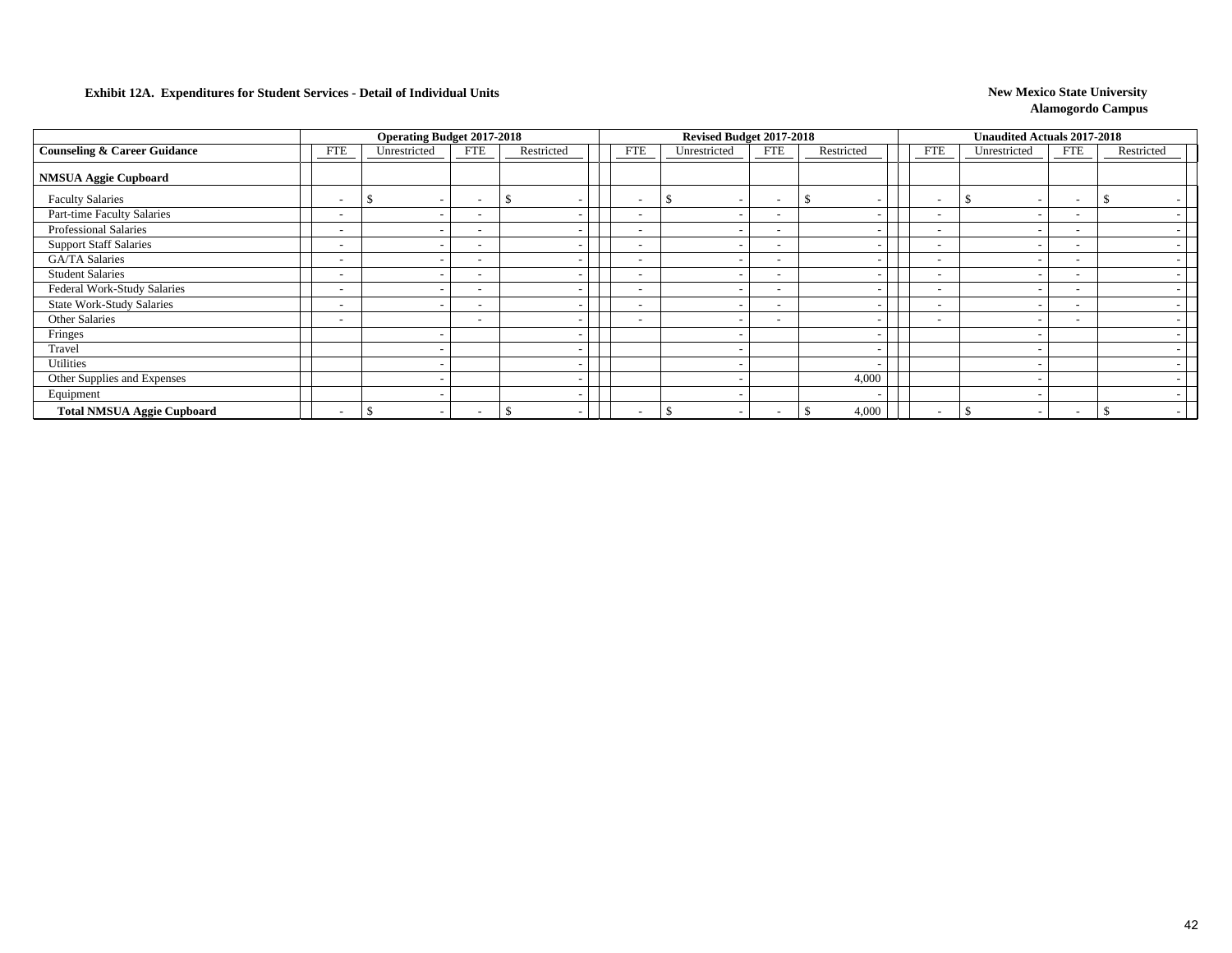**Exhibit 12A. Expenditures for Student Services - Detail of Individual Units**

**New Mexico State University**
**Alamogordo Campus**

| | Operating Budget 2017-2018 | | | | Revised Budget 2017-2018 | | | | Unaudited Actuals 2017-2018 | | | |
|---|---|---|---|---|---|---|---|---|---|---|---|---|
| **Counseling & Career Guidance** | FTE | Unrestricted | FTE | Restricted | FTE | Unrestricted | FTE | Restricted | FTE | Unrestricted | FTE | Restricted |
| **NMSUA Aggie Cupboard** | | | | | | | | | | | | |
| Faculty Salaries | - | $ - | - | $ - | - | $ - | - | $ - | - | $ - | - | $ - |
| Part-time Faculty Salaries | - | - | - | - | - | - | - | - | - | - | - | - |
| Professional Salaries | - | - | - | - | - | - | - | - | - | - | - | - |
| Support Staff Salaries | - | - | - | - | - | - | - | - | - | - | - | - |
| GA/TA Salaries | - | - | - | - | - | - | - | - | - | - | - | - |
| Student Salaries | - | - | - | - | - | - | - | - | - | - | - | - |
| Federal Work-Study Salaries | - | - | - | - | - | - | - | - | - | - | - | - |
| State Work-Study Salaries | - | - | - | - | - | - | - | - | - | - | - | - |
| Other Salaries | - | | - | - | - | - | - | - | - | - | - | - |
| Fringes | | - | | - | | - | | - | | - | | - |
| Travel | | - | | - | | - | | - | | - | | - |
| Utilities | | - | | - | | - | | - | | - | | - |
| Other Supplies and Expenses | | - | | - | | - | | 4,000 | | - | | - |
| Equipment | | - | | - | | - | | - | | - | | - |
| **Total NMSUA Aggie Cupboard** | - | $ - | - | $ - | - | $ - | - | $ 4,000 | - | $ - | - | $ - |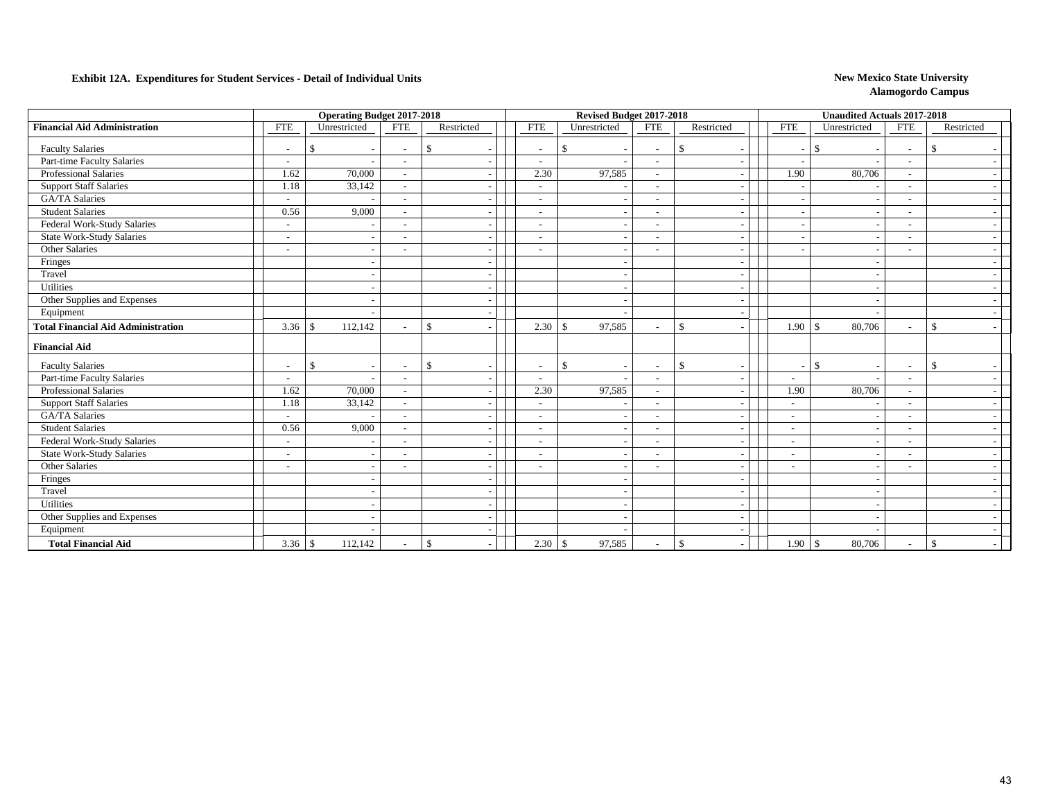**Exhibit 12A. Expenditures for Student Services - Detail of Individual Units**

**New Mexico State University**
**Alamogordo Campus**

| | Operating Budget 2017-2018 | | | | Revised Budget 2017-2018 | | | | Unaudited Actuals 2017-2018 | | | |
|---|---|---|---|---|---|---|---|---|---|---|---|---|
| **Financial Aid Administration** | FTE | Unrestricted | FTE | Restricted | FTE | Unrestricted | FTE | Restricted | FTE | Unrestricted | FTE | Restricted |
| Faculty Salaries | - | $ - | - | $ - | - | $ - | - | $ - | - | $ - | - | $ - |
| Part-time Faculty Salaries | - | - | - | - | - | - | - | - | - | - | - | - |
| Professional Salaries | 1.62 | 70,000 | - | - | 2.30 | 97,585 | - | - | 1.90 | 80,706 | - | - |
| Support Staff Salaries | 1.18 | 33,142 | - | - | - | - | - | - | - | - | - | - |
| GA/TA Salaries | - | - | - | - | - | - | - | - | - | - | - | - |
| Student Salaries | 0.56 | 9,000 | - | - | - | - | - | - | - | - | - | - |
| Federal Work-Study Salaries | - | - | - | - | - | - | - | - | - | - | - | - |
| State Work-Study Salaries | - | - | - | - | - | - | - | - | - | - | - | - |
| Other Salaries | - | - | - | - | - | - | - | - | - | - | - | - |
| Fringes | | - | | - | | - | | - | | - | | - |
| Travel | | - | | - | | - | | - | | - | | - |
| Utilities | | - | | - | | - | | - | | - | | - |
| Other Supplies and Expenses | | - | | - | | - | | - | | - | | - |
| Equipment | | - | | - | | - | | - | | - | | - |
| **Total Financial Aid Administration** | 3.36 | $ 112,142 | - | $ - | 2.30 | $ 97,585 | - | $ - | 1.90 | $ 80,706 | - | $ - |
| **Financial Aid** | | | | | | | | | | | | |
| Faculty Salaries | - | $ - | - | $ - | - | $ - | - | $ - | - | $ - | - | $ - |
| Part-time Faculty Salaries | - | - | - | - | - | - | - | - | - | - | - | - |
| Professional Salaries | 1.62 | 70,000 | - | - | 2.30 | 97,585 | - | - | 1.90 | 80,706 | - | - |
| Support Staff Salaries | 1.18 | 33,142 | - | - | - | - | - | - | - | - | - | - |
| GA/TA Salaries | - | - | - | - | - | - | - | - | - | - | - | - |
| Student Salaries | 0.56 | 9,000 | - | - | - | - | - | - | - | - | - | - |
| Federal Work-Study Salaries | - | - | - | - | - | - | - | - | - | - | - | - |
| State Work-Study Salaries | - | - | - | - | - | - | - | - | - | - | - | - |
| Other Salaries | - | - | - | - | - | - | - | - | - | - | - | - |
| Fringes | | - | | - | | - | | - | | - | | - |
| Travel | | - | | - | | - | | - | | - | | - |
| Utilities | | - | | - | | - | | - | | - | | - |
| Other Supplies and Expenses | | - | | - | | - | | - | | - | | - |
| Equipment | | - | | - | | - | | - | | - | | - |
| **Total Financial Aid** | 3.36 | $ 112,142 | - | $ - | 2.30 | $ 97,585 | - | $ - | 1.90 | $ 80,706 | - | $ - |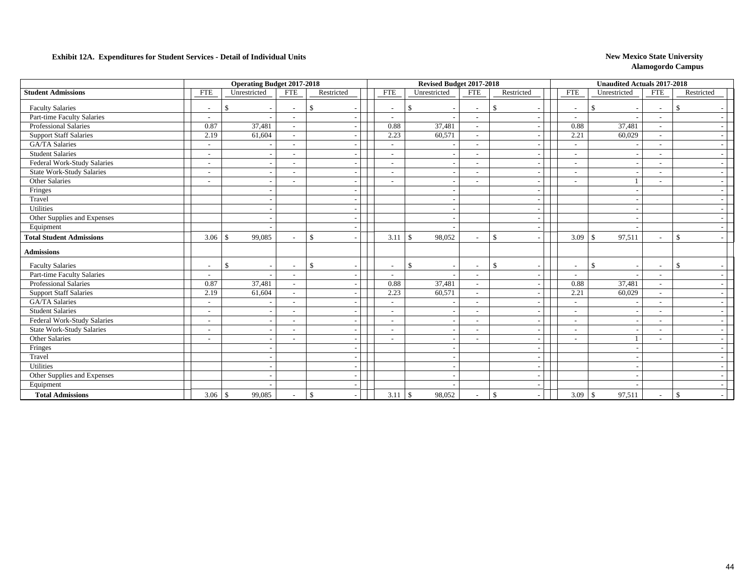**Exhibit 12A. Expenditures for Student Services - Detail of Individual Units**

**New Mexico State University**
**Alamogordo Campus**

| | Operating Budget 2017-2018 | | | | Revised Budget 2017-2018 | | | | Unaudited Actuals 2017-2018 | | | |
|---|---|---|---|---|---|---|---|---|---|---|---|---|
| **Student Admissions** | FTE | Unrestricted | FTE | Restricted | FTE | Unrestricted | FTE | Restricted | FTE | Unrestricted | FTE | Restricted |
| Faculty Salaries | - | $ - | - | $ - | - | $ - | - | $ - | - | $ - | - | $ - |
| Part-time Faculty Salaries | - | - | - | - | - | - | - | - | - | - | - | - |
| Professional Salaries | 0.87 | 37,481 | - | - | 0.88 | 37,481 | - | - | 0.88 | 37,481 | - | - |
| Support Staff Salaries | 2.19 | 61,604 | - | - | 2.23 | 60,571 | - | - | 2.21 | 60,029 | - | - |
| GA/TA Salaries | - | - | - | - | - | - | - | - | - | - | - | - |
| Student Salaries | - | - | - | - | - | - | - | - | - | - | - | - |
| Federal Work-Study Salaries | - | - | - | - | - | - | - | - | - | - | - | - |
| State Work-Study Salaries | - | - | - | - | - | - | - | - | - | - | - | - |
| Other Salaries | - | - | - | - | - | - | - | - | - | 1 | - | - |
| Fringes | | - | | - | | - | | - | | - | | - |
| Travel | | - | | - | | - | | - | | - | | - |
| Utilities | | - | | - | | - | | - | | - | | - |
| Other Supplies and Expenses | | - | | - | | - | | - | | - | | - |
| Equipment | | - | | - | | - | | - | | - | | - |
| **Total Student Admissions** | 3.06 | $ 99,085 | - | $ - | 3.11 | $ 98,052 | - | $ - | 3.09 | $ 97,511 | - | $ - |
| **Admissions** | | | | | | | | | | | | |
| Faculty Salaries | - | $ - | - | $ - | - | $ - | - | $ - | - | $ - | - | $ - |
| Part-time Faculty Salaries | - | - | - | - | - | - | - | - | - | - | - | - |
| Professional Salaries | 0.87 | 37,481 | - | - | 0.88 | 37,481 | - | - | 0.88 | 37,481 | - | - |
| Support Staff Salaries | 2.19 | 61,604 | - | - | 2.23 | 60,571 | - | - | 2.21 | 60,029 | - | - |
| GA/TA Salaries | - | - | - | - | - | - | - | - | - | - | - | - |
| Student Salaries | - | - | - | - | - | - | - | - | - | - | - | - |
| Federal Work-Study Salaries | - | - | - | - | - | - | - | - | - | - | - | - |
| State Work-Study Salaries | - | - | - | - | - | - | - | - | - | - | - | - |
| Other Salaries | - | - | - | - | - | - | - | - | - | 1 | - | - |
| Fringes | | - | | - | | - | | - | | - | | - |
| Travel | | - | | - | | - | | - | | - | | - |
| Utilities | | - | | - | | - | | - | | - | | - |
| Other Supplies and Expenses | | - | | - | | - | | - | | - | | - |
| Equipment | | - | | - | | - | | - | | - | | - |
| **Total Admissions** | 3.06 | $ 99,085 | - | $ - | 3.11 | $ 98,052 | - | $ - | 3.09 | $ 97,511 | - | $ - |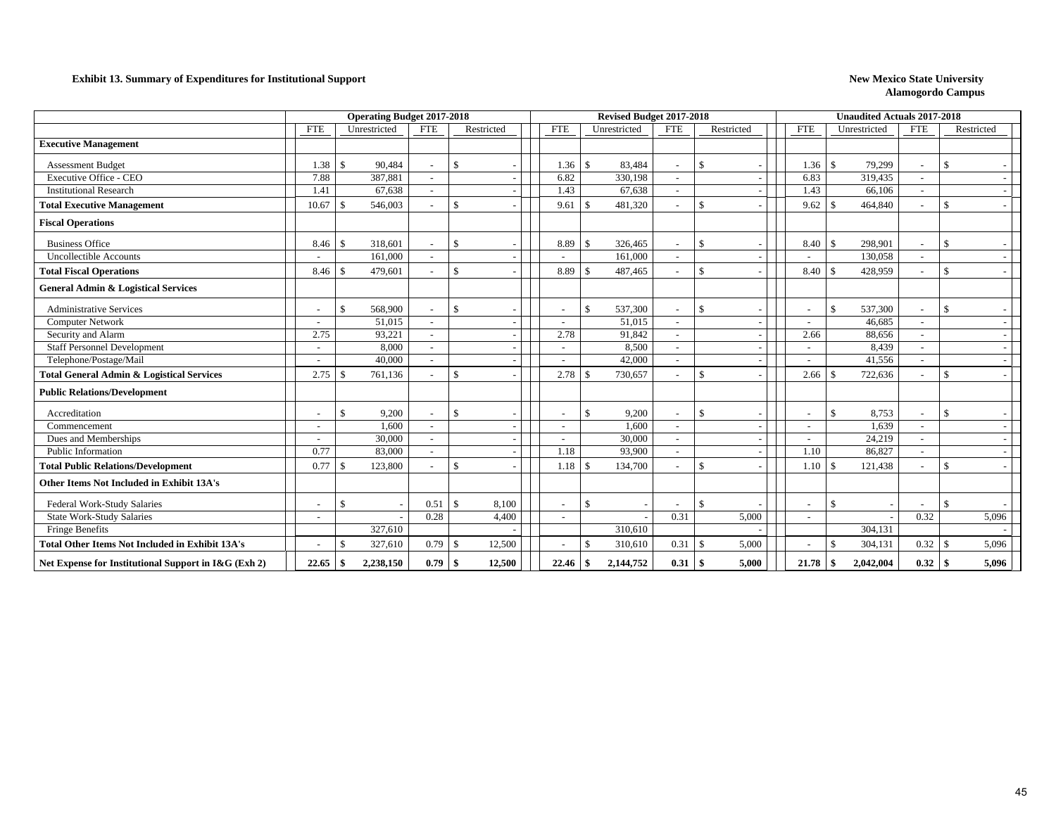**Exhibit 13. Summary of Expenditures for Institutional Support**

**New Mexico State University**
**Alamogordo Campus**

| | Operating Budget 2017-2018 | | | | Revised Budget 2017-2018 | | | | Unaudited Actuals 2017-2018 | | | |
|---|---|---|---|---|---|---|---|---|---|---|---|---|
| | FTE | Unrestricted | FTE | Restricted | FTE | Unrestricted | FTE | Restricted | FTE | Unrestricted | FTE | Restricted |
| **Executive Management** | | | | | | | | | | | | |
| Assessment Budget | 1.38 | $ 90,484 | - | $ - | 1.36 | $ 83,484 | - | $ - | 1.36 | $ 79,299 | - | $ - |
| Executive Office - CEO | 7.88 | 387,881 | - | - | 6.82 | 330,198 | - | - | 6.83 | 319,435 | - | - |
| Institutional Research | 1.41 | 67,638 | - | - | 1.43 | 67,638 | - | - | 1.43 | 66,106 | - | - |
| **Total Executive Management** | 10.67 | $ 546,003 | - | $ - | 9.61 | $ 481,320 | - | $ - | 9.62 | $ 464,840 | - | $ - |
| **Fiscal Operations** | | | | | | | | | | | | |
| Business Office | 8.46 | $ 318,601 | - | $ - | 8.89 | $ 326,465 | - | $ - | 8.40 | $ 298,901 | - | $ - |
| Uncollectible Accounts | - | 161,000 | - | - | - | 161,000 | - | - | - | 130,058 | - | - |
| **Total Fiscal Operations** | 8.46 | $ 479,601 | - | $ - | 8.89 | $ 487,465 | - | $ - | 8.40 | $ 428,959 | - | $ - |
| **General Admin & Logistical Services** | | | | | | | | | | | | |
| Administrative Services | - | $ 568,900 | - | $ - | - | $ 537,300 | - | $ - | - | $ 537,300 | - | $ - |
| Computer Network | - | 51,015 | - | - | - | 51,015 | - | - | - | 46,685 | - | - |
| Security and Alarm | 2.75 | 93,221 | - | - | 2.78 | 91,842 | - | - | 2.66 | 88,656 | - | - |
| Staff Personnel Development | - | 8,000 | - | - | - | 8,500 | - | - | - | 8,439 | - | - |
| Telephone/Postage/Mail | - | 40,000 | - | - | - | 42,000 | - | - | - | 41,556 | - | - |
| **Total General Admin & Logistical Services** | 2.75 | $ 761,136 | - | $ - | 2.78 | $ 730,657 | - | $ - | 2.66 | $ 722,636 | - | $ - |
| **Public Relations/Development** | | | | | | | | | | | | |
| Accreditation | - | $ 9,200 | - | $ - | - | $ 9,200 | - | $ - | - | $ 8,753 | - | $ - |
| Commencement | - | 1,600 | - | - | - | 1,600 | - | - | - | 1,639 | - | - |
| Dues and Memberships | - | 30,000 | - | - | - | 30,000 | - | - | - | 24,219 | - | - |
| Public Information | 0.77 | 83,000 | - | - | 1.18 | 93,900 | - | - | 1.10 | 86,827 | - | - |
| **Total Public Relations/Development** | 0.77 | $ 123,800 | - | $ - | 1.18 | $ 134,700 | - | $ - | 1.10 | $ 121,438 | - | $ - |
| **Other Items Not Included in Exhibit 13A's** | | | | | | | | | | | | |
| Federal Work-Study Salaries | - | $ - | 0.51 | $ 8,100 | - | $ - | - | $ - | - | $ - | - | $ - |
| State Work-Study Salaries | - | - | 0.28 | 4,400 | - | - | 0.31 | 5,000 | - | - | 0.32 | 5,096 |
| Fringe Benefits | | 327,610 | | - | | 310,610 | | - | | 304,131 | | - |
| **Total Other Items Not Included in Exhibit 13A's** | - | $ 327,610 | 0.79 | $ 12,500 | - | $ 310,610 | 0.31 | $ 5,000 | - | $ 304,131 | 0.32 | $ 5,096 |
| **Net Expense for Institutional Support in I&G (Exh 2)** | **22.65** | **$ 2,238,150** | **0.79** | **$ 12,500** | **22.46** | **$ 2,144,752** | **0.31** | **$ 5,000** | **21.78** | **$ 2,042,004** | **0.32** | **$ 5,096** |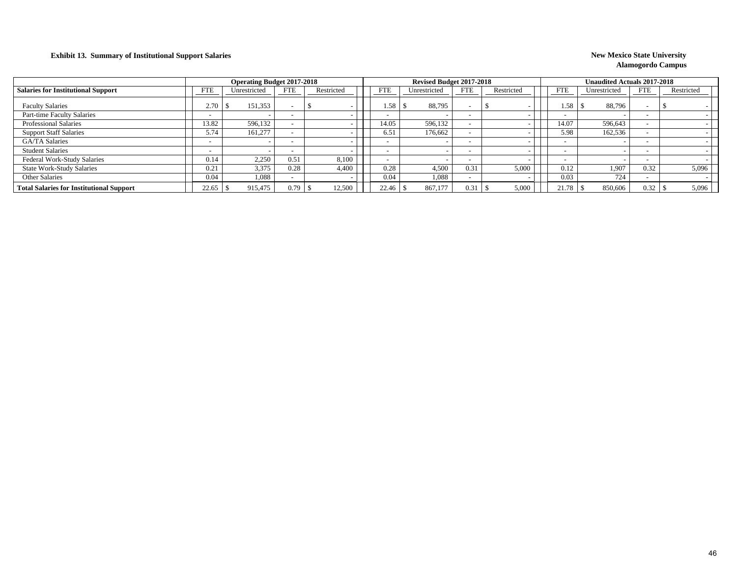**Exhibit 13. Summary of Institutional Support Salaries**

**New Mexico State University**
**Alamogordo Campus**

| Salaries for Institutional Support | Operating Budget 2017-2018 | | | | Revised Budget 2017-2018 | | | | Unaudited Actuals 2017-2018 | | | |
|---|---|---|---|---|---|---|---|---|---|---|---|---|
| | FTE | Unrestricted | FTE | Restricted | FTE | Unrestricted | FTE | Restricted | FTE | Unrestricted | FTE | Restricted |
| Faculty Salaries | 2.70 | $ 151,353 | - | $ - | 1.58 | $ 88,795 | - | $ - | 1.58 | $ 88,796 | - | $ - |
| Part-time Faculty Salaries | - | - | - | - | - | - | - | - | - | - | - | - |
| Professional Salaries | 13.82 | 596,132 | - | - | 14.05 | 596,132 | - | - | 14.07 | 596,643 | - | - |
| Support Staff Salaries | 5.74 | 161,277 | - | - | 6.51 | 176,662 | - | - | 5.98 | 162,536 | - | - |
| GA/TA Salaries | - | - | - | - | - | - | - | - | - | - | - | - |
| Student Salaries | - | - | - | - | - | - | - | - | - | - | - | - |
| Federal Work-Study Salaries | 0.14 | 2,250 | 0.51 | 8,100 | - | - | - | - | - | - | - | - |
| State Work-Study Salaries | 0.21 | 3,375 | 0.28 | 4,400 | 0.28 | 4,500 | 0.31 | 5,000 | 0.12 | 1,907 | 0.32 | 5,096 |
| Other Salaries | 0.04 | 1,088 | - | - | 0.04 | 1,088 | - | - | 0.03 | 724 | - | - |
| **Total Salaries for Institutional Support** | 22.65 | $ 915,475 | 0.79 | $ 12,500 | 22.46 | $ 867,177 | 0.31 | $ 5,000 | 21.78 | $ 850,606 | 0.32 | $ 5,096 |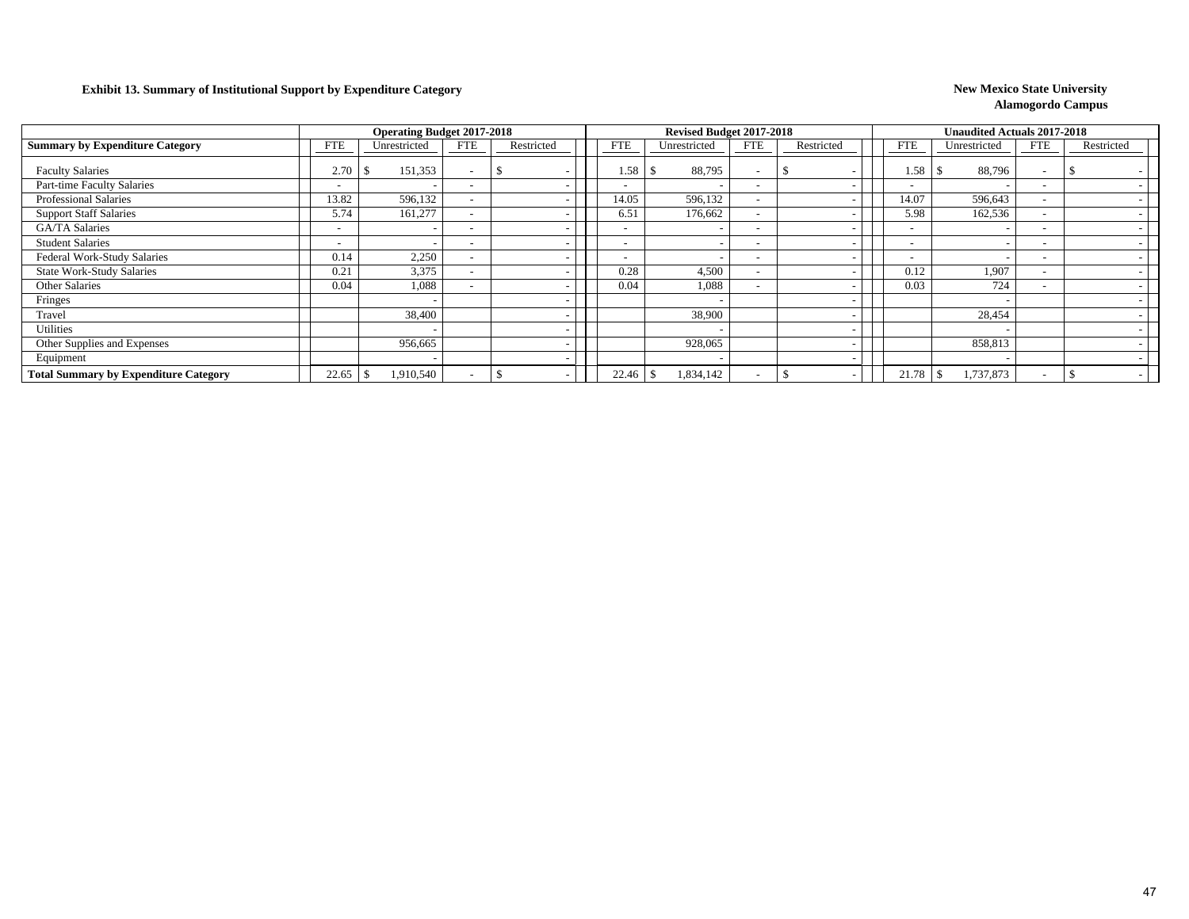**Exhibit 13. Summary of Institutional Support by Expenditure Category**

**New Mexico State University**
**Alamogordo Campus**

| Summary by Expenditure Category | Operating Budget 2017-2018 | | | | Revised Budget 2017-2018 | | | | Unaudited Actuals 2017-2018 | | | |
|---|---|---|---|---|---|---|---|---|---|---|---|---|
| | FTE | Unrestricted | FTE | Restricted | FTE | Unrestricted | FTE | Restricted | FTE | Unrestricted | FTE | Restricted |
| Faculty Salaries | 2.70 | $ 151,353 | - | $ - | 1.58 | $ 88,795 | - | $ - | 1.58 | $ 88,796 | - | $ - |
| Part-time Faculty Salaries | - | - | - | - | - | - | - | - | - | - | - | - |
| Professional Salaries | 13.82 | 596,132 | - | - | 14.05 | 596,132 | - | - | 14.07 | 596,643 | - | - |
| Support Staff Salaries | 5.74 | 161,277 | - | - | 6.51 | 176,662 | - | - | 5.98 | 162,536 | - | - |
| GA/TA Salaries | - | - | - | - | - | - | - | - | - | - | - | - |
| Student Salaries | - | - | - | - | - | - | - | - | - | - | - | - |
| Federal Work-Study Salaries | 0.14 | 2,250 | - | - | - | - | - | - | - | - | - | - |
| State Work-Study Salaries | 0.21 | 3,375 | - | - | 0.28 | 4,500 | - | - | 0.12 | 1,907 | - | - |
| Other Salaries | 0.04 | 1,088 | - | - | 0.04 | 1,088 | - | - | 0.03 | 724 | - | - |
| Fringes | | - | | - | | - | | - | | - | | - |
| Travel | | 38,400 | | - | | 38,900 | | - | | 28,454 | | - |
| Utilities | | - | | - | | - | | - | | - | | - |
| Other Supplies and Expenses | | 956,665 | | - | | 928,065 | | - | | 858,813 | | - |
| Equipment | | - | | - | | - | | - | | - | | - |
| **Total Summary by Expenditure Category** | 22.65 | $ 1,910,540 | - | $ - | 22.46 | $ 1,834,142 | - | $ - | 21.78 | $ 1,737,873 | - | $ - |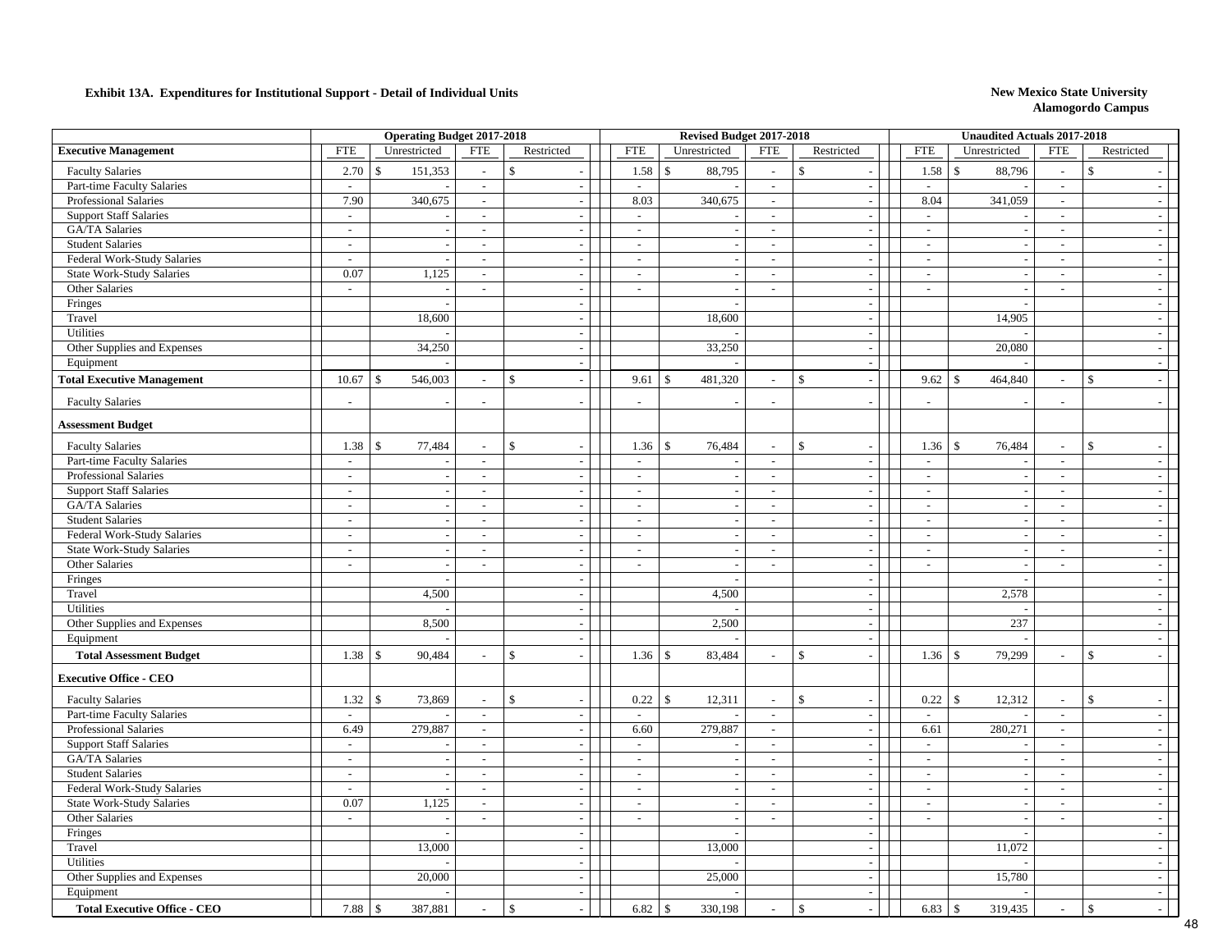**Exhibit 13A. Expenditures for Institutional Support - Detail of Individual Units**

**New Mexico State University**
**Alamogordo Campus**

| | Operating Budget 2017-2018 | | | | Revised Budget 2017-2018 | | | | Unaudited Actuals 2017-2018 | | | |
|---|---|---|---|---|---|---|---|---|---|---|---|---|
| **Executive Management** | FTE | Unrestricted | FTE | Restricted | FTE | Unrestricted | FTE | Restricted | FTE | Unrestricted | FTE | Restricted |
| Faculty Salaries | 2.70 | $ 151,353 | - | $ - | 1.58 | $ 88,795 | - | $ - | 1.58 | $ 88,796 | - | $ - |
| Part-time Faculty Salaries | - | - | - | - | - | - | - | - | - | - | - | - |
| Professional Salaries | 7.90 | 340,675 | - | - | 8.03 | 340,675 | - | - | 8.04 | 341,059 | - | - |
| Support Staff Salaries | - | - | - | - | - | - | - | - | - | - | - | - |
| GA/TA Salaries | - | - | - | - | - | - | - | - | - | - | - | - |
| Student Salaries | - | - | - | - | - | - | - | - | - | - | - | - |
| Federal Work-Study Salaries | - | - | - | - | - | - | - | - | - | - | - | - |
| State Work-Study Salaries | 0.07 | 1,125 | - | - | - | - | - | - | - | - | - | - |
| Other Salaries | - | - | - | - | - | - | - | - | - | - | - | - |
| Fringes | | - | | - | | - | | - | | - | | - |
| Travel | | 18,600 | | - | | 18,600 | | - | | 14,905 | | - |
| Utilities | | - | | - | | - | | - | | - | | - |
| Other Supplies and Expenses | | 34,250 | | - | | 33,250 | | - | | 20,080 | | - |
| Equipment | | - | | - | | - | | - | | - | | - |
| **Total Executive Management** | 10.67 | $ 546,003 | - | $ - | 9.61 | $ 481,320 | - | $ - | 9.62 | $ 464,840 | - | $ - |
| Faculty Salaries | - | - | - | - | - | - | - | - | - | - | - | - |
| **Assessment Budget** | | | | | | | | | | | | |
| Faculty Salaries | 1.38 | $ 77,484 | - | $ - | 1.36 | $ 76,484 | - | $ - | 1.36 | $ 76,484 | - | $ - |
| Part-time Faculty Salaries | - | - | - | - | - | - | - | - | - | - | - | - |
| Professional Salaries | - | - | - | - | - | - | - | - | - | - | - | - |
| Support Staff Salaries | - | - | - | - | - | - | - | - | - | - | - | - |
| GA/TA Salaries | - | - | - | - | - | - | - | - | - | - | - | - |
| Student Salaries | - | - | - | - | - | - | - | - | - | - | - | - |
| Federal Work-Study Salaries | - | - | - | - | - | - | - | - | - | - | - | - |
| State Work-Study Salaries | - | - | - | - | - | - | - | - | - | - | - | - |
| Other Salaries | - | - | - | - | - | - | - | - | - | - | - | - |
| Fringes | | - | | - | | - | | - | | - | | - |
| Travel | | 4,500 | | - | | 4,500 | | - | | 2,578 | | - |
| Utilities | | - | | - | | - | | - | | - | | - |
| Other Supplies and Expenses | | 8,500 | | - | | 2,500 | | - | | 237 | | - |
| Equipment | | - | | - | | - | | - | | - | | - |
| **Total Assessment Budget** | 1.38 | $ 90,484 | - | $ - | 1.36 | $ 83,484 | - | $ - | 1.36 | $ 79,299 | - | $ - |
| **Executive Office - CEO** | | | | | | | | | | | | |
| Faculty Salaries | 1.32 | $ 73,869 | - | $ - | 0.22 | $ 12,311 | - | $ - | 0.22 | $ 12,312 | - | $ - |
| Part-time Faculty Salaries | - | - | - | - | - | - | - | - | - | - | - | - |
| Professional Salaries | 6.49 | 279,887 | - | - | 6.60 | 279,887 | - | - | 6.61 | 280,271 | - | - |
| Support Staff Salaries | - | - | - | - | - | - | - | - | - | - | - | - |
| GA/TA Salaries | - | - | - | - | - | - | - | - | - | - | - | - |
| Student Salaries | - | - | - | - | - | - | - | - | - | - | - | - |
| Federal Work-Study Salaries | - | - | - | - | - | - | - | - | - | - | - | - |
| State Work-Study Salaries | 0.07 | 1,125 | - | - | - | - | - | - | - | - | - | - |
| Other Salaries | - | - | - | - | - | - | - | - | - | - | - | - |
| Fringes | | - | | - | | - | | - | | - | | - |
| Travel | | 13,000 | | - | | 13,000 | | - | | 11,072 | | - |
| Utilities | | - | | - | | - | | - | | - | | - |
| Other Supplies and Expenses | | 20,000 | | - | | 25,000 | | - | | 15,780 | | - |
| Equipment | | - | | - | | - | | - | | - | | - |
| **Total Executive Office - CEO** | 7.88 | $ 387,881 | - | $ - | 6.82 | $ 330,198 | - | $ - | 6.83 | $ 319,435 | - | $ - |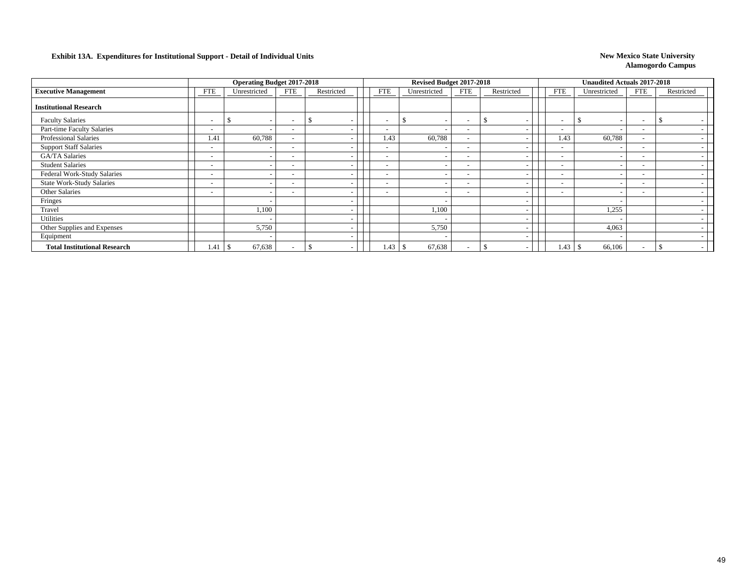**Exhibit 13A. Expenditures for Institutional Support - Detail of Individual Units**

**New Mexico State University**
**Alamogordo Campus**

| | Operating Budget 2017-2018 | | | | Revised Budget 2017-2018 | | | | Unaudited Actuals 2017-2018 | | | |
|---|---|---|---|---|---|---|---|---|---|---|---|---|
| **Executive Management** | FTE | Unrestricted | FTE | Restricted | FTE | Unrestricted | FTE | Restricted | FTE | Unrestricted | FTE | Restricted |
| **Institutional Research** | | | | | | | | | | | | |
| Faculty Salaries | - | $ - | - | $ - | - | $ - | - | $ - | - | $ - | - | $ - |
| Part-time Faculty Salaries | - | - | - | - | - | - | - | - | - | - | - | - |
| Professional Salaries | 1.41 | 60,788 | - | - | 1.43 | 60,788 | - | - | 1.43 | 60,788 | - | - |
| Support Staff Salaries | - | - | - | - | - | - | - | - | - | - | - | - |
| GA/TA Salaries | - | - | - | - | - | - | - | - | - | - | - | - |
| Student Salaries | - | - | - | - | - | - | - | - | - | - | - | - |
| Federal Work-Study Salaries | - | - | - | - | - | - | - | - | - | - | - | - |
| State Work-Study Salaries | - | - | - | - | - | - | - | - | - | - | - | - |
| Other Salaries | - | - | - | - | - | - | - | - | - | - | - | - |
| Fringes | | - | | - | | - | | - | | - | | - |
| Travel | | 1,100 | | - | | 1,100 | | - | | 1,255 | | - |
| Utilities | | - | | - | | - | | - | | - | | - |
| Other Supplies and Expenses | | 5,750 | | - | | 5,750 | | - | | 4,063 | | - |
| Equipment | | - | | - | | - | | - | | - | | - |
| **Total Institutional Research** | 1.41 | $ 67,638 | - | $ - | 1.43 | $ 67,638 | - | $ - | 1.43 | $ 66,106 | - | $ - |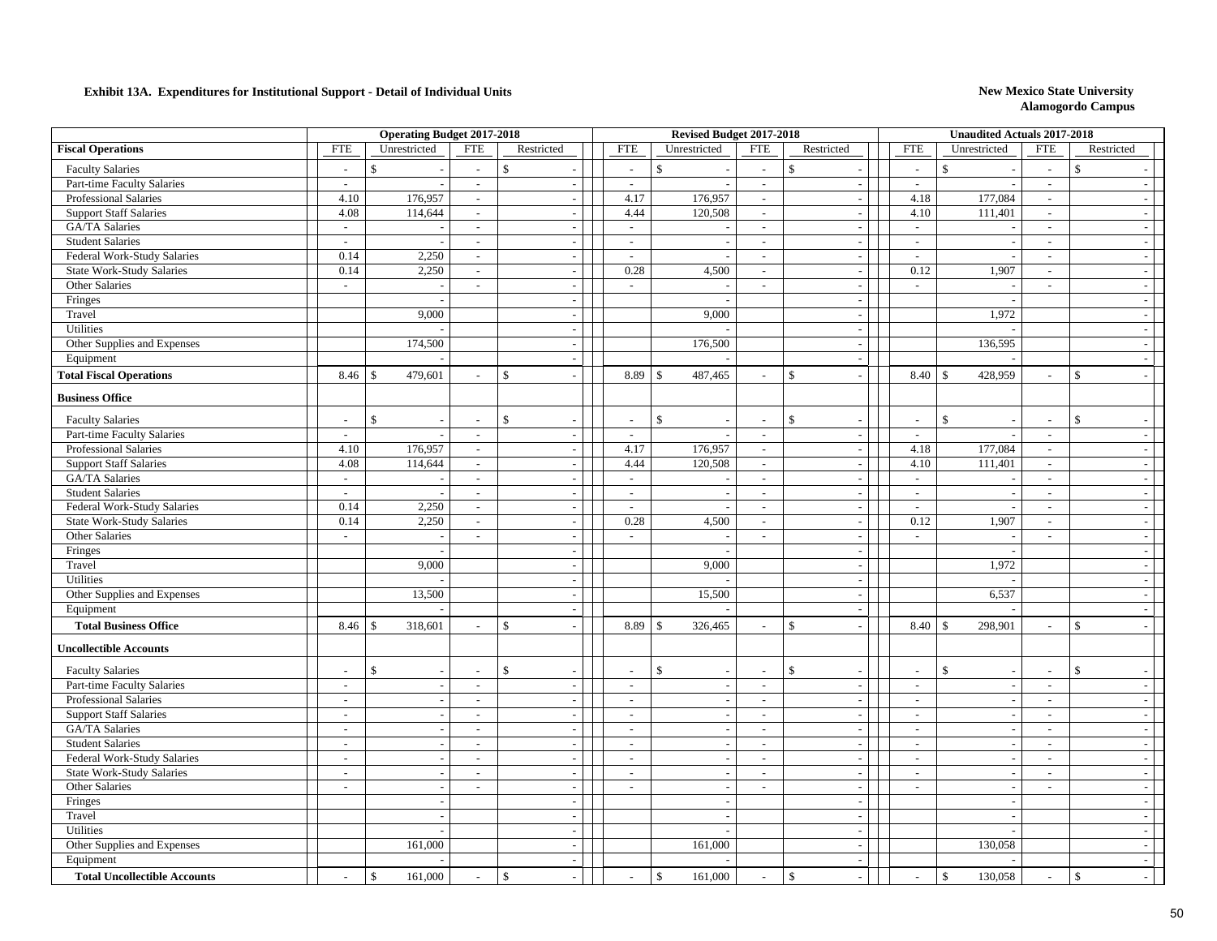**Exhibit 13A. Expenditures for Institutional Support - Detail of Individual Units**

**New Mexico State University**
**Alamogordo Campus**

| | Operating Budget 2017-2018 | | | | Revised Budget 2017-2018 | | | | Unaudited Actuals 2017-2018 | | | |
|---|---|---|---|---|---|---|---|---|---|---|---|---|
| **Fiscal Operations** | FTE | Unrestricted | FTE | Restricted | FTE | Unrestricted | FTE | Restricted | FTE | Unrestricted | FTE | Restricted |
| Faculty Salaries | - | $ - | - | $ - | - | $ - | - | $ - | - | $ - | - | $ - |
| Part-time Faculty Salaries | - | - | - | - | - | - | - | - | - | - | - | - |
| Professional Salaries | 4.10 | 176,957 | - | - | 4.17 | 176,957 | - | - | 4.18 | 177,084 | - | - |
| Support Staff Salaries | 4.08 | 114,644 | - | - | 4.44 | 120,508 | - | - | 4.10 | 111,401 | - | - |
| GA/TA Salaries | - | - | - | - | - | - | - | - | - | - | - | - |
| Student Salaries | - | - | - | - | - | - | - | - | - | - | - | - |
| Federal Work-Study Salaries | 0.14 | 2,250 | - | - | - | - | - | - | - | - | - | - |
| State Work-Study Salaries | 0.14 | 2,250 | - | - | 0.28 | 4,500 | - | - | 0.12 | 1,907 | - | - |
| Other Salaries | - | - | - | - | - | - | - | - | - | - | - | - |
| Fringes | | - | | - | | - | | - | | - | | - |
| Travel | | 9,000 | | - | | 9,000 | | - | | 1,972 | | - |
| Utilities | | - | | - | | - | | - | | - | | - |
| Other Supplies and Expenses | | 174,500 | | - | | 176,500 | | - | | 136,595 | | - |
| Equipment | | - | | - | | - | | - | | - | | - |
| **Total Fiscal Operations** | 8.46 | $ 479,601 | - | $ - | 8.89 | $ 487,465 | - | $ - | 8.40 | $ 428,959 | - | $ - |
| **Business Office** | | | | | | | | | | | | |
| Faculty Salaries | - | $ - | - | $ - | - | $ - | - | $ - | - | $ - | - | $ - |
| Part-time Faculty Salaries | - | - | - | - | - | - | - | - | - | - | - | - |
| Professional Salaries | 4.10 | 176,957 | - | - | 4.17 | 176,957 | - | - | 4.18 | 177,084 | - | - |
| Support Staff Salaries | 4.08 | 114,644 | - | - | 4.44 | 120,508 | - | - | 4.10 | 111,401 | - | - |
| GA/TA Salaries | - | - | - | - | - | - | - | - | - | - | - | - |
| Student Salaries | - | - | - | - | - | - | - | - | - | - | - | - |
| Federal Work-Study Salaries | 0.14 | 2,250 | - | - | - | - | - | - | - | - | - | - |
| State Work-Study Salaries | 0.14 | 2,250 | - | - | 0.28 | 4,500 | - | - | 0.12 | 1,907 | - | - |
| Other Salaries | - | - | - | - | - | - | - | - | - | - | - | - |
| Fringes | | - | | - | | - | | - | | - | | - |
| Travel | | 9,000 | | - | | 9,000 | | - | | 1,972 | | - |
| Utilities | | - | | - | | - | | - | | - | | - |
| Other Supplies and Expenses | | 13,500 | | - | | 15,500 | | - | | 6,537 | | - |
| Equipment | | - | | - | | - | | - | | - | | - |
| **Total Business Office** | 8.46 | $ 318,601 | - | $ - | 8.89 | $ 326,465 | - | $ - | 8.40 | $ 298,901 | - | $ - |
| **Uncollectible Accounts** | | | | | | | | | | | | |
| Faculty Salaries | - | $ - | - | $ - | - | $ - | - | $ - | - | $ - | - | $ - |
| Part-time Faculty Salaries | - | - | - | - | - | - | - | - | - | - | - | - |
| Professional Salaries | - | - | - | - | - | - | - | - | - | - | - | - |
| Support Staff Salaries | - | - | - | - | - | - | - | - | - | - | - | - |
| GA/TA Salaries | - | - | - | - | - | - | - | - | - | - | - | - |
| Student Salaries | - | - | - | - | - | - | - | - | - | - | - | - |
| Federal Work-Study Salaries | - | - | - | - | - | - | - | - | - | - | - | - |
| State Work-Study Salaries | - | - | - | - | - | - | - | - | - | - | - | - |
| Other Salaries | - | - | - | - | - | - | - | - | - | - | - | - |
| Fringes | | - | | - | | - | | - | | - | | - |
| Travel | | - | | - | | - | | - | | - | | - |
| Utilities | | - | | - | | - | | - | | - | | - |
| Other Supplies and Expenses | | 161,000 | | - | | 161,000 | | - | | 130,058 | | - |
| Equipment | | - | | - | | - | | - | | - | | - |
| **Total Uncollectible Accounts** | - | $ 161,000 | - | $ - | - | $ 161,000 | - | $ - | - | $ 130,058 | - | $ - |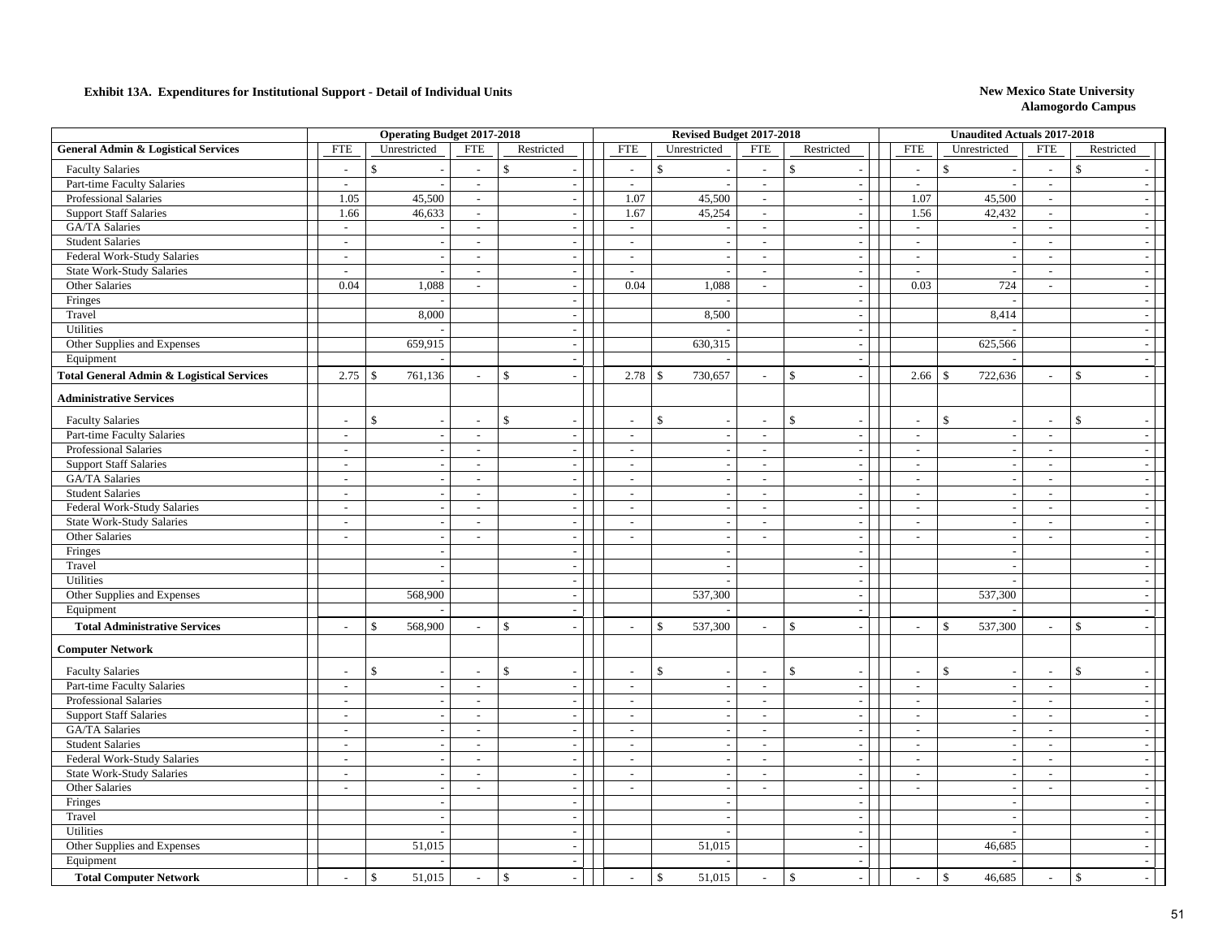**Exhibit 13A. Expenditures for Institutional Support - Detail of Individual Units**

**New Mexico State University**
**Alamogordo Campus**

| | Operating Budget 2017-2018 | | | | Revised Budget 2017-2018 | | | | Unaudited Actuals 2017-2018 | | | |
|---|---|---|---|---|---|---|---|---|---|---|---|---|
| **General Admin & Logistical Services** | FTE | Unrestricted | FTE | Restricted | FTE | Unrestricted | FTE | Restricted | FTE | Unrestricted | FTE | Restricted |
| Faculty Salaries | - | $ - | - | $ - | - | $ - | - | $ - | - | $ - | - | $ - |
| Part-time Faculty Salaries | - | - | - | - | - | - | - | - | - | - | - | - |
| Professional Salaries | 1.05 | 45,500 | - | - | 1.07 | 45,500 | - | - | 1.07 | 45,500 | - | - |
| Support Staff Salaries | 1.66 | 46,633 | - | - | 1.67 | 45,254 | - | - | 1.56 | 42,432 | - | - |
| GA/TA Salaries | - | - | - | - | - | - | - | - | - | - | - | - |
| Student Salaries | - | - | - | - | - | - | - | - | - | - | - | - |
| Federal Work-Study Salaries | - | - | - | - | - | - | - | - | - | - | - | - |
| State Work-Study Salaries | - | - | - | - | - | - | - | - | - | - | - | - |
| Other Salaries | 0.04 | 1,088 | - | - | 0.04 | 1,088 | - | - | 0.03 | 724 | - | - |
| Fringes | | - | | - | | - | | - | | - | | - |
| Travel | | 8,000 | | - | | 8,500 | | - | | 8,414 | | - |
| Utilities | | - | | - | | - | | - | | - | | - |
| Other Supplies and Expenses | | 659,915 | | - | | 630,315 | | - | | 625,566 | | - |
| Equipment | | - | | - | | - | | - | | - | | - |
| **Total General Admin & Logistical Services** | 2.75 | $ 761,136 | - | $ - | 2.78 | $ 730,657 | - | $ - | 2.66 | $ 722,636 | - | $ - |
| **Administrative Services** | | | | | | | | | | | | |
| Faculty Salaries | - | $ - | - | $ - | - | $ - | - | $ - | - | $ - | - | $ - |
| Part-time Faculty Salaries | - | - | - | - | - | - | - | - | - | - | - | - |
| Professional Salaries | - | - | - | - | - | - | - | - | - | - | - | - |
| Support Staff Salaries | - | - | - | - | - | - | - | - | - | - | - | - |
| GA/TA Salaries | - | - | - | - | - | - | - | - | - | - | - | - |
| Student Salaries | - | - | - | - | - | - | - | - | - | - | - | - |
| Federal Work-Study Salaries | - | - | - | - | - | - | - | - | - | - | - | - |
| State Work-Study Salaries | - | - | - | - | - | - | - | - | - | - | - | - |
| Other Salaries | - | - | - | - | - | - | - | - | - | - | - | - |
| Fringes | | - | | - | | - | | - | | - | | - |
| Travel | | - | | - | | - | | - | | - | | - |
| Utilities | | - | | - | | - | | - | | - | | - |
| Other Supplies and Expenses | | 568,900 | | - | | 537,300 | | - | | 537,300 | | - |
| Equipment | | - | | - | | - | | - | | - | | - |
| **Total Administrative Services** | - | $ 568,900 | - | $ - | - | $ 537,300 | - | $ - | - | $ 537,300 | - | $ - |
| **Computer Network** | | | | | | | | | | | | |
| Faculty Salaries | - | $ - | - | $ - | - | $ - | - | $ - | - | $ - | - | $ - |
| Part-time Faculty Salaries | - | - | - | - | - | - | - | - | - | - | - | - |
| Professional Salaries | - | - | - | - | - | - | - | - | - | - | - | - |
| Support Staff Salaries | - | - | - | - | - | - | - | - | - | - | - | - |
| GA/TA Salaries | - | - | - | - | - | - | - | - | - | - | - | - |
| Student Salaries | - | - | - | - | - | - | - | - | - | - | - | - |
| Federal Work-Study Salaries | - | - | - | - | - | - | - | - | - | - | - | - |
| State Work-Study Salaries | - | - | - | - | - | - | - | - | - | - | - | - |
| Other Salaries | - | - | - | - | - | - | - | - | - | - | - | - |
| Fringes | | - | | - | | - | | - | | - | | - |
| Travel | | - | | - | | - | | - | | - | | - |
| Utilities | | - | | - | | - | | - | | - | | - |
| Other Supplies and Expenses | | 51,015 | | - | | 51,015 | | - | | 46,685 | | - |
| Equipment | | - | | - | | - | | - | | - | | - |
| **Total Computer Network** | - | $ 51,015 | - | $ - | - | $ 51,015 | - | $ - | - | $ 46,685 | - | $ - |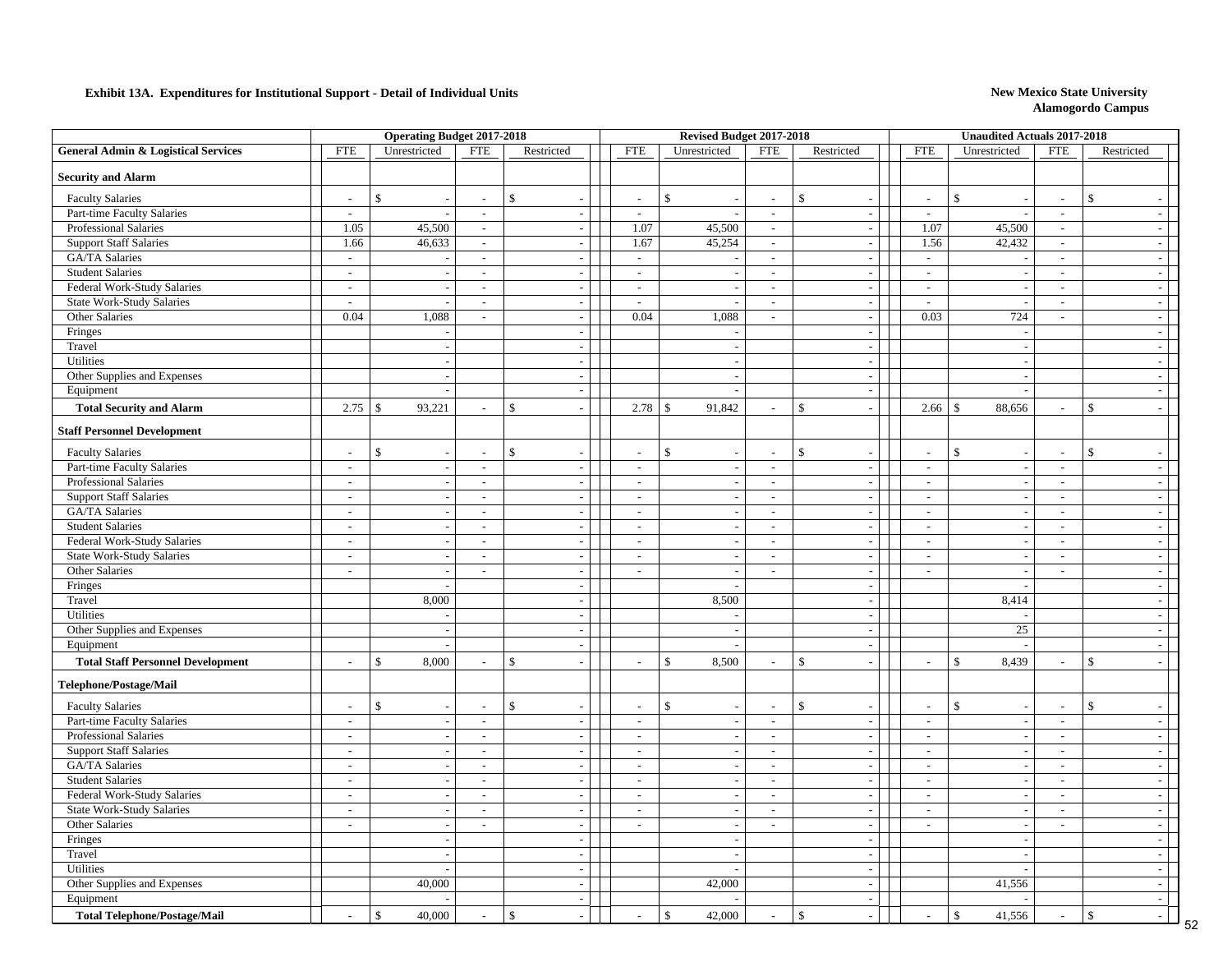**Exhibit 13A. Expenditures for Institutional Support - Detail of Individual Units**

**New Mexico State University**
**Alamogordo Campus**

| | Operating Budget 2017-2018 | | | | Revised Budget 2017-2018 | | | | Unaudited Actuals 2017-2018 | | | |
|---|---|---|---|---|---|---|---|---|---|---|---|---|
| **General Admin & Logistical Services** | FTE | Unrestricted | FTE | Restricted | FTE | Unrestricted | FTE | Restricted | FTE | Unrestricted | FTE | Restricted |
| **Security and Alarm** | | | | | | | | | | | | |
| Faculty Salaries | - | $ - | - | $ - | - | $ - | - | $ - | - | $ - | - | $ - |
| Part-time Faculty Salaries | - | - | - | - | - | - | - | - | - | - | - | - |
| Professional Salaries | 1.05 | 45,500 | - | - | 1.07 | 45,500 | - | - | 1.07 | 45,500 | - | - |
| Support Staff Salaries | 1.66 | 46,633 | - | - | 1.67 | 45,254 | - | - | 1.56 | 42,432 | - | - |
| GA/TA Salaries | - | - | - | - | - | - | - | - | - | - | - | - |
| Student Salaries | - | - | - | - | - | - | - | - | - | - | - | - |
| Federal Work-Study Salaries | - | - | - | - | - | - | - | - | - | - | - | - |
| State Work-Study Salaries | - | - | - | - | - | - | - | - | - | - | - | - |
| Other Salaries | 0.04 | 1,088 | - | - | 0.04 | 1,088 | - | - | 0.03 | 724 | - | - |
| Fringes | | - | | - | | - | | - | | - | | - |
| Travel | | - | | - | | - | | - | | - | | - |
| Utilities | | - | | - | | - | | - | | - | | - |
| Other Supplies and Expenses | | - | | - | | - | | - | | - | | - |
| Equipment | | - | | - | | - | | - | | - | | - |
| **Total Security and Alarm** | 2.75 | $ 93,221 | - | $ - | 2.78 | $ 91,842 | - | $ - | 2.66 | $ 88,656 | - | $ - |
| **Staff Personnel Development** | | | | | | | | | | | | |
| Faculty Salaries | - | $ - | - | $ - | - | $ - | - | $ - | - | $ - | - | $ - |
| Part-time Faculty Salaries | - | - | - | - | - | - | - | - | - | - | - | - |
| Professional Salaries | - | - | - | - | - | - | - | - | - | - | - | - |
| Support Staff Salaries | - | - | - | - | - | - | - | - | - | - | - | - |
| GA/TA Salaries | - | - | - | - | - | - | - | - | - | - | - | - |
| Student Salaries | - | - | - | - | - | - | - | - | - | - | - | - |
| Federal Work-Study Salaries | - | - | - | - | - | - | - | - | - | - | - | - |
| State Work-Study Salaries | - | - | - | - | - | - | - | - | - | - | - | - |
| Other Salaries | - | - | - | - | - | - | - | - | - | - | - | - |
| Fringes | | - | | - | | - | | - | | - | | - |
| Travel | | 8,000 | | - | | 8,500 | | - | | 8,414 | | - |
| Utilities | | - | | - | | - | | - | | - | | - |
| Other Supplies and Expenses | | - | | - | | - | | - | | 25 | | - |
| Equipment | | - | | - | | - | | - | | - | | - |
| **Total Staff Personnel Development** | - | $ 8,000 | - | $ - | - | $ 8,500 | - | $ - | - | $ 8,439 | - | $ - |
| **Telephone/Postage/Mail** | | | | | | | | | | | | |
| Faculty Salaries | - | $ - | - | $ - | - | $ - | - | $ - | - | $ - | - | $ - |
| Part-time Faculty Salaries | - | - | - | - | - | - | - | - | - | - | - | - |
| Professional Salaries | - | - | - | - | - | - | - | - | - | - | - | - |
| Support Staff Salaries | - | - | - | - | - | - | - | - | - | - | - | - |
| GA/TA Salaries | - | - | - | - | - | - | - | - | - | - | - | - |
| Student Salaries | - | - | - | - | - | - | - | - | - | - | - | - |
| Federal Work-Study Salaries | - | - | - | - | - | - | - | - | - | - | - | - |
| State Work-Study Salaries | - | - | - | - | - | - | - | - | - | - | - | - |
| Other Salaries | - | - | - | - | - | - | - | - | - | - | - | - |
| Fringes | | - | | - | | - | | - | | - | | - |
| Travel | | - | | - | | - | | - | | - | | - |
| Utilities | | - | | - | | - | | - | | - | | - |
| Other Supplies and Expenses | | 40,000 | | - | | 42,000 | | - | | 41,556 | | - |
| Equipment | | - | | - | | - | | - | | - | | - |
| **Total Telephone/Postage/Mail** | - | $ 40,000 | - | $ - | - | $ 42,000 | - | $ - | - | $ 41,556 | - | $ - |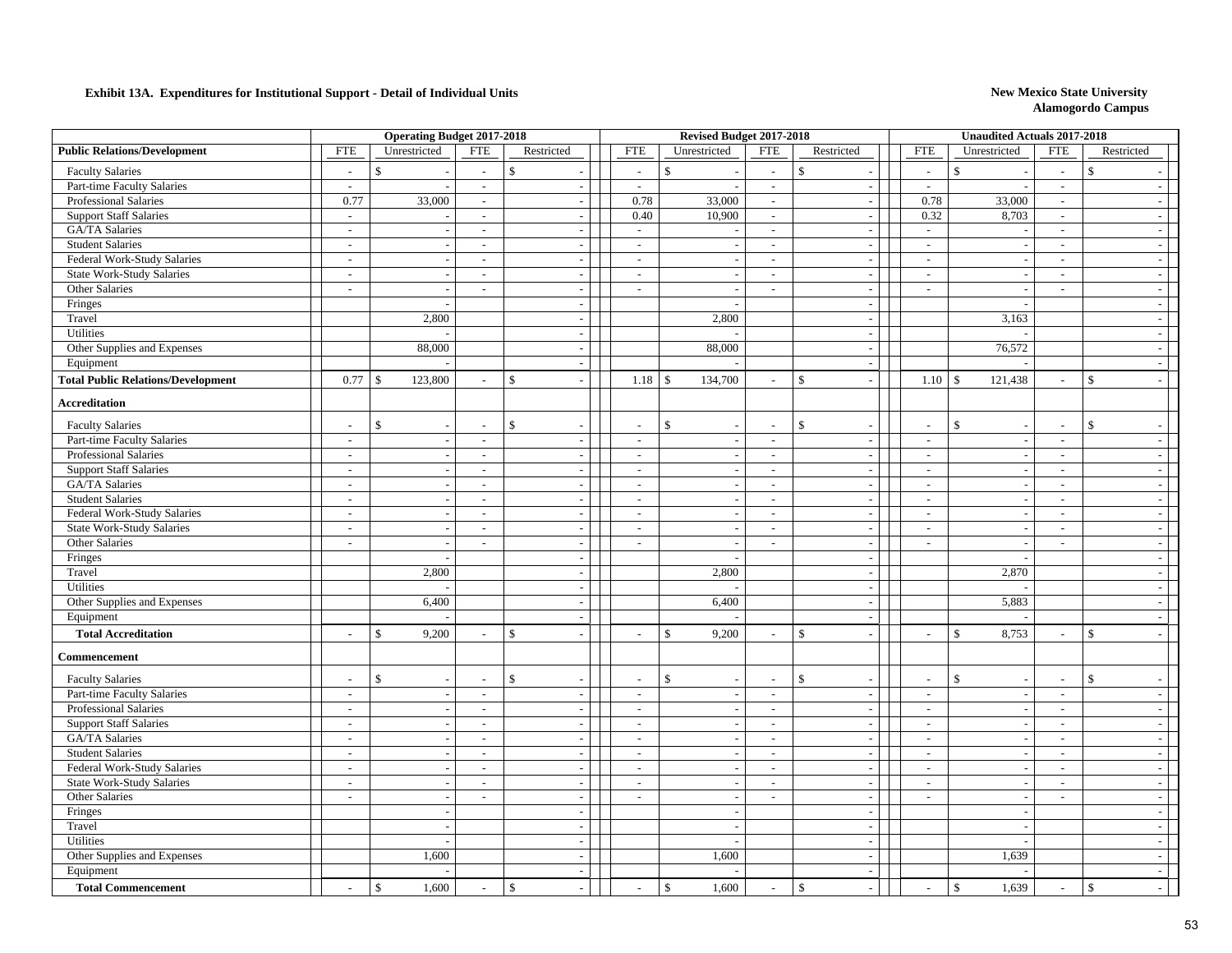**Exhibit 13A. Expenditures for Institutional Support - Detail of Individual Units**

**New Mexico State University**
**Alamogordo Campus**

| | Operating Budget 2017-2018 | | | | Revised Budget 2017-2018 | | | | Unaudited Actuals 2017-2018 | | | |
|---|---|---|---|---|---|---|---|---|---|---|---|---|
| **Public Relations/Development** | FTE | Unrestricted | FTE | Restricted | FTE | Unrestricted | FTE | Restricted | FTE | Unrestricted | FTE | Restricted |
| Faculty Salaries | - | $ - | - | $ - | - | $ - | - | $ - | - | $ - | - | $ - |
| Part-time Faculty Salaries | - | - | - | - | - | - | - | - | - | - | - | - |
| Professional Salaries | 0.77 | 33,000 | - | - | 0.78 | 33,000 | - | - | 0.78 | 33,000 | - | - |
| Support Staff Salaries | - | - | - | - | 0.40 | 10,900 | - | - | 0.32 | 8,703 | - | - |
| GA/TA Salaries | - | - | - | - | - | - | - | - | - | - | - | - |
| Student Salaries | - | - | - | - | - | - | - | - | - | - | - | - |
| Federal Work-Study Salaries | - | - | - | - | - | - | - | - | - | - | - | - |
| State Work-Study Salaries | - | - | - | - | - | - | - | - | - | - | - | - |
| Other Salaries | - | - | - | - | - | - | - | - | - | - | - | - |
| Fringes | | - | | - | | - | | - | | - | | - |
| Travel | | 2,800 | | - | | 2,800 | | - | | 3,163 | | - |
| Utilities | | - | | - | | - | | - | | - | | - |
| Other Supplies and Expenses | | 88,000 | | - | | 88,000 | | - | | 76,572 | | - |
| Equipment | | - | | - | | - | | - | | - | | - |
| **Total Public Relations/Development** | 0.77 | $ 123,800 | - | $ - | 1.18 | $ 134,700 | - | $ - | 1.10 | $ 121,438 | - | $ - |
| **Accreditation** | | | | | | | | | | | | |
| Faculty Salaries | - | $ - | - | $ - | - | $ - | - | $ - | - | $ - | - | $ - |
| Part-time Faculty Salaries | - | - | - | - | - | - | - | - | - | - | - | - |
| Professional Salaries | - | - | - | - | - | - | - | - | - | - | - | - |
| Support Staff Salaries | - | - | - | - | - | - | - | - | - | - | - | - |
| GA/TA Salaries | - | - | - | - | - | - | - | - | - | - | - | - |
| Student Salaries | - | - | - | - | - | - | - | - | - | - | - | - |
| Federal Work-Study Salaries | - | - | - | - | - | - | - | - | - | - | - | - |
| State Work-Study Salaries | - | - | - | - | - | - | - | - | - | - | - | - |
| Other Salaries | - | - | - | - | - | - | - | - | - | - | - | - |
| Fringes | | - | | - | | - | | - | | - | | - |
| Travel | | 2,800 | | - | | 2,800 | | - | | 2,870 | | - |
| Utilities | | - | | - | | - | | - | | - | | - |
| Other Supplies and Expenses | | 6,400 | | - | | 6,400 | | - | | 5,883 | | - |
| Equipment | | - | | - | | - | | - | | - | | - |
| **Total Accreditation** | - | $ 9,200 | - | $ - | - | $ 9,200 | - | $ - | - | $ 8,753 | - | $ - |
| **Commencement** | | | | | | | | | | | | |
| Faculty Salaries | - | $ - | - | $ - | - | $ - | - | $ - | - | $ - | - | $ - |
| Part-time Faculty Salaries | - | - | - | - | - | - | - | - | - | - | - | - |
| Professional Salaries | - | - | - | - | - | - | - | - | - | - | - | - |
| Support Staff Salaries | - | - | - | - | - | - | - | - | - | - | - | - |
| GA/TA Salaries | - | - | - | - | - | - | - | - | - | - | - | - |
| Student Salaries | - | - | - | - | - | - | - | - | - | - | - | - |
| Federal Work-Study Salaries | - | - | - | - | - | - | - | - | - | - | - | - |
| State Work-Study Salaries | - | - | - | - | - | - | - | - | - | - | - | - |
| Other Salaries | - | - | - | - | - | - | - | - | - | - | - | - |
| Fringes | | - | | - | | - | | - | | - | | - |
| Travel | | - | | - | | - | | - | | - | | - |
| Utilities | | - | | - | | - | | - | | - | | - |
| Other Supplies and Expenses | | 1,600 | | - | | 1,600 | | - | | 1,639 | | - |
| Equipment | | - | | - | | - | | - | | - | | - |
| **Total Commencement** | - | $ 1,600 | - | $ - | - | $ 1,600 | - | $ - | - | $ 1,639 | - | $ - |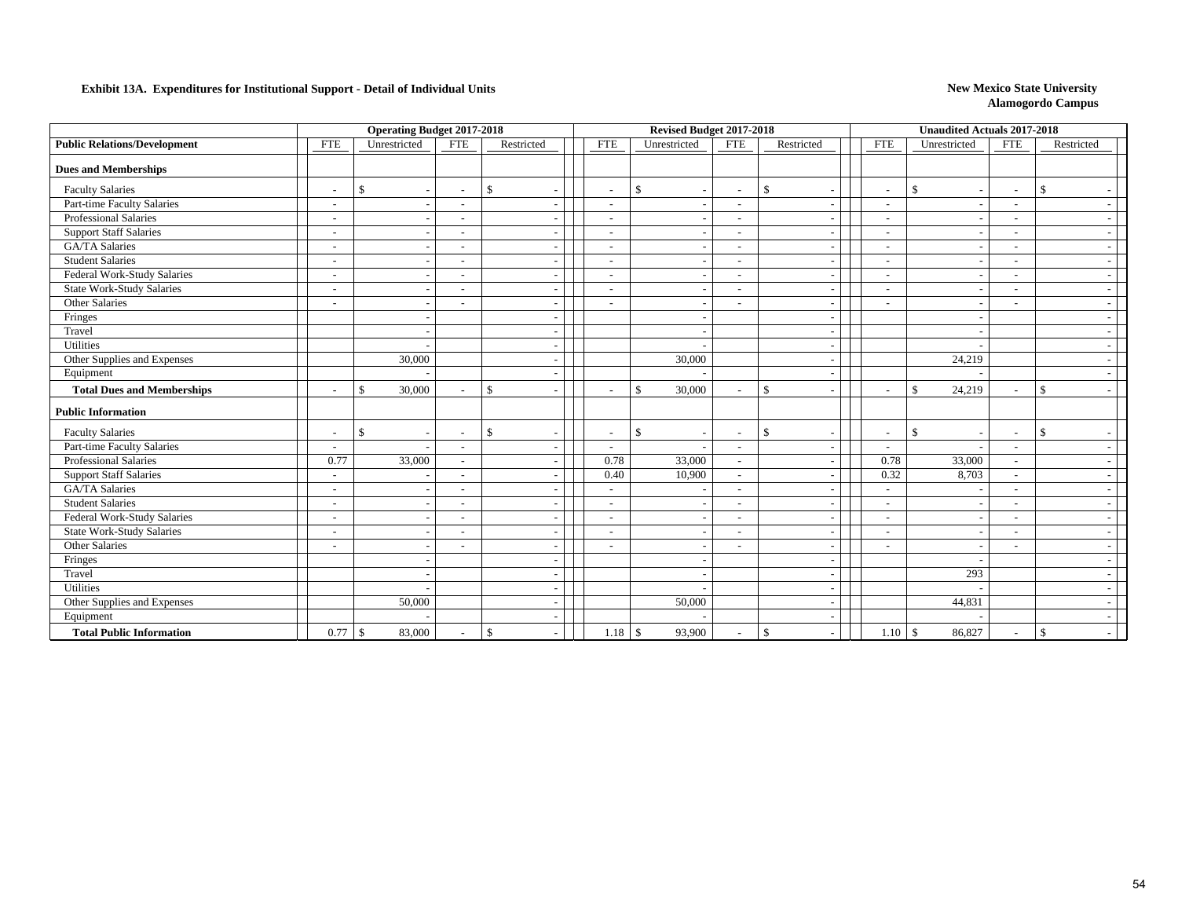**Exhibit 13A. Expenditures for Institutional Support - Detail of Individual Units**

**New Mexico State University**
**Alamogordo Campus**

| | Operating Budget 2017-2018 | | | | Revised Budget 2017-2018 | | | | Unaudited Actuals 2017-2018 | | | |
|---|---|---|---|---|---|---|---|---|---|---|---|---|
| **Public Relations/Development** | FTE | Unrestricted | FTE | Restricted | FTE | Unrestricted | FTE | Restricted | FTE | Unrestricted | FTE | Restricted |
| **Dues and Memberships** | | | | | | | | | | | | |
| Faculty Salaries | - | $ - | - | $ - | - | $ - | - | $ - | - | $ - | - | $ - |
| Part-time Faculty Salaries | - | - | - | - | - | - | - | - | - | - | - | - |
| Professional Salaries | - | - | - | - | - | - | - | - | - | - | - | - |
| Support Staff Salaries | - | - | - | - | - | - | - | - | - | - | - | - |
| GA/TA Salaries | - | - | - | - | - | - | - | - | - | - | - | - |
| Student Salaries | - | - | - | - | - | - | - | - | - | - | - | - |
| Federal Work-Study Salaries | - | - | - | - | - | - | - | - | - | - | - | - |
| State Work-Study Salaries | - | - | - | - | - | - | - | - | - | - | - | - |
| Other Salaries | - | - | - | - | - | - | - | - | - | - | - | - |
| Fringes | | - | | - | | - | | - | | - | | - |
| Travel | | - | | - | | - | | - | | - | | - |
| Utilities | | - | | - | | - | | - | | - | | - |
| Other Supplies and Expenses | | 30,000 | | - | | 30,000 | | - | | 24,219 | | - |
| Equipment | | - | | - | | - | | - | | - | | - |
| **Total Dues and Memberships** | - | $ 30,000 | - | $ - | - | $ 30,000 | - | $ - | - | $ 24,219 | - | $ - |
| **Public Information** | | | | | | | | | | | | |
| Faculty Salaries | - | $ - | - | $ - | - | $ - | - | $ - | - | $ - | - | $ - |
| Part-time Faculty Salaries | - | - | - | - | - | - | - | - | - | - | - | - |
| Professional Salaries | 0.77 | 33,000 | - | - | 0.78 | 33,000 | - | - | 0.78 | 33,000 | - | - |
| Support Staff Salaries | - | - | - | - | 0.40 | 10,900 | - | - | 0.32 | 8,703 | - | - |
| GA/TA Salaries | - | - | - | - | - | - | - | - | - | - | - | - |
| Student Salaries | - | - | - | - | - | - | - | - | - | - | - | - |
| Federal Work-Study Salaries | - | - | - | - | - | - | - | - | - | - | - | - |
| State Work-Study Salaries | - | - | - | - | - | - | - | - | - | - | - | - |
| Other Salaries | - | - | - | - | - | - | - | - | - | - | - | - |
| Fringes | | - | | - | | - | | - | | - | | - |
| Travel | | - | | - | | - | | - | | 293 | | - |
| Utilities | | - | | - | | - | | - | | - | | - |
| Other Supplies and Expenses | | 50,000 | | - | | 50,000 | | - | | 44,831 | | - |
| Equipment | | - | | - | | - | | - | | - | | - |
| **Total Public Information** | 0.77 | $ 83,000 | - | $ - | 1.18 | $ 93,900 | - | $ - | 1.10 | $ 86,827 | - | $ - |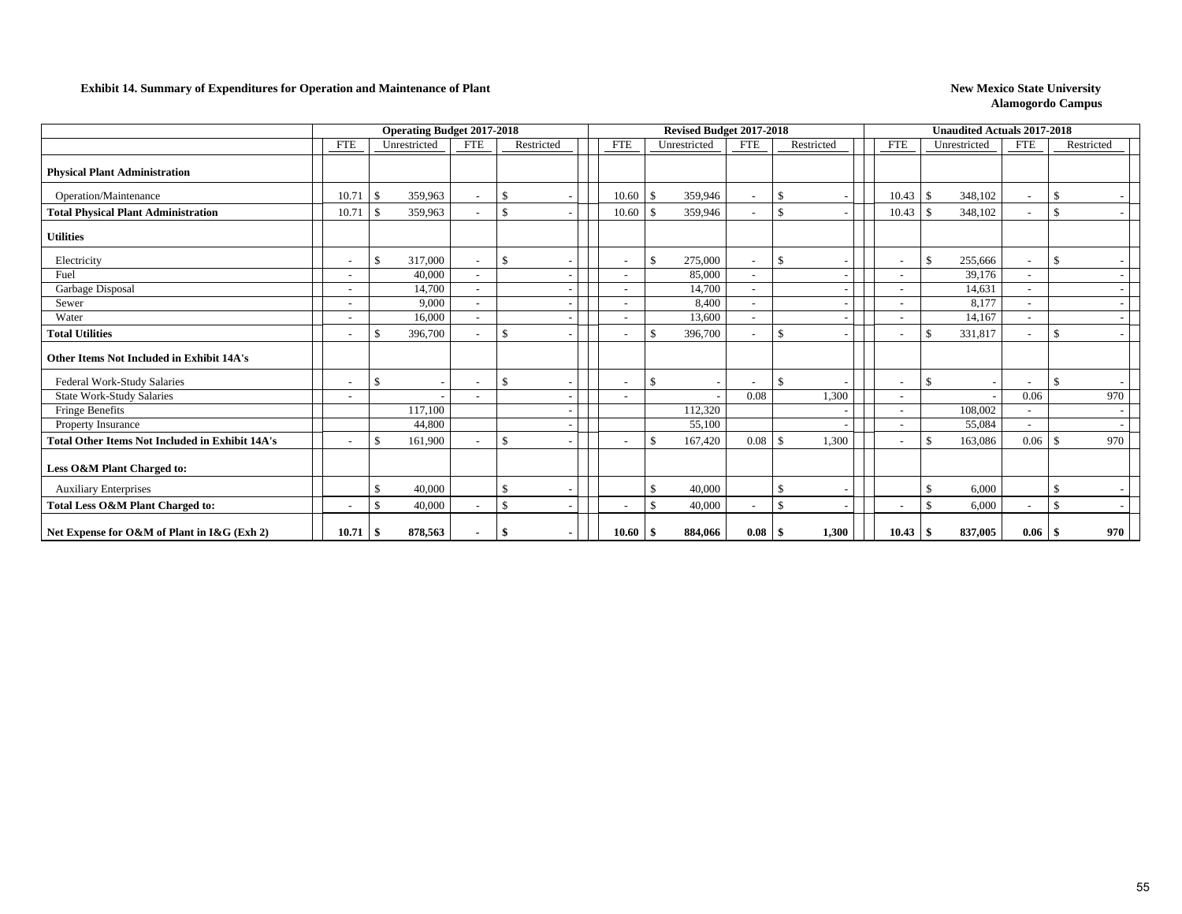**Exhibit 14. Summary of Expenditures for Operation and Maintenance of Plant**

**New Mexico State University**
**Alamogordo Campus**

| | Operating Budget 2017-2018 | | | | Revised Budget 2017-2018 | | | | Unaudited Actuals 2017-2018 | | | |
|---|---|---|---|---|---|---|---|---|---|---|---|---|
| | FTE | Unrestricted | FTE | Restricted | FTE | Unrestricted | FTE | Restricted | FTE | Unrestricted | FTE | Restricted |
| **Physical Plant Administration** | | | | | | | | | | | | |
| Operation/Maintenance | 10.71 | $ 359,963 | - | $ - | 10.60 | $ 359,946 | - | $ - | 10.43 | $ 348,102 | - | $ - |
| **Total Physical Plant Administration** | 10.71 | $ 359,963 | - | $ - | 10.60 | $ 359,946 | - | $ - | 10.43 | $ 348,102 | - | $ - |
| **Utilities** | | | | | | | | | | | | |
| Electricity | - | $ 317,000 | - | $ - | - | $ 275,000 | - | $ - | - | $ 255,666 | - | $ - |
| Fuel | - | 40,000 | - | - | - | 85,000 | - | - | - | 39,176 | - | - |
| Garbage Disposal | - | 14,700 | - | - | - | 14,700 | - | - | - | 14,631 | - | - |
| Sewer | - | 9,000 | - | - | - | 8,400 | - | - | - | 8,177 | - | - |
| Water | - | 16,000 | - | - | - | 13,600 | - | - | - | 14,167 | - | - |
| **Total Utilities** | - | $ 396,700 | - | $ - | - | $ 396,700 | - | $ - | - | $ 331,817 | - | $ - |
| **Other Items Not Included in Exhibit 14A's** | | | | | | | | | | | | |
| Federal Work-Study Salaries | - | $ - | - | $ - | - | $ - | - | $ - | - | $ - | - | $ - |
| State Work-Study Salaries | - | - | - | - | - | - | 0.08 | 1,300 | - | - | 0.06 | 970 |
| Fringe Benefits | | 117,100 | | - | | 112,320 | | - | - | 108,002 | - | - |
| Property Insurance | | 44,800 | | - | | 55,100 | | - | - | 55,084 | - | - |
| **Total Other Items Not Included in Exhibit 14A's** | - | $ 161,900 | - | $ - | - | $ 167,420 | 0.08 | $ 1,300 | - | $ 163,086 | 0.06 | $ 970 |
| **Less O&M Plant Charged to:** | | | | | | | | | | | | |
| Auxiliary Enterprises | | $ 40,000 | | $ - | | $ 40,000 | | $ - | | $ 6,000 | | $ - |
| **Total Less O&M Plant Charged to:** | - | $ 40,000 | - | $ - | - | $ 40,000 | - | $ - | - | $ 6,000 | - | $ - |
| **Net Expense for O&M of Plant in I&G (Exh 2)** | **10.71** | **$ 878,563** | **-** | **$ -** | **10.60** | **$ 884,066** | **0.08** | **$ 1,300** | **10.43** | **$ 837,005** | **0.06** | **$ 970** |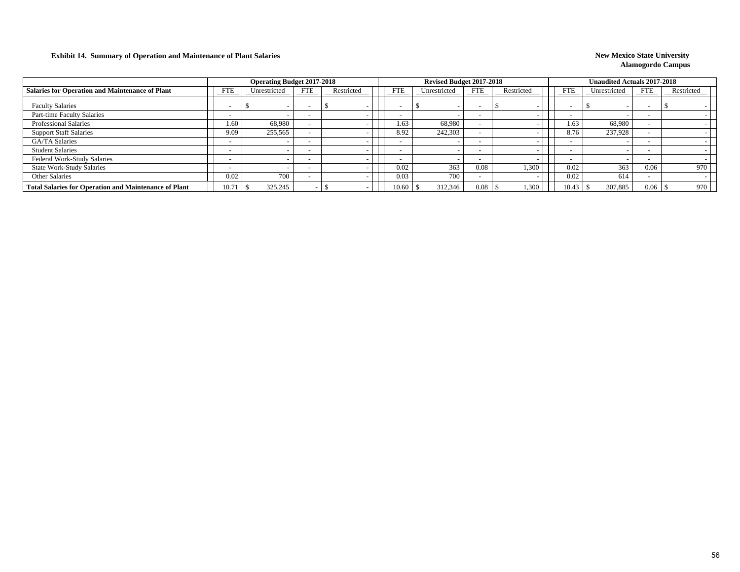**Exhibit 14. Summary of Operation and Maintenance of Plant Salaries**

**New Mexico State University**
**Alamogordo Campus**

| | Operating Budget 2017-2018 | | | | Revised Budget 2017-2018 | | | | Unaudited Actuals 2017-2018 | | | |
|---|---|---|---|---|---|---|---|---|---|---|---|---|
| **Salaries for Operation and Maintenance of Plant** | FTE | Unrestricted | FTE | Restricted | FTE | Unrestricted | FTE | Restricted | FTE | Unrestricted | FTE | Restricted |
| Faculty Salaries | - | $ - | - | $ - | - | $ - | - | $ - | - | $ - | - | $ - |
| Part-time Faculty Salaries | - | - | - | - | - | - | - | - | - | - | - | - |
| Professional Salaries | 1.60 | 68,980 | - | - | 1.63 | 68,980 | - | - | 1.63 | 68,980 | - | - |
| Support Staff Salaries | 9.09 | 255,565 | - | - | 8.92 | 242,303 | - | - | 8.76 | 237,928 | - | - |
| GA/TA Salaries | - | - | - | - | - | - | - | - | - | - | - | - |
| Student Salaries | - | - | - | - | - | - | - | - | - | - | - | - |
| Federal Work-Study Salaries | - | - | - | - | - | - | - | - | - | - | - | - |
| State Work-Study Salaries | - | - | - | - | 0.02 | 363 | 0.08 | 1,300 | 0.02 | 363 | 0.06 | 970 |
| Other Salaries | 0.02 | 700 | - | - | 0.03 | 700 | - | - | 0.02 | 614 | - | - |
| **Total Salaries for Operation and Maintenance of Plant** | 10.71 | $ 325,245 | - | $ - | 10.60 | $ 312,346 | 0.08 | $ 1,300 | 10.43 | $ 307,885 | 0.06 | $ 970 |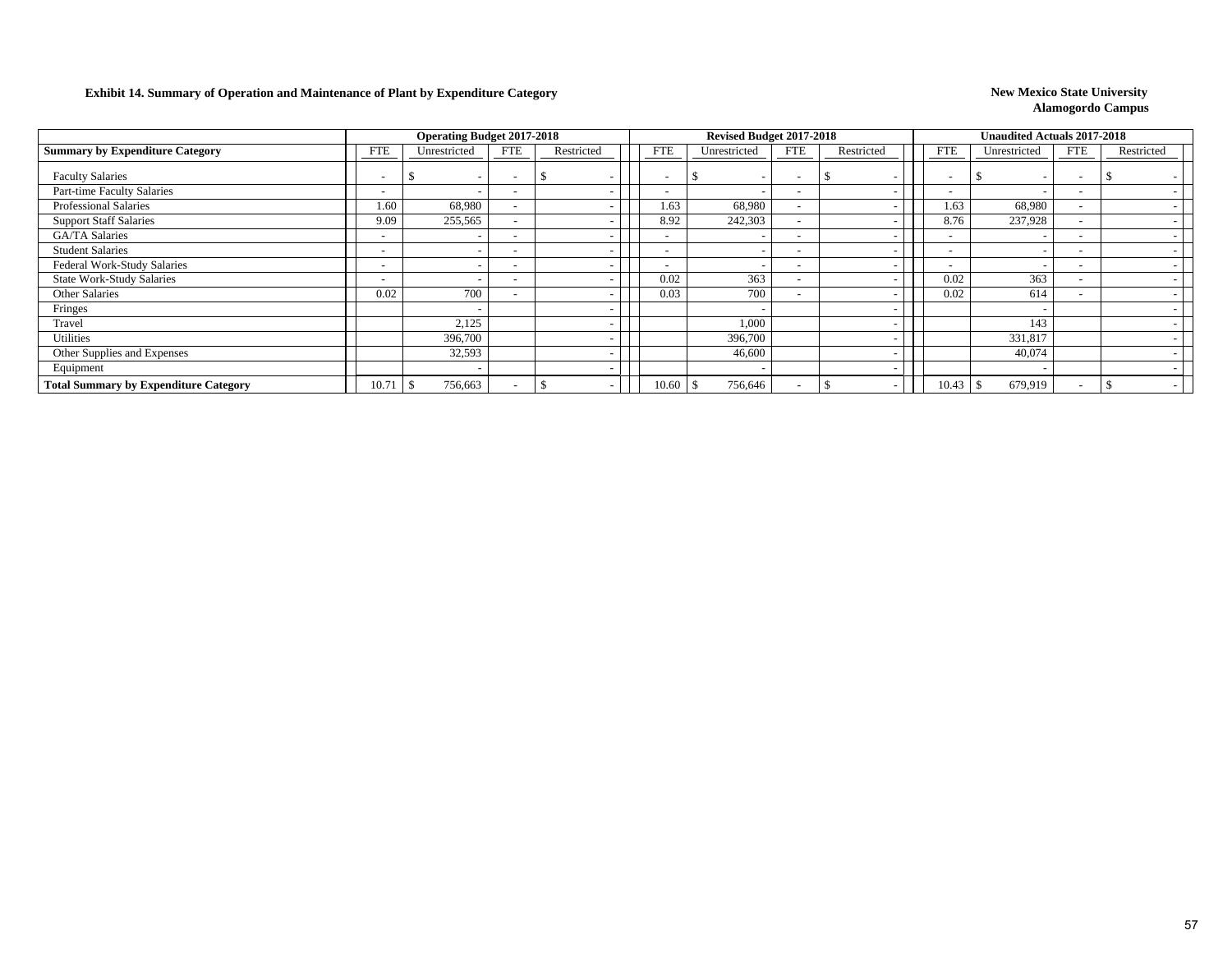**Exhibit 14. Summary of Operation and Maintenance of Plant by Expenditure Category**

**New Mexico State University**
**Alamogordo Campus**

| | Operating Budget 2017-2018 | | | | Revised Budget 2017-2018 | | | | Unaudited Actuals 2017-2018 | | | |
|---|---|---|---|---|---|---|---|---|---|---|---|---|
| **Summary by Expenditure Category** | FTE | Unrestricted | FTE | Restricted | FTE | Unrestricted | FTE | Restricted | FTE | Unrestricted | FTE | Restricted |
| Faculty Salaries | - | $ - | - | $ - | - | $ - | - | $ - | - | $ - | - | $ - |
| Part-time Faculty Salaries | - | - | - | - | - | - | - | - | - | - | - | - |
| Professional Salaries | 1.60 | 68,980 | - | - | 1.63 | 68,980 | - | - | 1.63 | 68,980 | - | - |
| Support Staff Salaries | 9.09 | 255,565 | - | - | 8.92 | 242,303 | - | - | 8.76 | 237,928 | - | - |
| GA/TA Salaries | - | - | - | - | - | - | - | - | - | - | - | - |
| Student Salaries | - | - | - | - | - | - | - | - | - | - | - | - |
| Federal Work-Study Salaries | - | - | - | - | - | - | - | - | - | - | - | - |
| State Work-Study Salaries | - | - | - | - | 0.02 | 363 | - | - | 0.02 | 363 | - | - |
| Other Salaries | 0.02 | 700 | - | - | 0.03 | 700 | - | - | 0.02 | 614 | - | - |
| Fringes | | - | | - | | - | | - | | - | | - |
| Travel | | 2,125 | | - | | 1,000 | | - | | 143 | | - |
| Utilities | | 396,700 | | - | | 396,700 | | - | | 331,817 | | - |
| Other Supplies and Expenses | | 32,593 | | - | | 46,600 | | - | | 40,074 | | - |
| Equipment | | - | | - | | - | | - | | - | | - |
| **Total Summary by Expenditure Category** | 10.71 | $ 756,663 | - | $ - | 10.60 | $ 756,646 | - | $ - | 10.43 | $ 679,919 | - | $ - |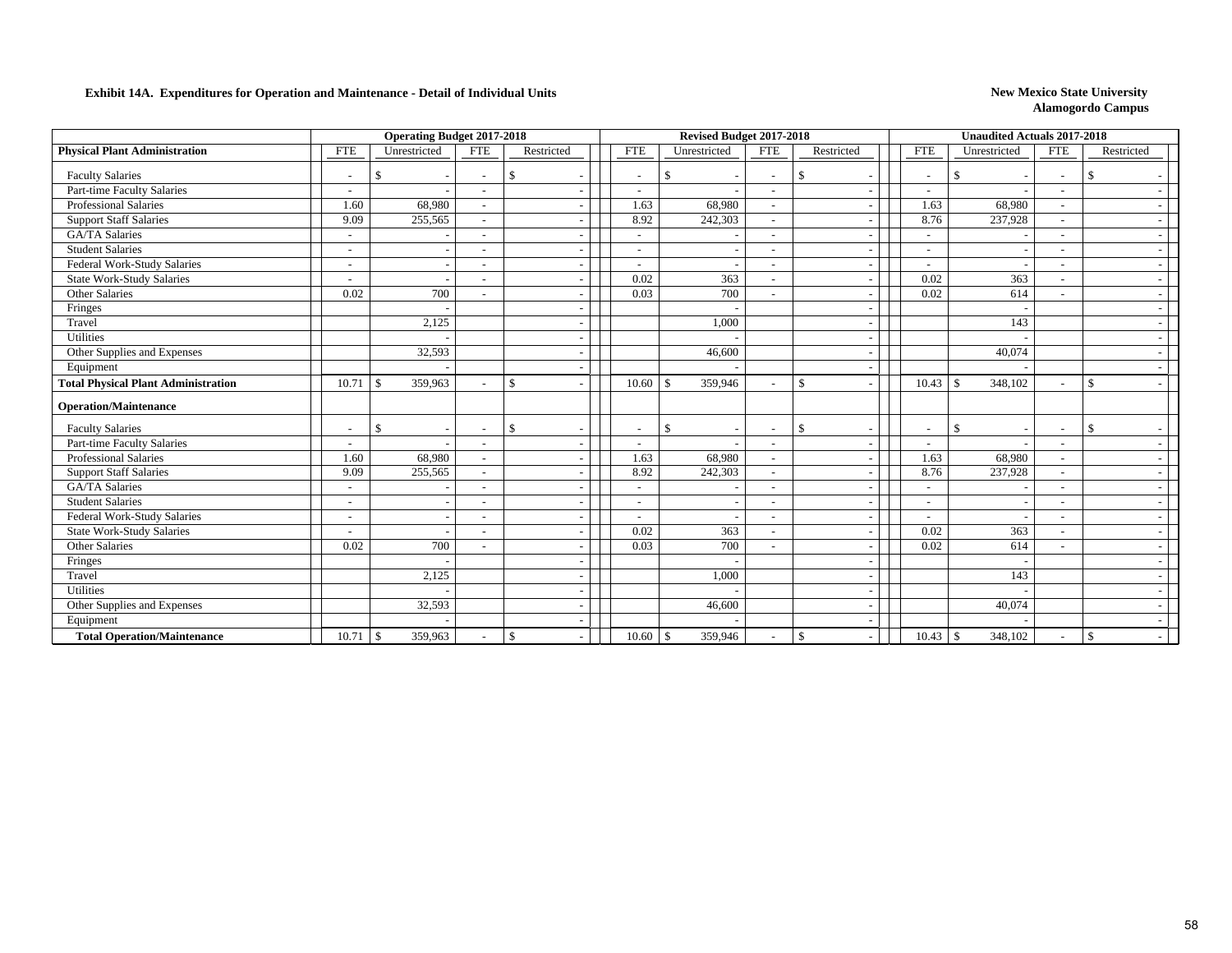**Exhibit 14A. Expenditures for Operation and Maintenance - Detail of Individual Units**

**New Mexico State University**
**Alamogordo Campus**

| | Operating Budget 2017-2018 | | | | Revised Budget 2017-2018 | | | | Unaudited Actuals 2017-2018 | | | |
|---|---|---|---|---|---|---|---|---|---|---|---|---|
| **Physical Plant Administration** | FTE | Unrestricted | FTE | Restricted | FTE | Unrestricted | FTE | Restricted | FTE | Unrestricted | FTE | Restricted |
| Faculty Salaries | - | $ - | - | $ - | - | $ - | - | $ - | - | $ - | - | $ - |
| Part-time Faculty Salaries | - | - | - | - | - | - | - | - | - | - | - | - |
| Professional Salaries | 1.60 | 68,980 | - | - | 1.63 | 68,980 | - | - | 1.63 | 68,980 | - | - |
| Support Staff Salaries | 9.09 | 255,565 | - | - | 8.92 | 242,303 | - | - | 8.76 | 237,928 | - | - |
| GA/TA Salaries | - | - | - | - | - | - | - | - | - | - | - | - |
| Student Salaries | - | - | - | - | - | - | - | - | - | - | - | - |
| Federal Work-Study Salaries | - | - | - | - | - | - | - | - | - | - | - | - |
| State Work-Study Salaries | - | - | - | - | 0.02 | 363 | - | - | 0.02 | 363 | - | - |
| Other Salaries | 0.02 | 700 | - | - | 0.03 | 700 | - | - | 0.02 | 614 | - | - |
| Fringes | | - | | - | | - | | - | | - | | - |
| Travel | | 2,125 | | - | | 1,000 | | - | | 143 | | - |
| Utilities | | - | | - | | - | | - | | - | | - |
| Other Supplies and Expenses | | 32,593 | | - | | 46,600 | | - | | 40,074 | | - |
| Equipment | | - | | - | | - | | - | | - | | - |
| **Total Physical Plant Administration** | 10.71 | $ 359,963 | - | $ - | 10.60 | $ 359,946 | - | $ - | 10.43 | $ 348,102 | - | $ - |
| **Operation/Maintenance** | | | | | | | | | | | | |
| Faculty Salaries | - | $ - | - | $ - | - | $ - | - | $ - | - | $ - | - | $ - |
| Part-time Faculty Salaries | - | - | - | - | - | - | - | - | - | - | - | - |
| Professional Salaries | 1.60 | 68,980 | - | - | 1.63 | 68,980 | - | - | 1.63 | 68,980 | - | - |
| Support Staff Salaries | 9.09 | 255,565 | - | - | 8.92 | 242,303 | - | - | 8.76 | 237,928 | - | - |
| GA/TA Salaries | - | - | - | - | - | - | - | - | - | - | - | - |
| Student Salaries | - | - | - | - | - | - | - | - | - | - | - | - |
| Federal Work-Study Salaries | - | - | - | - | - | - | - | - | - | - | - | - |
| State Work-Study Salaries | - | - | - | - | 0.02 | 363 | - | - | 0.02 | 363 | - | - |
| Other Salaries | 0.02 | 700 | - | - | 0.03 | 700 | - | - | 0.02 | 614 | - | - |
| Fringes | | - | | - | | - | | - | | - | | - |
| Travel | | 2,125 | | - | | 1,000 | | - | | 143 | | - |
| Utilities | | - | | - | | - | | - | | - | | - |
| Other Supplies and Expenses | | 32,593 | | - | | 46,600 | | - | | 40,074 | | - |
| Equipment | | - | | - | | - | | - | | - | | - |
| **Total Operation/Maintenance** | 10.71 | $ 359,963 | - | $ - | 10.60 | $ 359,946 | - | $ - | 10.43 | $ 348,102 | - | $ - |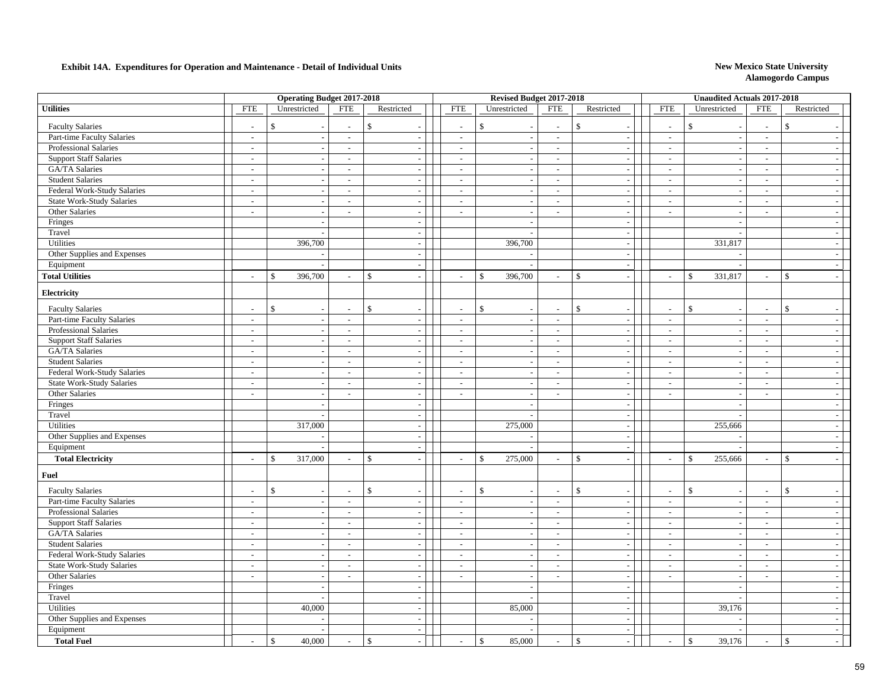**Exhibit 14A. Expenditures for Operation and Maintenance - Detail of Individual Units**

**New Mexico State University**
**Alamogordo Campus**

| | Operating Budget 2017-2018 | | | | Revised Budget 2017-2018 | | | | Unaudited Actuals 2017-2018 | | | |
|---|---|---|---|---|---|---|---|---|---|---|---|---|
| **Utilities** | FTE | Unrestricted | FTE | Restricted | FTE | Unrestricted | FTE | Restricted | FTE | Unrestricted | FTE | Restricted |
| Faculty Salaries | - | $ - | - | $ - | - | $ - | - | $ - | - | $ - | - | $ - |
| Part-time Faculty Salaries | - | - | - | - | - | - | - | - | - | - | - | - |
| Professional Salaries | - | - | - | - | - | - | - | - | - | - | - | - |
| Support Staff Salaries | - | - | - | - | - | - | - | - | - | - | - | - |
| GA/TA Salaries | - | - | - | - | - | - | - | - | - | - | - | - |
| Student Salaries | - | - | - | - | - | - | - | - | - | - | - | - |
| Federal Work-Study Salaries | - | - | - | - | - | - | - | - | - | - | - | - |
| State Work-Study Salaries | - | - | - | - | - | - | - | - | - | - | - | - |
| Other Salaries | - | - | - | - | - | - | - | - | - | - | - | - |
| Fringes | | - | | - | | - | | - | | - | | - |
| Travel | | - | | - | | - | | - | | - | | - |
| Utilities | | 396,700 | | - | | 396,700 | | - | | 331,817 | | - |
| Other Supplies and Expenses | | - | | - | | - | | - | | - | | - |
| Equipment | | - | | - | | - | | - | | - | | - |
| **Total Utilities** | - | $ 396,700 | - | $ - | - | $ 396,700 | - | $ - | - | $ 331,817 | - | $ - |
| **Electricity** | | | | | | | | | | | | |
| Faculty Salaries | - | $ - | - | $ - | - | $ - | - | $ - | - | $ - | - | $ - |
| Part-time Faculty Salaries | - | - | - | - | - | - | - | - | - | - | - | - |
| Professional Salaries | - | - | - | - | - | - | - | - | - | - | - | - |
| Support Staff Salaries | - | - | - | - | - | - | - | - | - | - | - | - |
| GA/TA Salaries | - | - | - | - | - | - | - | - | - | - | - | - |
| Student Salaries | - | - | - | - | - | - | - | - | - | - | - | - |
| Federal Work-Study Salaries | - | - | - | - | - | - | - | - | - | - | - | - |
| State Work-Study Salaries | - | - | - | - | - | - | - | - | - | - | - | - |
| Other Salaries | - | - | - | - | - | - | - | - | - | - | - | - |
| Fringes | | - | | - | | - | | - | | - | | - |
| Travel | | - | | - | | - | | - | | - | | - |
| Utilities | | 317,000 | | - | | 275,000 | | - | | 255,666 | | - |
| Other Supplies and Expenses | | - | | - | | - | | - | | - | | - |
| Equipment | | - | | - | | - | | - | | - | | - |
| **Total Electricity** | - | $ 317,000 | - | $ - | - | $ 275,000 | - | $ - | - | $ 255,666 | - | $ - |
| **Fuel** | | | | | | | | | | | | |
| Faculty Salaries | - | $ - | - | $ - | - | $ - | - | $ - | - | $ - | - | $ - |
| Part-time Faculty Salaries | - | - | - | - | - | - | - | - | - | - | - | - |
| Professional Salaries | - | - | - | - | - | - | - | - | - | - | - | - |
| Support Staff Salaries | - | - | - | - | - | - | - | - | - | - | - | - |
| GA/TA Salaries | - | - | - | - | - | - | - | - | - | - | - | - |
| Student Salaries | - | - | - | - | - | - | - | - | - | - | - | - |
| Federal Work-Study Salaries | - | - | - | - | - | - | - | - | - | - | - | - |
| State Work-Study Salaries | - | - | - | - | - | - | - | - | - | - | - | - |
| Other Salaries | - | - | - | - | - | - | - | - | - | - | - | - |
| Fringes | | - | | - | | - | | - | | - | | - |
| Travel | | - | | - | | - | | - | | - | | - |
| Utilities | | 40,000 | | - | | 85,000 | | - | | 39,176 | | - |
| Other Supplies and Expenses | | - | | - | | - | | - | | - | | - |
| Equipment | | - | | - | | - | | - | | - | | - |
| **Total Fuel** | - | $ 40,000 | - | $ - | - | $ 85,000 | - | $ - | - | $ 39,176 | - | $ - |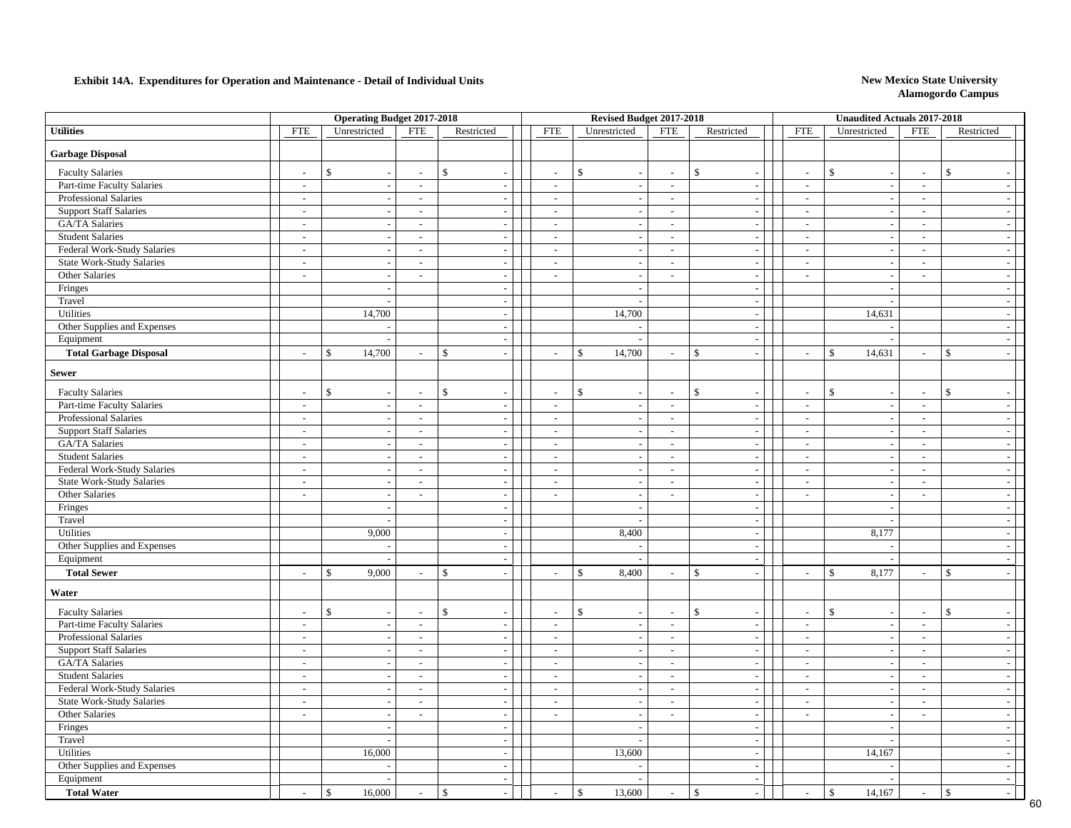**Exhibit 14A. Expenditures for Operation and Maintenance - Detail of Individual Units**

**New Mexico State University**
**Alamogordo Campus**

| | Operating Budget 2017-2018 | | | | Revised Budget 2017-2018 | | | | Unaudited Actuals 2017-2018 | | | |
|---|---|---|---|---|---|---|---|---|---|---|---|---|
| **Utilities** | FTE | Unrestricted | FTE | Restricted | FTE | Unrestricted | FTE | Restricted | FTE | Unrestricted | FTE | Restricted |
| **Garbage Disposal** | | | | | | | | | | | | |
| Faculty Salaries | - | $ - | - | $ - | - | $ - | - | $ - | - | $ - | - | $ - |
| Part-time Faculty Salaries | - | - | - | - | - | - | - | - | - | - | - | - |
| Professional Salaries | - | - | - | - | - | - | - | - | - | - | - | - |
| Support Staff Salaries | - | - | - | - | - | - | - | - | - | - | - | - |
| GA/TA Salaries | - | - | - | - | - | - | - | - | - | - | - | - |
| Student Salaries | - | - | - | - | - | - | - | - | - | - | - | - |
| Federal Work-Study Salaries | - | - | - | - | - | - | - | - | - | - | - | - |
| State Work-Study Salaries | - | - | - | - | - | - | - | - | - | - | - | - |
| Other Salaries | - | - | - | - | - | - | - | - | - | - | - | - |
| Fringes | | - | | - | | - | | - | | - | | - |
| Travel | | - | | - | | - | | - | | - | | - |
| Utilities | | 14,700 | | - | | 14,700 | | - | | 14,631 | | - |
| Other Supplies and Expenses | | - | | - | | - | | - | | - | | - |
| Equipment | | - | | - | | - | | - | | - | | - |
| **Total Garbage Disposal** | - | $ 14,700 | - | $ - | - | $ 14,700 | - | $ - | - | $ 14,631 | - | $ - |
| **Sewer** | | | | | | | | | | | | |
| Faculty Salaries | - | $ - | - | $ - | - | $ - | - | $ - | - | $ - | - | $ - |
| Part-time Faculty Salaries | - | - | - | - | - | - | - | - | - | - | - | - |
| Professional Salaries | - | - | - | - | - | - | - | - | - | - | - | - |
| Support Staff Salaries | - | - | - | - | - | - | - | - | - | - | - | - |
| GA/TA Salaries | - | - | - | - | - | - | - | - | - | - | - | - |
| Student Salaries | - | - | - | - | - | - | - | - | - | - | - | - |
| Federal Work-Study Salaries | - | - | - | - | - | - | - | - | - | - | - | - |
| State Work-Study Salaries | - | - | - | - | - | - | - | - | - | - | - | - |
| Other Salaries | - | - | - | - | - | - | - | - | - | - | - | - |
| Fringes | | - | | - | | - | | - | | - | | - |
| Travel | | - | | - | | - | | - | | - | | - |
| Utilities | | 9,000 | | - | | 8,400 | | - | | 8,177 | | - |
| Other Supplies and Expenses | | - | | - | | - | | - | | - | | - |
| Equipment | | - | | - | | - | | - | | - | | - |
| **Total Sewer** | - | $ 9,000 | - | $ - | - | $ 8,400 | - | $ - | - | $ 8,177 | - | $ - |
| **Water** | | | | | | | | | | | | |
| Faculty Salaries | - | $ - | - | $ - | - | $ - | - | $ - | - | $ - | - | $ - |
| Part-time Faculty Salaries | - | - | - | - | - | - | - | - | - | - | - | - |
| Professional Salaries | - | - | - | - | - | - | - | - | - | - | - | - |
| Support Staff Salaries | - | - | - | - | - | - | - | - | - | - | - | - |
| GA/TA Salaries | - | - | - | - | - | - | - | - | - | - | - | - |
| Student Salaries | - | - | - | - | - | - | - | - | - | - | - | - |
| Federal Work-Study Salaries | - | - | - | - | - | - | - | - | - | - | - | - |
| State Work-Study Salaries | - | - | - | - | - | - | - | - | - | - | - | - |
| Other Salaries | - | - | - | - | - | - | - | - | - | - | - | - |
| Fringes | | - | | - | | - | | - | | - | | - |
| Travel | | - | | - | | - | | - | | - | | - |
| Utilities | | 16,000 | | - | | 13,600 | | - | | 14,167 | | - |
| Other Supplies and Expenses | | - | | - | | - | | - | | - | | - |
| Equipment | | - | | - | | - | | - | | - | | - |
| **Total Water** | - | $ 16,000 | - | $ - | - | $ 13,600 | - | $ - | - | $ 14,167 | - | $ - |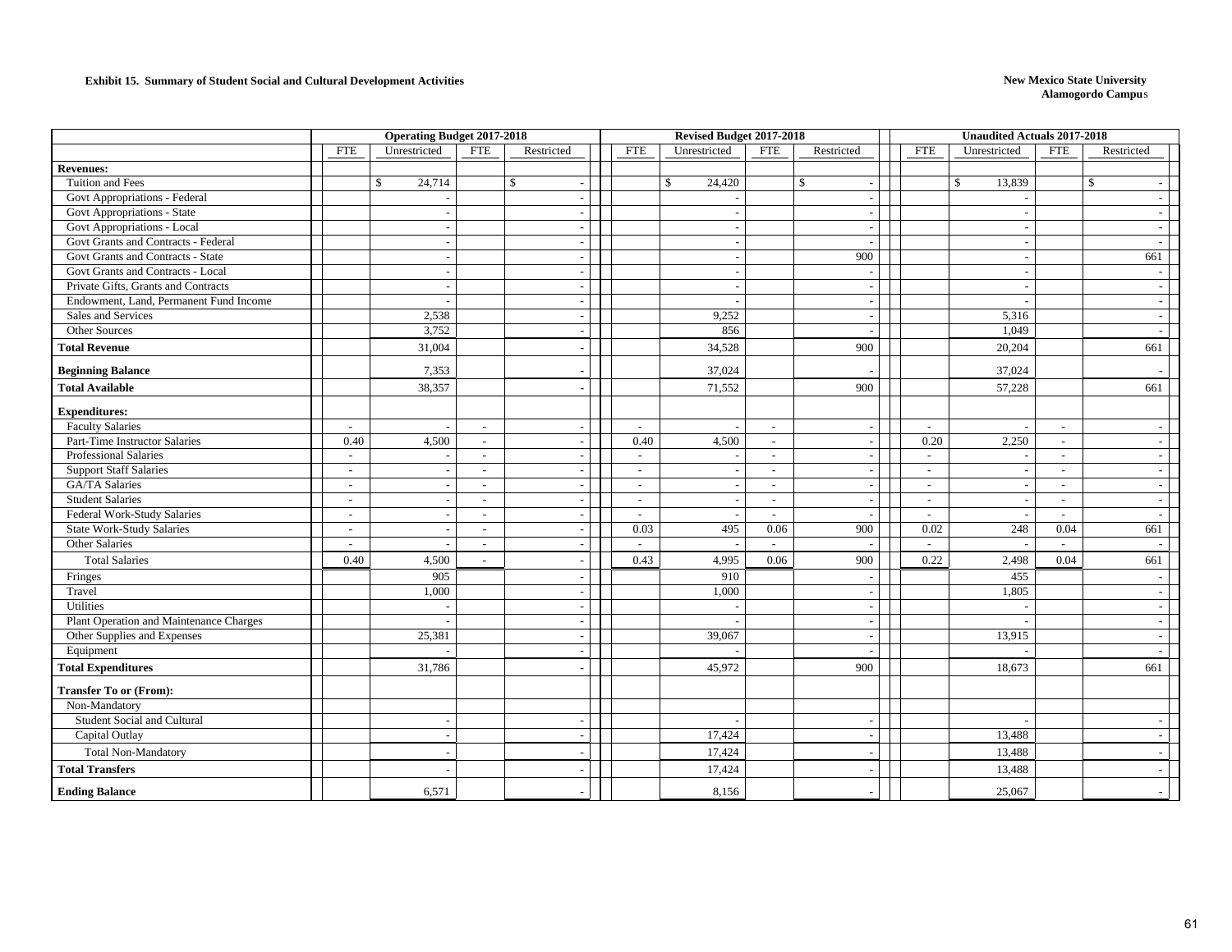**Exhibit 15. Summary of Student Social and Cultural Development Activities**

**New Mexico State University**
**Alamogordo Campus**

| | Operating Budget 2017-2018 | | | | Revised Budget 2017-2018 | | | | Unaudited Actuals 2017-2018 | | | |
|---|---|---|---|---|---|---|---|---|---|---|---|---|
| | FTE | Unrestricted | FTE | Restricted | FTE | Unrestricted | FTE | Restricted | FTE | Unrestricted | FTE | Restricted |
| **Revenues:** | | | | | | | | | | | | |
| Tuition and Fees | | $ 24,714 | | $ - | | $ 24,420 | | $ - | | $ 13,839 | | $ - |
| Govt Appropriations - Federal | | - | | - | | - | | - | | - | | - |
| Govt Appropriations - State | | - | | - | | - | | - | | - | | - |
| Govt Appropriations - Local | | - | | - | | - | | - | | - | | - |
| Govt Grants and Contracts - Federal | | - | | - | | - | | - | | - | | - |
| Govt Grants and Contracts - State | | - | | - | | - | | 900 | | - | | 661 |
| Govt Grants and Contracts - Local | | - | | - | | - | | - | | - | | - |
| Private Gifts, Grants and Contracts | | - | | - | | - | | - | | - | | - |
| Endowment, Land, Permanent Fund Income | | - | | - | | - | | - | | - | | - |
| Sales and Services | | 2,538 | | - | | 9,252 | | - | | 5,316 | | - |
| Other Sources | | 3,752 | | - | | 856 | | - | | 1,049 | | - |
| **Total Revenue** | | 31,004 | | - | | 34,528 | | 900 | | 20,204 | | 661 |
| **Beginning Balance** | | 7,353 | | - | | 37,024 | | - | | 37,024 | | - |
| **Total Available** | | 38,357 | | - | | 71,552 | | 900 | | 57,228 | | 661 |
| **Expenditures:** | | | | | | | | | | | | |
| Faculty Salaries | - | - | - | - | - | - | - | - | - | - | - | - |
| Part-Time Instructor Salaries | 0.40 | 4,500 | - | - | 0.40 | 4,500 | - | - | 0.20 | 2,250 | - | - |
| Professional Salaries | - | - | - | - | - | - | - | - | - | - | - | - |
| Support Staff Salaries | - | - | - | - | - | - | - | - | - | - | - | - |
| GA/TA Salaries | - | - | - | - | - | - | - | - | - | - | - | - |
| Student Salaries | - | - | - | - | - | - | - | - | - | - | - | - |
| Federal Work-Study Salaries | - | - | - | - | - | - | - | - | - | - | - | - |
| State Work-Study Salaries | - | - | - | - | 0.03 | 495 | 0.06 | 900 | 0.02 | 248 | 0.04 | 661 |
| Other Salaries | - | - | - | - | - | - | - | - | - | - | - | - |
| Total Salaries | 0.40 | 4,500 | - | - | 0.43 | 4,995 | 0.06 | 900 | 0.22 | 2,498 | 0.04 | 661 |
| Fringes | | 905 | | - | | 910 | | - | | 455 | | - |
| Travel | | 1,000 | | - | | 1,000 | | - | | 1,805 | | - |
| Utilities | | - | | - | | - | | - | | - | | - |
| Plant Operation and Maintenance Charges | | - | | - | | - | | - | | - | | - |
| Other Supplies and Expenses | | 25,381 | | - | | 39,067 | | - | | 13,915 | | - |
| Equipment | | - | | - | | - | | - | | - | | - |
| **Total Expenditures** | | 31,786 | | - | | 45,972 | | 900 | | 18,673 | | 661 |
| **Transfer To or (From):** | | | | | | | | | | | | |
| Non-Mandatory | | | | | | | | | | | | |
| Student Social and Cultural | | - | | - | | - | | - | | - | | - |
| Capital Outlay | | - | | - | | 17,424 | | - | | 13,488 | | - |
| Total Non-Mandatory | | - | | - | | 17,424 | | - | | 13,488 | | - |
| **Total Transfers** | | - | | - | | 17,424 | | - | | 13,488 | | - |
| **Ending Balance** | | 6,571 | | - | | 8,156 | | - | | 25,067 | | - |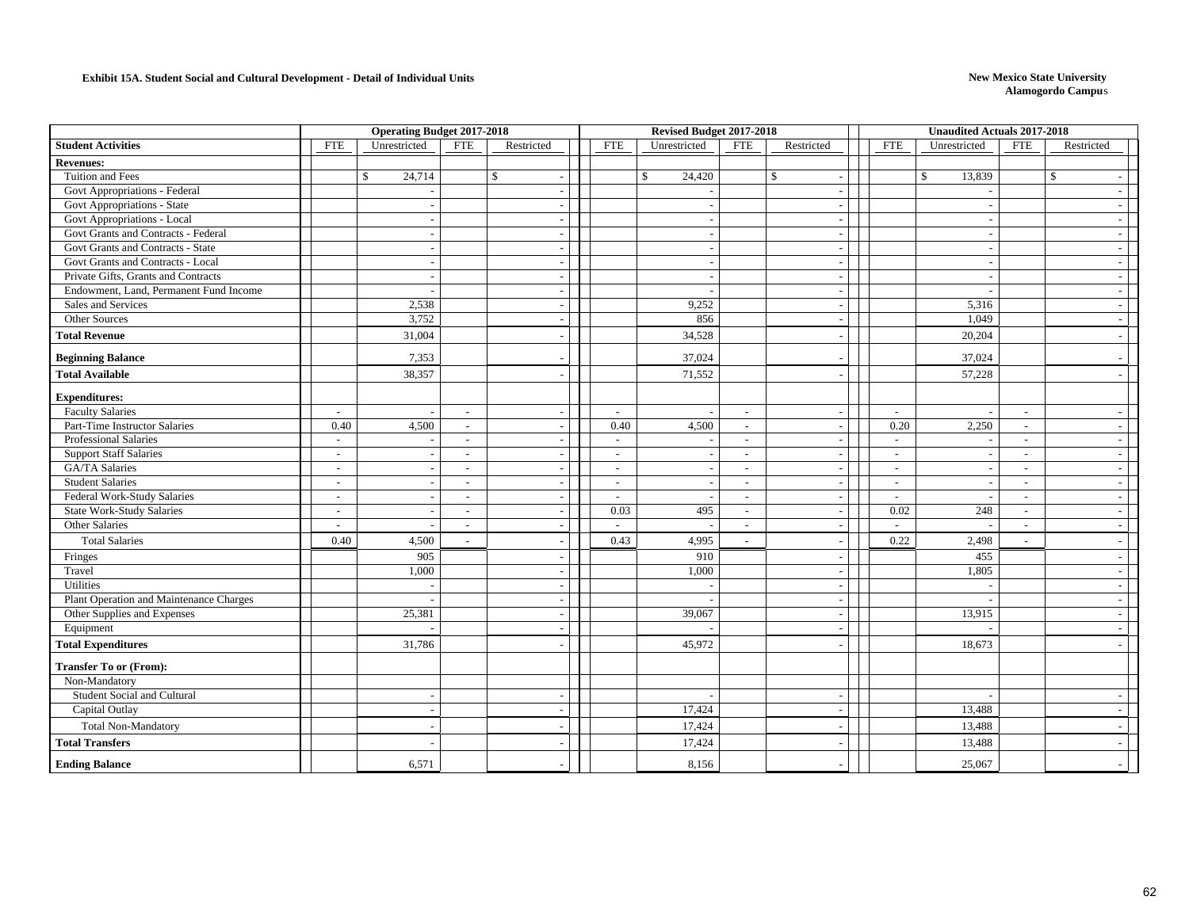**Exhibit 15A. Student Social and Cultural Development - Detail of Individual Units**

**New Mexico State University**
**Alamogordo Campus**

| | Operating Budget 2017-2018 | | | | Revised Budget 2017-2018 | | | | Unaudited Actuals 2017-2018 | | | |
|---|---|---|---|---|---|---|---|---|---|---|---|---|
| **Student Activities** | FTE | Unrestricted | FTE | Restricted | FTE | Unrestricted | FTE | Restricted | FTE | Unrestricted | FTE | Restricted |
| **Revenues:** | | | | | | | | | | | | |
| Tuition and Fees | | $ 24,714 | | $ - | | $ 24,420 | | $ - | | $ 13,839 | | $ - |
| Govt Appropriations - Federal | | - | | - | | - | | - | | - | | - |
| Govt Appropriations - State | | - | | - | | - | | - | | - | | - |
| Govt Appropriations - Local | | - | | - | | - | | - | | - | | - |
| Govt Grants and Contracts - Federal | | - | | - | | - | | - | | - | | - |
| Govt Grants and Contracts - State | | - | | - | | - | | - | | - | | - |
| Govt Grants and Contracts - Local | | - | | - | | - | | - | | - | | - |
| Private Gifts, Grants and Contracts | | - | | - | | - | | - | | - | | - |
| Endowment, Land, Permanent Fund Income | | - | | - | | - | | - | | - | | - |
| Sales and Services | | 2,538 | | - | | 9,252 | | - | | 5,316 | | - |
| Other Sources | | 3,752 | | - | | 856 | | - | | 1,049 | | - |
| **Total Revenue** | | 31,004 | | - | | 34,528 | | - | | 20,204 | | - |
| **Beginning Balance** | | 7,353 | | - | | 37,024 | | - | | 37,024 | | - |
| **Total Available** | | 38,357 | | - | | 71,552 | | - | | 57,228 | | - |
| **Expenditures:** | | | | | | | | | | | | |
| Faculty Salaries | - | - | - | - | - | - | - | - | - | - | - | - |
| Part-Time Instructor Salaries | 0.40 | 4,500 | - | - | 0.40 | 4,500 | - | - | 0.20 | 2,250 | - | - |
| Professional Salaries | - | - | - | - | - | - | - | - | - | - | - | - |
| Support Staff Salaries | - | - | - | - | - | - | - | - | - | - | - | - |
| GA/TA Salaries | - | - | - | - | - | - | - | - | - | - | - | - |
| Student Salaries | - | - | - | - | - | - | - | - | - | - | - | - |
| Federal Work-Study Salaries | - | - | - | - | - | - | - | - | - | - | - | - |
| State Work-Study Salaries | - | - | - | - | 0.03 | 495 | - | - | 0.02 | 248 | - | - |
| Other Salaries | - | - | - | - | - | - | - | - | - | - | - | - |
| Total Salaries | 0.40 | 4,500 | - | - | 0.43 | 4,995 | - | - | 0.22 | 2,498 | - | - |
| Fringes | | 905 | | - | | 910 | | - | | 455 | | - |
| Travel | | 1,000 | | - | | 1,000 | | - | | 1,805 | | - |
| Utilities | | - | | - | | - | | - | | - | | - |
| Plant Operation and Maintenance Charges | | - | | - | | - | | - | | - | | - |
| Other Supplies and Expenses | | 25,381 | | - | | 39,067 | | - | | 13,915 | | - |
| Equipment | | - | | - | | - | | - | | - | | - |
| **Total Expenditures** | | 31,786 | | - | | 45,972 | | - | | 18,673 | | - |
| **Transfer To or (From):** | | | | | | | | | | | | |
| Non-Mandatory | | | | | | | | | | | | |
| Student Social and Cultural | | - | | - | | - | | - | | - | | - |
| Capital Outlay | | - | | - | | 17,424 | | - | | 13,488 | | - |
| Total Non-Mandatory | | - | | - | | 17,424 | | - | | 13,488 | | - |
| **Total Transfers** | | - | | - | | 17,424 | | - | | 13,488 | | - |
| **Ending Balance** | | 6,571 | | - | | 8,156 | | - | | 25,067 | | - |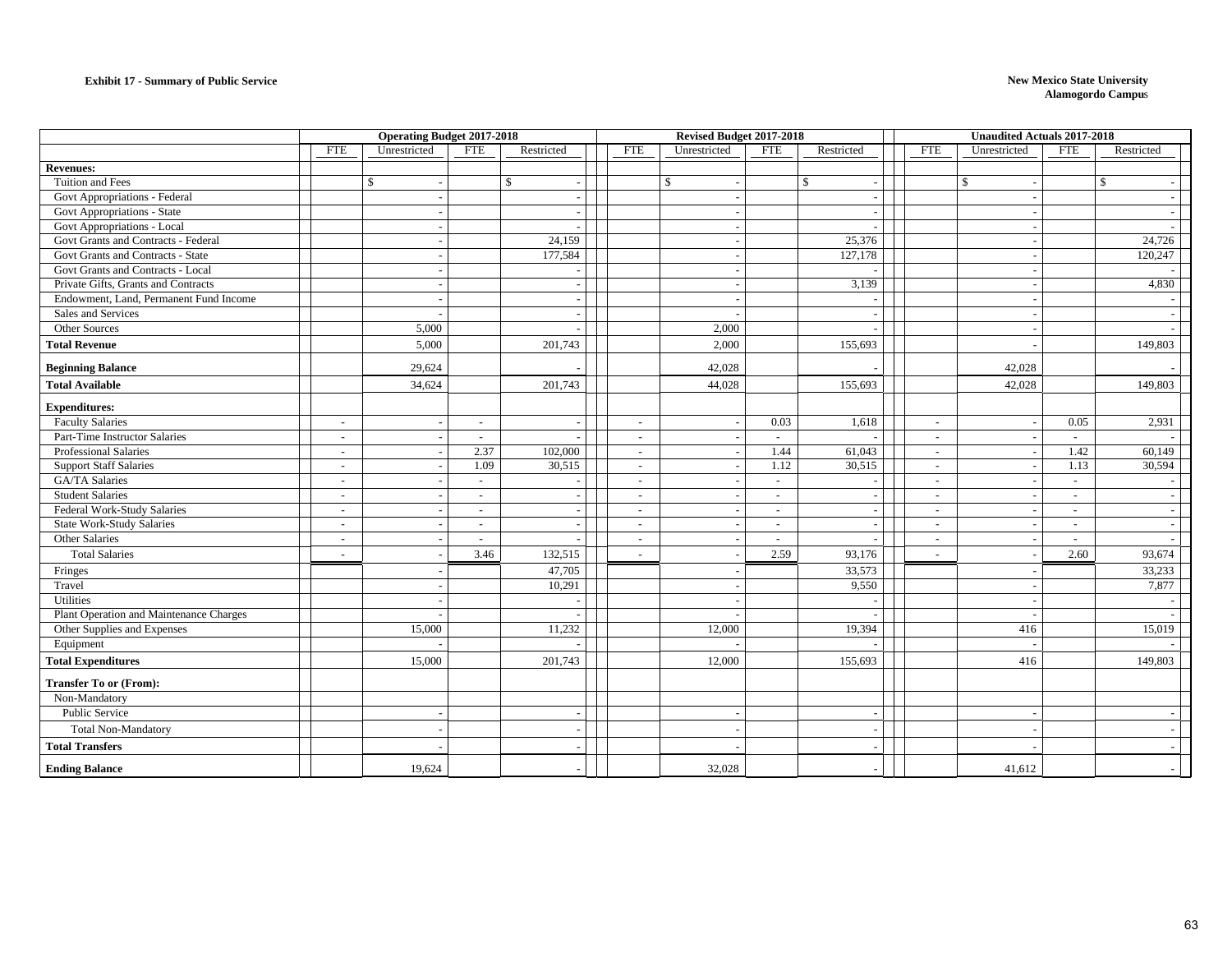**Exhibit 17 - Summary of Public Service**

**New Mexico State University**
**Alamogordo Campus**

| | Operating Budget 2017-2018 | | | | Revised Budget 2017-2018 | | | | Unaudited Actuals 2017-2018 | | | |
|---|---|---|---|---|---|---|---|---|---|---|---|---|
| | FTE | Unrestricted | FTE | Restricted | FTE | Unrestricted | FTE | Restricted | FTE | Unrestricted | FTE | Restricted |
| **Revenues:** | | | | | | | | | | | | |
| Tuition and Fees | | $ - | | $ - | | $ - | | $ - | | $ - | | $ - |
| Govt Appropriations - Federal | | - | | - | | - | | - | | - | | - |
| Govt Appropriations - State | | - | | - | | - | | - | | - | | - |
| Govt Appropriations - Local | | - | | - | | - | | - | | - | | - |
| Govt Grants and Contracts - Federal | | - | | 24,159 | | - | | 25,376 | | - | | 24,726 |
| Govt Grants and Contracts - State | | - | | 177,584 | | - | | 127,178 | | - | | 120,247 |
| Govt Grants and Contracts - Local | | - | | - | | - | | - | | - | | - |
| Private Gifts, Grants and Contracts | | - | | - | | - | | 3,139 | | - | | 4,830 |
| Endowment, Land, Permanent Fund Income | | - | | - | | - | | - | | - | | - |
| Sales and Services | | - | | - | | - | | - | | - | | - |
| Other Sources | | 5,000 | | - | | 2,000 | | - | | - | | - |
| **Total Revenue** | | 5,000 | | 201,743 | | 2,000 | | 155,693 | | - | | 149,803 |
| **Beginning Balance** | | 29,624 | | - | | 42,028 | | - | | 42,028 | | - |
| **Total Available** | | 34,624 | | 201,743 | | 44,028 | | 155,693 | | 42,028 | | 149,803 |
| **Expenditures:** | | | | | | | | | | | | |
| Faculty Salaries | - | - | - | - | - | - | 0.03 | 1,618 | - | - | 0.05 | 2,931 |
| Part-Time Instructor Salaries | - | - | - | - | - | - | - | - | - | - | - | - |
| Professional Salaries | - | - | 2.37 | 102,000 | - | - | 1.44 | 61,043 | - | - | 1.42 | 60,149 |
| Support Staff Salaries | - | - | 1.09 | 30,515 | - | - | 1.12 | 30,515 | - | - | 1.13 | 30,594 |
| GA/TA Salaries | - | - | - | - | - | - | - | - | - | - | - | - |
| Student Salaries | - | - | - | - | - | - | - | - | - | - | - | - |
| Federal Work-Study Salaries | - | - | - | - | - | - | - | - | - | - | - | - |
| State Work-Study Salaries | - | - | - | - | - | - | - | - | - | - | - | - |
| Other Salaries | - | - | - | - | - | - | - | - | - | - | - | - |
| Total Salaries | - | - | 3.46 | 132,515 | - | - | 2.59 | 93,176 | - | - | 2.60 | 93,674 |
| Fringes | | - | | 47,705 | | - | | 33,573 | | - | | 33,233 |
| Travel | | - | | 10,291 | | - | | 9,550 | | - | | 7,877 |
| Utilities | | - | | - | | - | | - | | - | | - |
| Plant Operation and Maintenance Charges | | - | | - | | - | | - | | - | | - |
| Other Supplies and Expenses | | 15,000 | | 11,232 | | 12,000 | | 19,394 | | 416 | | 15,019 |
| Equipment | | - | | - | | - | | - | | - | | - |
| **Total Expenditures** | | 15,000 | | 201,743 | | 12,000 | | 155,693 | | 416 | | 149,803 |
| **Transfer To or (From):** | | | | | | | | | | | | |
| Non-Mandatory | | | | | | | | | | | | |
| Public Service | | - | | - | | - | | - | | - | | - |
| Total Non-Mandatory | | - | | - | | - | | - | | - | | - |
| **Total Transfers** | | - | | - | | - | | - | | - | | - |
| **Ending Balance** | | 19,624 | | - | | 32,028 | | - | | 41,612 | | - |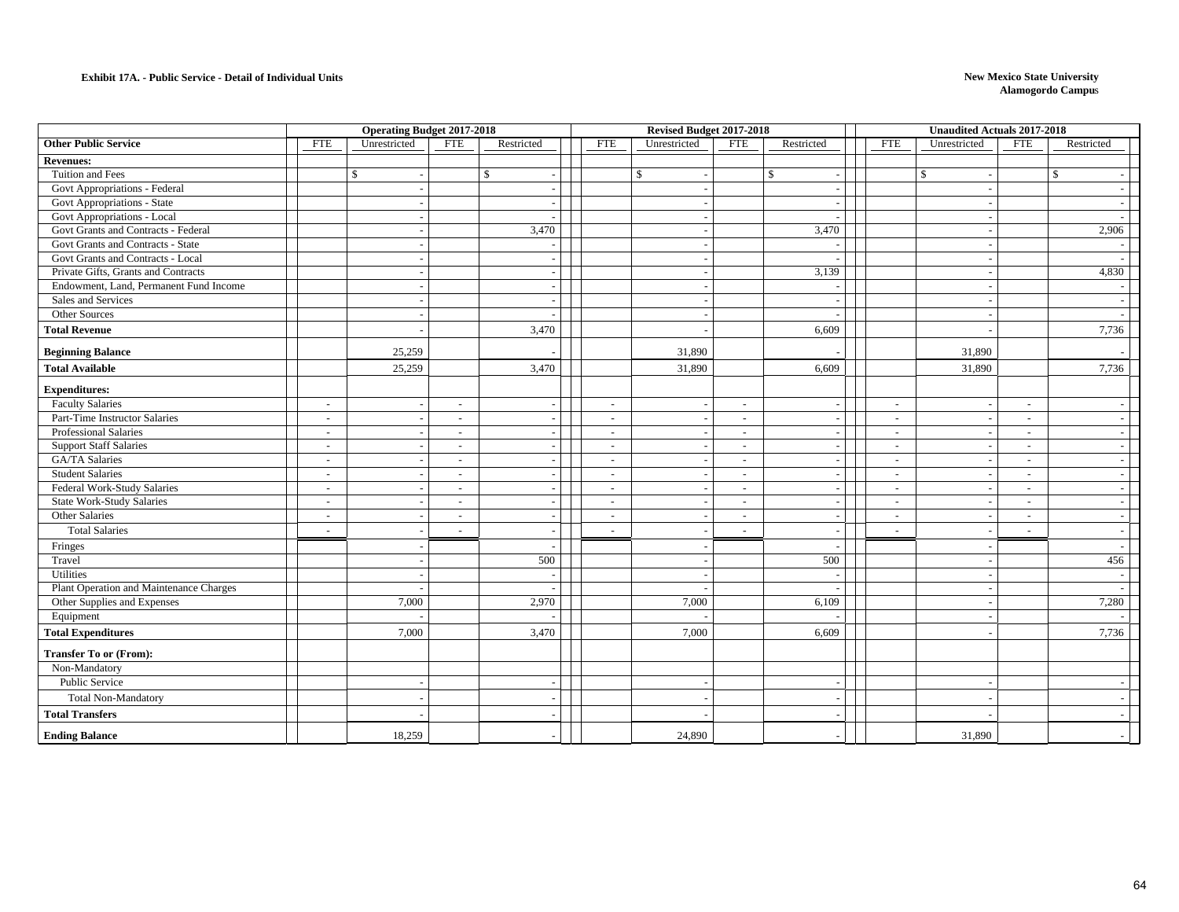**Exhibit 17A. - Public Service - Detail of Individual Units**

**New Mexico State University**
**Alamogordo Campus**

| Other Public Service | Operating Budget 2017-2018 | | | | Revised Budget 2017-2018 | | | | Unaudited Actuals 2017-2018 | | | |
|---|---|---|---|---|---|---|---|---|---|---|---|---|
| | FTE | Unrestricted | FTE | Restricted | FTE | Unrestricted | FTE | Restricted | FTE | Unrestricted | FTE | Restricted |
| **Revenues:** | | | | | | | | | | | | |
| Tuition and Fees | | $ - | | $ - | | $ - | | $ - | | $ - | | $ - |
| Govt Appropriations - Federal | | - | | - | | - | | - | | - | | - |
| Govt Appropriations - State | | - | | - | | - | | - | | - | | - |
| Govt Appropriations - Local | | - | | - | | - | | - | | - | | - |
| Govt Grants and Contracts - Federal | | - | | 3,470 | | - | | 3,470 | | - | | 2,906 |
| Govt Grants and Contracts - State | | - | | - | | - | | - | | - | | - |
| Govt Grants and Contracts - Local | | - | | - | | - | | - | | - | | - |
| Private Gifts, Grants and Contracts | | - | | - | | - | | 3,139 | | - | | 4,830 |
| Endowment, Land, Permanent Fund Income | | - | | - | | - | | - | | - | | - |
| Sales and Services | | - | | - | | - | | - | | - | | - |
| Other Sources | | - | | - | | - | | - | | - | | - |
| **Total Revenue** | | - | | 3,470 | | - | | 6,609 | | - | | 7,736 |
| **Beginning Balance** | | 25,259 | | - | | 31,890 | | - | | 31,890 | | - |
| **Total Available** | | 25,259 | | 3,470 | | 31,890 | | 6,609 | | 31,890 | | 7,736 |
| **Expenditures:** | | | | | | | | | | | | |
| Faculty Salaries | - | - | - | - | - | - | - | - | - | - | - | - |
| Part-Time Instructor Salaries | - | - | - | - | - | - | - | - | - | - | - | - |
| Professional Salaries | - | - | - | - | - | - | - | - | - | - | - | - |
| Support Staff Salaries | - | - | - | - | - | - | - | - | - | - | - | - |
| GA/TA Salaries | - | - | - | - | - | - | - | - | - | - | - | - |
| Student Salaries | - | - | - | - | - | - | - | - | - | - | - | - |
| Federal Work-Study Salaries | - | - | - | - | - | - | - | - | - | - | - | - |
| State Work-Study Salaries | - | - | - | - | - | - | - | - | - | - | - | - |
| Other Salaries | - | - | - | - | - | - | - | - | - | - | - | - |
| Total Salaries | - | - | - | - | - | - | - | - | - | - | - | - |
| Fringes | | - | | - | | - | | - | | - | | - |
| Travel | | - | | 500 | | - | | 500 | | - | | 456 |
| Utilities | | - | | - | | - | | - | | - | | - |
| Plant Operation and Maintenance Charges | | - | | - | | - | | - | | - | | - |
| Other Supplies and Expenses | | 7,000 | | 2,970 | | 7,000 | | 6,109 | | - | | 7,280 |
| Equipment | | - | | - | | - | | - | | - | | - |
| **Total Expenditures** | | 7,000 | | 3,470 | | 7,000 | | 6,609 | | - | | 7,736 |
| **Transfer To or (From):** | | | | | | | | | | | | |
| Non-Mandatory | | | | | | | | | | | | |
| Public Service | | - | | - | | - | | - | | - | | - |
| Total Non-Mandatory | | - | | - | | - | | - | | - | | - |
| **Total Transfers** | | - | | - | | - | | - | | - | | - |
| **Ending Balance** | | 18,259 | | - | | 24,890 | | - | | 31,890 | | - |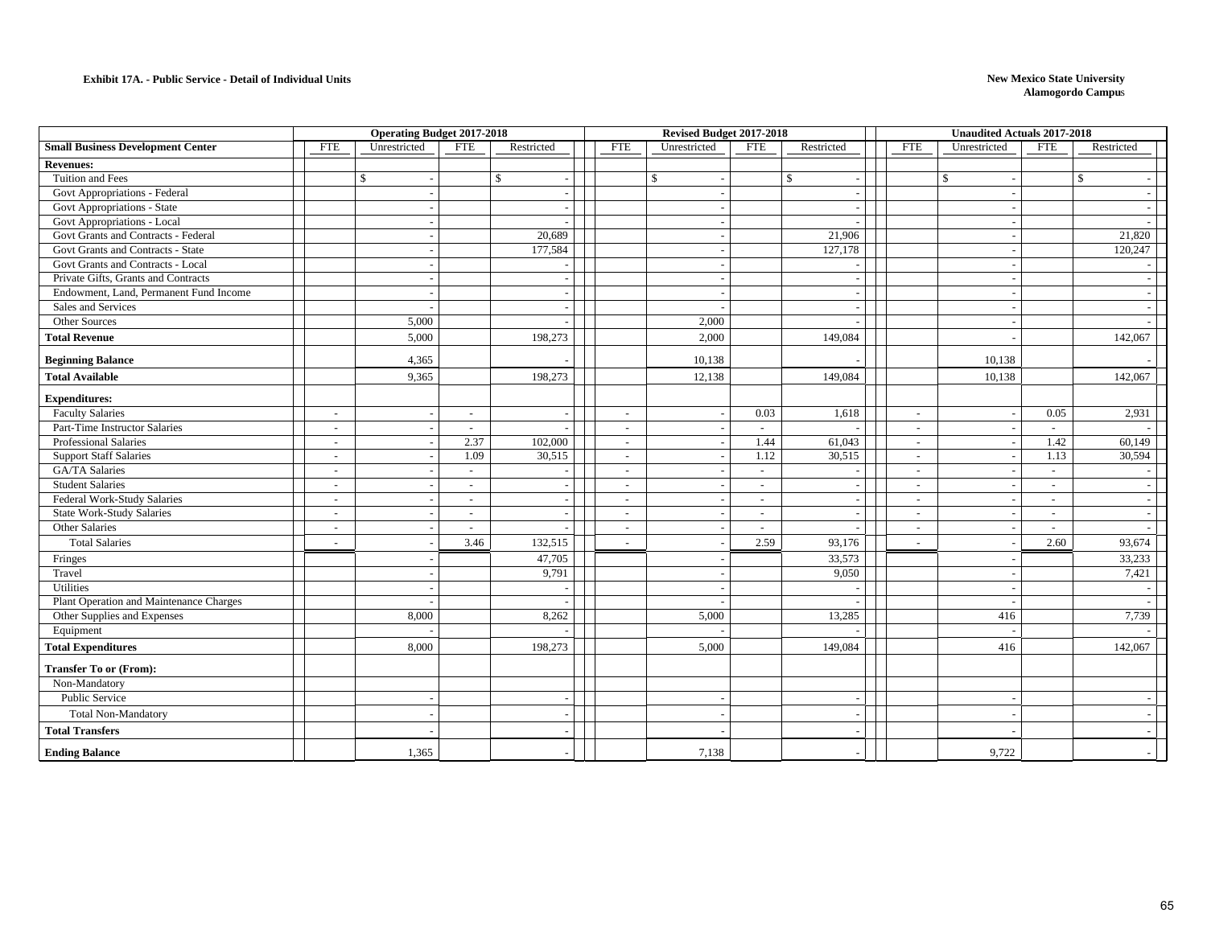**Exhibit 17A. - Public Service - Detail of Individual Units**

**New Mexico State University**
**Alamogordo Campus**

| | Operating Budget 2017-2018 | | | | Revised Budget 2017-2018 | | | | Unaudited Actuals 2017-2018 | | | |
|---|---|---|---|---|---|---|---|---|---|---|---|---|
| **Small Business Development Center** | FTE | Unrestricted | FTE | Restricted | FTE | Unrestricted | FTE | Restricted | FTE | Unrestricted | FTE | Restricted |
| **Revenues:** | | | | | | | | | | | | |
| Tuition and Fees | | $ - | | $ - | | $ - | | $ - | | $ - | | $ - |
| Govt Appropriations - Federal | | - | | - | | - | | - | | - | | - |
| Govt Appropriations - State | | - | | - | | - | | - | | - | | - |
| Govt Appropriations - Local | | - | | - | | - | | - | | - | | - |
| Govt Grants and Contracts - Federal | | - | | 20,689 | | - | | 21,906 | | - | | 21,820 |
| Govt Grants and Contracts - State | | - | | 177,584 | | - | | 127,178 | | - | | 120,247 |
| Govt Grants and Contracts - Local | | - | | - | | - | | - | | - | | - |
| Private Gifts, Grants and Contracts | | - | | - | | - | | - | | - | | - |
| Endowment, Land, Permanent Fund Income | | - | | - | | - | | - | | - | | - |
| Sales and Services | | - | | - | | - | | - | | - | | - |
| Other Sources | | 5,000 | | - | | 2,000 | | - | | - | | - |
| **Total Revenue** | | 5,000 | | 198,273 | | 2,000 | | 149,084 | | - | | 142,067 |
| **Beginning Balance** | | 4,365 | | - | | 10,138 | | - | | 10,138 | | - |
| **Total Available** | | 9,365 | | 198,273 | | 12,138 | | 149,084 | | 10,138 | | 142,067 |
| **Expenditures:** | | | | | | | | | | | | |
| Faculty Salaries | - | - | - | - | - | - | 0.03 | 1,618 | - | - | 0.05 | 2,931 |
| Part-Time Instructor Salaries | - | - | - | - | - | - | - | - | - | - | - | - |
| Professional Salaries | - | - | 2.37 | 102,000 | - | - | 1.44 | 61,043 | - | - | 1.42 | 60,149 |
| Support Staff Salaries | - | - | 1.09 | 30,515 | - | - | 1.12 | 30,515 | - | - | 1.13 | 30,594 |
| GA/TA Salaries | - | - | - | - | - | - | - | - | - | - | - | - |
| Student Salaries | - | - | - | - | - | - | - | - | - | - | - | - |
| Federal Work-Study Salaries | - | - | - | - | - | - | - | - | - | - | - | - |
| State Work-Study Salaries | - | - | - | - | - | - | - | - | - | - | - | - |
| Other Salaries | - | - | - | - | - | - | - | - | - | - | - | - |
| Total Salaries | - | - | 3.46 | 132,515 | - | - | 2.59 | 93,176 | - | - | 2.60 | 93,674 |
| Fringes | | - | | 47,705 | | - | | 33,573 | | - | | 33,233 |
| Travel | | - | | 9,791 | | - | | 9,050 | | - | | 7,421 |
| Utilities | | - | | - | | - | | - | | - | | - |
| Plant Operation and Maintenance Charges | | - | | - | | - | | - | | - | | - |
| Other Supplies and Expenses | | 8,000 | | 8,262 | | 5,000 | | 13,285 | | 416 | | 7,739 |
| Equipment | | - | | - | | - | | - | | - | | - |
| **Total Expenditures** | | 8,000 | | 198,273 | | 5,000 | | 149,084 | | 416 | | 142,067 |
| **Transfer To or (From):** | | | | | | | | | | | | |
| Non-Mandatory | | | | | | | | | | | | |
| Public Service | | - | | - | | - | | - | | - | | - |
| Total Non-Mandatory | | - | | - | | - | | - | | - | | - |
| **Total Transfers** | | - | | - | | - | | - | | - | | - |
| **Ending Balance** | | 1,365 | | - | | 7,138 | | - | | 9,722 | | - |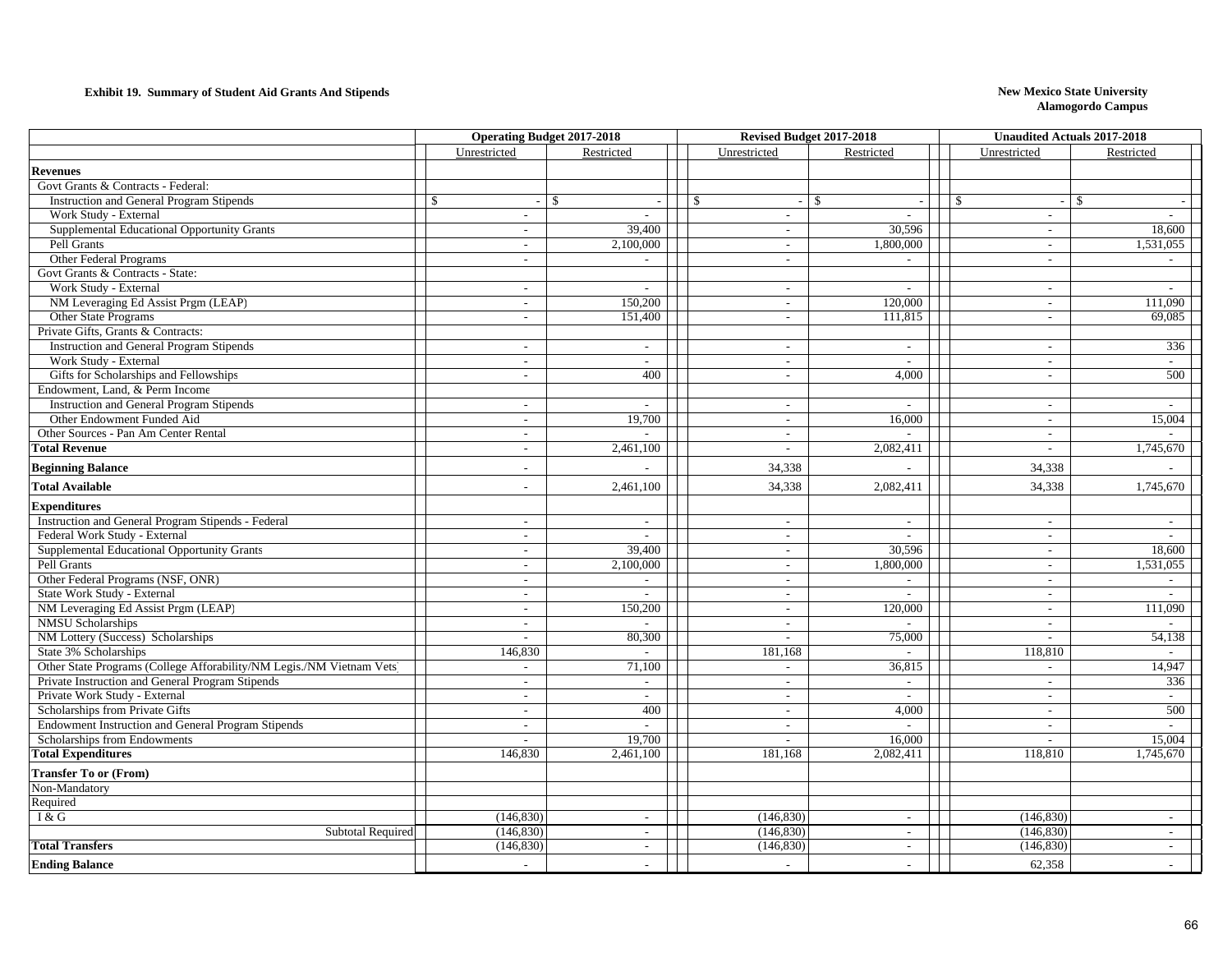**Exhibit 19. Summary of Student Aid Grants And Stipends**

**New Mexico State University**
**Alamogordo Campus**

| | Operating Budget 2017-2018 | | Revised Budget 2017-2018 | | Unaudited Actuals 2017-2018 | |
|---|---|---|---|---|---|---|
| | Unrestricted | Restricted | Unrestricted | Restricted | Unrestricted | Restricted |
| **Revenues** | | | | | | |
| Govt Grants & Contracts - Federal: | | | | | | |
| Instruction and General Program Stipends | $ - | $ - | $ - | $ - | $ - | $ - |
| Work Study - External | - | - | - | - | - | - |
| Supplemental Educational Opportunity Grants | - | 39,400 | - | 30,596 | - | 18,600 |
| Pell Grants | - | 2,100,000 | - | 1,800,000 | - | 1,531,055 |
| Other Federal Programs | - | - | - | - | - | - |
| Govt Grants & Contracts - State: | | | | | | |
| Work Study - External | - | - | - | - | - | - |
| NM Leveraging Ed Assist Prgm (LEAP) | - | 150,200 | - | 120,000 | - | 111,090 |
| Other State Programs | - | 151,400 | - | 111,815 | - | 69,085 |
| Private Gifts, Grants & Contracts: | | | | | | |
| Instruction and General Program Stipends | - | - | - | - | - | 336 |
| Work Study - External | - | - | - | - | - | - |
| Gifts for Scholarships and Fellowships | - | 400 | - | 4,000 | - | 500 |
| Endowment, Land, & Perm Income | | | | | | |
| Instruction and General Program Stipends | - | - | - | - | - | - |
| Other Endowment Funded Aid | - | 19,700 | - | 16,000 | - | 15,004 |
| Other Sources - Pan Am Center Rental | - | - | - | - | - | - |
| **Total Revenue** | - | 2,461,100 | - | 2,082,411 | - | 1,745,670 |
| **Beginning Balance** | - | - | 34,338 | - | 34,338 | - |
| **Total Available** | - | 2,461,100 | 34,338 | 2,082,411 | 34,338 | 1,745,670 |
| **Expenditures** | | | | | | |
| Instruction and General Program Stipends - Federal | - | - | - | - | - | - |
| Federal Work Study - External | - | - | - | - | - | - |
| Supplemental Educational Opportunity Grants | - | 39,400 | - | 30,596 | - | 18,600 |
| Pell Grants | - | 2,100,000 | - | 1,800,000 | - | 1,531,055 |
| Other Federal Programs (NSF, ONR) | - | - | - | - | - | - |
| State Work Study - External | - | - | - | - | - | - |
| NM Leveraging Ed Assist Prgm (LEAP) | - | 150,200 | - | 120,000 | - | 111,090 |
| NMSU Scholarships | - | - | - | - | - | - |
| NM Lottery (Success) Scholarships | - | 80,300 | - | 75,000 | - | 54,138 |
| State 3% Scholarships | 146,830 | - | 181,168 | - | 118,810 | - |
| Other State Programs (College Afforability/NM Legis./NM Vietnam Vets) | - | 71,100 | - | 36,815 | - | 14,947 |
| Private Instruction and General Program Stipends | - | - | - | - | - | 336 |
| Private Work Study - External | - | - | - | - | - | - |
| Scholarships from Private Gifts | - | 400 | - | 4,000 | - | 500 |
| Endowment Instruction and General Program Stipends | - | - | - | - | - | - |
| Scholarships from Endowments | - | 19,700 | - | 16,000 | - | 15,004 |
| **Total Expenditures** | 146,830 | 2,461,100 | 181,168 | 2,082,411 | 118,810 | 1,745,670 |
| **Transfer To or (From)** | | | | | | |
| Non-Mandatory | | | | | | |
| Required | | | | | | |
| I & G | (146,830) | - | (146,830) | - | (146,830) | - |
| Subtotal Required | (146,830) | - | (146,830) | - | (146,830) | - |
| **Total Transfers** | (146,830) | - | (146,830) | - | (146,830) | - |
| **Ending Balance** | - | - | - | - | 62,358 | - |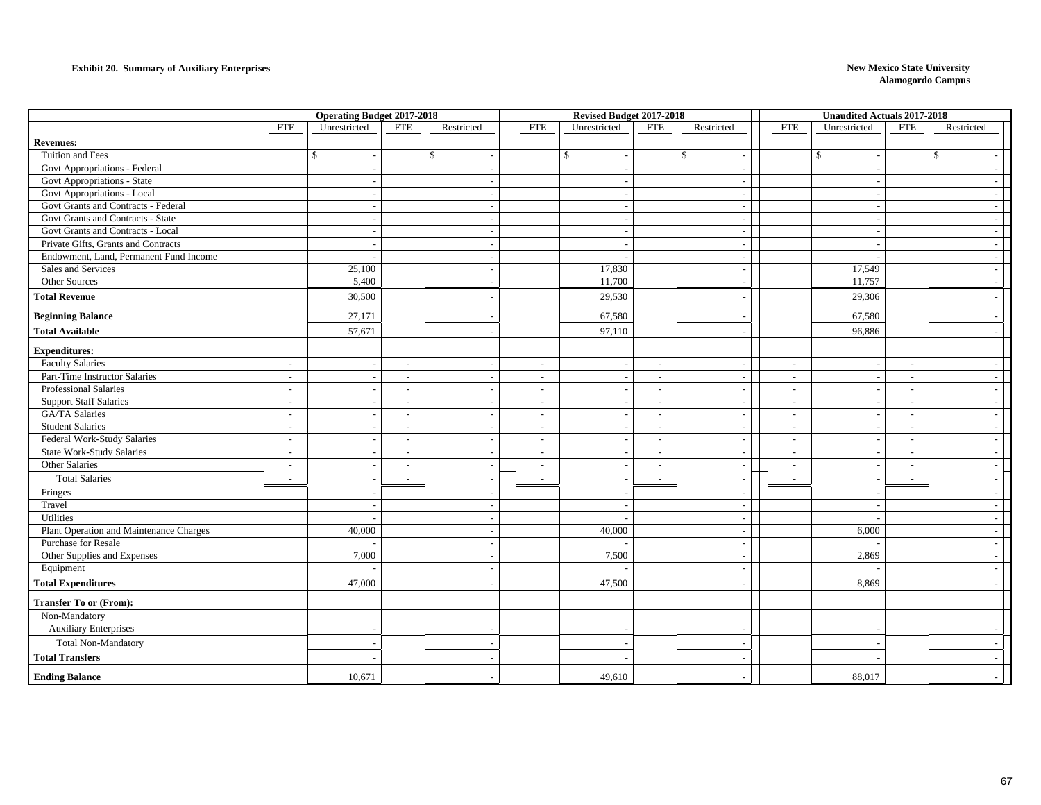**Exhibit 20. Summary of Auxiliary Enterprises**

**New Mexico State University**
**Alamogordo Campus**

| | Operating Budget 2017-2018 | | | | Revised Budget 2017-2018 | | | | Unaudited Actuals 2017-2018 | | | |
|---|---|---|---|---|---|---|---|---|---|---|---|---|
| | FTE | Unrestricted | FTE | Restricted | FTE | Unrestricted | FTE | Restricted | FTE | Unrestricted | FTE | Restricted |
| **Revenues:** | | | | | | | | | | | | |
| Tuition and Fees | | $ - | | $ - | | $ - | | $ - | | $ - | | $ - |
| Govt Appropriations - Federal | | - | | - | | - | | - | | - | | - |
| Govt Appropriations - State | | - | | - | | - | | - | | - | | - |
| Govt Appropriations - Local | | - | | - | | - | | - | | - | | - |
| Govt Grants and Contracts - Federal | | - | | - | | - | | - | | - | | - |
| Govt Grants and Contracts - State | | - | | - | | - | | - | | - | | - |
| Govt Grants and Contracts - Local | | - | | - | | - | | - | | - | | - |
| Private Gifts, Grants and Contracts | | - | | - | | - | | - | | - | | - |
| Endowment, Land, Permanent Fund Income | | - | | - | | - | | - | | - | | - |
| Sales and Services | | 25,100 | | - | | 17,830 | | - | | 17,549 | | - |
| Other Sources | | 5,400 | | - | | 11,700 | | - | | 11,757 | | - |
| **Total Revenue** | | 30,500 | | - | | 29,530 | | - | | 29,306 | | - |
| **Beginning Balance** | | 27,171 | | - | | 67,580 | | - | | 67,580 | | - |
| **Total Available** | | 57,671 | | - | | 97,110 | | - | | 96,886 | | - |
| **Expenditures:** | | | | | | | | | | | | |
| Faculty Salaries | - | - | - | - | - | - | - | - | - | - | - | - |
| Part-Time Instructor Salaries | - | - | - | - | - | - | - | - | - | - | - | - |
| Professional Salaries | - | - | - | - | - | - | - | - | - | - | - | - |
| Support Staff Salaries | - | - | - | - | - | - | - | - | - | - | - | - |
| GA/TA Salaries | - | - | - | - | - | - | - | - | - | - | - | - |
| Student Salaries | - | - | - | - | - | - | - | - | - | - | - | - |
| Federal Work-Study Salaries | - | - | - | - | - | - | - | - | - | - | - | - |
| State Work-Study Salaries | - | - | - | - | - | - | - | - | - | - | - | - |
| Other Salaries | - | - | - | - | - | - | - | - | - | - | - | - |
| Total Salaries | - | - | - | - | - | - | - | - | - | - | - | - |
| Fringes | | - | | - | | - | | - | | - | | - |
| Travel | | - | | - | | - | | - | | - | | - |
| Utilities | | - | | - | | - | | - | | - | | - |
| Plant Operation and Maintenance Charges | | 40,000 | | - | | 40,000 | | - | | 6,000 | | - |
| Purchase for Resale | | - | | - | | - | | - | | - | | - |
| Other Supplies and Expenses | | 7,000 | | - | | 7,500 | | - | | 2,869 | | - |
| Equipment | | - | | - | | - | | - | | - | | - |
| **Total Expenditures** | | 47,000 | | - | | 47,500 | | - | | 8,869 | | - |
| **Transfer To or (From):** | | | | | | | | | | | | |
| Non-Mandatory | | | | | | | | | | | | |
| Auxiliary Enterprises | | - | | - | | - | | - | | - | | - |
| Total Non-Mandatory | | - | | - | | - | | - | | - | | - |
| **Total Transfers** | | - | | - | | - | | - | | - | | - |
| **Ending Balance** | | 10,671 | | - | | 49,610 | | - | | 88,017 | | - |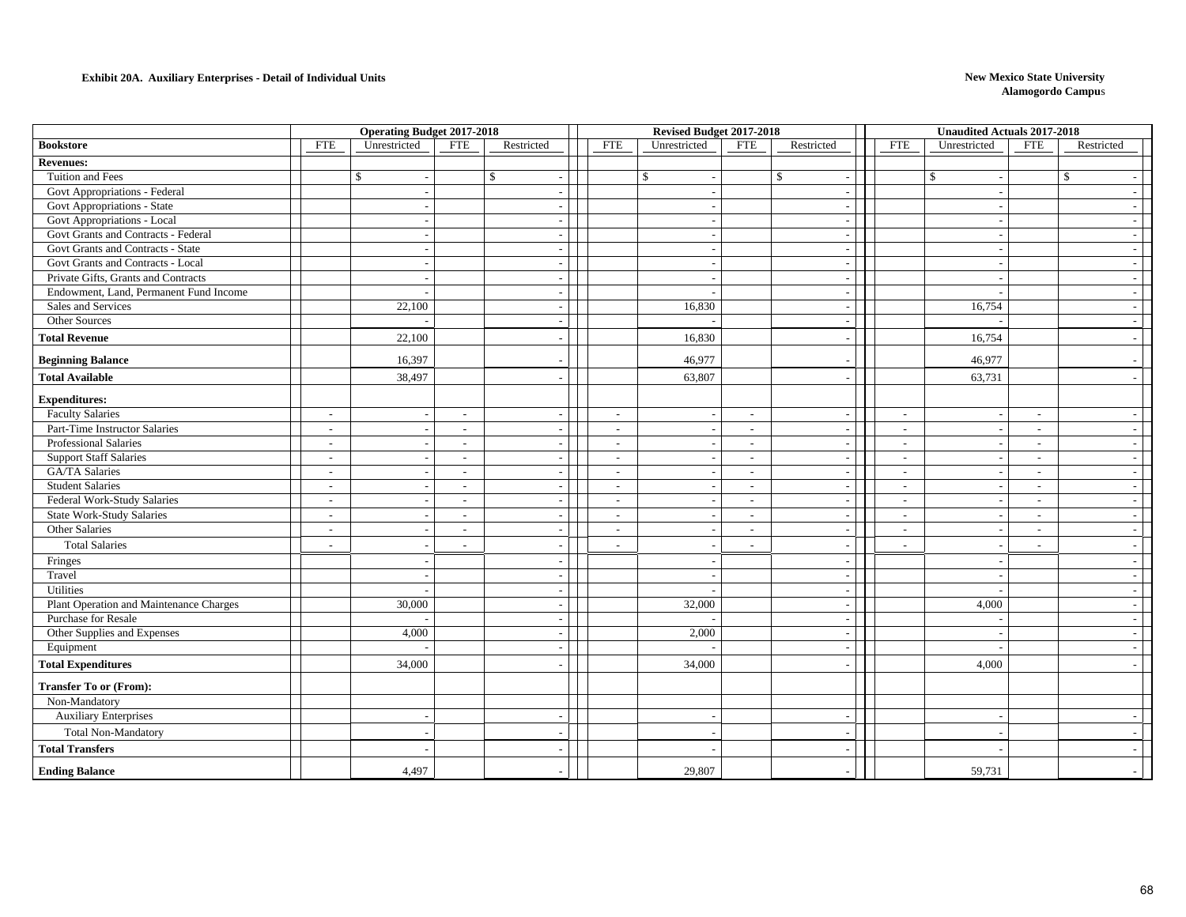**Exhibit 20A. Auxiliary Enterprises - Detail of Individual Units**

**New Mexico State University**
**Alamogordo Campus**

| | Operating Budget 2017-2018 | | | | Revised Budget 2017-2018 | | | | Unaudited Actuals 2017-2018 | | | |
|---|---|---|---|---|---|---|---|---|---|---|---|---|
| **Bookstore** | FTE | Unrestricted | FTE | Restricted | FTE | Unrestricted | FTE | Restricted | FTE | Unrestricted | FTE | Restricted |
| **Revenues:** | | | | | | | | | | | | |
| Tuition and Fees | | $ - | | $ - | | $ - | | $ - | | $ - | | $ - |
| Govt Appropriations - Federal | | - | | - | | - | | - | | - | | - |
| Govt Appropriations - State | | - | | - | | - | | - | | - | | - |
| Govt Appropriations - Local | | - | | - | | - | | - | | - | | - |
| Govt Grants and Contracts - Federal | | - | | - | | - | | - | | - | | - |
| Govt Grants and Contracts - State | | - | | - | | - | | - | | - | | - |
| Govt Grants and Contracts - Local | | - | | - | | - | | - | | - | | - |
| Private Gifts, Grants and Contracts | | - | | - | | - | | - | | - | | - |
| Endowment, Land, Permanent Fund Income | | - | | - | | - | | - | | - | | - |
| Sales and Services | | 22,100 | | - | | 16,830 | | - | | 16,754 | | - |
| Other Sources | | - | | - | | - | | - | | - | | - |
| **Total Revenue** | | 22,100 | | - | | 16,830 | | - | | 16,754 | | - |
| **Beginning Balance** | | 16,397 | | - | | 46,977 | | - | | 46,977 | | - |
| **Total Available** | | 38,497 | | - | | 63,807 | | - | | 63,731 | | - |
| **Expenditures:** | | | | | | | | | | | | |
| Faculty Salaries | - | - | - | - | - | - | - | - | - | - | - | - |
| Part-Time Instructor Salaries | - | - | - | - | - | - | - | - | - | - | - | - |
| Professional Salaries | - | - | - | - | - | - | - | - | - | - | - | - |
| Support Staff Salaries | - | - | - | - | - | - | - | - | - | - | - | - |
| GA/TA Salaries | - | - | - | - | - | - | - | - | - | - | - | - |
| Student Salaries | - | - | - | - | - | - | - | - | - | - | - | - |
| Federal Work-Study Salaries | - | - | - | - | - | - | - | - | - | - | - | - |
| State Work-Study Salaries | - | - | - | - | - | - | - | - | - | - | - | - |
| Other Salaries | - | - | - | - | - | - | - | - | - | - | - | - |
| Total Salaries | - | - | - | - | - | - | - | - | - | - | - | - |
| Fringes | | - | | - | | - | | - | | - | | - |
| Travel | | - | | - | | - | | - | | - | | - |
| Utilities | | - | | - | | - | | - | | - | | - |
| Plant Operation and Maintenance Charges | | 30,000 | | - | | 32,000 | | - | | 4,000 | | - |
| Purchase for Resale | | - | | - | | - | | - | | - | | - |
| Other Supplies and Expenses | | 4,000 | | - | | 2,000 | | - | | - | | - |
| Equipment | | - | | - | | - | | - | | - | | - |
| **Total Expenditures** | | 34,000 | | - | | 34,000 | | - | | 4,000 | | - |
| **Transfer To or (From):** | | | | | | | | | | | | |
| Non-Mandatory | | | | | | | | | | | | |
| Auxiliary Enterprises | | - | | - | | - | | - | | - | | - |
| Total Non-Mandatory | | - | | - | | - | | - | | - | | - |
| **Total Transfers** | | - | | - | | - | | - | | - | | - |
| **Ending Balance** | | 4,497 | | - | | 29,807 | | - | | 59,731 | | - |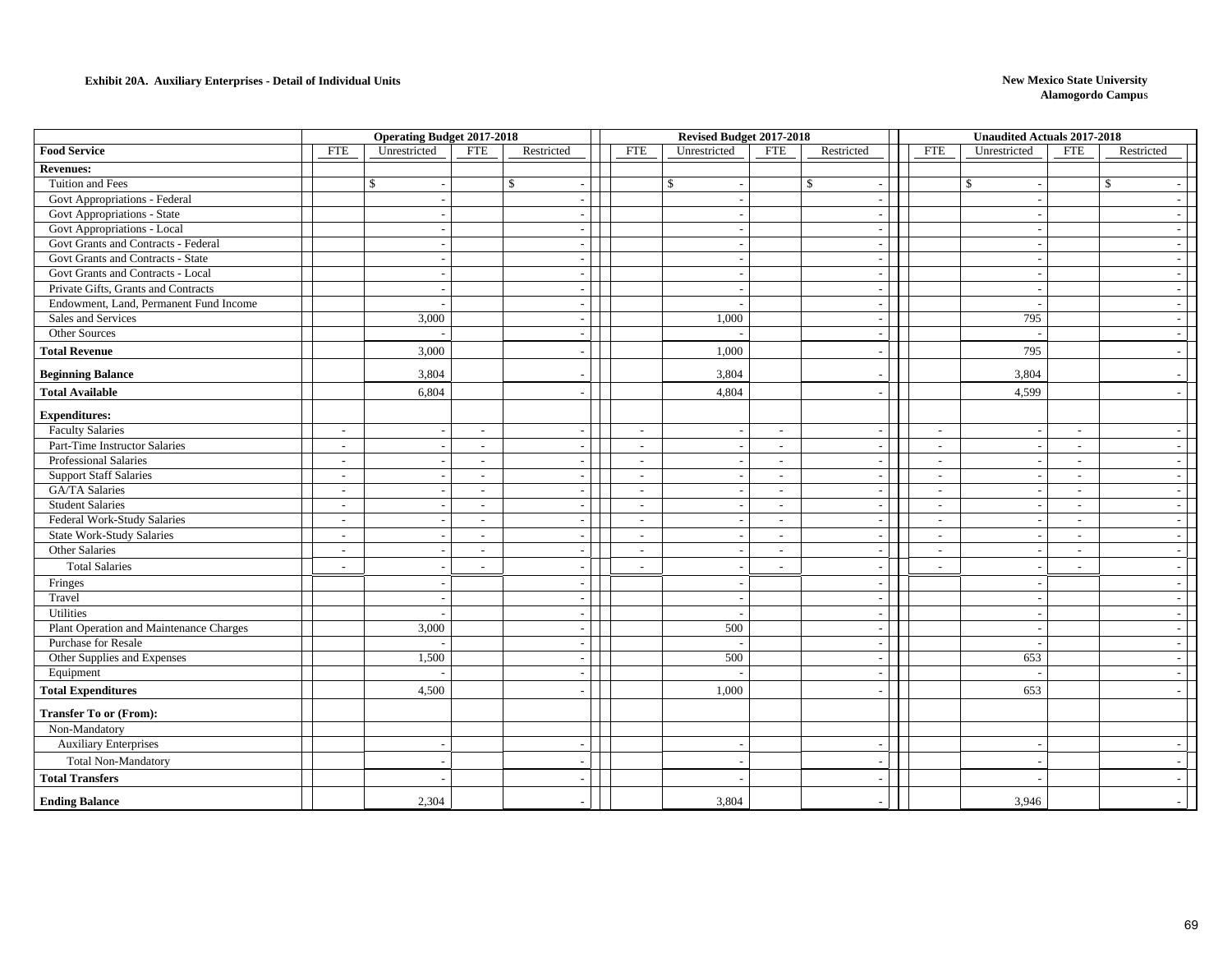**Exhibit 20A. Auxiliary Enterprises - Detail of Individual Units**

**New Mexico State University**
**Alamogordo Campus**

| | Operating Budget 2017-2018 | | | | Revised Budget 2017-2018 | | | | Unaudited Actuals 2017-2018 | | | |
|---|---|---|---|---|---|---|---|---|---|---|---|---|
| **Food Service** | FTE | Unrestricted | FTE | Restricted | FTE | Unrestricted | FTE | Restricted | FTE | Unrestricted | FTE | Restricted |
| **Revenues:** | | | | | | | | | | | | |
| Tuition and Fees | | $ - | | $ - | | $ - | | $ - | | $ - | | $ - |
| Govt Appropriations - Federal | | - | | - | | - | | - | | - | | - |
| Govt Appropriations - State | | - | | - | | - | | - | | - | | - |
| Govt Appropriations - Local | | - | | - | | - | | - | | - | | - |
| Govt Grants and Contracts - Federal | | - | | - | | - | | - | | - | | - |
| Govt Grants and Contracts - State | | - | | - | | - | | - | | - | | - |
| Govt Grants and Contracts - Local | | - | | - | | - | | - | | - | | - |
| Private Gifts, Grants and Contracts | | - | | - | | - | | - | | - | | - |
| Endowment, Land, Permanent Fund Income | | - | | - | | - | | - | | - | | - |
| Sales and Services | | 3,000 | | - | | 1,000 | | - | | 795 | | - |
| Other Sources | | - | | - | | - | | - | | - | | - |
| **Total Revenue** | | 3,000 | | - | | 1,000 | | - | | 795 | | - |
| **Beginning Balance** | | 3,804 | | - | | 3,804 | | - | | 3,804 | | - |
| **Total Available** | | 6,804 | | - | | 4,804 | | - | | 4,599 | | - |
| **Expenditures:** | | | | | | | | | | | | |
| Faculty Salaries | - | - | - | - | - | - | - | - | - | - | - | - |
| Part-Time Instructor Salaries | - | - | - | - | - | - | - | - | - | - | - | - |
| Professional Salaries | - | - | - | - | - | - | - | - | - | - | - | - |
| Support Staff Salaries | - | - | - | - | - | - | - | - | - | - | - | - |
| GA/TA Salaries | - | - | - | - | - | - | - | - | - | - | - | - |
| Student Salaries | - | - | - | - | - | - | - | - | - | - | - | - |
| Federal Work-Study Salaries | - | - | - | - | - | - | - | - | - | - | - | - |
| State Work-Study Salaries | - | - | - | - | - | - | - | - | - | - | - | - |
| Other Salaries | - | - | - | - | - | - | - | - | - | - | - | - |
| Total Salaries | - | - | - | - | - | - | - | - | - | - | - | - |
| Fringes | | - | | - | | - | | - | | - | | - |
| Travel | | - | | - | | - | | - | | - | | - |
| Utilities | | - | | - | | - | | - | | - | | - |
| Plant Operation and Maintenance Charges | | 3,000 | | - | | 500 | | - | | - | | - |
| Purchase for Resale | | - | | - | | - | | - | | - | | - |
| Other Supplies and Expenses | | 1,500 | | - | | 500 | | - | | 653 | | - |
| Equipment | | - | | - | | - | | - | | - | | - |
| **Total Expenditures** | | 4,500 | | - | | 1,000 | | - | | 653 | | - |
| **Transfer To or (From):** | | | | | | | | | | | | |
| Non-Mandatory | | | | | | | | | | | | |
| Auxiliary Enterprises | | - | | - | | - | | - | | - | | - |
| Total Non-Mandatory | | - | | - | | - | | - | | - | | - |
| **Total Transfers** | | - | | - | | - | | - | | - | | - |
| **Ending Balance** | | 2,304 | | - | | 3,804 | | - | | 3,946 | | - |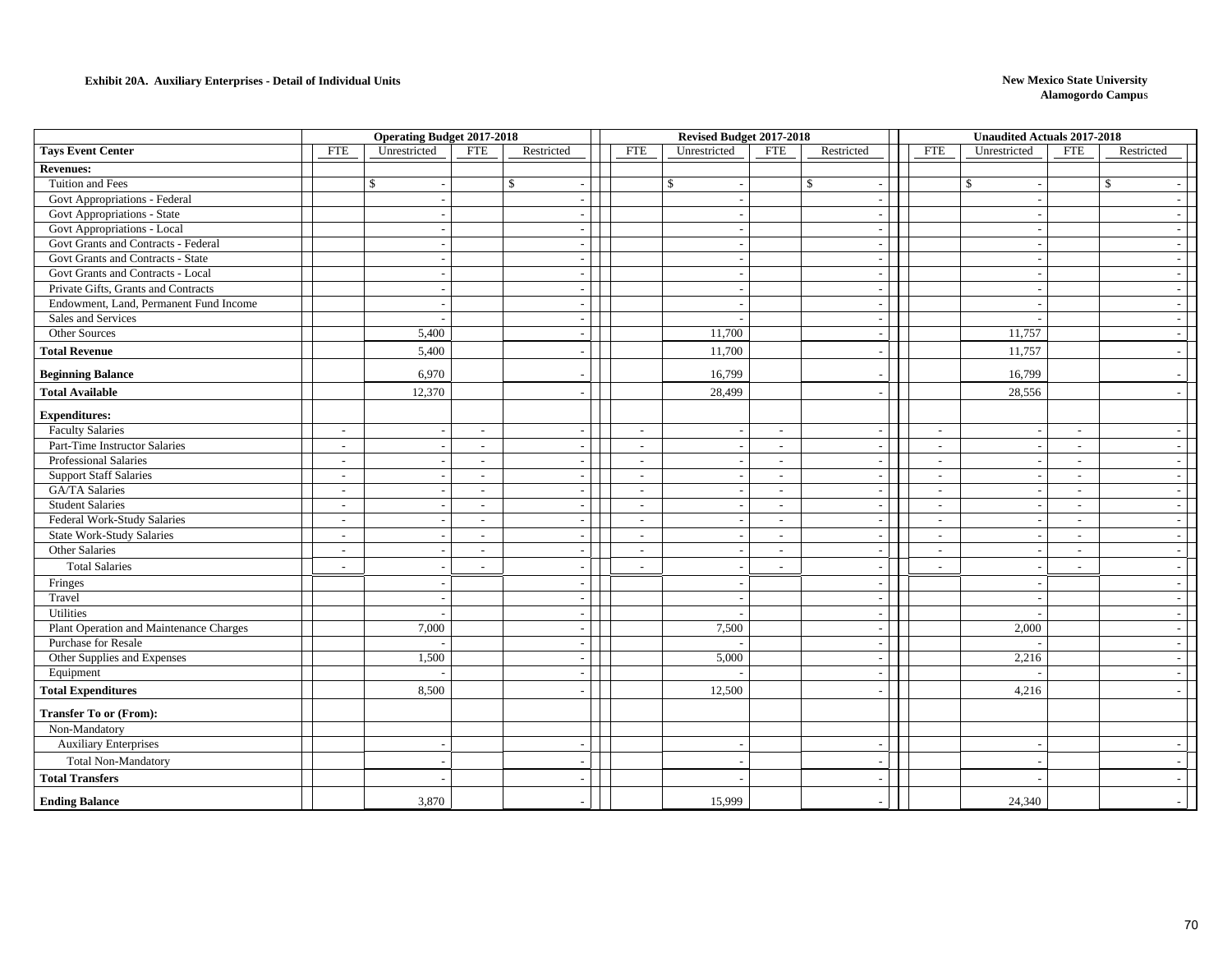**Exhibit 20A. Auxiliary Enterprises - Detail of Individual Units**

**New Mexico State University**
**Alamogordo Campus**

| | Operating Budget 2017-2018 | | | | Revised Budget 2017-2018 | | | | Unaudited Actuals 2017-2018 | | | |
|---|---|---|---|---|---|---|---|---|---|---|---|---|
| **Tays Event Center** | FTE | Unrestricted | FTE | Restricted | FTE | Unrestricted | FTE | Restricted | FTE | Unrestricted | FTE | Restricted |
| **Revenues:** | | | | | | | | | | | | |
| Tuition and Fees | | $ - | | $ - | | $ - | | $ - | | $ - | | $ - |
| Govt Appropriations - Federal | | - | | - | | - | | - | | - | | - |
| Govt Appropriations - State | | - | | - | | - | | - | | - | | - |
| Govt Appropriations - Local | | - | | - | | - | | - | | - | | - |
| Govt Grants and Contracts - Federal | | - | | - | | - | | - | | - | | - |
| Govt Grants and Contracts - State | | - | | - | | - | | - | | - | | - |
| Govt Grants and Contracts - Local | | - | | - | | - | | - | | - | | - |
| Private Gifts, Grants and Contracts | | - | | - | | - | | - | | - | | - |
| Endowment, Land, Permanent Fund Income | | - | | - | | - | | - | | - | | - |
| Sales and Services | | - | | - | | - | | - | | - | | - |
| Other Sources | | 5,400 | | - | | 11,700 | | - | | 11,757 | | - |
| **Total Revenue** | | 5,400 | | - | | 11,700 | | - | | 11,757 | | - |
| **Beginning Balance** | | 6,970 | | - | | 16,799 | | - | | 16,799 | | - |
| **Total Available** | | 12,370 | | - | | 28,499 | | - | | 28,556 | | - |
| **Expenditures:** | | | | | | | | | | | | |
| Faculty Salaries | - | - | - | - | - | - | - | - | - | - | - | - |
| Part-Time Instructor Salaries | - | - | - | - | - | - | - | - | - | - | - | - |
| Professional Salaries | - | - | - | - | - | - | - | - | - | - | - | - |
| Support Staff Salaries | - | - | - | - | - | - | - | - | - | - | - | - |
| GA/TA Salaries | - | - | - | - | - | - | - | - | - | - | - | - |
| Student Salaries | - | - | - | - | - | - | - | - | - | - | - | - |
| Federal Work-Study Salaries | - | - | - | - | - | - | - | - | - | - | - | - |
| State Work-Study Salaries | - | - | - | - | - | - | - | - | - | - | - | - |
| Other Salaries | - | - | - | - | - | - | - | - | - | - | - | - |
| Total Salaries | - | - | - | - | - | - | - | - | - | - | - | - |
| Fringes | | - | | - | | - | | - | | - | | - |
| Travel | | - | | - | | - | | - | | - | | - |
| Utilities | | - | | - | | - | | - | | - | | - |
| Plant Operation and Maintenance Charges | | 7,000 | | - | | 7,500 | | - | | 2,000 | | - |
| Purchase for Resale | | - | | - | | - | | - | | - | | - |
| Other Supplies and Expenses | | 1,500 | | - | | 5,000 | | - | | 2,216 | | - |
| Equipment | | - | | - | | - | | - | | - | | - |
| **Total Expenditures** | | 8,500 | | - | | 12,500 | | - | | 4,216 | | - |
| **Transfer To or (From):** | | | | | | | | | | | | |
| Non-Mandatory | | | | | | | | | | | | |
| Auxiliary Enterprises | | - | | - | | - | | - | | - | | - |
| Total Non-Mandatory | | - | | - | | - | | - | | - | | - |
| **Total Transfers** | | - | | - | | - | | - | | - | | - |
| **Ending Balance** | | 3,870 | | - | | 15,999 | | - | | 24,340 | | - |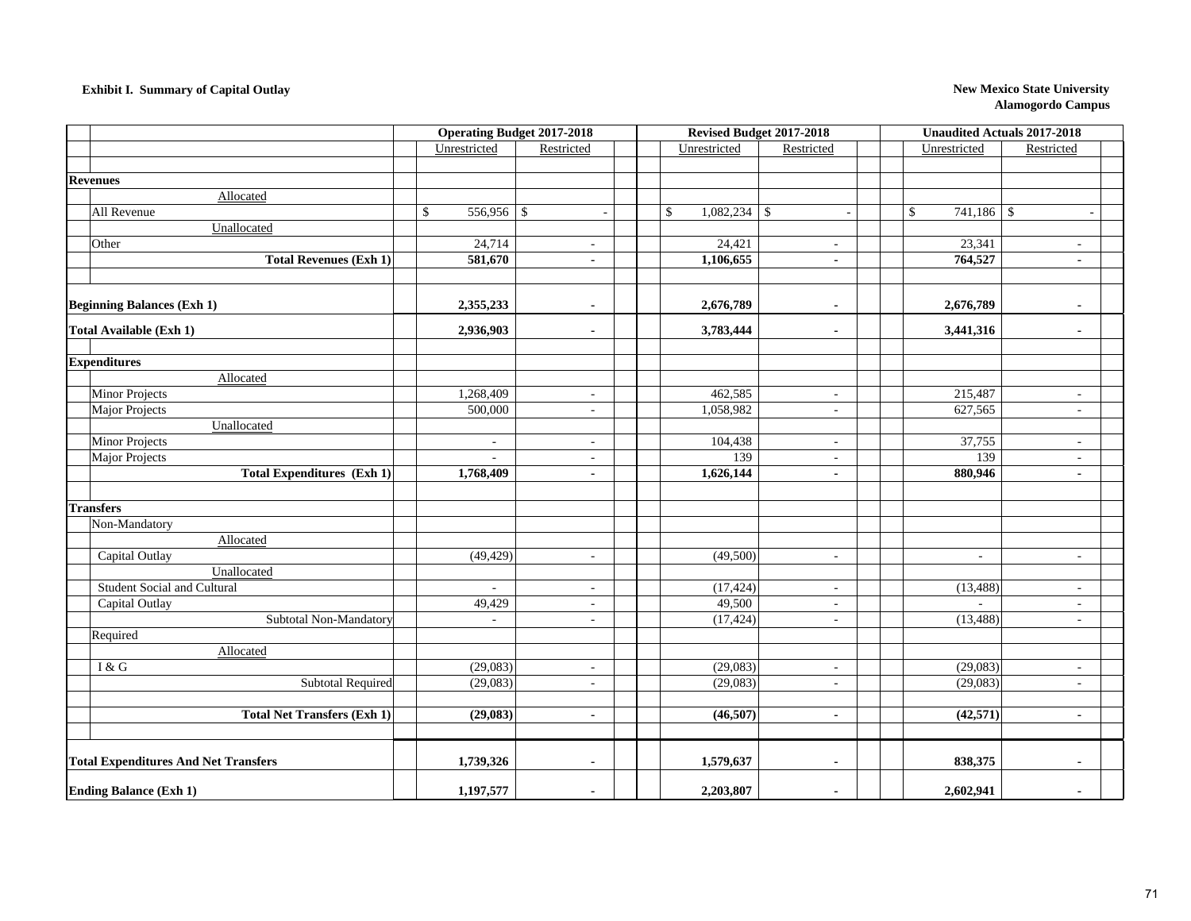**Exhibit I. Summary of Capital Outlay**

**New Mexico State University**
**Alamogordo Campus**

| | Operating Budget 2017-2018 | | Revised Budget 2017-2018 | | Unaudited Actuals 2017-2018 | |
|---|---|---|---|---|---|---|
| | Unrestricted | Restricted | Unrestricted | Restricted | Unrestricted | Restricted |
| **Revenues** | | | | | | |
| Allocated | | | | | | |
| All Revenue | $ 556,956 | $ - | $ 1,082,234 | $ - | $ 741,186 | $ - |
| Unallocated | | | | | | |
| Other | 24,714 | - | 24,421 | - | 23,341 | - |
| **Total Revenues (Exh 1)** | **581,670** | **-** | **1,106,655** | **-** | **764,527** | **-** |
| **Beginning Balances (Exh 1)** | **2,355,233** | **-** | **2,676,789** | **-** | **2,676,789** | **-** |
| **Total Available (Exh 1)** | **2,936,903** | **-** | **3,783,444** | **-** | **3,441,316** | **-** |
| **Expenditures** | | | | | | |
| Allocated | | | | | | |
| Minor Projects | 1,268,409 | - | 462,585 | - | 215,487 | - |
| Major Projects | 500,000 | - | 1,058,982 | - | 627,565 | - |
| Unallocated | | | | | | |
| Minor Projects | - | - | 104,438 | - | 37,755 | - |
| Major Projects | - | - | 139 | - | 139 | - |
| **Total Expenditures (Exh 1)** | **1,768,409** | **-** | **1,626,144** | **-** | **880,946** | **-** |
| **Transfers** | | | | | | |
| Non-Mandatory | | | | | | |
| Allocated | | | | | | |
| Capital Outlay | (49,429) | - | (49,500) | - | - | - |
| Unallocated | | | | | | |
| Student Social and Cultural | - | - | (17,424) | - | (13,488) | - |
| Capital Outlay | 49,429 | - | 49,500 | - | - | - |
| Subtotal Non-Mandatory | - | - | (17,424) | - | (13,488) | - |
| Required | | | | | | |
| Allocated | | | | | | |
| I & G | (29,083) | - | (29,083) | - | (29,083) | - |
| Subtotal Required | (29,083) | - | (29,083) | - | (29,083) | - |
| **Total Net Transfers (Exh 1)** | **(29,083)** | **-** | **(46,507)** | **-** | **(42,571)** | **-** |
| **Total Expenditures And Net Transfers** | **1,739,326** | **-** | **1,579,637** | **-** | **838,375** | **-** |
| **Ending Balance (Exh 1)** | **1,197,577** | **-** | **2,203,807** | **-** | **2,602,941** | **-** |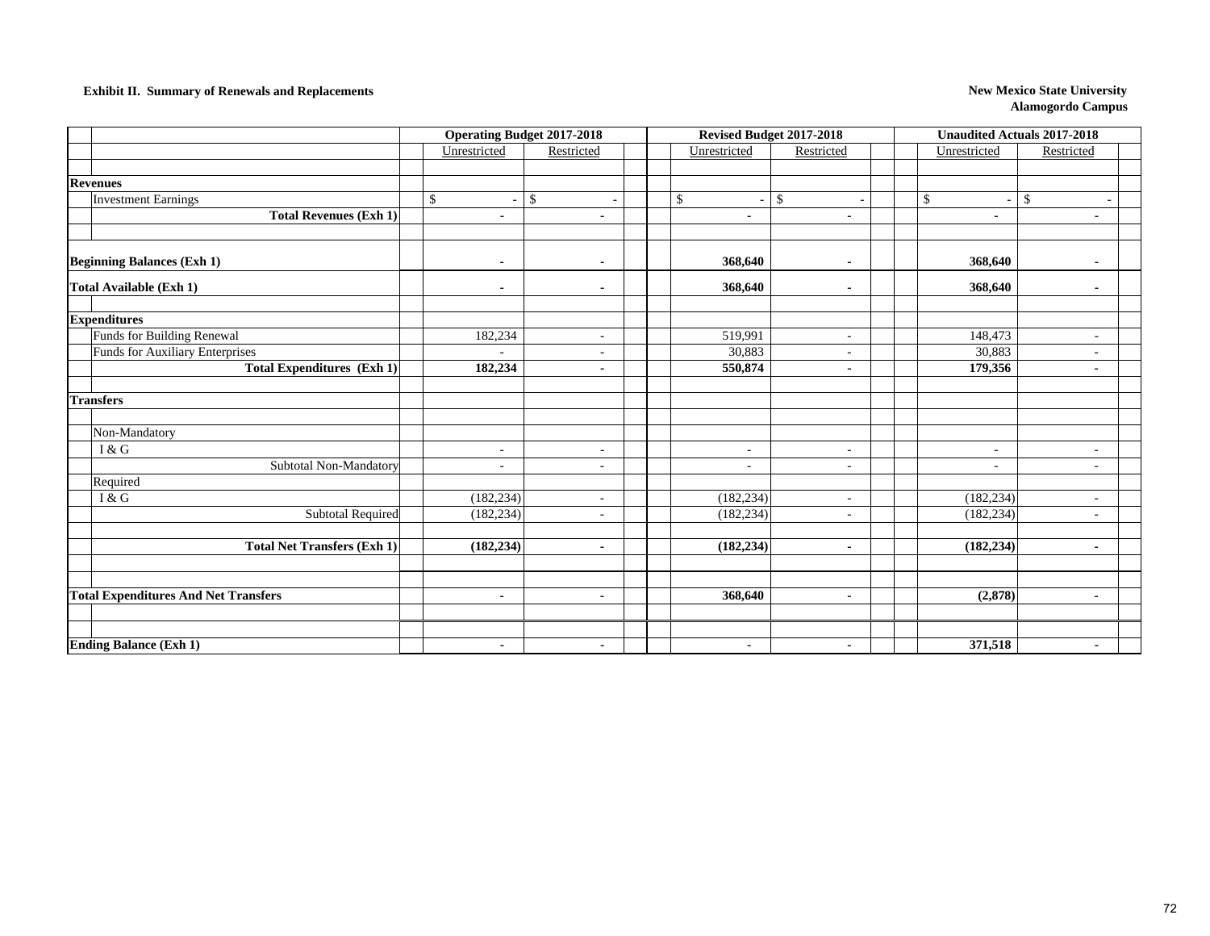**Exhibit II. Summary of Renewals and Replacements**

**New Mexico State University**
**Alamogordo Campus**

| | Operating Budget 2017-2018 | | Revised Budget 2017-2018 | | Unaudited Actuals 2017-2018 | |
|---|---|---|---|---|---|---|
| | Unrestricted | Restricted | Unrestricted | Restricted | Unrestricted | Restricted |
| **Revenues** | | | | | | |
| Investment Earnings | $ - | $ - | $ - | $ - | $ - | $ - |
| **Total Revenues (Exh 1)** | **-** | **-** | **-** | **-** | **-** | **-** |
| **Beginning Balances (Exh 1)** | **-** | **-** | **368,640** | **-** | **368,640** | **-** |
| **Total Available (Exh 1)** | **-** | **-** | **368,640** | **-** | **368,640** | **-** |
| **Expenditures** | | | | | | |
| Funds for Building Renewal | 182,234 | - | 519,991 | - | 148,473 | - |
| Funds for Auxiliary Enterprises | - | - | 30,883 | - | 30,883 | - |
| **Total Expenditures (Exh 1)** | **182,234** | **-** | **550,874** | **-** | **179,356** | **-** |
| **Transfers** | | | | | | |
| Non-Mandatory | | | | | | |
| I & G | - | - | - | - | - | - |
| Subtotal Non-Mandatory | - | - | - | - | - | - |
| Required | | | | | | |
| I & G | (182,234) | - | (182,234) | - | (182,234) | - |
| Subtotal Required | (182,234) | - | (182,234) | - | (182,234) | - |
| **Total Net Transfers (Exh 1)** | **(182,234)** | **-** | **(182,234)** | **-** | **(182,234)** | **-** |
| **Total Expenditures And Net Transfers** | **-** | **-** | **368,640** | **-** | **(2,878)** | **-** |
| **Ending Balance (Exh 1)** | **-** | **-** | **-** | **-** | **371,518** | **-** |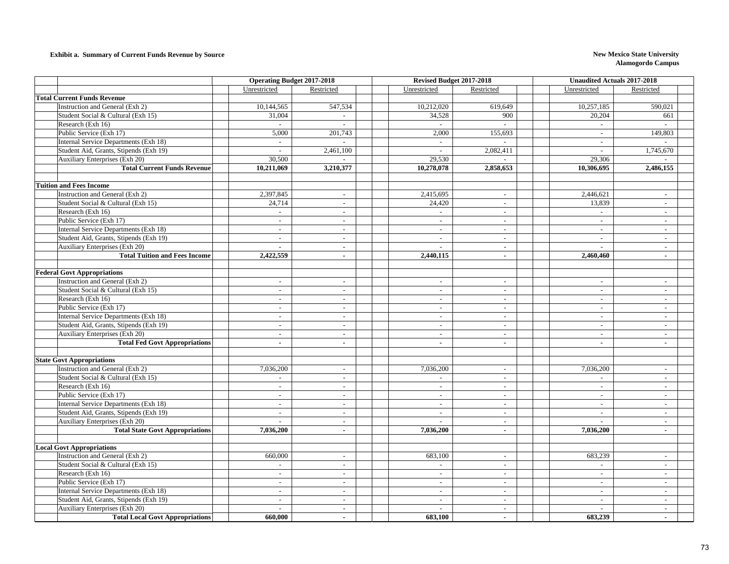**Exhibit a. Summary of Current Funds Revenue by Source**

**New Mexico State University**
**Alamogordo Campus**

| | Operating Budget 2017-2018 | | Revised Budget 2017-2018 | | Unaudited Actuals 2017-2018 | |
|---|---|---|---|---|---|---|
| | Unrestricted | Restricted | Unrestricted | Restricted | Unrestricted | Restricted |
| **Total Current Funds Revenue** | | | | | | |
| Instruction and General (Exh 2) | 10,144,565 | 547,534 | 10,212,020 | 619,649 | 10,257,185 | 590,021 |
| Student Social & Cultural (Exh 15) | 31,004 | - | 34,528 | 900 | 20,204 | 661 |
| Research (Exh 16) | - | - | - | - | - | - |
| Public Service (Exh 17) | 5,000 | 201,743 | 2,000 | 155,693 | - | 149,803 |
| Internal Service Departments (Exh 18) | - | - | - | - | - | - |
| Student Aid, Grants, Stipends (Exh 19) | - | 2,461,100 | - | 2,082,411 | - | 1,745,670 |
| Auxiliary Enterprises (Exh 20) | 30,500 | - | 29,530 | - | 29,306 | - |
| **Total Current Funds Revenue** | **10,211,069** | **3,210,377** | **10,278,078** | **2,858,653** | **10,306,695** | **2,486,155** |
| | | | | | | |
| **Tuition and Fees Income** | | | | | | |
| Instruction and General (Exh 2) | 2,397,845 | - | 2,415,695 | - | 2,446,621 | - |
| Student Social & Cultural (Exh 15) | 24,714 | - | 24,420 | - | 13,839 | - |
| Research (Exh 16) | - | - | - | - | - | - |
| Public Service (Exh 17) | - | - | - | - | - | - |
| Internal Service Departments (Exh 18) | - | - | - | - | - | - |
| Student Aid, Grants, Stipends (Exh 19) | - | - | - | - | - | - |
| Auxiliary Enterprises (Exh 20) | - | - | - | - | - | - |
| **Total Tuition and Fees Income** | **2,422,559** | **-** | **2,440,115** | **-** | **2,460,460** | **-** |
| | | | | | | |
| **Federal Govt Appropriations** | | | | | | |
| Instruction and General (Exh 2) | - | - | - | - | - | - |
| Student Social & Cultural (Exh 15) | - | - | - | - | - | - |
| Research (Exh 16) | - | - | - | - | - | - |
| Public Service (Exh 17) | - | - | - | - | - | - |
| Internal Service Departments (Exh 18) | - | - | - | - | - | - |
| Student Aid, Grants, Stipends (Exh 19) | - | - | - | - | - | - |
| Auxiliary Enterprises (Exh 20) | - | - | - | - | - | - |
| **Total Fed Govt Appropriations** | **-** | **-** | **-** | **-** | **-** | **-** |
| | | | | | | |
| **State Govt Appropriations** | | | | | | |
| Instruction and General (Exh 2) | 7,036,200 | - | 7,036,200 | - | 7,036,200 | - |
| Student Social & Cultural (Exh 15) | - | - | - | - | - | - |
| Research (Exh 16) | - | - | - | - | - | - |
| Public Service (Exh 17) | - | - | - | - | - | - |
| Internal Service Departments (Exh 18) | - | - | - | - | - | - |
| Student Aid, Grants, Stipends (Exh 19) | - | - | - | - | - | - |
| Auxiliary Enterprises (Exh 20) | - | - | - | - | - | - |
| **Total State Govt Appropriations** | **7,036,200** | **-** | **7,036,200** | **-** | **7,036,200** | **-** |
| | | | | | | |
| **Local Govt Appropriations** | | | | | | |
| Instruction and General (Exh 2) | 660,000 | - | 683,100 | - | 683,239 | - |
| Student Social & Cultural (Exh 15) | - | - | - | - | - | - |
| Research (Exh 16) | - | - | - | - | - | - |
| Public Service (Exh 17) | - | - | - | - | - | - |
| Internal Service Departments (Exh 18) | - | - | - | - | - | - |
| Student Aid, Grants, Stipends (Exh 19) | - | - | - | - | - | - |
| Auxiliary Enterprises (Exh 20) | - | - | - | - | - | - |
| **Total Local Govt Appropriations** | **660,000** | **-** | **683,100** | **-** | **683,239** | **-** |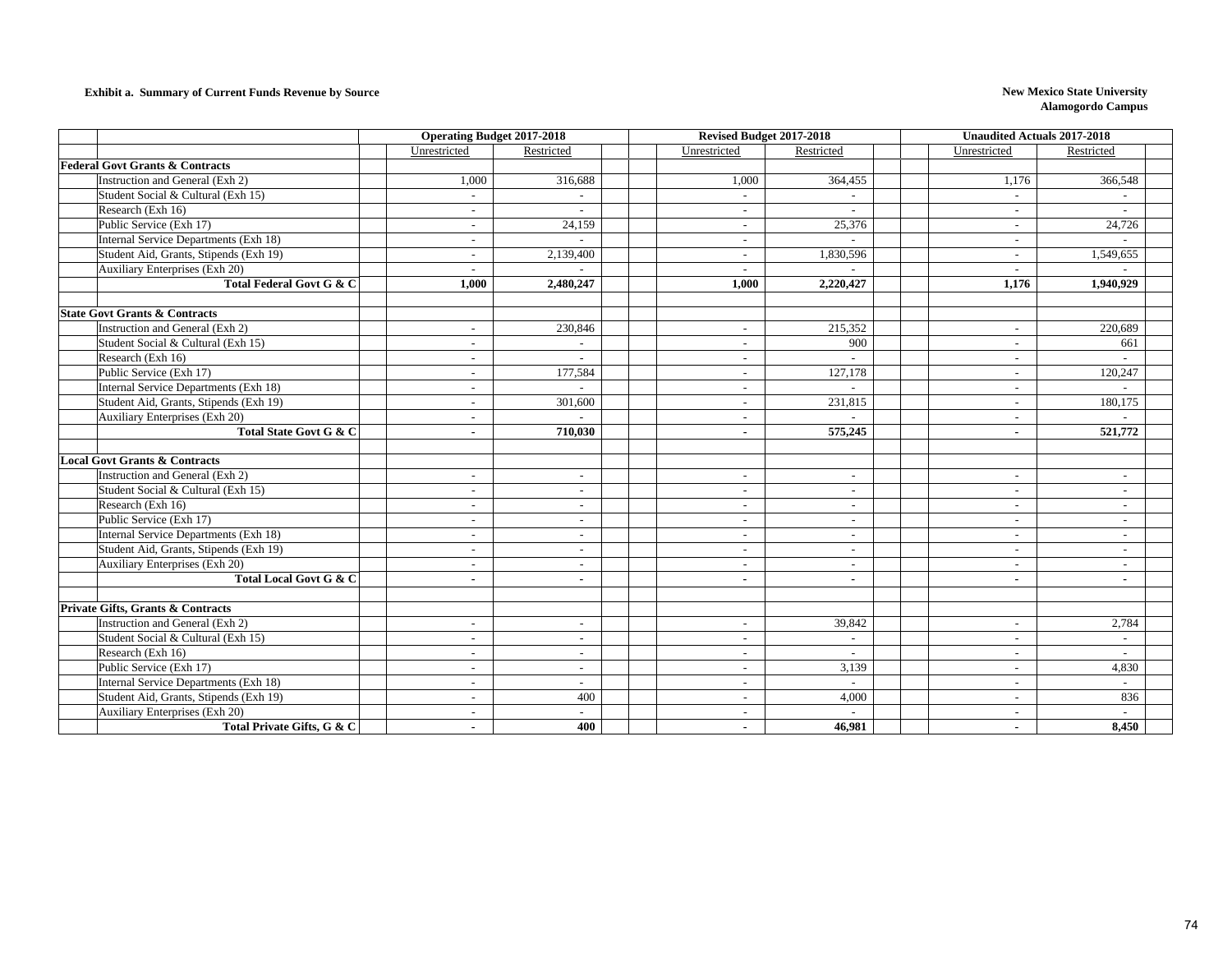**Exhibit a. Summary of Current Funds Revenue by Source**

**New Mexico State University**
**Alamogordo Campus**

| | Operating Budget 2017-2018 | | Revised Budget 2017-2018 | | Unaudited Actuals 2017-2018 | |
|---|---|---|---|---|---|---|
| | Unrestricted | Restricted | Unrestricted | Restricted | Unrestricted | Restricted |
| **Federal Govt Grants & Contracts** | | | | | | |
| Instruction and General (Exh 2) | 1,000 | 316,688 | 1,000 | 364,455 | 1,176 | 366,548 |
| Student Social & Cultural (Exh 15) | - | - | - | - | - | - |
| Research (Exh 16) | - | - | - | - | - | - |
| Public Service (Exh 17) | - | 24,159 | - | 25,376 | - | 24,726 |
| Internal Service Departments (Exh 18) | - | - | - | - | - | - |
| Student Aid, Grants, Stipends (Exh 19) | - | 2,139,400 | - | 1,830,596 | - | 1,549,655 |
| Auxiliary Enterprises (Exh 20) | - | - | - | - | - | - |
| **Total Federal Govt G & C** | **1,000** | **2,480,247** | **1,000** | **2,220,427** | **1,176** | **1,940,929** |
| | | | | | | |
| **State Govt Grants & Contracts** | | | | | | |
| Instruction and General (Exh 2) | - | 230,846 | - | 215,352 | - | 220,689 |
| Student Social & Cultural (Exh 15) | - | - | - | 900 | - | 661 |
| Research (Exh 16) | - | - | - | - | - | - |
| Public Service (Exh 17) | - | 177,584 | - | 127,178 | - | 120,247 |
| Internal Service Departments (Exh 18) | - | - | - | - | - | - |
| Student Aid, Grants, Stipends (Exh 19) | - | 301,600 | - | 231,815 | - | 180,175 |
| Auxiliary Enterprises (Exh 20) | - | - | - | - | - | - |
| **Total State Govt G & C** | **-** | **710,030** | **-** | **575,245** | **-** | **521,772** |
| | | | | | | |
| **Local Govt Grants & Contracts** | | | | | | |
| Instruction and General (Exh 2) | - | - | - | - | - | - |
| Student Social & Cultural (Exh 15) | - | - | - | - | - | - |
| Research (Exh 16) | - | - | - | - | - | - |
| Public Service (Exh 17) | - | - | - | - | - | - |
| Internal Service Departments (Exh 18) | - | - | - | - | - | - |
| Student Aid, Grants, Stipends (Exh 19) | - | - | - | - | - | - |
| Auxiliary Enterprises (Exh 20) | - | - | - | - | - | - |
| **Total Local Govt G & C** | **-** | **-** | **-** | **-** | **-** | **-** |
| | | | | | | |
| **Private Gifts, Grants & Contracts** | | | | | | |
| Instruction and General (Exh 2) | - | - | - | 39,842 | - | 2,784 |
| Student Social & Cultural (Exh 15) | - | - | - | - | - | - |
| Research (Exh 16) | - | - | - | - | - | - |
| Public Service (Exh 17) | - | - | - | 3,139 | - | 4,830 |
| Internal Service Departments (Exh 18) | - | - | - | - | - | - |
| Student Aid, Grants, Stipends (Exh 19) | - | 400 | - | 4,000 | - | 836 |
| Auxiliary Enterprises (Exh 20) | - | - | - | - | - | - |
| **Total Private Gifts, G & C** | **-** | **400** | **-** | **46,981** | **-** | **8,450** |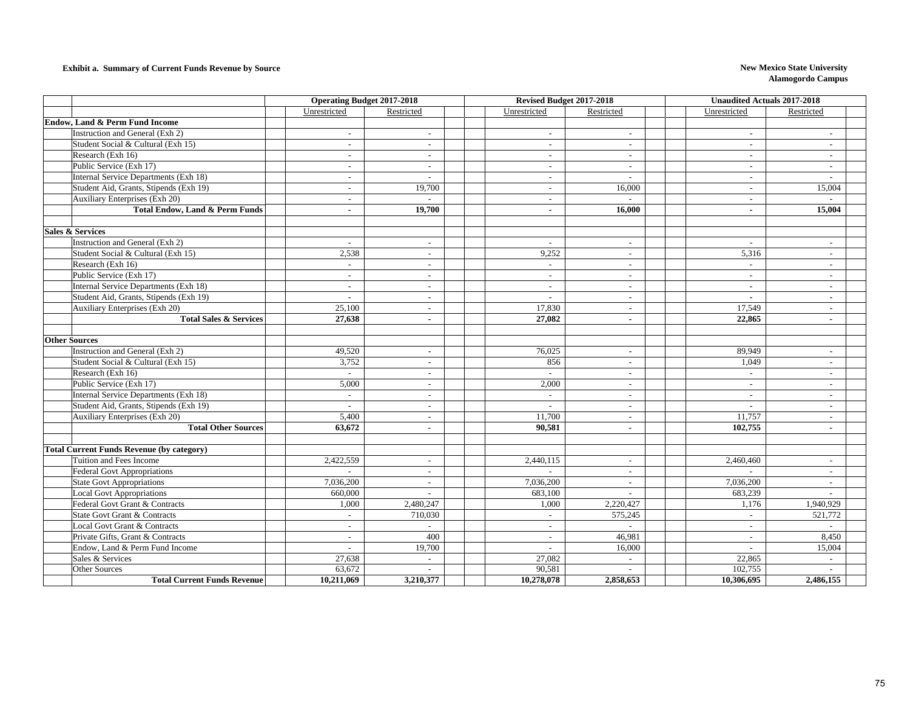**Exhibit a. Summary of Current Funds Revenue by Source**

**New Mexico State University**
**Alamogordo Campus**

| | Operating Budget 2017-2018 | | Revised Budget 2017-2018 | | Unaudited Actuals 2017-2018 | |
|---|---|---|---|---|---|---|
| | Unrestricted | Restricted | Unrestricted | Restricted | Unrestricted | Restricted |
| **Endow, Land & Perm Fund Income** | | | | | | |
| Instruction and General (Exh 2) | - | - | - | - | - | - |
| Student Social & Cultural (Exh 15) | - | - | - | - | - | - |
| Research (Exh 16) | - | - | - | - | - | - |
| Public Service (Exh 17) | - | - | - | - | - | - |
| Internal Service Departments (Exh 18) | - | - | - | - | - | - |
| Student Aid, Grants, Stipends (Exh 19) | - | 19,700 | - | 16,000 | - | 15,004 |
| Auxiliary Enterprises (Exh 20) | - | - | - | - | - | - |
| **Total Endow, Land & Perm Funds** | **-** | **19,700** | **-** | **16,000** | **-** | **15,004** |
| | | | | | | |
| **Sales & Services** | | | | | | |
| Instruction and General (Exh 2) | - | - | - | - | - | - |
| Student Social & Cultural (Exh 15) | 2,538 | - | 9,252 | - | 5,316 | - |
| Research (Exh 16) | - | - | - | - | - | - |
| Public Service (Exh 17) | - | - | - | - | - | - |
| Internal Service Departments (Exh 18) | - | - | - | - | - | - |
| Student Aid, Grants, Stipends (Exh 19) | - | - | - | - | - | - |
| Auxiliary Enterprises (Exh 20) | 25,100 | - | 17,830 | - | 17,549 | - |
| **Total Sales & Services** | **27,638** | **-** | **27,082** | **-** | **22,865** | **-** |
| | | | | | | |
| **Other Sources** | | | | | | |
| Instruction and General (Exh 2) | 49,520 | - | 76,025 | - | 89,949 | - |
| Student Social & Cultural (Exh 15) | 3,752 | - | 856 | - | 1,049 | - |
| Research (Exh 16) | - | - | - | - | - | - |
| Public Service (Exh 17) | 5,000 | - | 2,000 | - | - | - |
| Internal Service Departments (Exh 18) | - | - | - | - | - | - |
| Student Aid, Grants, Stipends (Exh 19) | - | - | - | - | - | - |
| Auxiliary Enterprises (Exh 20) | 5,400 | - | 11,700 | - | 11,757 | - |
| **Total Other Sources** | **63,672** | **-** | **90,581** | **-** | **102,755** | **-** |
| | | | | | | |
| **Total Current Funds Revenue (by category)** | | | | | | |
| Tuition and Fees Income | 2,422,559 | - | 2,440,115 | - | 2,460,460 | - |
| Federal Govt Appropriations | - | - | - | - | - | - |
| State Govt Appropriations | 7,036,200 | - | 7,036,200 | - | 7,036,200 | - |
| Local Govt Appropriations | 660,000 | - | 683,100 | - | 683,239 | - |
| Federal Govt Grant & Contracts | 1,000 | 2,480,247 | 1,000 | 2,220,427 | 1,176 | 1,940,929 |
| State Govt Grant & Contracts | - | 710,030 | - | 575,245 | - | 521,772 |
| Local Govt Grant & Contracts | - | - | - | - | - | - |
| Private Gifts, Grant & Contracts | - | 400 | - | 46,981 | - | 8,450 |
| Endow, Land & Perm Fund Income | - | 19,700 | - | 16,000 | - | 15,004 |
| Sales & Services | 27,638 | - | 27,082 | - | 22,865 | - |
| Other Sources | 63,672 | - | 90,581 | - | 102,755 | - |
| **Total Current Funds Revenue** | **10,211,069** | **3,210,377** | **10,278,078** | **2,858,653** | **10,306,695** | **2,486,155** |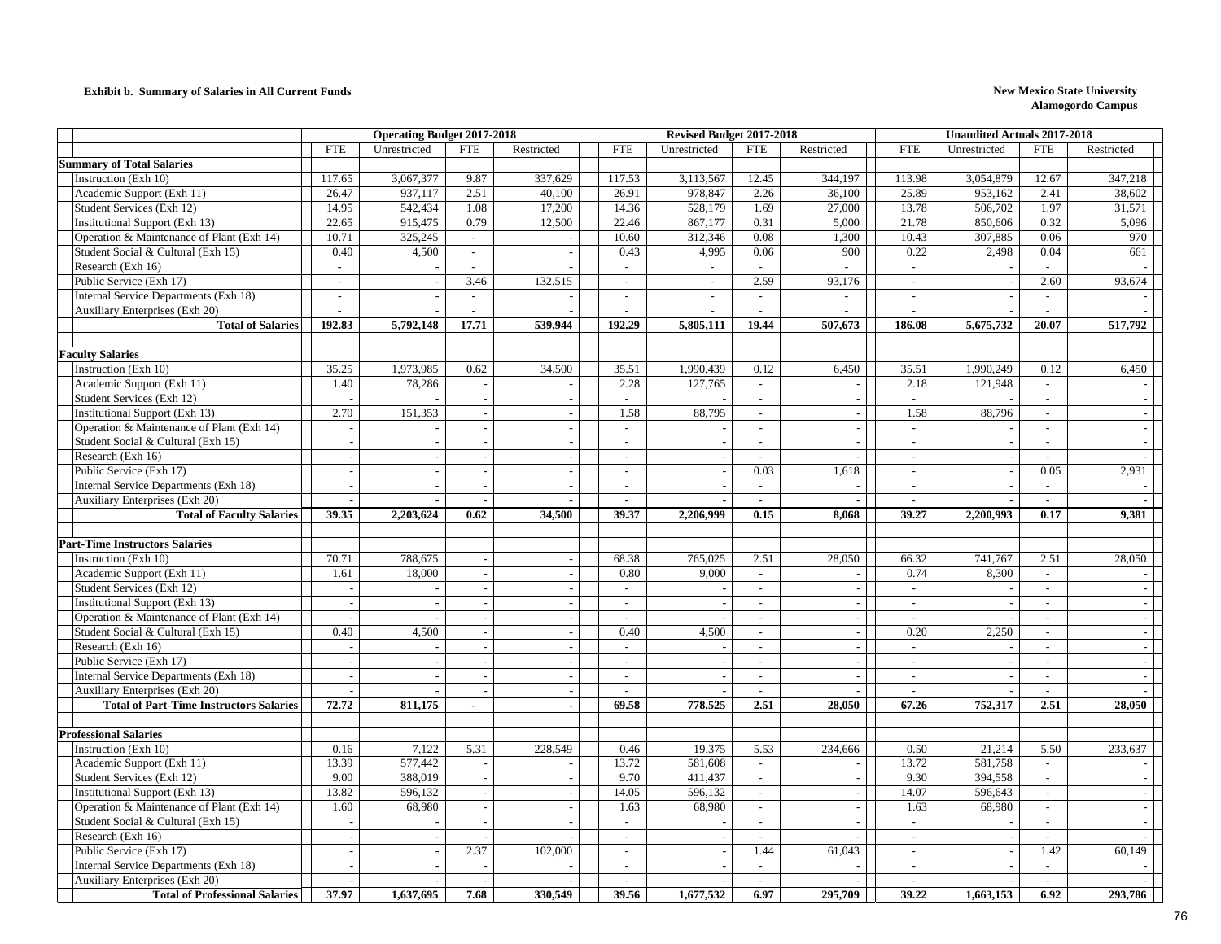**Exhibit b. Summary of Salaries in All Current Funds**

**New Mexico State University**
**Alamogordo Campus**

| | Operating Budget 2017-2018 | | | | Revised Budget 2017-2018 | | | | Unaudited Actuals 2017-2018 | | | |
|---|---|---|---|---|---|---|---|---|---|---|---|---|
| | FTE | Unrestricted | FTE | Restricted | FTE | Unrestricted | FTE | Restricted | FTE | Unrestricted | FTE | Restricted |
| **Summary of Total Salaries** | | | | | | | | | | | | |
| Instruction (Exh 10) | 117.65 | 3,067,377 | 9.87 | 337,629 | 117.53 | 3,113,567 | 12.45 | 344,197 | 113.98 | 3,054,879 | 12.67 | 347,218 |
| Academic Support (Exh 11) | 26.47 | 937,117 | 2.51 | 40,100 | 26.91 | 978,847 | 2.26 | 36,100 | 25.89 | 953,162 | 2.41 | 38,602 |
| Student Services (Exh 12) | 14.95 | 542,434 | 1.08 | 17,200 | 14.36 | 528,179 | 1.69 | 27,000 | 13.78 | 506,702 | 1.97 | 31,571 |
| Institutional Support (Exh 13) | 22.65 | 915,475 | 0.79 | 12,500 | 22.46 | 867,177 | 0.31 | 5,000 | 21.78 | 850,606 | 0.32 | 5,096 |
| Operation & Maintenance of Plant (Exh 14) | 10.71 | 325,245 | - | - | 10.60 | 312,346 | 0.08 | 1,300 | 10.43 | 307,885 | 0.06 | 970 |
| Student Social & Cultural (Exh 15) | 0.40 | 4,500 | - | - | 0.43 | 4,995 | 0.06 | 900 | 0.22 | 2,498 | 0.04 | 661 |
| Research (Exh 16) | - | - | - | - | - | - | - | - | - | - | - | - |
| Public Service (Exh 17) | - | - | 3.46 | 132,515 | - | - | 2.59 | 93,176 | - | - | 2.60 | 93,674 |
| Internal Service Departments (Exh 18) | - | - | - | - | - | - | - | - | - | - | - | - |
| Auxiliary Enterprises (Exh 20) | - | - | - | - | - | - | - | - | - | - | - | - |
| **Total of Salaries** | **192.83** | **5,792,148** | **17.71** | **539,944** | **192.29** | **5,805,111** | **19.44** | **507,673** | **186.08** | **5,675,732** | **20.07** | **517,792** |
| | | | | | | | | | | | | |
| **Faculty Salaries** | | | | | | | | | | | | |
| Instruction (Exh 10) | 35.25 | 1,973,985 | 0.62 | 34,500 | 35.51 | 1,990,439 | 0.12 | 6,450 | 35.51 | 1,990,249 | 0.12 | 6,450 |
| Academic Support (Exh 11) | 1.40 | 78,286 | - | - | 2.28 | 127,765 | - | - | 2.18 | 121,948 | - | - |
| Student Services (Exh 12) | - | - | - | - | - | - | - | - | - | - | - | - |
| Institutional Support (Exh 13) | 2.70 | 151,353 | - | - | 1.58 | 88,795 | - | - | 1.58 | 88,796 | - | - |
| Operation & Maintenance of Plant (Exh 14) | - | - | - | - | - | - | - | - | - | - | - | - |
| Student Social & Cultural (Exh 15) | - | - | - | - | - | - | - | - | - | - | - | - |
| Research (Exh 16) | - | - | - | - | - | - | - | - | - | - | - | - |
| Public Service (Exh 17) | - | - | - | - | - | - | 0.03 | 1,618 | - | - | 0.05 | 2,931 |
| Internal Service Departments (Exh 18) | - | - | - | - | - | - | - | - | - | - | - | - |
| Auxiliary Enterprises (Exh 20) | - | - | - | - | - | - | - | - | - | - | - | - |
| **Total of Faculty Salaries** | **39.35** | **2,203,624** | **0.62** | **34,500** | **39.37** | **2,206,999** | **0.15** | **8,068** | **39.27** | **2,200,993** | **0.17** | **9,381** |
| | | | | | | | | | | | | |
| **Part-Time Instructors Salaries** | | | | | | | | | | | | |
| Instruction (Exh 10) | 70.71 | 788,675 | - | - | 68.38 | 765,025 | 2.51 | 28,050 | 66.32 | 741,767 | 2.51 | 28,050 |
| Academic Support (Exh 11) | 1.61 | 18,000 | - | - | 0.80 | 9,000 | - | - | 0.74 | 8,300 | - | - |
| Student Services (Exh 12) | - | - | - | - | - | - | - | - | - | - | - | - |
| Institutional Support (Exh 13) | - | - | - | - | - | - | - | - | - | - | - | - |
| Operation & Maintenance of Plant (Exh 14) | - | - | - | - | - | - | - | - | - | - | - | - |
| Student Social & Cultural (Exh 15) | 0.40 | 4,500 | - | - | 0.40 | 4,500 | - | - | 0.20 | 2,250 | - | - |
| Research (Exh 16) | - | - | - | - | - | - | - | - | - | - | - | - |
| Public Service (Exh 17) | - | - | - | - | - | - | - | - | - | - | - | - |
| Internal Service Departments (Exh 18) | - | - | - | - | - | - | - | - | - | - | - | - |
| Auxiliary Enterprises (Exh 20) | - | - | - | - | - | - | - | - | - | - | - | - |
| **Total of Part-Time Instructors Salaries** | **72.72** | **811,175** | **-** | **-** | **69.58** | **778,525** | **2.51** | **28,050** | **67.26** | **752,317** | **2.51** | **28,050** |
| | | | | | | | | | | | | |
| **Professional Salaries** | | | | | | | | | | | | |
| Instruction (Exh 10) | 0.16 | 7,122 | 5.31 | 228,549 | 0.46 | 19,375 | 5.53 | 234,666 | 0.50 | 21,214 | 5.50 | 233,637 |
| Academic Support (Exh 11) | 13.39 | 577,442 | - | - | 13.72 | 581,608 | - | - | 13.72 | 581,758 | - | - |
| Student Services (Exh 12) | 9.00 | 388,019 | - | - | 9.70 | 411,437 | - | - | 9.30 | 394,558 | - | - |
| Institutional Support (Exh 13) | 13.82 | 596,132 | - | - | 14.05 | 596,132 | - | - | 14.07 | 596,643 | - | - |
| Operation & Maintenance of Plant (Exh 14) | 1.60 | 68,980 | - | - | 1.63 | 68,980 | - | - | 1.63 | 68,980 | - | - |
| Student Social & Cultural (Exh 15) | - | - | - | - | - | - | - | - | - | - | - | - |
| Research (Exh 16) | - | - | - | - | - | - | - | - | - | - | - | - |
| Public Service (Exh 17) | - | - | 2.37 | 102,000 | - | - | 1.44 | 61,043 | - | - | 1.42 | 60,149 |
| Internal Service Departments (Exh 18) | - | - | - | - | - | - | - | - | - | - | - | - |
| Auxiliary Enterprises (Exh 20) | - | - | - | - | - | - | - | - | - | - | - | - |
| **Total of Professional Salaries** | **37.97** | **1,637,695** | **7.68** | **330,549** | **39.56** | **1,677,532** | **6.97** | **295,709** | **39.22** | **1,663,153** | **6.92** | **293,786** |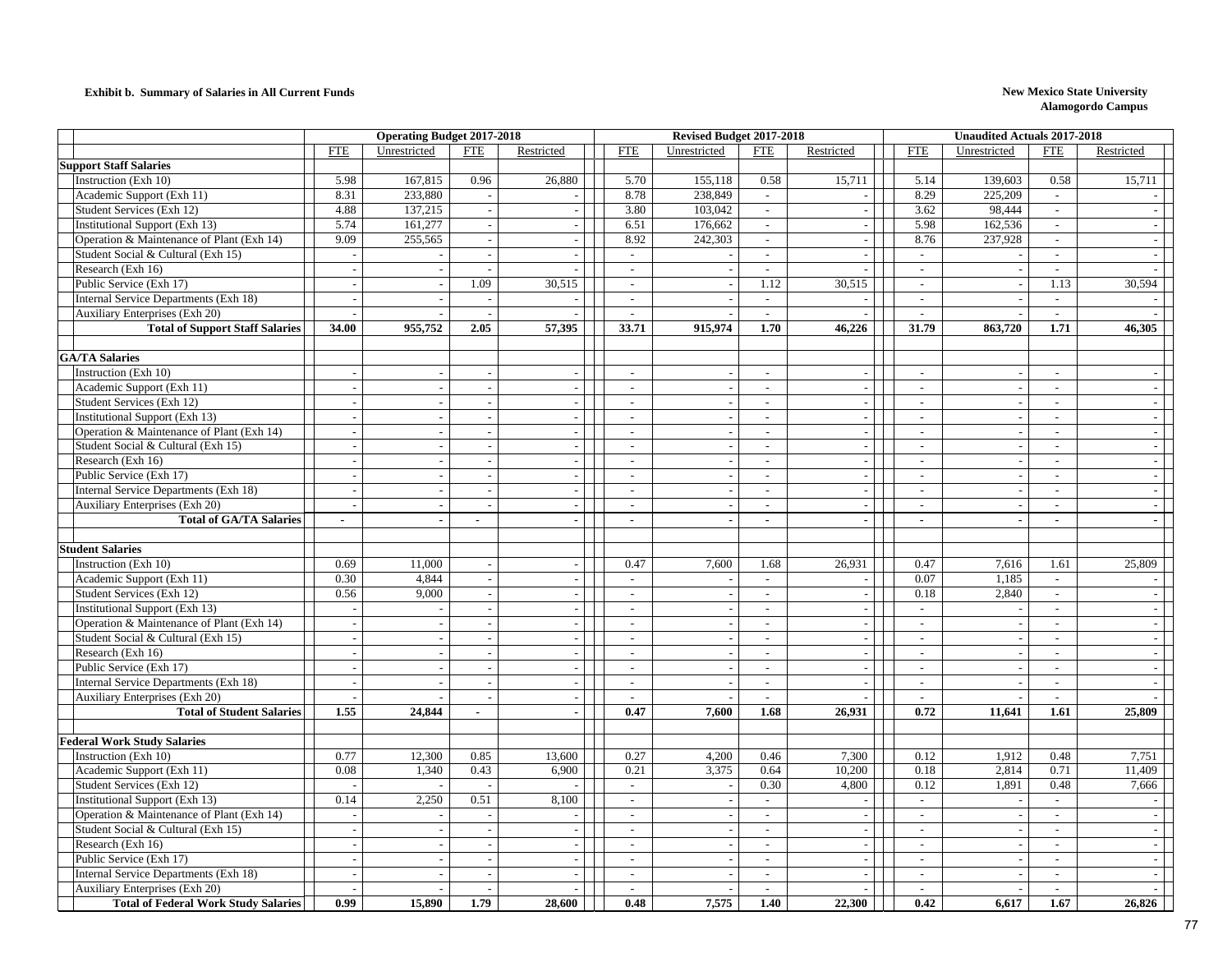**Exhibit b. Summary of Salaries in All Current Funds**

**New Mexico State University**
**Alamogordo Campus**

| | Operating Budget 2017-2018 | | | | Revised Budget 2017-2018 | | | | Unaudited Actuals 2017-2018 | | | |
|---|---|---|---|---|---|---|---|---|---|---|---|---|
| | FTE | Unrestricted | FTE | Restricted | FTE | Unrestricted | FTE | Restricted | FTE | Unrestricted | FTE | Restricted |
| **Support Staff Salaries** | | | | | | | | | | | | |
| Instruction (Exh 10) | 5.98 | 167,815 | 0.96 | 26,880 | 5.70 | 155,118 | 0.58 | 15,711 | 5.14 | 139,603 | 0.58 | 15,711 |
| Academic Support (Exh 11) | 8.31 | 233,880 | - | - | 8.78 | 238,849 | - | - | 8.29 | 225,209 | - | - |
| Student Services (Exh 12) | 4.88 | 137,215 | - | - | 3.80 | 103,042 | - | - | 3.62 | 98,444 | - | - |
| Institutional Support (Exh 13) | 5.74 | 161,277 | - | - | 6.51 | 176,662 | - | - | 5.98 | 162,536 | - | - |
| Operation & Maintenance of Plant (Exh 14) | 9.09 | 255,565 | - | - | 8.92 | 242,303 | - | - | 8.76 | 237,928 | - | - |
| Student Social & Cultural (Exh 15) | - | - | - | - | - | - | - | - | - | - | - | - |
| Research (Exh 16) | - | - | - | - | - | - | - | - | - | - | - | - |
| Public Service (Exh 17) | - | - | 1.09 | 30,515 | - | - | 1.12 | 30,515 | - | - | 1.13 | 30,594 |
| Internal Service Departments (Exh 18) | - | - | - | - | - | - | - | - | - | - | - | - |
| Auxiliary Enterprises (Exh 20) | - | - | - | - | - | - | - | - | - | - | - | - |
| **Total of Support Staff Salaries** | **34.00** | **955,752** | **2.05** | **57,395** | **33.71** | **915,974** | **1.70** | **46,226** | **31.79** | **863,720** | **1.71** | **46,305** |
| | | | | | | | | | | | | |
| **GA/TA Salaries** | | | | | | | | | | | | |
| Instruction (Exh 10) | - | - | - | - | - | - | - | - | - | - | - | - |
| Academic Support (Exh 11) | - | - | - | - | - | - | - | - | - | - | - | - |
| Student Services (Exh 12) | - | - | - | - | - | - | - | - | - | - | - | - |
| Institutional Support (Exh 13) | - | - | - | - | - | - | - | - | - | - | - | - |
| Operation & Maintenance of Plant (Exh 14) | - | - | - | - | - | - | - | - | - | - | - | - |
| Student Social & Cultural (Exh 15) | - | - | - | - | - | - | - | - | - | - | - | - |
| Research (Exh 16) | - | - | - | - | - | - | - | - | - | - | - | - |
| Public Service (Exh 17) | - | - | - | - | - | - | - | - | - | - | - | - |
| Internal Service Departments (Exh 18) | - | - | - | - | - | - | - | - | - | - | - | - |
| Auxiliary Enterprises (Exh 20) | - | - | - | - | - | - | - | - | - | - | - | - |
| **Total of GA/TA Salaries** | **-** | **-** | **-** | **-** | **-** | **-** | **-** | **-** | **-** | **-** | **-** | **-** |
| | | | | | | | | | | | | |
| **Student Salaries** | | | | | | | | | | | | |
| Instruction (Exh 10) | 0.69 | 11,000 | - | - | 0.47 | 7,600 | 1.68 | 26,931 | 0.47 | 7,616 | 1.61 | 25,809 |
| Academic Support (Exh 11) | 0.30 | 4,844 | - | - | - | - | - | - | 0.07 | 1,185 | - | - |
| Student Services (Exh 12) | 0.56 | 9,000 | - | - | - | - | - | - | 0.18 | 2,840 | - | - |
| Institutional Support (Exh 13) | - | - | - | - | - | - | - | - | - | - | - | - |
| Operation & Maintenance of Plant (Exh 14) | - | - | - | - | - | - | - | - | - | - | - | - |
| Student Social & Cultural (Exh 15) | - | - | - | - | - | - | - | - | - | - | - | - |
| Research (Exh 16) | - | - | - | - | - | - | - | - | - | - | - | - |
| Public Service (Exh 17) | - | - | - | - | - | - | - | - | - | - | - | - |
| Internal Service Departments (Exh 18) | - | - | - | - | - | - | - | - | - | - | - | - |
| Auxiliary Enterprises (Exh 20) | - | - | - | - | - | - | - | - | - | - | - | - |
| **Total of Student Salaries** | **1.55** | **24,844** | **-** | **-** | **0.47** | **7,600** | **1.68** | **26,931** | **0.72** | **11,641** | **1.61** | **25,809** |
| | | | | | | | | | | | | |
| **Federal Work Study Salaries** | | | | | | | | | | | | |
| Instruction (Exh 10) | 0.77 | 12,300 | 0.85 | 13,600 | 0.27 | 4,200 | 0.46 | 7,300 | 0.12 | 1,912 | 0.48 | 7,751 |
| Academic Support (Exh 11) | 0.08 | 1,340 | 0.43 | 6,900 | 0.21 | 3,375 | 0.64 | 10,200 | 0.18 | 2,814 | 0.71 | 11,409 |
| Student Services (Exh 12) | - | - | - | - | - | - | 0.30 | 4,800 | 0.12 | 1,891 | 0.48 | 7,666 |
| Institutional Support (Exh 13) | 0.14 | 2,250 | 0.51 | 8,100 | - | - | - | - | - | - | - | - |
| Operation & Maintenance of Plant (Exh 14) | - | - | - | - | - | - | - | - | - | - | - | - |
| Student Social & Cultural (Exh 15) | - | - | - | - | - | - | - | - | - | - | - | - |
| Research (Exh 16) | - | - | - | - | - | - | - | - | - | - | - | - |
| Public Service (Exh 17) | - | - | - | - | - | - | - | - | - | - | - | - |
| Internal Service Departments (Exh 18) | - | - | - | - | - | - | - | - | - | - | - | - |
| Auxiliary Enterprises (Exh 20) | - | - | - | - | - | - | - | - | - | - | - | - |
| **Total of Federal Work Study Salaries** | **0.99** | **15,890** | **1.79** | **28,600** | **0.48** | **7,575** | **1.40** | **22,300** | **0.42** | **6,617** | **1.67** | **26,826** |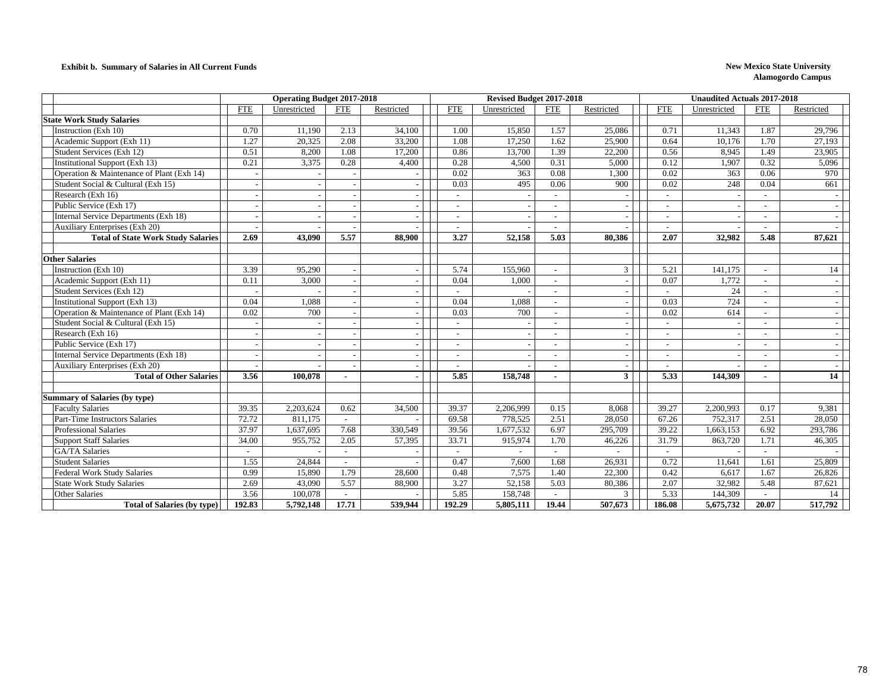**Exhibit b. Summary of Salaries in All Current Funds**

**New Mexico State University**
**Alamogordo Campus**

| | Operating Budget 2017-2018 | | | | Revised Budget 2017-2018 | | | | Unaudited Actuals 2017-2018 | | | |
|---|---|---|---|---|---|---|---|---|---|---|---|---|
| | FTE | Unrestricted | FTE | Restricted | FTE | Unrestricted | FTE | Restricted | FTE | Unrestricted | FTE | Restricted |
| **State Work Study Salaries** | | | | | | | | | | | | |
| Instruction (Exh 10) | 0.70 | 11,190 | 2.13 | 34,100 | 1.00 | 15,850 | 1.57 | 25,086 | 0.71 | 11,343 | 1.87 | 29,796 |
| Academic Support (Exh 11) | 1.27 | 20,325 | 2.08 | 33,200 | 1.08 | 17,250 | 1.62 | 25,900 | 0.64 | 10,176 | 1.70 | 27,193 |
| Student Services (Exh 12) | 0.51 | 8,200 | 1.08 | 17,200 | 0.86 | 13,700 | 1.39 | 22,200 | 0.56 | 8,945 | 1.49 | 23,905 |
| Institutional Support (Exh 13) | 0.21 | 3,375 | 0.28 | 4,400 | 0.28 | 4,500 | 0.31 | 5,000 | 0.12 | 1,907 | 0.32 | 5,096 |
| Operation & Maintenance of Plant (Exh 14) | - | - | - | - | 0.02 | 363 | 0.08 | 1,300 | 0.02 | 363 | 0.06 | 970 |
| Student Social & Cultural (Exh 15) | - | - | - | - | 0.03 | 495 | 0.06 | 900 | 0.02 | 248 | 0.04 | 661 |
| Research (Exh 16) | - | - | - | - | - | - | - | - | - | - | - | - |
| Public Service (Exh 17) | - | - | - | - | - | - | - | - | - | - | - | - |
| Internal Service Departments (Exh 18) | - | - | - | - | - | - | - | - | - | - | - | - |
| Auxiliary Enterprises (Exh 20) | - | - | - | - | - | - | - | - | - | - | - | - |
| **Total of State Work Study Salaries** | **2.69** | **43,090** | **5.57** | **88,900** | **3.27** | **52,158** | **5.03** | **80,386** | **2.07** | **32,982** | **5.48** | **87,621** |
| | | | | | | | | | | | | |
| **Other Salaries** | | | | | | | | | | | | |
| Instruction (Exh 10) | 3.39 | 95,290 | - | - | 5.74 | 155,960 | - | 3 | 5.21 | 141,175 | - | 14 |
| Academic Support (Exh 11) | 0.11 | 3,000 | - | - | 0.04 | 1,000 | - | - | 0.07 | 1,772 | - | - |
| Student Services (Exh 12) | - | - | - | - | - | - | - | - | - | 24 | - | - |
| Institutional Support (Exh 13) | 0.04 | 1,088 | - | - | 0.04 | 1,088 | - | - | 0.03 | 724 | - | - |
| Operation & Maintenance of Plant (Exh 14) | 0.02 | 700 | - | - | 0.03 | 700 | - | - | 0.02 | 614 | - | - |
| Student Social & Cultural (Exh 15) | - | - | - | - | - | - | - | - | - | - | - | - |
| Research (Exh 16) | - | - | - | - | - | - | - | - | - | - | - | - |
| Public Service (Exh 17) | - | - | - | - | - | - | - | - | - | - | - | - |
| Internal Service Departments (Exh 18) | - | - | - | - | - | - | - | - | - | - | - | - |
| Auxiliary Enterprises (Exh 20) | - | - | - | - | - | - | - | - | - | - | - | - |
| **Total of Other Salaries** | **3.56** | **100,078** | **-** | **-** | **5.85** | **158,748** | **-** | **3** | **5.33** | **144,309** | **-** | **14** |
| | | | | | | | | | | | | |
| **Summary of Salaries (by type)** | | | | | | | | | | | | |
| Faculty Salaries | 39.35 | 2,203,624 | 0.62 | 34,500 | 39.37 | 2,206,999 | 0.15 | 8,068 | 39.27 | 2,200,993 | 0.17 | 9,381 |
| Part-Time Instructors Salaries | 72.72 | 811,175 | - | - | 69.58 | 778,525 | 2.51 | 28,050 | 67.26 | 752,317 | 2.51 | 28,050 |
| Professional Salaries | 37.97 | 1,637,695 | 7.68 | 330,549 | 39.56 | 1,677,532 | 6.97 | 295,709 | 39.22 | 1,663,153 | 6.92 | 293,786 |
| Support Staff Salaries | 34.00 | 955,752 | 2.05 | 57,395 | 33.71 | 915,974 | 1.70 | 46,226 | 31.79 | 863,720 | 1.71 | 46,305 |
| GA/TA Salaries | - | - | - | - | - | - | - | - | - | - | - | - |
| Student Salaries | 1.55 | 24,844 | - | - | 0.47 | 7,600 | 1.68 | 26,931 | 0.72 | 11,641 | 1.61 | 25,809 |
| Federal Work Study Salaries | 0.99 | 15,890 | 1.79 | 28,600 | 0.48 | 7,575 | 1.40 | 22,300 | 0.42 | 6,617 | 1.67 | 26,826 |
| State Work Study Salaries | 2.69 | 43,090 | 5.57 | 88,900 | 3.27 | 52,158 | 5.03 | 80,386 | 2.07 | 32,982 | 5.48 | 87,621 |
| Other Salaries | 3.56 | 100,078 | - | - | 5.85 | 158,748 | - | 3 | 5.33 | 144,309 | - | 14 |
| **Total of Salaries (by type)** | **192.83** | **5,792,148** | **17.71** | **539,944** | **192.29** | **5,805,111** | **19.44** | **507,673** | **186.08** | **5,675,732** | **20.07** | **517,792** |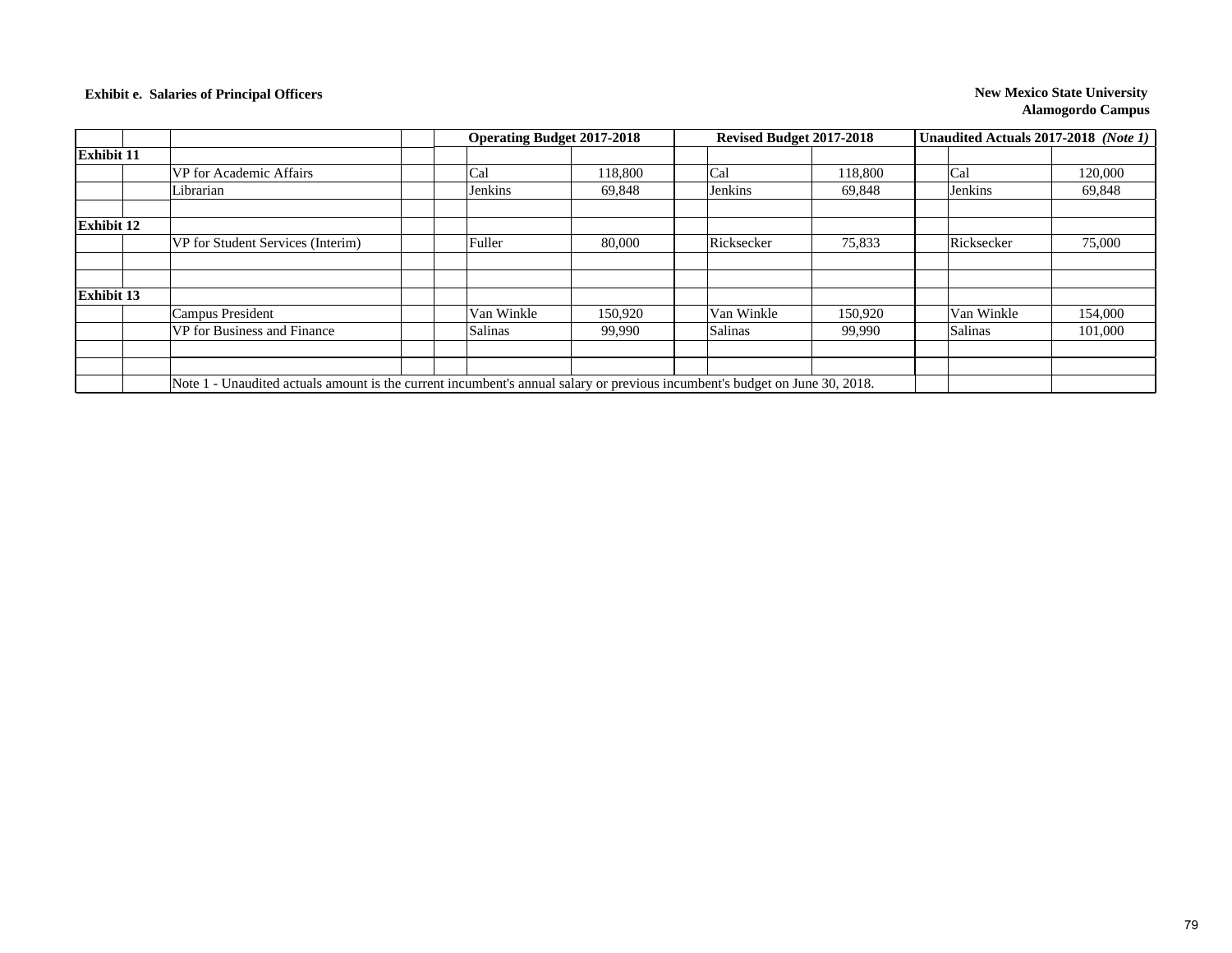**Exhibit e. Salaries of Principal Officers**

**New Mexico State University**
**Alamogordo Campus**

| | | Operating Budget 2017-2018 | | Revised Budget 2017-2018 | | Unaudited Actuals 2017-2018 *(Note 1)* | |
|---|---|---|---|---|---|---|---|
| **Exhibit 11** | | | | | | | |
| | VP for Academic Affairs | Cal | 118,800 | Cal | 118,800 | Cal | 120,000 |
| | Librarian | Jenkins | 69,848 | Jenkins | 69,848 | Jenkins | 69,848 |
| **Exhibit 12** | | | | | | | |
| | VP for Student Services (Interim) | Fuller | 80,000 | Ricksecker | 75,833 | Ricksecker | 75,000 |
| **Exhibit 13** | | | | | | | |
| | Campus President | Van Winkle | 150,920 | Van Winkle | 150,920 | Van Winkle | 154,000 |
| | VP for Business and Finance | Salinas | 99,990 | Salinas | 99,990 | Salinas | 101,000 |

Note 1 - Unaudited actuals amount is the current incumbent's annual salary or previous incumbent's budget on June 30, 2018.